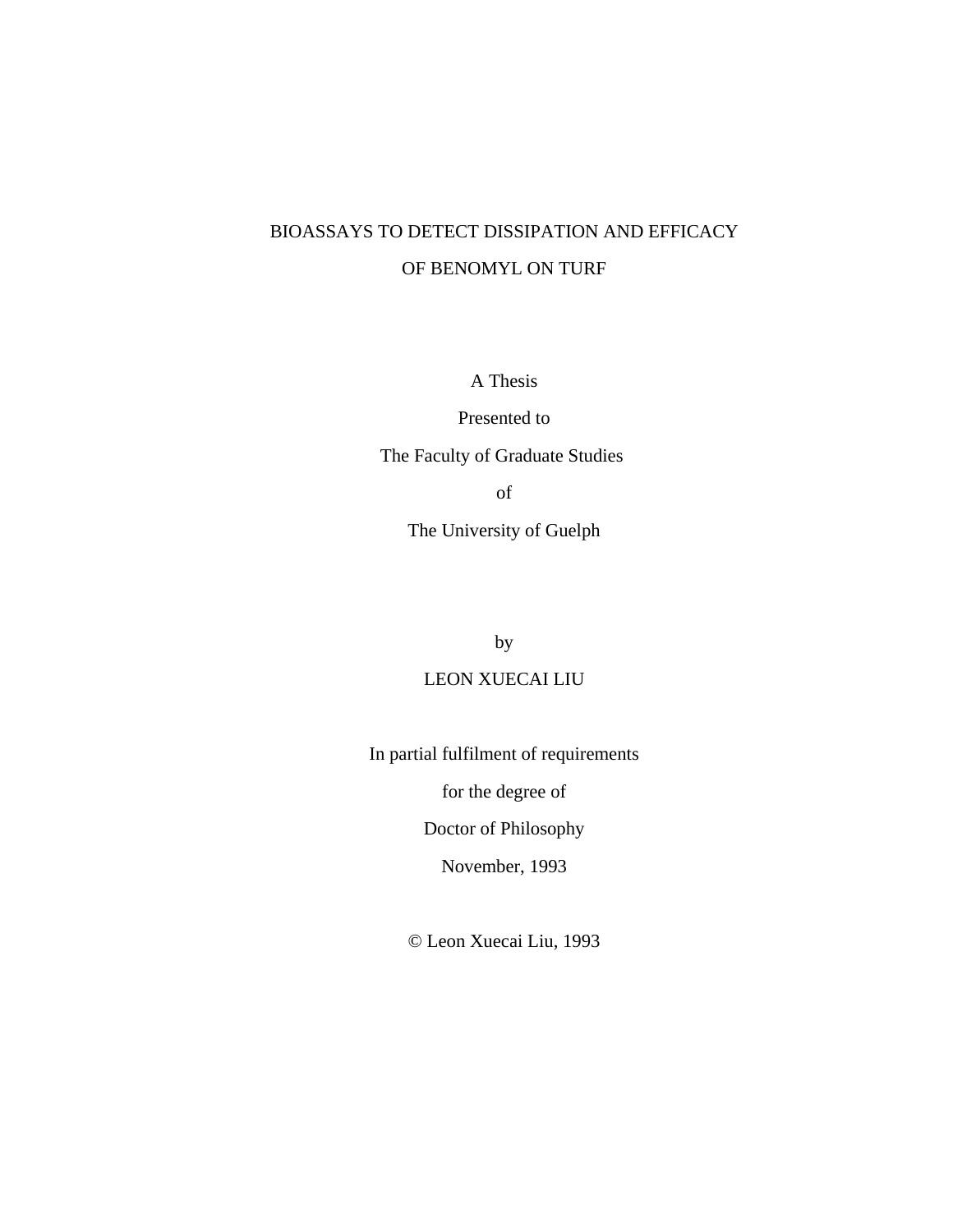# BIOASSAYS TO DETECT DISSIPATION AND EFFICACY OF BENOMYL ON TURF

A Thesis

Presented to

The Faculty of Graduate Studies

of

The University of Guelph

by

LEON XUECAI LIU

In partial fulfilment of requirements

for the degree of

Doctor of Philosophy

November, 1993

© Leon Xuecai Liu, 1993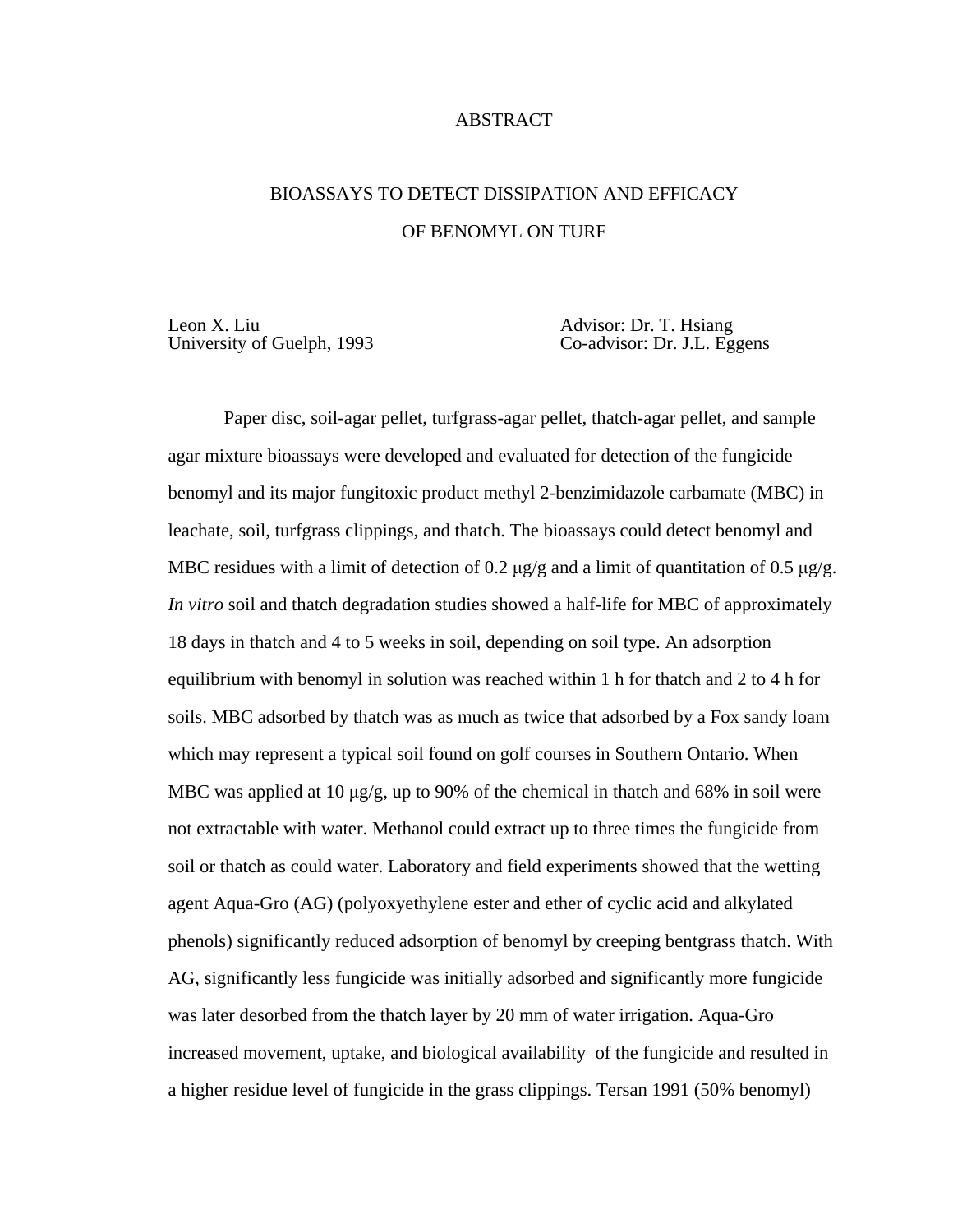# ABSTRACT

## BIOASSAYS TO DETECT DISSIPATION AND EFFICACY OF BENOMYL ON TURF

Leon X. Liu
University of Guelph, 1993

Advisor: Dr. T. Hsiang
Co-advisor: Dr. J.L. Eggens

Paper disc, soil-agar pellet, turfgrass-agar pellet, thatch-agar pellet, and sample agar mixture bioassays were developed and evaluated for detection of the fungicide benomyl and its major fungitoxic product methyl 2-benzimidazole carbamate (MBC) in leachate, soil, turfgrass clippings, and thatch. The bioassays could detect benomyl and MBC residues with a limit of detection of 0.2 μg/g and a limit of quantitation of 0.5 μg/g. *In vitro* soil and thatch degradation studies showed a half-life for MBC of approximately 18 days in thatch and 4 to 5 weeks in soil, depending on soil type. An adsorption equilibrium with benomyl in solution was reached within 1 h for thatch and 2 to 4 h for soils. MBC adsorbed by thatch was as much as twice that adsorbed by a Fox sandy loam which may represent a typical soil found on golf courses in Southern Ontario. When MBC was applied at 10 μg/g, up to 90% of the chemical in thatch and 68% in soil were not extractable with water. Methanol could extract up to three times the fungicide from soil or thatch as could water. Laboratory and field experiments showed that the wetting agent Aqua-Gro (AG) (polyoxyethylene ester and ether of cyclic acid and alkylated phenols) significantly reduced adsorption of benomyl by creeping bentgrass thatch. With AG, significantly less fungicide was initially adsorbed and significantly more fungicide was later desorbed from the thatch layer by 20 mm of water irrigation. Aqua-Gro increased movement, uptake, and biological availability of the fungicide and resulted in a higher residue level of fungicide in the grass clippings. Tersan 1991 (50% benomyl)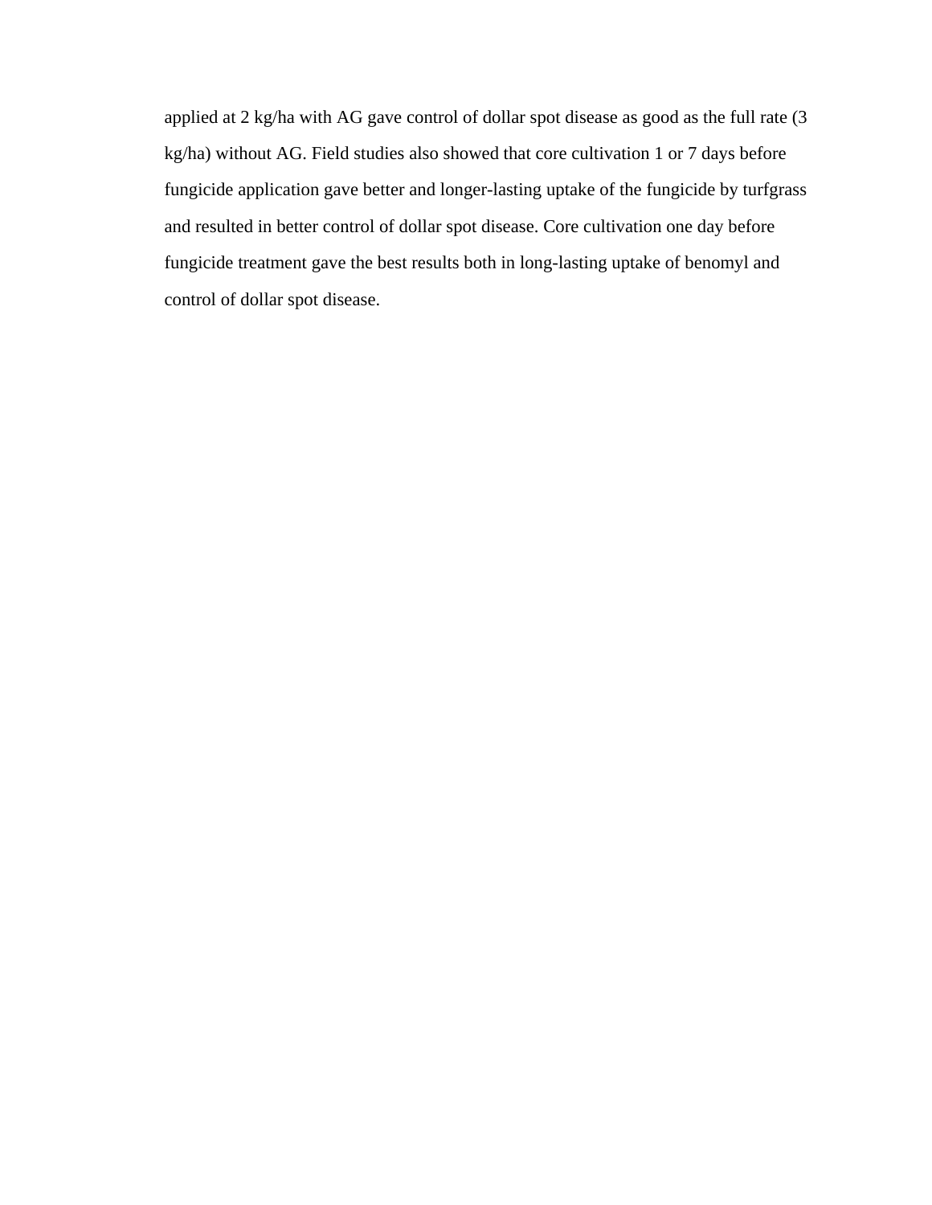applied at 2 kg/ha with AG gave control of dollar spot disease as good as the full rate (3 kg/ha) without AG. Field studies also showed that core cultivation 1 or 7 days before fungicide application gave better and longer-lasting uptake of the fungicide by turfgrass and resulted in better control of dollar spot disease. Core cultivation one day before fungicide treatment gave the best results both in long-lasting uptake of benomyl and control of dollar spot disease.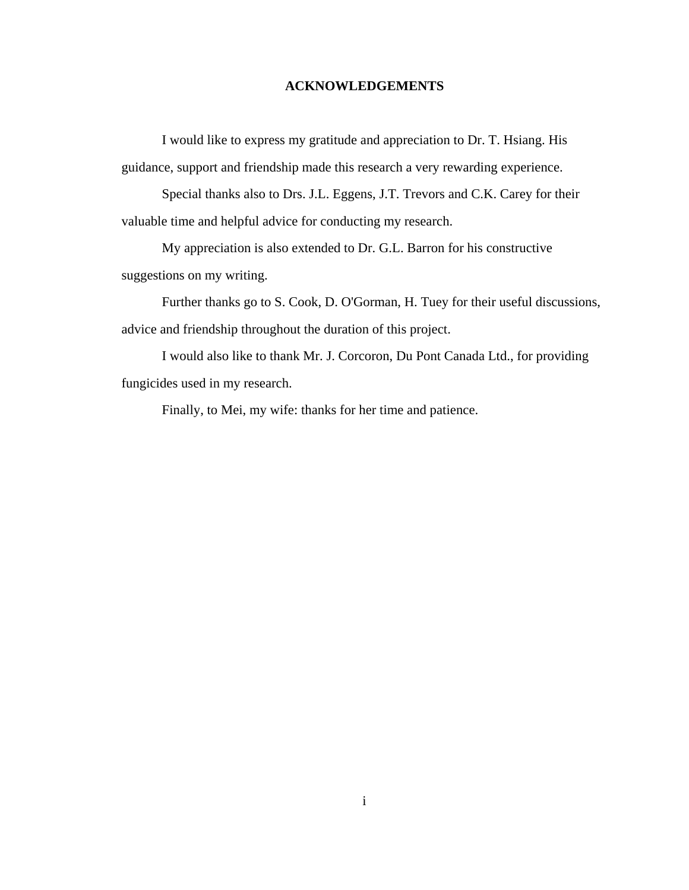# ACKNOWLEDGEMENTS

I would like to express my gratitude and appreciation to Dr. T. Hsiang. His guidance, support and friendship made this research a very rewarding experience.

Special thanks also to Drs. J.L. Eggens, J.T. Trevors and C.K. Carey for their valuable time and helpful advice for conducting my research.

My appreciation is also extended to Dr. G.L. Barron for his constructive suggestions on my writing.

Further thanks go to S. Cook, D. O'Gorman, H. Tuey for their useful discussions, advice and friendship throughout the duration of this project.

I would also like to thank Mr. J. Corcoron, Du Pont Canada Ltd., for providing fungicides used in my research.

Finally, to Mei, my wife: thanks for her time and patience.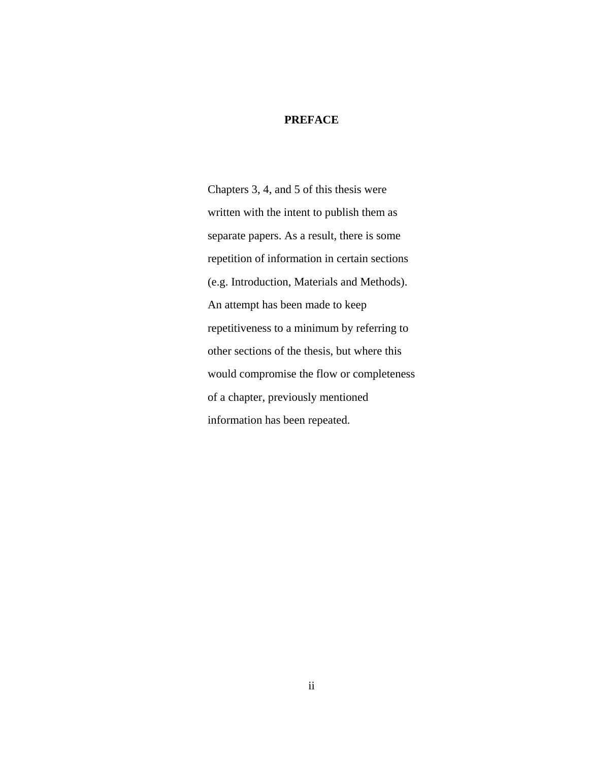# PREFACE

Chapters 3, 4, and 5 of this thesis were written with the intent to publish them as separate papers. As a result, there is some repetition of information in certain sections (e.g. Introduction, Materials and Methods). An attempt has been made to keep repetitiveness to a minimum by referring to other sections of the thesis, but where this would compromise the flow or completeness of a chapter, previously mentioned information has been repeated.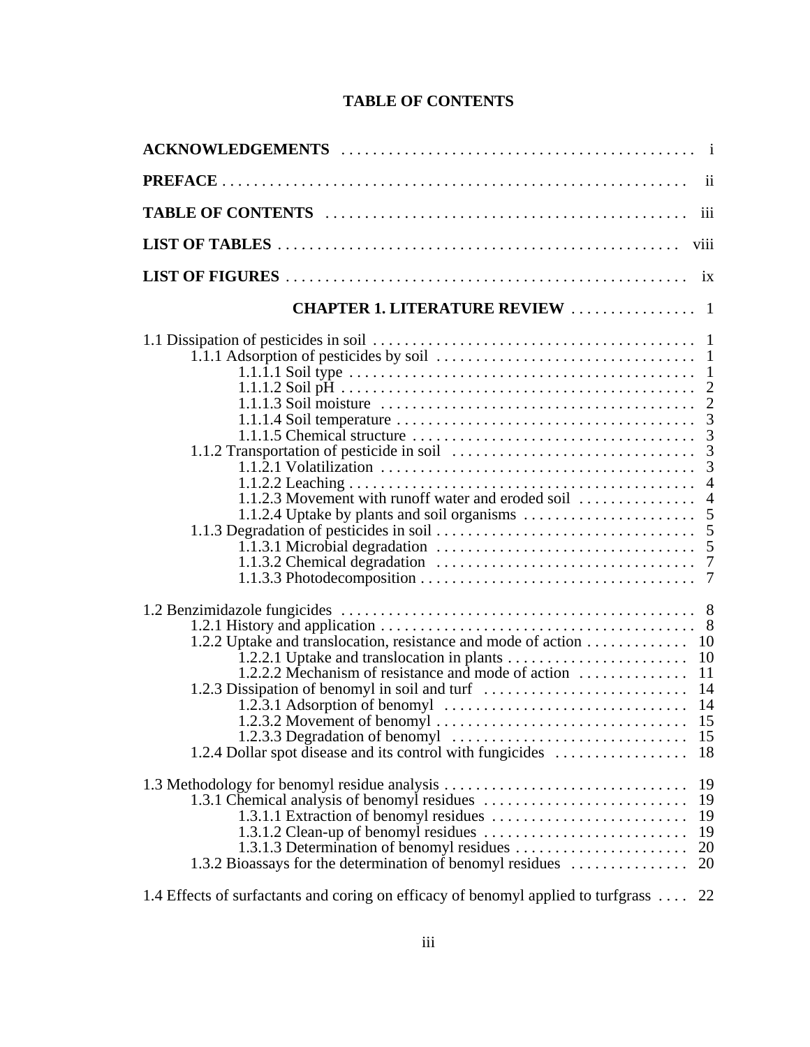# TABLE OF CONTENTS

**ACKNOWLEDGEMENTS** . . . . . . . . . . . . . . . . . . . . . . . . . . . . . . . . . . . . . . . . . . . . . i

**PREFACE** . . . . . . . . . . . . . . . . . . . . . . . . . . . . . . . . . . . . . . . . . . . . . . . . . . . . . . . . . . . ii

**TABLE OF CONTENTS** . . . . . . . . . . . . . . . . . . . . . . . . . . . . . . . . . . . . . . . . . . . . . iii

**LIST OF TABLES** . . . . . . . . . . . . . . . . . . . . . . . . . . . . . . . . . . . . . . . . . . . . . . . . . . viii

**LIST OF FIGURES** . . . . . . . . . . . . . . . . . . . . . . . . . . . . . . . . . . . . . . . . . . . . . . . . . ix

**CHAPTER 1. LITERATURE REVIEW** . . . . . . . . . . . . . . . . 1

1.1 Dissipation of pesticides in soil . . . . . . . . . . . . . . . . . . . . . . . . . . . . . . . . . . . . . . . . 1
  1.1.1 Adsorption of pesticides by soil . . . . . . . . . . . . . . . . . . . . . . . . . . . . . . . . 1
    1.1.1.1 Soil type . . . . . . . . . . . . . . . . . . . . . . . . . . . . . . . . . . . . . . . . . . . 1
    1.1.1.2 Soil pH . . . . . . . . . . . . . . . . . . . . . . . . . . . . . . . . . . . . . . . . . . . . 2
    1.1.1.3 Soil moisture . . . . . . . . . . . . . . . . . . . . . . . . . . . . . . . . . . . . . . . 2
    1.1.1.4 Soil temperature . . . . . . . . . . . . . . . . . . . . . . . . . . . . . . . . . . . . . 3
    1.1.1.5 Chemical structure . . . . . . . . . . . . . . . . . . . . . . . . . . . . . . . . . . . 3
  1.1.2 Transportation of pesticide in soil . . . . . . . . . . . . . . . . . . . . . . . . . . . . . . 3
    1.1.2.1 Volatilization . . . . . . . . . . . . . . . . . . . . . . . . . . . . . . . . . . . . . . . 3
    1.1.2.2 Leaching . . . . . . . . . . . . . . . . . . . . . . . . . . . . . . . . . . . . . . . . . . . 4
    1.1.2.3 Movement with runoff water and eroded soil . . . . . . . . . . . . . . . 4
    1.1.2.4 Uptake by plants and soil organisms . . . . . . . . . . . . . . . . . . . . . . 5
  1.1.3 Degradation of pesticides in soil . . . . . . . . . . . . . . . . . . . . . . . . . . . . . . . . 5
    1.1.3.1 Microbial degradation . . . . . . . . . . . . . . . . . . . . . . . . . . . . . . . . 5
    1.1.3.2 Chemical degradation . . . . . . . . . . . . . . . . . . . . . . . . . . . . . . . . 7
    1.1.3.3 Photodecomposition . . . . . . . . . . . . . . . . . . . . . . . . . . . . . . . . . . 7

1.2 Benzimidazole fungicides . . . . . . . . . . . . . . . . . . . . . . . . . . . . . . . . . . . . . . . . . . . . 8
  1.2.1 History and application . . . . . . . . . . . . . . . . . . . . . . . . . . . . . . . . . . . . . . . 8
  1.2.2 Uptake and translocation, resistance and mode of action . . . . . . . . . . . . 10
    1.2.2.1 Uptake and translocation in plants . . . . . . . . . . . . . . . . . . . . . . . 10
    1.2.2.2 Mechanism of resistance and mode of action . . . . . . . . . . . . . 11
  1.2.3 Dissipation of benomyl in soil and turf . . . . . . . . . . . . . . . . . . . . . . . . . . 14
    1.2.3.1 Adsorption of benomyl . . . . . . . . . . . . . . . . . . . . . . . . . . . . . . 14
    1.2.3.2 Movement of benomyl . . . . . . . . . . . . . . . . . . . . . . . . . . . . . . . 15
    1.2.3.3 Degradation of benomyl . . . . . . . . . . . . . . . . . . . . . . . . . . . . . 15
  1.2.4 Dollar spot disease and its control with fungicides . . . . . . . . . . . . . . . . 18

1.3 Methodology for benomyl residue analysis . . . . . . . . . . . . . . . . . . . . . . . . . . . . . . 19
  1.3.1 Chemical analysis of benomyl residues . . . . . . . . . . . . . . . . . . . . . . . . . . 19
    1.3.1.1 Extraction of benomyl residues . . . . . . . . . . . . . . . . . . . . . . . . . 19
    1.3.1.2 Clean-up of benomyl residues . . . . . . . . . . . . . . . . . . . . . . . . . . 19
    1.3.1.3 Determination of benomyl residues . . . . . . . . . . . . . . . . . . . . . . 20
  1.3.2 Bioassays for the determination of benomyl residues . . . . . . . . . . . . . . . 20

1.4 Effects of surfactants and coring on efficacy of benomyl applied to turfgrass . . . . 22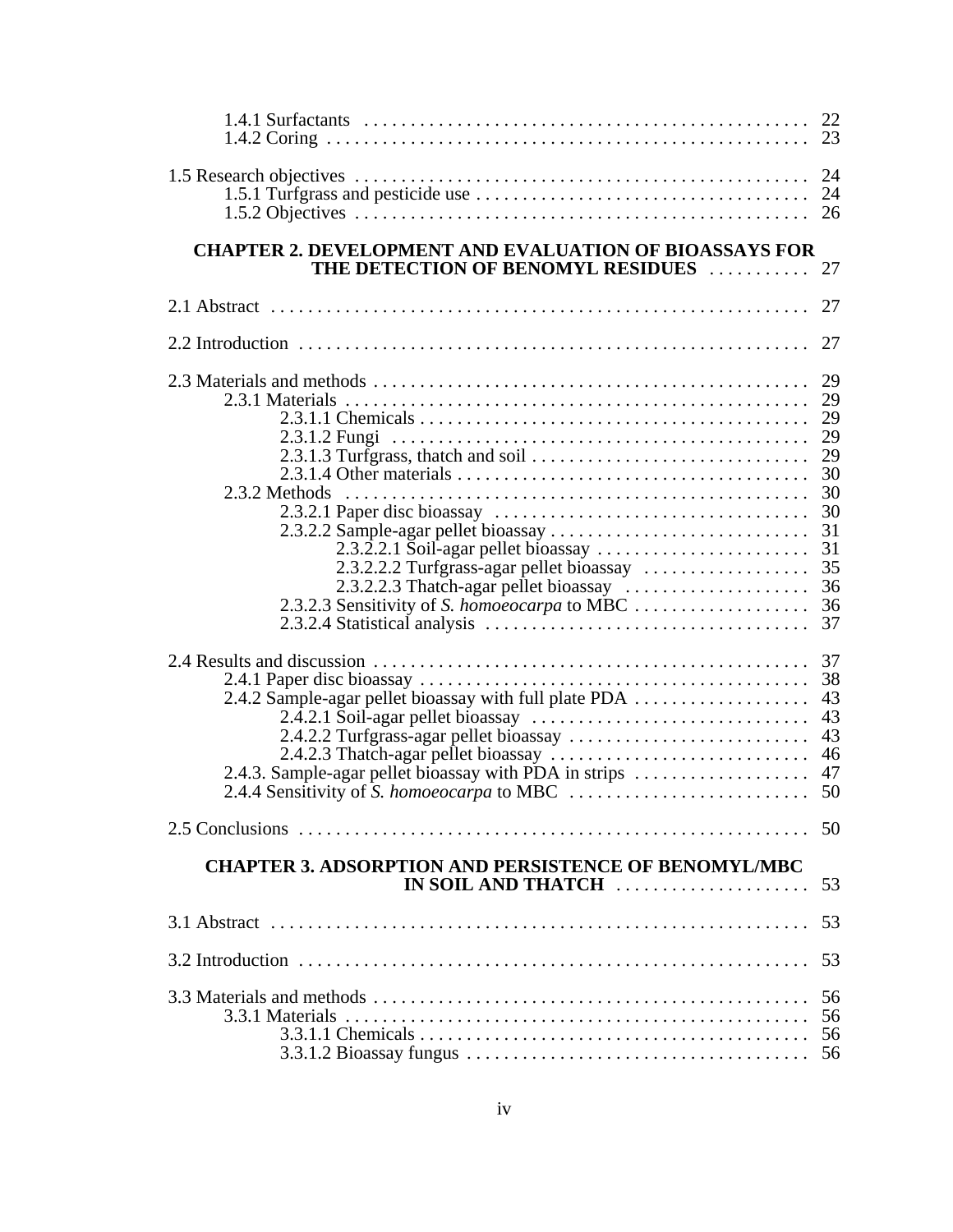1.4.1 Surfactants . . . . . . . . . . . . . . . . . . . . . . . . . . . . . . . . . . . . . . . . . . . . . . . 22
1.4.2 Coring . . . . . . . . . . . . . . . . . . . . . . . . . . . . . . . . . . . . . . . . . . . . . . . . . . . 23

1.5 Research objectives . . . . . . . . . . . . . . . . . . . . . . . . . . . . . . . . . . . . . . . . . . . . . . . 24
1.5.1 Turfgrass and pesticide use . . . . . . . . . . . . . . . . . . . . . . . . . . . . . . . . . . . . 24
1.5.2 Objectives . . . . . . . . . . . . . . . . . . . . . . . . . . . . . . . . . . . . . . . . . . . . . . . . . 26

**CHAPTER 2. DEVELOPMENT AND EVALUATION OF BIOASSAYS FOR THE DETECTION OF BENOMYL RESIDUES** . . . . . . . . . . . 27

2.1 Abstract . . . . . . . . . . . . . . . . . . . . . . . . . . . . . . . . . . . . . . . . . . . . . . . . . . . . . . . 27

2.2 Introduction . . . . . . . . . . . . . . . . . . . . . . . . . . . . . . . . . . . . . . . . . . . . . . . . . . . . 27

2.3 Materials and methods . . . . . . . . . . . . . . . . . . . . . . . . . . . . . . . . . . . . . . . . . . . . . 29
2.3.1 Materials . . . . . . . . . . . . . . . . . . . . . . . . . . . . . . . . . . . . . . . . . . . . . . . . . . 29
2.3.1.1 Chemicals . . . . . . . . . . . . . . . . . . . . . . . . . . . . . . . . . . . . . . . . . . . . 29
2.3.1.2 Fungi . . . . . . . . . . . . . . . . . . . . . . . . . . . . . . . . . . . . . . . . . . . . . . . 29
2.3.1.3 Turfgrass, thatch and soil . . . . . . . . . . . . . . . . . . . . . . . . . . . . . . . . 29
2.3.1.4 Other materials . . . . . . . . . . . . . . . . . . . . . . . . . . . . . . . . . . . . . . . . 30
2.3.2 Methods . . . . . . . . . . . . . . . . . . . . . . . . . . . . . . . . . . . . . . . . . . . . . . . . . . . 30
2.3.2.1 Paper disc bioassay . . . . . . . . . . . . . . . . . . . . . . . . . . . . . . . . . . . . . 30
2.3.2.2 Sample-agar pellet bioassay . . . . . . . . . . . . . . . . . . . . . . . . . . . . . . 31
2.3.2.2.1 Soil-agar pellet bioassay . . . . . . . . . . . . . . . . . . . . . . . . . . 31
2.3.2.2.2 Turfgrass-agar pellet bioassay . . . . . . . . . . . . . . . . . . . . . 35
2.3.2.2.3 Thatch-agar pellet bioassay . . . . . . . . . . . . . . . . . . . . . . . 36
2.3.2.3 Sensitivity of *S. homoeocarpa* to MBC . . . . . . . . . . . . . . . . . . . . 36
2.3.2.4 Statistical analysis . . . . . . . . . . . . . . . . . . . . . . . . . . . . . . . . . . . . 37

2.4 Results and discussion . . . . . . . . . . . . . . . . . . . . . . . . . . . . . . . . . . . . . . . . . . . . . 37
2.4.1 Paper disc bioassay . . . . . . . . . . . . . . . . . . . . . . . . . . . . . . . . . . . . . . . . . . . 38
2.4.2 Sample-agar pellet bioassay with full plate PDA . . . . . . . . . . . . . . . . . . . . 43
2.4.2.1 Soil-agar pellet bioassay . . . . . . . . . . . . . . . . . . . . . . . . . . . . . . . . 43
2.4.2.2 Turfgrass-agar pellet bioassay . . . . . . . . . . . . . . . . . . . . . . . . . . . 43
2.4.2.3 Thatch-agar pellet bioassay . . . . . . . . . . . . . . . . . . . . . . . . . . . . . 46
2.4.3. Sample-agar pellet bioassay with PDA in strips . . . . . . . . . . . . . . . . . . . . 47
2.4.4 Sensitivity of *S. homoeocarpa* to MBC . . . . . . . . . . . . . . . . . . . . . . . . . . 50

2.5 Conclusions . . . . . . . . . . . . . . . . . . . . . . . . . . . . . . . . . . . . . . . . . . . . . . . . . . . . . 50

**CHAPTER 3. ADSORPTION AND PERSISTENCE OF BENOMYL/MBC IN SOIL AND THATCH** . . . . . . . . . . . . . . . . . . . . . 53

3.1 Abstract . . . . . . . . . . . . . . . . . . . . . . . . . . . . . . . . . . . . . . . . . . . . . . . . . . . . . . . 53

3.2 Introduction . . . . . . . . . . . . . . . . . . . . . . . . . . . . . . . . . . . . . . . . . . . . . . . . . . . . 53

3.3 Materials and methods . . . . . . . . . . . . . . . . . . . . . . . . . . . . . . . . . . . . . . . . . . . . . 56
3.3.1 Materials . . . . . . . . . . . . . . . . . . . . . . . . . . . . . . . . . . . . . . . . . . . . . . . . . . 56
3.3.1.1 Chemicals . . . . . . . . . . . . . . . . . . . . . . . . . . . . . . . . . . . . . . . . . . . . 56
3.3.1.2 Bioassay fungus . . . . . . . . . . . . . . . . . . . . . . . . . . . . . . . . . . . . . . . 56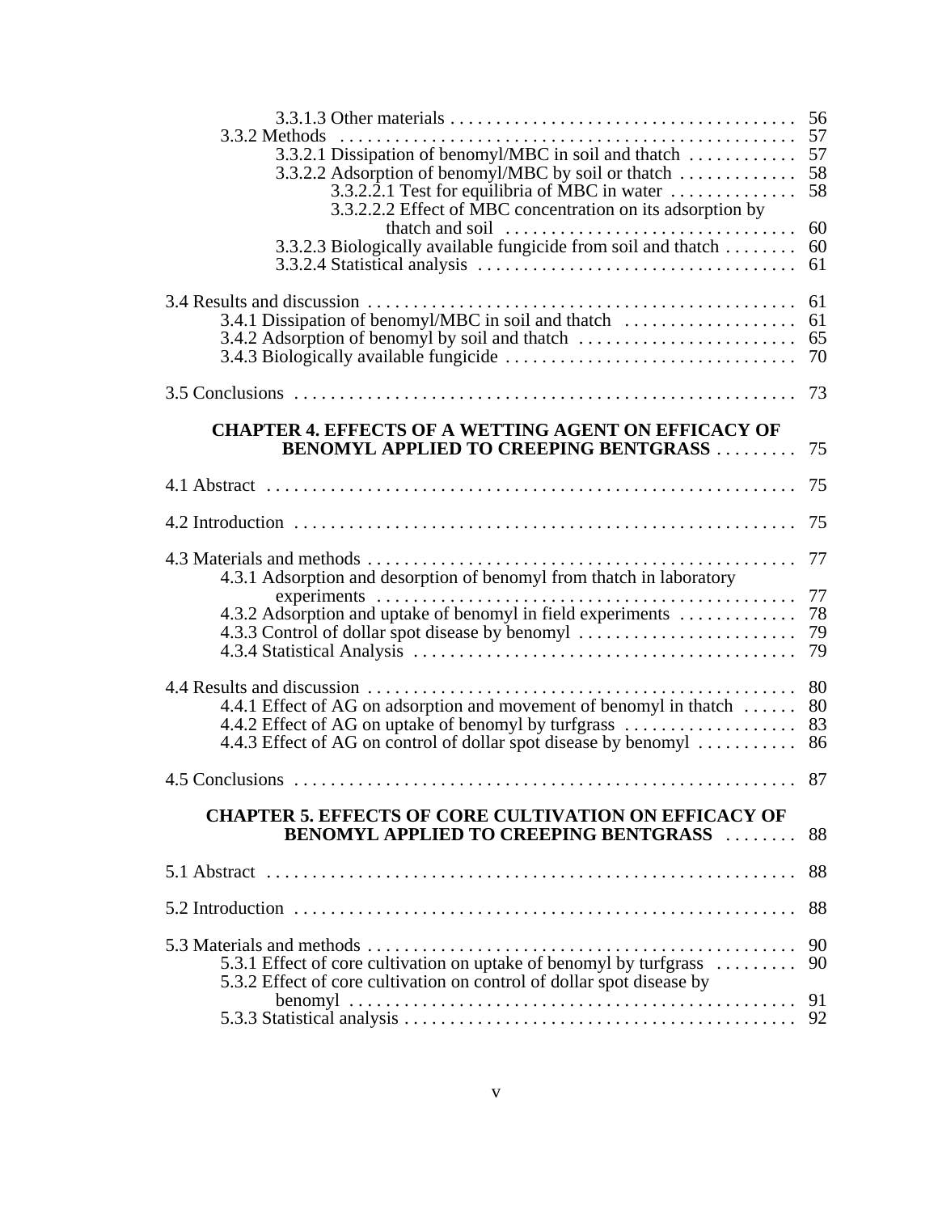3.3.1.3 Other materials . . . . . . . . . . . . . . . . . . . . . . . . . . . . . . . . . . . . . . 56
3.3.2 Methods . . . . . . . . . . . . . . . . . . . . . . . . . . . . . . . . . . . . . . . . . . . . . 57
3.3.2.1 Dissipation of benomyl/MBC in soil and thatch . . . . . . . . . . . . 57
3.3.2.2 Adsorption of benomyl/MBC by soil or thatch . . . . . . . . . . . . . 58
3.3.2.2.1 Test for equilibria of MBC in water . . . . . . . . . . . . . . 58
3.3.2.2.2 Effect of MBC concentration on its adsorption by thatch and soil . . . . . . . . . . . . . . . . . . . . . . . . . . . . . . . 60
3.3.2.3 Biologically available fungicide from soil and thatch . . . . . . . . 60
3.3.2.4 Statistical analysis . . . . . . . . . . . . . . . . . . . . . . . . . . . . . . . . . . . 61

3.4 Results and discussion . . . . . . . . . . . . . . . . . . . . . . . . . . . . . . . . . . . . . . . . . . . . . . . 61
3.4.1 Dissipation of benomyl/MBC in soil and thatch . . . . . . . . . . . . . . . . . . . 61
3.4.2 Adsorption of benomyl by soil and thatch . . . . . . . . . . . . . . . . . . . . . . . . 65
3.4.3 Biologically available fungicide . . . . . . . . . . . . . . . . . . . . . . . . . . . . . . . 70

3.5 Conclusions . . . . . . . . . . . . . . . . . . . . . . . . . . . . . . . . . . . . . . . . . . . . . . . . . . . . . . 73

**CHAPTER 4. EFFECTS OF A WETTING AGENT ON EFFICACY OF BENOMYL APPLIED TO CREEPING BENTGRASS** . . . . . . . . . 75

4.1 Abstract . . . . . . . . . . . . . . . . . . . . . . . . . . . . . . . . . . . . . . . . . . . . . . . . . . . . . . . . . 75

4.2 Introduction . . . . . . . . . . . . . . . . . . . . . . . . . . . . . . . . . . . . . . . . . . . . . . . . . . . . . . . 75

4.3 Materials and methods . . . . . . . . . . . . . . . . . . . . . . . . . . . . . . . . . . . . . . . . . . . . . . . 77
4.3.1 Adsorption and desorption of benomyl from thatch in laboratory experiments . . . . . . . . . . . . . . . . . . . . . . . . . . . . . . . . . . . . . . . . . . . . . . 77
4.3.2 Adsorption and uptake of benomyl in field experiments . . . . . . . . . . . . 78
4.3.3 Control of dollar spot disease by benomyl . . . . . . . . . . . . . . . . . . . . . . . . 79
4.3.4 Statistical Analysis . . . . . . . . . . . . . . . . . . . . . . . . . . . . . . . . . . . . . . . . . 79

4.4 Results and discussion . . . . . . . . . . . . . . . . . . . . . . . . . . . . . . . . . . . . . . . . . . . . . . . 80
4.4.1 Effect of AG on adsorption and movement of benomyl in thatch . . . . . . 80
4.4.2 Effect of AG on uptake of benomyl by turfgrass . . . . . . . . . . . . . . . . . . . 83
4.4.3 Effect of AG on control of dollar spot disease by benomyl . . . . . . . . . . . 86

4.5 Conclusions . . . . . . . . . . . . . . . . . . . . . . . . . . . . . . . . . . . . . . . . . . . . . . . . . . . . . . 87

**CHAPTER 5. EFFECTS OF CORE CULTIVATION ON EFFICACY OF BENOMYL APPLIED TO CREEPING BENTGRASS** . . . . . . . . 88

5.1 Abstract . . . . . . . . . . . . . . . . . . . . . . . . . . . . . . . . . . . . . . . . . . . . . . . . . . . . . . . . . 88

5.2 Introduction . . . . . . . . . . . . . . . . . . . . . . . . . . . . . . . . . . . . . . . . . . . . . . . . . . . . . . . 88

5.3 Materials and methods . . . . . . . . . . . . . . . . . . . . . . . . . . . . . . . . . . . . . . . . . . . . . . . 90
5.3.1 Effect of core cultivation on uptake of benomyl by turfgrass . . . . . . . . . 90
5.3.2 Effect of core cultivation on control of dollar spot disease by benomyl . . . . . . . . . . . . . . . . . . . . . . . . . . . . . . . . . . . . . . . . . . . . . . . . . . 91
5.3.3 Statistical analysis . . . . . . . . . . . . . . . . . . . . . . . . . . . . . . . . . . . . . . . . . . 92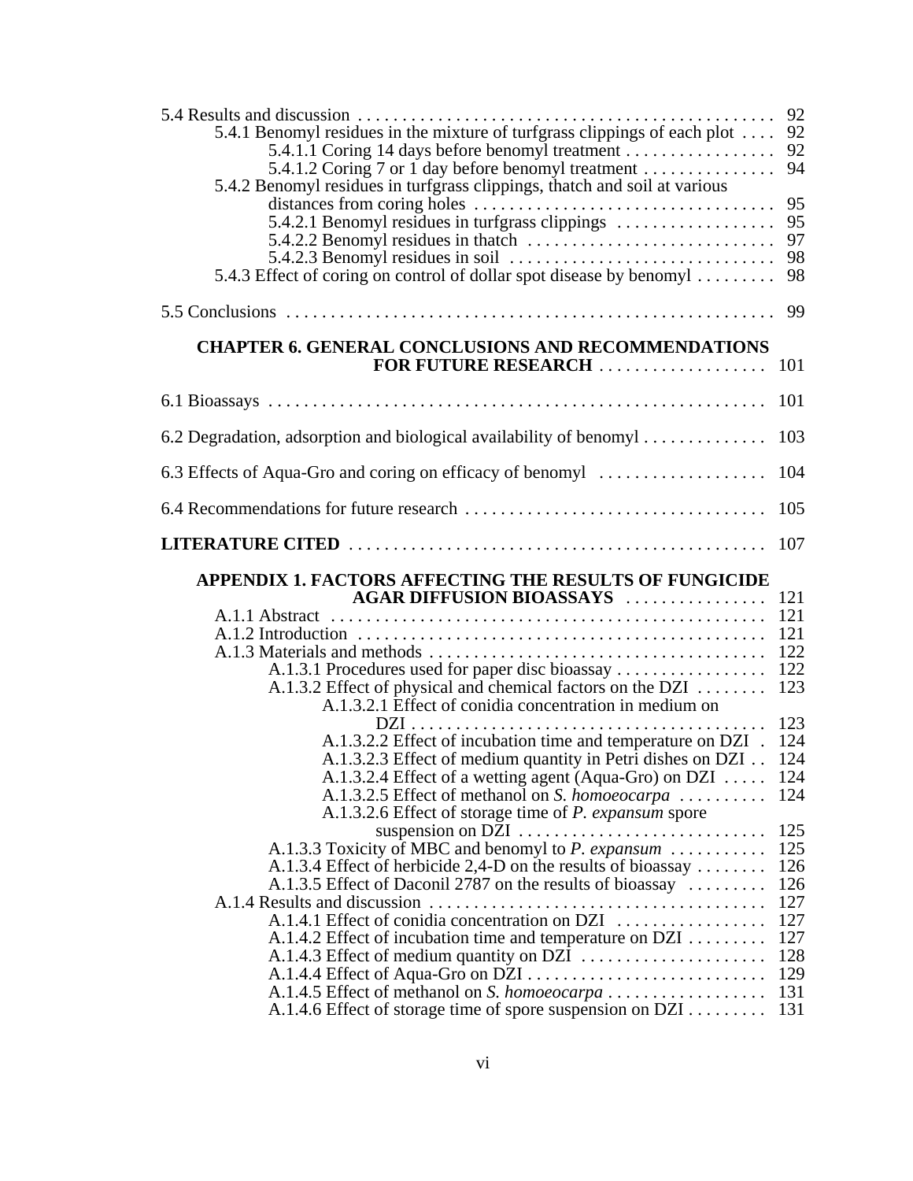5.4 Results and discussion . . . . . . . . . . . . . . . . . . . . . . . . . . . . . . . . . . . . . . . . . . . . . . . 92
  5.4.1 Benomyl residues in the mixture of turfgrass clippings of each plot . . . . 92
    5.4.1.1 Coring 14 days before benomyl treatment . . . . . . . . . . . . . . . . . 92
    5.4.1.2 Coring 7 or 1 day before benomyl treatment . . . . . . . . . . . . . . . 94
  5.4.2 Benomyl residues in turfgrass clippings, thatch and soil at various distances from coring holes . . . . . . . . . . . . . . . . . . . . . . . . . . . . . . . . . . 95
    5.4.2.1 Benomyl residues in turfgrass clippings . . . . . . . . . . . . . . . . . . 95
    5.4.2.2 Benomyl residues in thatch . . . . . . . . . . . . . . . . . . . . . . . . . . . . 97
    5.4.2.3 Benomyl residues in soil . . . . . . . . . . . . . . . . . . . . . . . . . . . . . . 98
  5.4.3 Effect of coring on control of dollar spot disease by benomyl . . . . . . . . . 98

5.5 Conclusions . . . . . . . . . . . . . . . . . . . . . . . . . . . . . . . . . . . . . . . . . . . . . . . . . . . . . . . 99

**CHAPTER 6. GENERAL CONCLUSIONS AND RECOMMENDATIONS FOR FUTURE RESEARCH** . . . . . . . . . . . . . . . . . . . 101

6.1 Bioassays . . . . . . . . . . . . . . . . . . . . . . . . . . . . . . . . . . . . . . . . . . . . . . . . . . . . . . . . 101

6.2 Degradation, adsorption and biological availability of benomyl . . . . . . . . . . . . . 103

6.3 Effects of Aqua-Gro and coring on efficacy of benomyl . . . . . . . . . . . . . . . . . . . 104

6.4 Recommendations for future research . . . . . . . . . . . . . . . . . . . . . . . . . . . . . . . . . . 105

**LITERATURE CITED** . . . . . . . . . . . . . . . . . . . . . . . . . . . . . . . . . . . . . . . . . . . . . . . 107

**APPENDIX 1. FACTORS AFFECTING THE RESULTS OF FUNGICIDE AGAR DIFFUSION BIOASSAYS** . . . . . . . . . . . . . . . . 121
  A.1.1 Abstract . . . . . . . . . . . . . . . . . . . . . . . . . . . . . . . . . . . . . . . . . . . . . . . . . 121
  A.1.2 Introduction . . . . . . . . . . . . . . . . . . . . . . . . . . . . . . . . . . . . . . . . . . . . . . 121
  A.1.3 Materials and methods . . . . . . . . . . . . . . . . . . . . . . . . . . . . . . . . . . . . . . 122
    A.1.3.1 Procedures used for paper disc bioassay . . . . . . . . . . . . . . . . . 122
    A.1.3.2 Effect of physical and chemical factors on the DZI . . . . . . . . 123
      A.1.3.2.1 Effect of conidia concentration in medium on DZI . . . . . . . . . . . . . . . . . . . . . . . . . . . . . . . . . . . . . . . . 123
      A.1.3.2.2 Effect of incubation time and temperature on DZI . 124
      A.1.3.2.3 Effect of medium quantity in Petri dishes on DZI . . 124
      A.1.3.2.4 Effect of a wetting agent (Aqua-Gro) on DZI . . . . . 124
      A.1.3.2.5 Effect of methanol on *S. homoeocarpa* . . . . . . . . . . 124
      A.1.3.2.6 Effect of storage time of *P. expansum* spore suspension on DZI . . . . . . . . . . . . . . . . . . . . . . . . . . . 125
    A.1.3.3 Toxicity of MBC and benomyl to *P. expansum* . . . . . . . . . . . 125
    A.1.3.4 Effect of herbicide 2,4-D on the results of bioassay . . . . . . . . 126
    A.1.3.5 Effect of Daconil 2787 on the results of bioassay . . . . . . . . . 126
  A.1.4 Results and discussion . . . . . . . . . . . . . . . . . . . . . . . . . . . . . . . . . . . . . . 127
    A.1.4.1 Effect of conidia concentration on DZI . . . . . . . . . . . . . . . . . 127
    A.1.4.2 Effect of incubation time and temperature on DZI . . . . . . . . . 127
    A.1.4.3 Effect of medium quantity on DZI . . . . . . . . . . . . . . . . . . . . . 128
    A.1.4.4 Effect of Aqua-Gro on DZI . . . . . . . . . . . . . . . . . . . . . . . . . . . 129
    A.1.4.5 Effect of methanol on *S. homoeocarpa* . . . . . . . . . . . . . . . . . . 131
    A.1.4.6 Effect of storage time of spore suspension on DZI . . . . . . . . . 131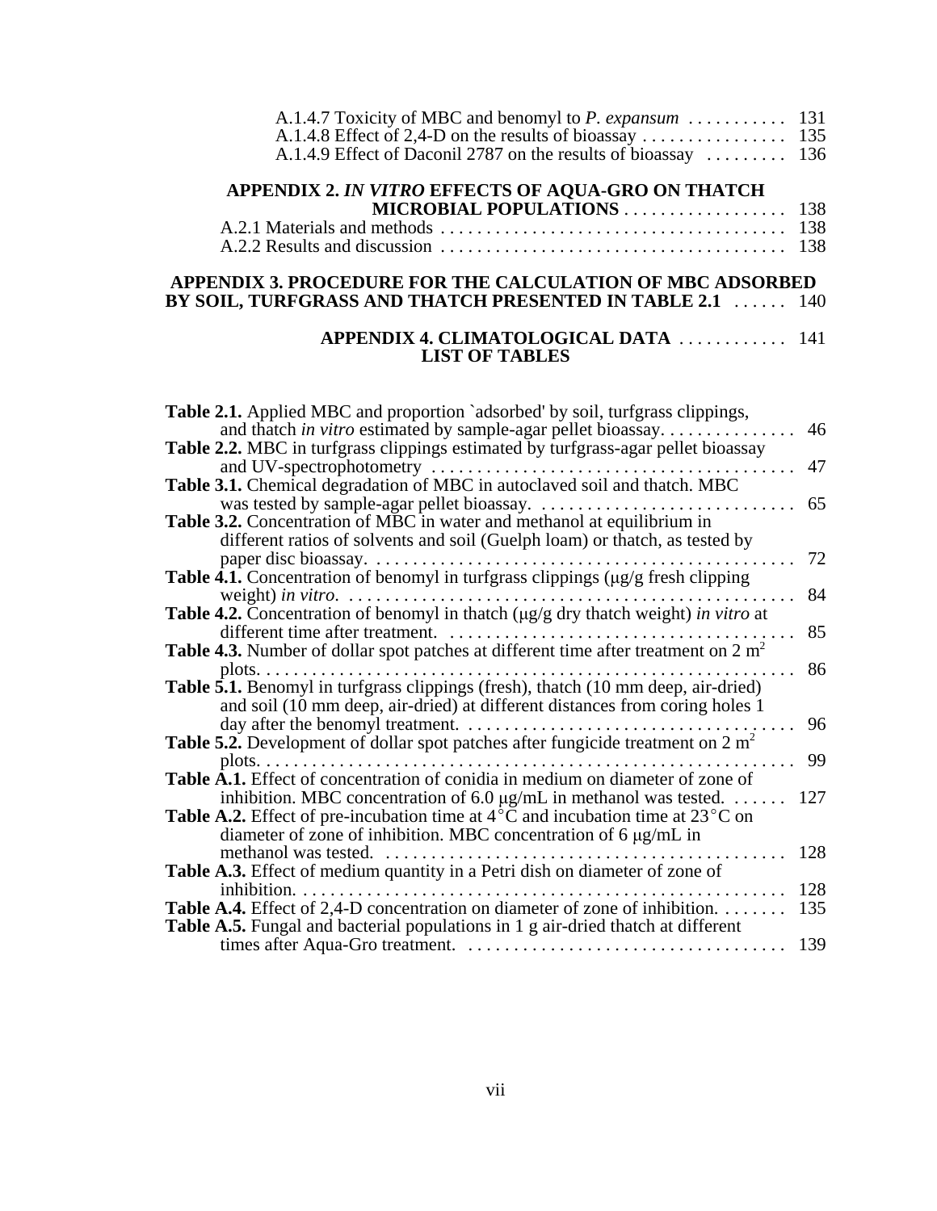A.1.4.7 Toxicity of MBC and benomyl to *P. expansum* . . . . . . . . . . . 131
A.1.4.8 Effect of 2,4-D on the results of bioassay . . . . . . . . . . . . . . . . 135
A.1.4.9 Effect of Daconil 2787 on the results of bioassay . . . . . . . . . 136

**APPENDIX 2. *IN VITRO* EFFECTS OF AQUA-GRO ON THATCH MICROBIAL POPULATIONS** . . . . . . . . . . . . . . . . . . 138
A.2.1 Materials and methods . . . . . . . . . . . . . . . . . . . . . . . . . . . . . . . . . . . . . 138
A.2.2 Results and discussion . . . . . . . . . . . . . . . . . . . . . . . . . . . . . . . . . . . . . 138

**APPENDIX 3. PROCEDURE FOR THE CALCULATION OF MBC ADSORBED BY SOIL, TURFGRASS AND THATCH PRESENTED IN TABLE 2.1** . . . . . . 140

**APPENDIX 4. CLIMATOLOGICAL DATA** . . . . . . . . . . . . 141

## LIST OF TABLES

**Table 2.1.** Applied MBC and proportion `adsorbed' by soil, turfgrass clippings, and thatch *in vitro* estimated by sample-agar pellet bioassay. . . . . . . . . . . . . . . 46
**Table 2.2.** MBC in turfgrass clippings estimated by turfgrass-agar pellet bioassay and UV-spectrophotometry . . . . . . . . . . . . . . . . . . . . . . . . . . . . . . . . . . . . . . . . 47
**Table 3.1.** Chemical degradation of MBC in autoclaved soil and thatch. MBC was tested by sample-agar pellet bioassay. . . . . . . . . . . . . . . . . . . . . . . . . . . . . 65
**Table 3.2.** Concentration of MBC in water and methanol at equilibrium in different ratios of solvents and soil (Guelph loam) or thatch, as tested by paper disc bioassay. . . . . . . . . . . . . . . . . . . . . . . . . . . . . . . . . . . . . . . . . . . . . . 72
**Table 4.1.** Concentration of benomyl in turfgrass clippings (μg/g fresh clipping weight) *in vitro*. . . . . . . . . . . . . . . . . . . . . . . . . . . . . . . . . . . . . . . . . . . . . . . . 84
**Table 4.2.** Concentration of benomyl in thatch (μg/g dry thatch weight) *in vitro* at different time after treatment. . . . . . . . . . . . . . . . . . . . . . . . . . . . . . . . . . . . . . 85
**Table 4.3.** Number of dollar spot patches at different time after treatment on 2 $m^2$ plots. . . . . . . . . . . . . . . . . . . . . . . . . . . . . . . . . . . . . . . . . . . . . . . . . . . . . . . . . . . 86
**Table 5.1.** Benomyl in turfgrass clippings (fresh), thatch (10 mm deep, air-dried) and soil (10 mm deep, air-dried) at different distances from coring holes 1 day after the benomyl treatment. . . . . . . . . . . . . . . . . . . . . . . . . . . . . . . . . . . . . 96
**Table 5.2.** Development of dollar spot patches after fungicide treatment on 2 $m^2$ plots. . . . . . . . . . . . . . . . . . . . . . . . . . . . . . . . . . . . . . . . . . . . . . . . . . . . . . . . . . . 99
**Table A.1.** Effect of concentration of conidia in medium on diameter of zone of inhibition. MBC concentration of 6.0 μg/mL in methanol was tested. . . . . . . 127
**Table A.2.** Effect of pre-incubation time at 4°C and incubation time at 23°C on diameter of zone of inhibition. MBC concentration of 6 μg/mL in methanol was tested. . . . . . . . . . . . . . . . . . . . . . . . . . . . . . . . . . . . . . . . . . . . 128
**Table A.3.** Effect of medium quantity in a Petri dish on diameter of zone of inhibition. . . . . . . . . . . . . . . . . . . . . . . . . . . . . . . . . . . . . . . . . . . . . . . . . . . . . . 128
**Table A.4.** Effect of 2,4-D concentration on diameter of zone of inhibition. . . . . . . . 135
**Table A.5.** Fungal and bacterial populations in 1 g air-dried thatch at different times after Aqua-Gro treatment. . . . . . . . . . . . . . . . . . . . . . . . . . . . . . . . . . . 139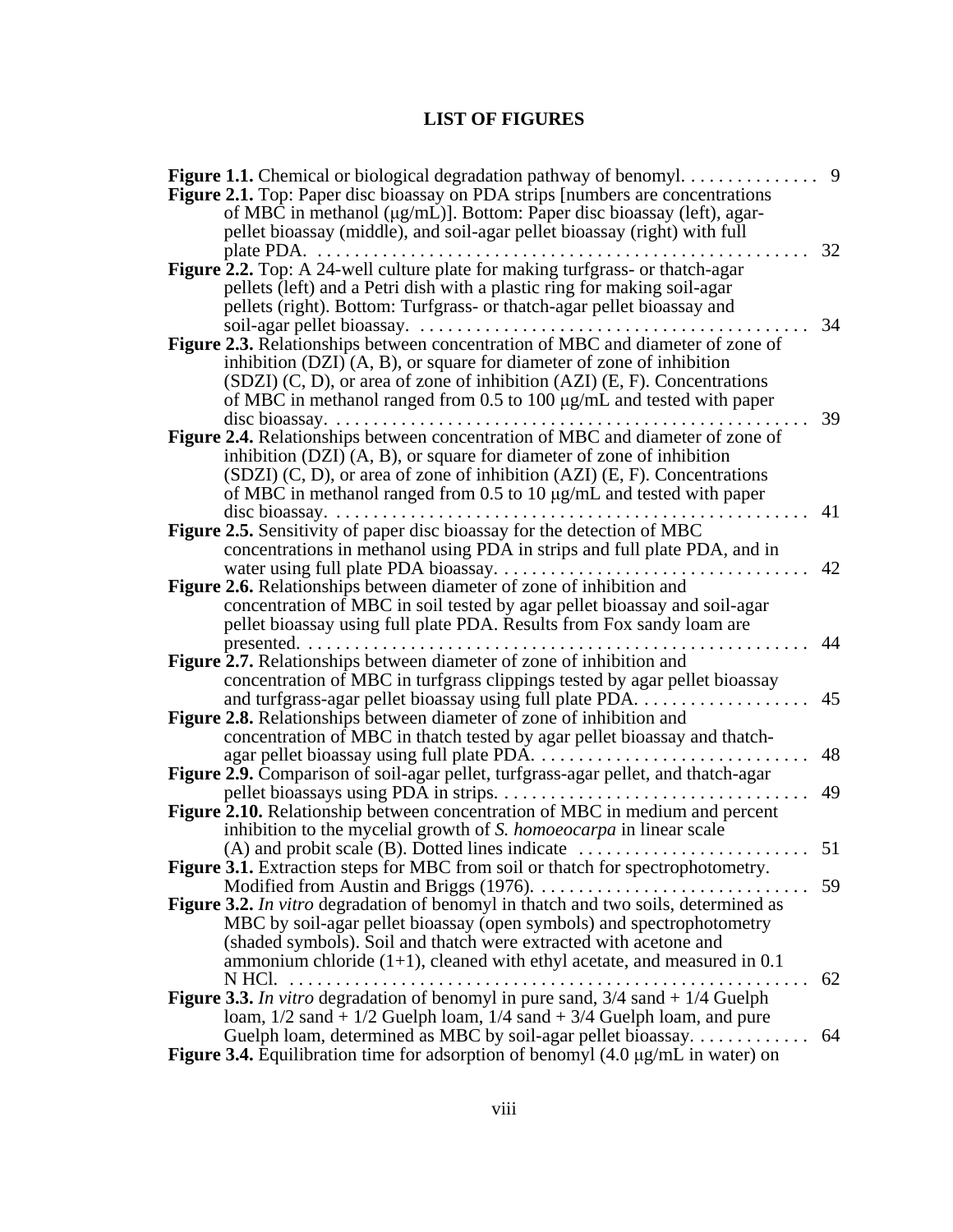# LIST OF FIGURES

**Figure 1.1.** Chemical or biological degradation pathway of benomyl. . . . . . . . . . . . . . 9

**Figure 2.1.** Top: Paper disc bioassay on PDA strips [numbers are concentrations of MBC in methanol (μg/mL)]. Bottom: Paper disc bioassay (left), agar-pellet bioassay (middle), and soil-agar pellet bioassay (right) with full plate PDA. . . . . . . . . . . . . . . . . . . . . . . . . . . . . . . . . . . . . . . . . . . . . . . . . . . . . . 32

**Figure 2.2.** Top: A 24-well culture plate for making turfgrass- or thatch-agar pellets (left) and a Petri dish with a plastic ring for making soil-agar pellets (right). Bottom: Turfgrass- or thatch-agar pellet bioassay and soil-agar pellet bioassay. . . . . . . . . . . . . . . . . . . . . . . . . . . . . . . . . . . . . . . . . . . 34

**Figure 2.3.** Relationships between concentration of MBC and diameter of zone of inhibition (DZI) (A, B), or square for diameter of zone of inhibition (SDZI) (C, D), or area of zone of inhibition (AZI) (E, F). Concentrations of MBC in methanol ranged from 0.5 to 100 μg/mL and tested with paper disc bioassay. . . . . . . . . . . . . . . . . . . . . . . . . . . . . . . . . . . . . . . . . . . . . . . . . . . . . 39

**Figure 2.4.** Relationships between concentration of MBC and diameter of zone of inhibition (DZI) (A, B), or square for diameter of zone of inhibition (SDZI) (C, D), or area of zone of inhibition (AZI) (E, F). Concentrations of MBC in methanol ranged from 0.5 to 10 μg/mL and tested with paper disc bioassay. . . . . . . . . . . . . . . . . . . . . . . . . . . . . . . . . . . . . . . . . . . . . . . . . . . . . 41

**Figure 2.5.** Sensitivity of paper disc bioassay for the detection of MBC concentrations in methanol using PDA in strips and full plate PDA, and in water using full plate PDA bioassay. . . . . . . . . . . . . . . . . . . . . . . . . . . . . . . . . 42

**Figure 2.6.** Relationships between diameter of zone of inhibition and concentration of MBC in soil tested by agar pellet bioassay and soil-agar pellet bioassay using full plate PDA. Results from Fox sandy loam are presented. . . . . . . . . . . . . . . . . . . . . . . . . . . . . . . . . . . . . . . . . . . . . . . . . . . . . . 44

**Figure 2.7.** Relationships between diameter of zone of inhibition and concentration of MBC in turfgrass clippings tested by agar pellet bioassay and turfgrass-agar pellet bioassay using full plate PDA. . . . . . . . . . . . . . . . . . . 45

**Figure 2.8.** Relationships between diameter of zone of inhibition and concentration of MBC in thatch tested by agar pellet bioassay and thatch-agar pellet bioassay using full plate PDA. . . . . . . . . . . . . . . . . . . . . . . . . . . . . . 48

**Figure 2.9.** Comparison of soil-agar pellet, turfgrass-agar pellet, and thatch-agar pellet bioassays using PDA in strips. . . . . . . . . . . . . . . . . . . . . . . . . . . . . . . . . 49

**Figure 2.10.** Relationship between concentration of MBC in medium and percent inhibition to the mycelial growth of *S. homoeocarpa* in linear scale (A) and probit scale (B). Dotted lines indicate . . . . . . . . . . . . . . . . . . . . . . . . . 51

**Figure 3.1.** Extraction steps for MBC from soil or thatch for spectrophotometry. Modified from Austin and Briggs (1976). . . . . . . . . . . . . . . . . . . . . . . . . . . . . . 59

**Figure 3.2.** *In vitro* degradation of benomyl in thatch and two soils, determined as MBC by soil-agar pellet bioassay (open symbols) and spectrophotometry (shaded symbols). Soil and thatch were extracted with acetone and ammonium chloride (1+1), cleaned with ethyl acetate, and measured in 0.1 N HCl. . . . . . . . . . . . . . . . . . . . . . . . . . . . . . . . . . . . . . . . . . . . . . . . . . . . . . . . 62

**Figure 3.3.** *In vitro* degradation of benomyl in pure sand, 3/4 sand + 1/4 Guelph loam, 1/2 sand + 1/2 Guelph loam, 1/4 sand + 3/4 Guelph loam, and pure Guelph loam, determined as MBC by soil-agar pellet bioassay. . . . . . . . . . . . 64

**Figure 3.4.** Equilibration time for adsorption of benomyl (4.0 μg/mL in water) on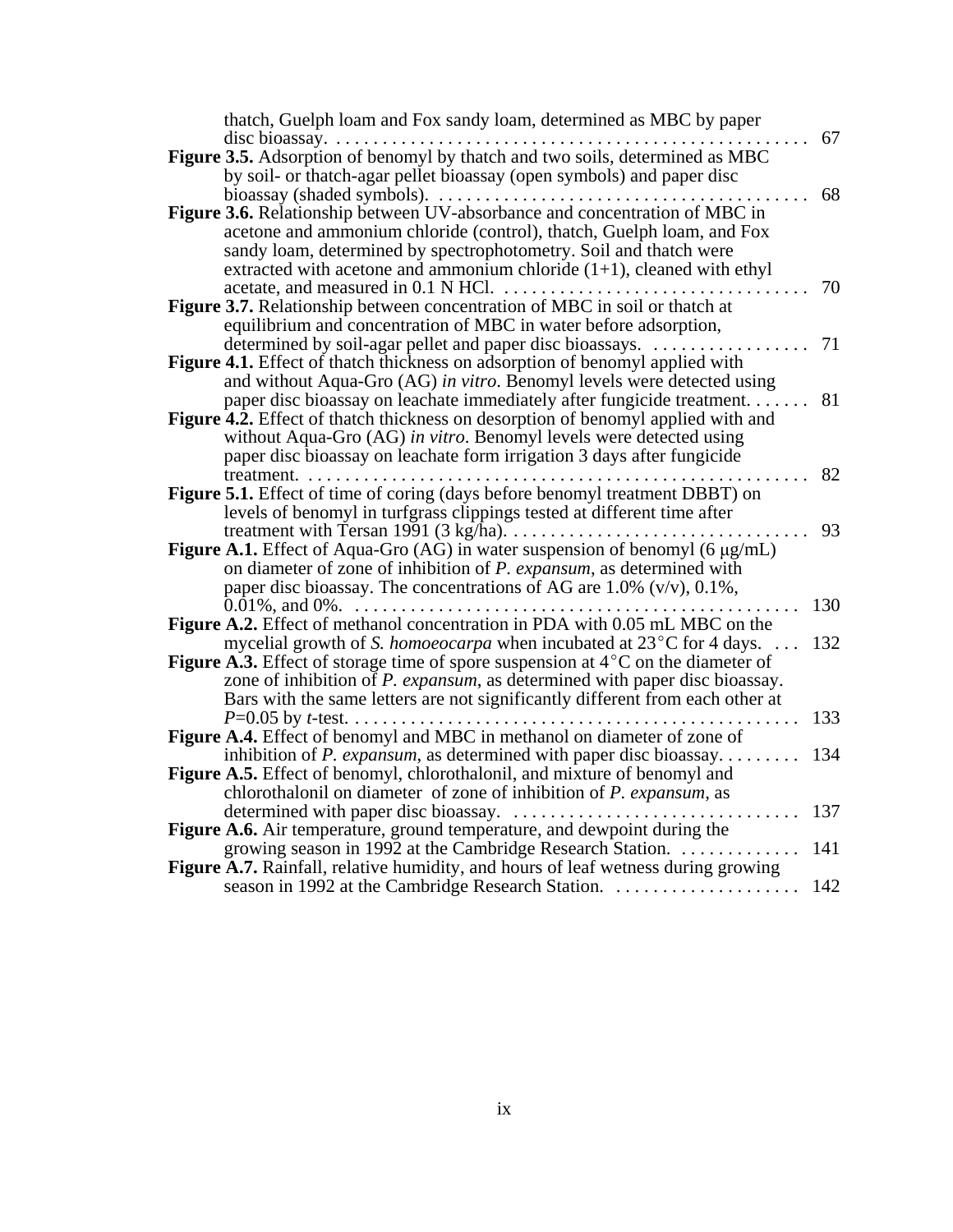thatch, Guelph loam and Fox sandy loam, determined as MBC by paper disc bioassay. . . . 67

**Figure 3.5.** Adsorption of benomyl by thatch and two soils, determined as MBC by soil- or thatch-agar pellet bioassay (open symbols) and paper disc bioassay (shaded symbols). . . . 68

**Figure 3.6.** Relationship between UV-absorbance and concentration of MBC in acetone and ammonium chloride (control), thatch, Guelph loam, and Fox sandy loam, determined by spectrophotometry. Soil and thatch were extracted with acetone and ammonium chloride (1+1), cleaned with ethyl acetate, and measured in 0.1 N HCl. . . . 70

**Figure 3.7.** Relationship between concentration of MBC in soil or thatch at equilibrium and concentration of MBC in water before adsorption, determined by soil-agar pellet and paper disc bioassays. . . . 71

**Figure 4.1.** Effect of thatch thickness on adsorption of benomyl applied with and without Aqua-Gro (AG) *in vitro*. Benomyl levels were detected using paper disc bioassay on leachate immediately after fungicide treatment. . . . 81

**Figure 4.2.** Effect of thatch thickness on desorption of benomyl applied with and without Aqua-Gro (AG) *in vitro*. Benomyl levels were detected using paper disc bioassay on leachate form irrigation 3 days after fungicide treatment. . . . 82

**Figure 5.1.** Effect of time of coring (days before benomyl treatment DBBT) on levels of benomyl in turfgrass clippings tested at different time after treatment with Tersan 1991 (3 kg/ha). . . . 93

**Figure A.1.** Effect of Aqua-Gro (AG) in water suspension of benomyl (6 μg/mL) on diameter of zone of inhibition of *P. expansum*, as determined with paper disc bioassay. The concentrations of AG are 1.0% (v/v), 0.1%, 0.01%, and 0%. . . . 130

**Figure A.2.** Effect of methanol concentration in PDA with 0.05 mL MBC on the mycelial growth of *S. homoeocarpa* when incubated at 23°C for 4 days. . . . 132

**Figure A.3.** Effect of storage time of spore suspension at 4°C on the diameter of zone of inhibition of *P. expansum*, as determined with paper disc bioassay. Bars with the same letters are not significantly different from each other at $P$=0.05 by *t*-test. . . . 133

**Figure A.4.** Effect of benomyl and MBC in methanol on diameter of zone of inhibition of *P. expansum*, as determined with paper disc bioassay. . . . 134

**Figure A.5.** Effect of benomyl, chlorothalonil, and mixture of benomyl and chlorothalonil on diameter of zone of inhibition of *P. expansum*, as determined with paper disc bioassay. . . . 137

**Figure A.6.** Air temperature, ground temperature, and dewpoint during the growing season in 1992 at the Cambridge Research Station. . . . 141

**Figure A.7.** Rainfall, relative humidity, and hours of leaf wetness during growing season in 1992 at the Cambridge Research Station. . . . 142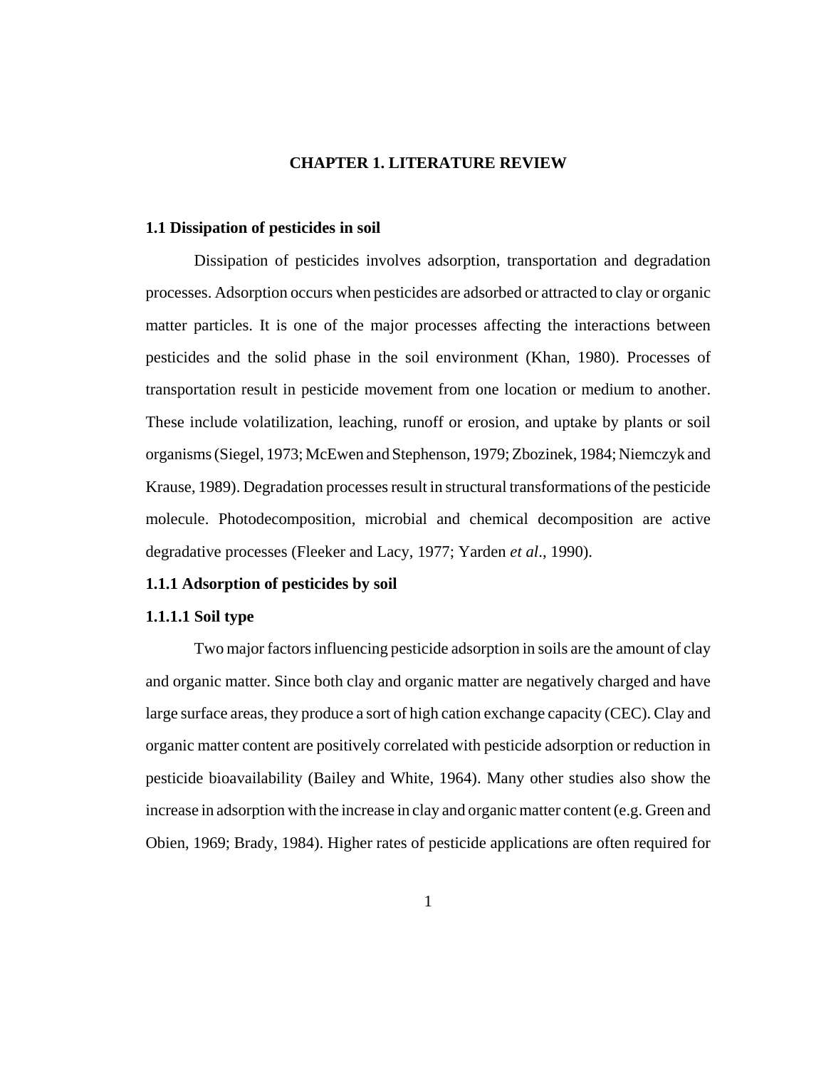# CHAPTER 1. LITERATURE REVIEW

## 1.1 Dissipation of pesticides in soil

Dissipation of pesticides involves adsorption, transportation and degradation processes. Adsorption occurs when pesticides are adsorbed or attracted to clay or organic matter particles. It is one of the major processes affecting the interactions between pesticides and the solid phase in the soil environment (Khan, 1980). Processes of transportation result in pesticide movement from one location or medium to another. These include volatilization, leaching, runoff or erosion, and uptake by plants or soil organisms (Siegel, 1973; McEwen and Stephenson, 1979; Zbozinek, 1984; Niemczyk and Krause, 1989). Degradation processes result in structural transformations of the pesticide molecule. Photodecomposition, microbial and chemical decomposition are active degradative processes (Fleeker and Lacy, 1977; Yarden *et al*., 1990).

### 1.1.1 Adsorption of pesticides by soil

#### 1.1.1.1 Soil type

Two major factors influencing pesticide adsorption in soils are the amount of clay and organic matter. Since both clay and organic matter are negatively charged and have large surface areas, they produce a sort of high cation exchange capacity (CEC). Clay and organic matter content are positively correlated with pesticide adsorption or reduction in pesticide bioavailability (Bailey and White, 1964). Many other studies also show the increase in adsorption with the increase in clay and organic matter content (e.g. Green and Obien, 1969; Brady, 1984). Higher rates of pesticide applications are often required for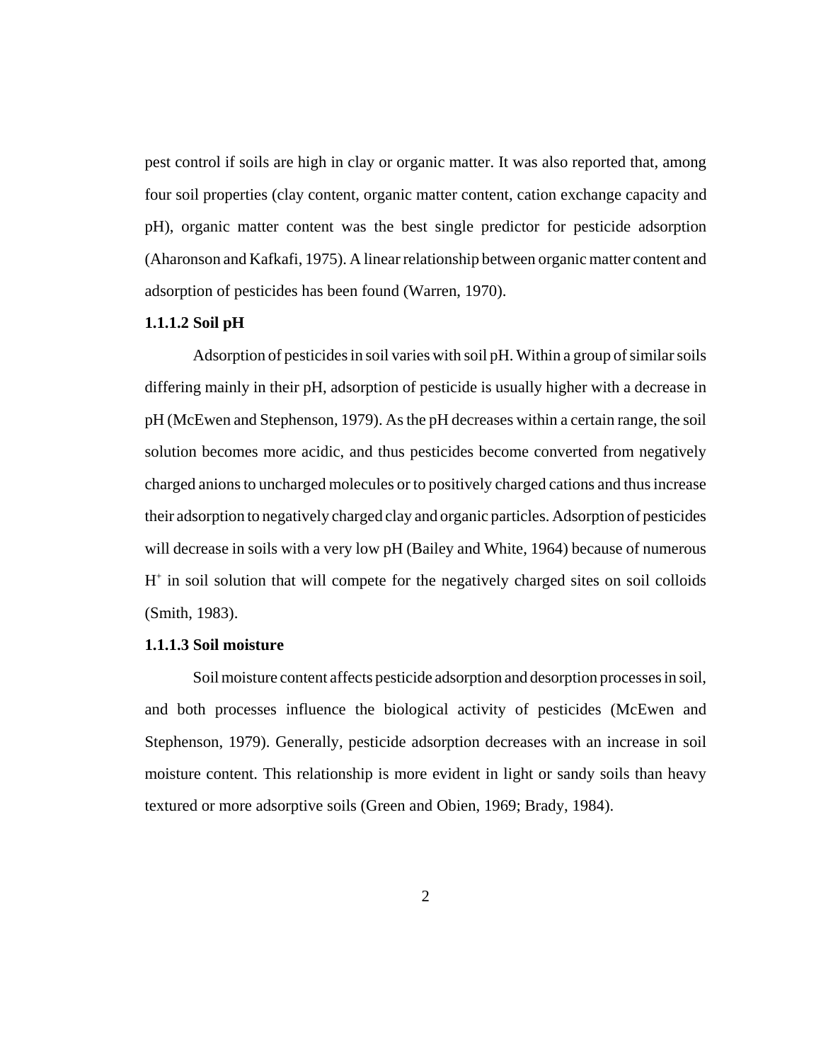pest control if soils are high in clay or organic matter. It was also reported that, among four soil properties (clay content, organic matter content, cation exchange capacity and pH), organic matter content was the best single predictor for pesticide adsorption (Aharonson and Kafkafi, 1975). A linear relationship between organic matter content and adsorption of pesticides has been found (Warren, 1970).

#### 1.1.1.2 Soil pH

Adsorption of pesticides in soil varies with soil pH. Within a group of similar soils differing mainly in their pH, adsorption of pesticide is usually higher with a decrease in pH (McEwen and Stephenson, 1979). As the pH decreases within a certain range, the soil solution becomes more acidic, and thus pesticides become converted from negatively charged anions to uncharged molecules or to positively charged cations and thus increase their adsorption to negatively charged clay and organic particles. Adsorption of pesticides will decrease in soils with a very low pH (Bailey and White, 1964) because of numerous $H^+$ in soil solution that will compete for the negatively charged sites on soil colloids (Smith, 1983).

#### 1.1.1.3 Soil moisture

Soil moisture content affects pesticide adsorption and desorption processes in soil, and both processes influence the biological activity of pesticides (McEwen and Stephenson, 1979). Generally, pesticide adsorption decreases with an increase in soil moisture content. This relationship is more evident in light or sandy soils than heavy textured or more adsorptive soils (Green and Obien, 1969; Brady, 1984).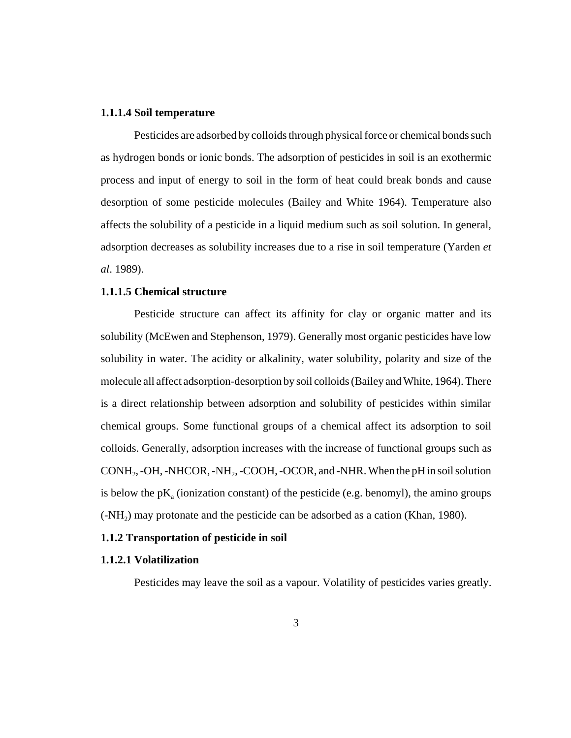#### 1.1.1.4 Soil temperature

Pesticides are adsorbed by colloids through physical force or chemical bonds such as hydrogen bonds or ionic bonds. The adsorption of pesticides in soil is an exothermic process and input of energy to soil in the form of heat could break bonds and cause desorption of some pesticide molecules (Bailey and White 1964). Temperature also affects the solubility of a pesticide in a liquid medium such as soil solution. In general, adsorption decreases as solubility increases due to a rise in soil temperature (Yarden *et al*. 1989).

#### 1.1.1.5 Chemical structure

Pesticide structure can affect its affinity for clay or organic matter and its solubility (McEwen and Stephenson, 1979). Generally most organic pesticides have low solubility in water. The acidity or alkalinity, water solubility, polarity and size of the molecule all affect adsorption-desorption by soil colloids (Bailey and White, 1964). There is a direct relationship between adsorption and solubility of pesticides within similar chemical groups. Some functional groups of a chemical affect its adsorption to soil colloids. Generally, adsorption increases with the increase of functional groups such as $CONH_2$, -OH, -NHCOR, $-NH_2$, -COOH, -OCOR, and -NHR. When the pH in soil solution is below the $pK_a$ (ionization constant) of the pesticide (e.g. benomyl), the amino groups ($-NH_2$) may protonate and the pesticide can be adsorbed as a cation (Khan, 1980).

### 1.1.2 Transportation of pesticide in soil

#### 1.1.2.1 Volatilization

Pesticides may leave the soil as a vapour. Volatility of pesticides varies greatly.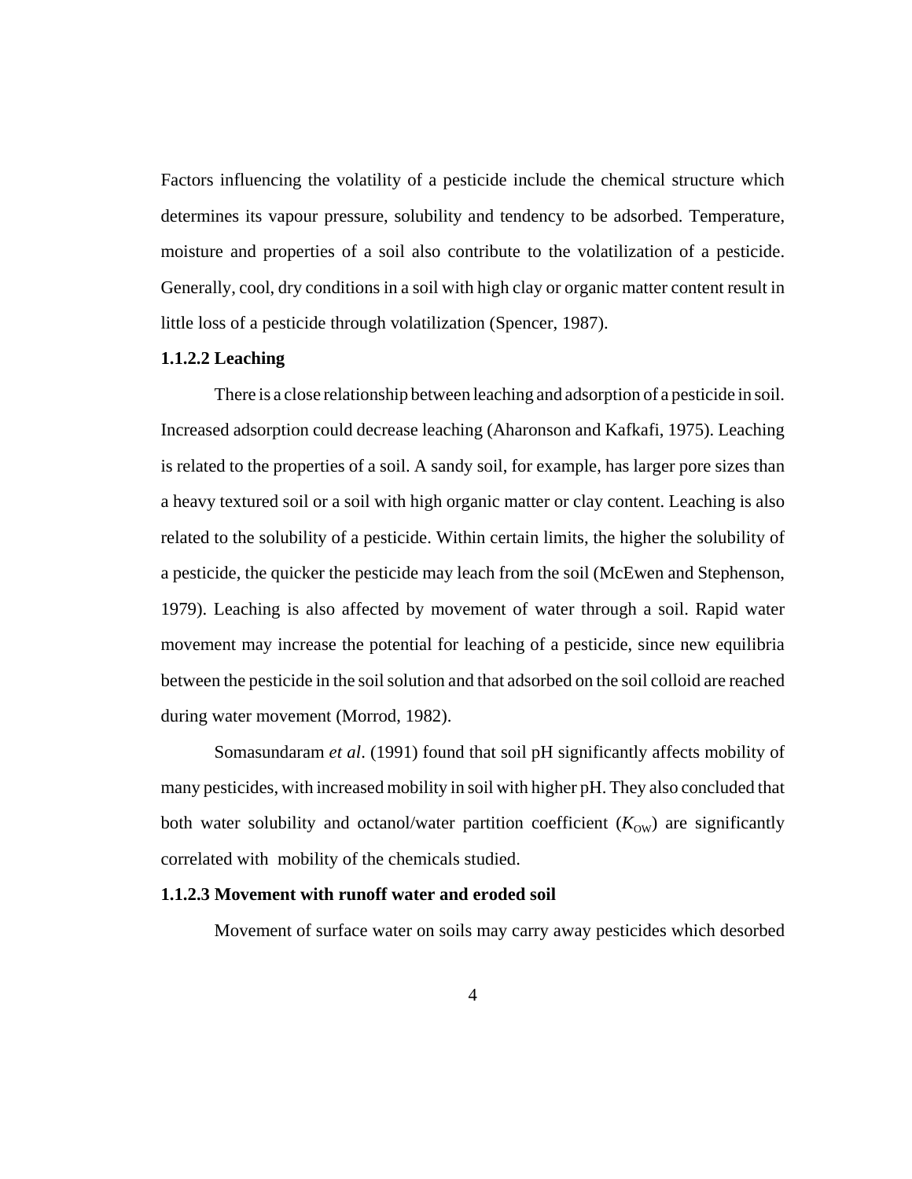Factors influencing the volatility of a pesticide include the chemical structure which determines its vapour pressure, solubility and tendency to be adsorbed. Temperature, moisture and properties of a soil also contribute to the volatilization of a pesticide. Generally, cool, dry conditions in a soil with high clay or organic matter content result in little loss of a pesticide through volatilization (Spencer, 1987).

#### 1.1.2.2 Leaching

There is a close relationship between leaching and adsorption of a pesticide in soil. Increased adsorption could decrease leaching (Aharonson and Kafkafi, 1975). Leaching is related to the properties of a soil. A sandy soil, for example, has larger pore sizes than a heavy textured soil or a soil with high organic matter or clay content. Leaching is also related to the solubility of a pesticide. Within certain limits, the higher the solubility of a pesticide, the quicker the pesticide may leach from the soil (McEwen and Stephenson, 1979). Leaching is also affected by movement of water through a soil. Rapid water movement may increase the potential for leaching of a pesticide, since new equilibria between the pesticide in the soil solution and that adsorbed on the soil colloid are reached during water movement (Morrod, 1982).

Somasundaram *et al*. (1991) found that soil pH significantly affects mobility of many pesticides, with increased mobility in soil with higher pH. They also concluded that both water solubility and octanol/water partition coefficient ($K_{OW}$) are significantly correlated with mobility of the chemicals studied.

#### 1.1.2.3 Movement with runoff water and eroded soil

Movement of surface water on soils may carry away pesticides which desorbed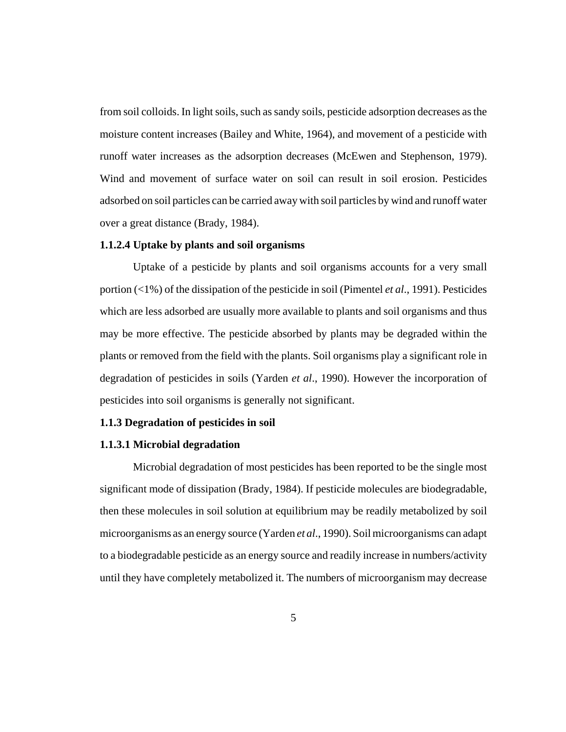from soil colloids. In light soils, such as sandy soils, pesticide adsorption decreases as the moisture content increases (Bailey and White, 1964), and movement of a pesticide with runoff water increases as the adsorption decreases (McEwen and Stephenson, 1979). Wind and movement of surface water on soil can result in soil erosion. Pesticides adsorbed on soil particles can be carried away with soil particles by wind and runoff water over a great distance (Brady, 1984).

#### 1.1.2.4 Uptake by plants and soil organisms

Uptake of a pesticide by plants and soil organisms accounts for a very small portion (<1%) of the dissipation of the pesticide in soil (Pimentel *et al*., 1991). Pesticides which are less adsorbed are usually more available to plants and soil organisms and thus may be more effective. The pesticide absorbed by plants may be degraded within the plants or removed from the field with the plants. Soil organisms play a significant role in degradation of pesticides in soils (Yarden *et al*., 1990). However the incorporation of pesticides into soil organisms is generally not significant.

### 1.1.3 Degradation of pesticides in soil

#### 1.1.3.1 Microbial degradation

Microbial degradation of most pesticides has been reported to be the single most significant mode of dissipation (Brady, 1984). If pesticide molecules are biodegradable, then these molecules in soil solution at equilibrium may be readily metabolized by soil microorganisms as an energy source (Yarden *et al*., 1990). Soil microorganisms can adapt to a biodegradable pesticide as an energy source and readily increase in numbers/activity until they have completely metabolized it. The numbers of microorganism may decrease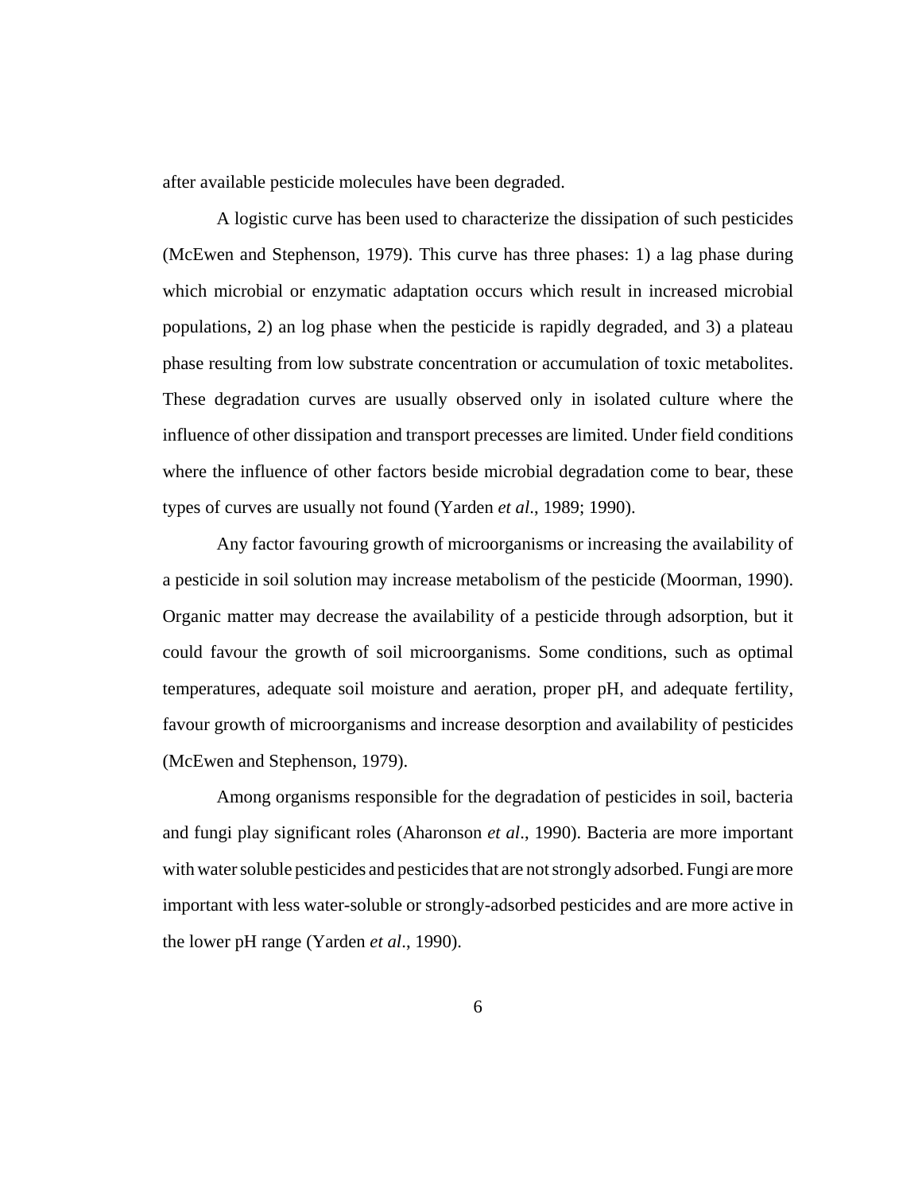after available pesticide molecules have been degraded.

A logistic curve has been used to characterize the dissipation of such pesticides (McEwen and Stephenson, 1979). This curve has three phases: 1) a lag phase during which microbial or enzymatic adaptation occurs which result in increased microbial populations, 2) an log phase when the pesticide is rapidly degraded, and 3) a plateau phase resulting from low substrate concentration or accumulation of toxic metabolites. These degradation curves are usually observed only in isolated culture where the influence of other dissipation and transport precesses are limited. Under field conditions where the influence of other factors beside microbial degradation come to bear, these types of curves are usually not found (Yarden *et al*., 1989; 1990).

Any factor favouring growth of microorganisms or increasing the availability of a pesticide in soil solution may increase metabolism of the pesticide (Moorman, 1990). Organic matter may decrease the availability of a pesticide through adsorption, but it could favour the growth of soil microorganisms. Some conditions, such as optimal temperatures, adequate soil moisture and aeration, proper pH, and adequate fertility, favour growth of microorganisms and increase desorption and availability of pesticides (McEwen and Stephenson, 1979).

Among organisms responsible for the degradation of pesticides in soil, bacteria and fungi play significant roles (Aharonson *et al*., 1990). Bacteria are more important with water soluble pesticides and pesticides that are not strongly adsorbed. Fungi are more important with less water-soluble or strongly-adsorbed pesticides and are more active in the lower pH range (Yarden *et al*., 1990).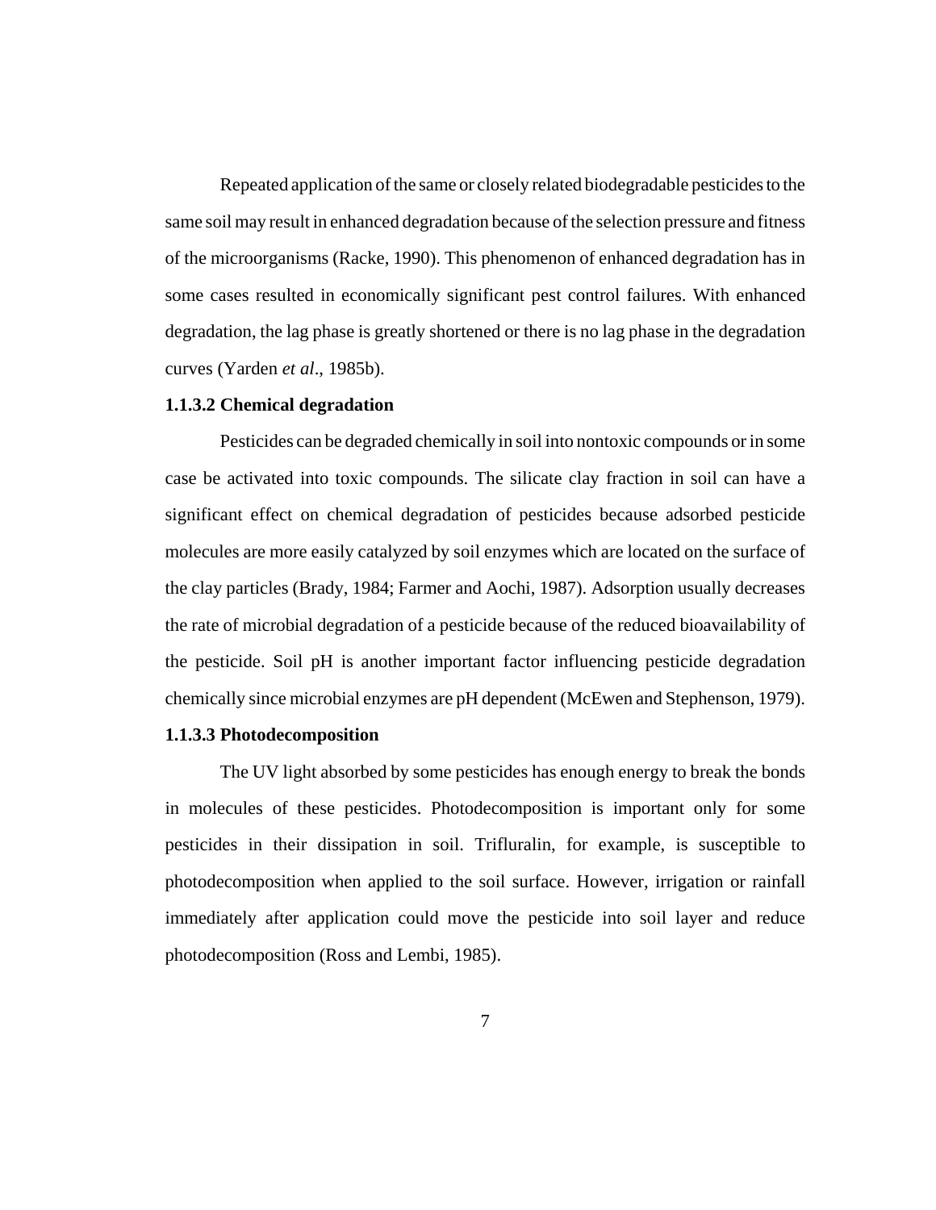Repeated application of the same or closely related biodegradable pesticides to the same soil may result in enhanced degradation because of the selection pressure and fitness of the microorganisms (Racke, 1990). This phenomenon of enhanced degradation has in some cases resulted in economically significant pest control failures. With enhanced degradation, the lag phase is greatly shortened or there is no lag phase in the degradation curves (Yarden *et al*., 1985b).

#### 1.1.3.2 Chemical degradation

Pesticides can be degraded chemically in soil into nontoxic compounds or in some case be activated into toxic compounds. The silicate clay fraction in soil can have a significant effect on chemical degradation of pesticides because adsorbed pesticide molecules are more easily catalyzed by soil enzymes which are located on the surface of the clay particles (Brady, 1984; Farmer and Aochi, 1987). Adsorption usually decreases the rate of microbial degradation of a pesticide because of the reduced bioavailability of the pesticide. Soil pH is another important factor influencing pesticide degradation chemically since microbial enzymes are pH dependent (McEwen and Stephenson, 1979).

#### 1.1.3.3 Photodecomposition

The UV light absorbed by some pesticides has enough energy to break the bonds in molecules of these pesticides. Photodecomposition is important only for some pesticides in their dissipation in soil. Trifluralin, for example, is susceptible to photodecomposition when applied to the soil surface. However, irrigation or rainfall immediately after application could move the pesticide into soil layer and reduce photodecomposition (Ross and Lembi, 1985).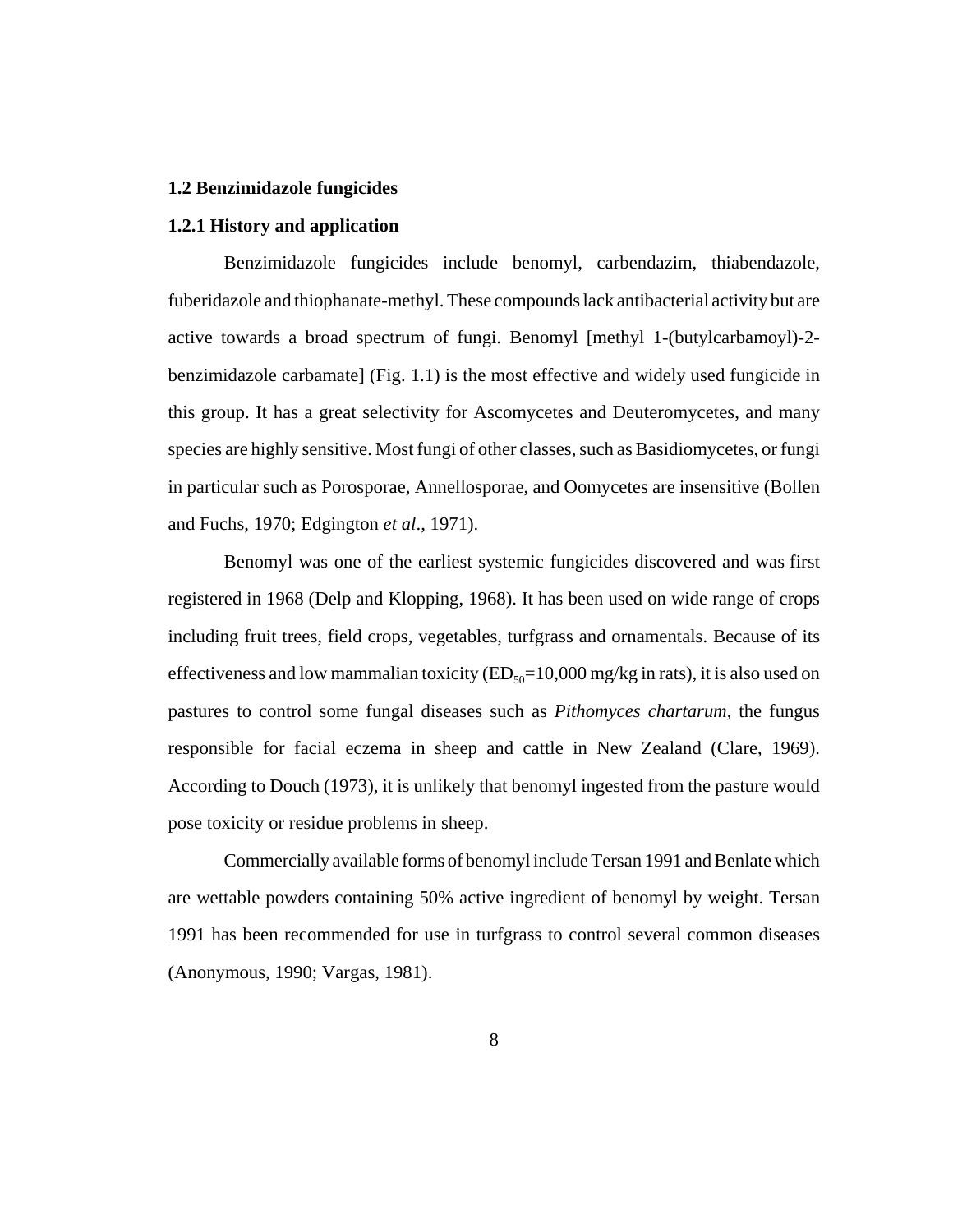## 1.2 Benzimidazole fungicides

### 1.2.1 History and application

Benzimidazole fungicides include benomyl, carbendazim, thiabendazole, fuberidazole and thiophanate-methyl. These compounds lack antibacterial activity but are active towards a broad spectrum of fungi. Benomyl [methyl 1-(butylcarbamoyl)-2-benzimidazole carbamate] (Fig. 1.1) is the most effective and widely used fungicide in this group. It has a great selectivity for Ascomycetes and Deuteromycetes, and many species are highly sensitive. Most fungi of other classes, such as Basidiomycetes, or fungi in particular such as Porosporae, Annellosporae, and Oomycetes are insensitive (Bollen and Fuchs, 1970; Edgington *et al*., 1971).

Benomyl was one of the earliest systemic fungicides discovered and was first registered in 1968 (Delp and Klopping, 1968). It has been used on wide range of crops including fruit trees, field crops, vegetables, turfgrass and ornamentals. Because of its effectiveness and low mammalian toxicity ($ED_{50}$=10,000 mg/kg in rats), it is also used on pastures to control some fungal diseases such as *Pithomyces chartarum*, the fungus responsible for facial eczema in sheep and cattle in New Zealand (Clare, 1969). According to Douch (1973), it is unlikely that benomyl ingested from the pasture would pose toxicity or residue problems in sheep.

Commercially available forms of benomyl include Tersan 1991 and Benlate which are wettable powders containing 50% active ingredient of benomyl by weight. Tersan 1991 has been recommended for use in turfgrass to control several common diseases (Anonymous, 1990; Vargas, 1981).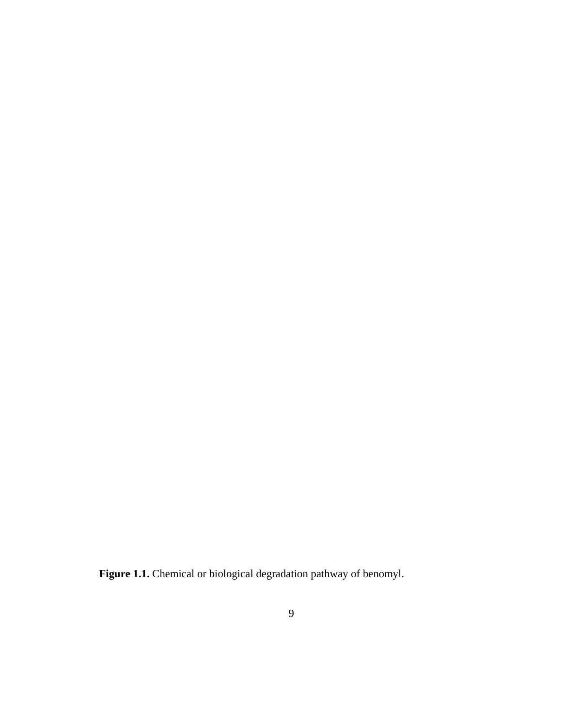**Figure 1.1.** Chemical or biological degradation pathway of benomyl.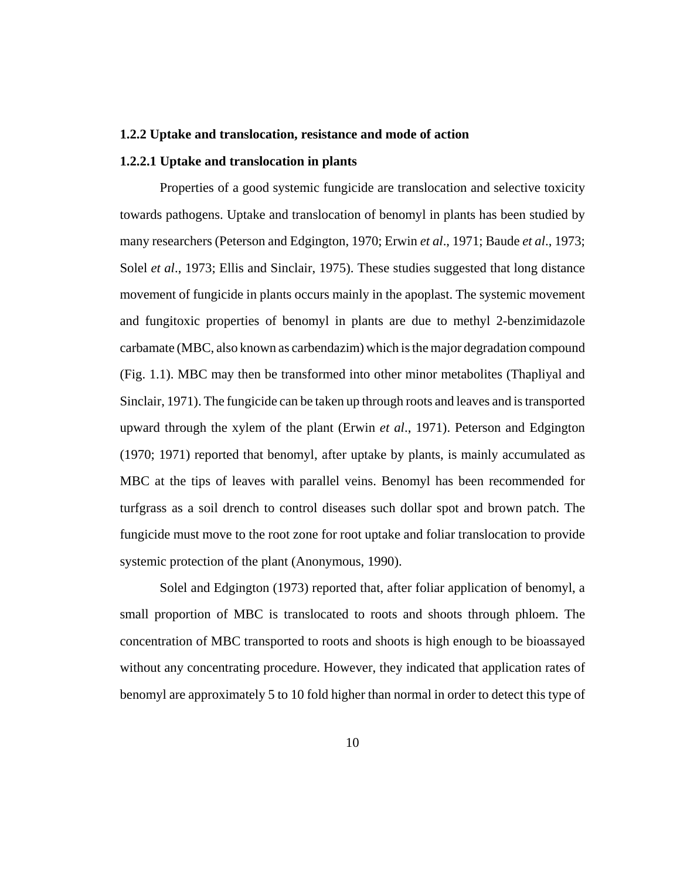### 1.2.2 Uptake and translocation, resistance and mode of action

#### 1.2.2.1 Uptake and translocation in plants

Properties of a good systemic fungicide are translocation and selective toxicity towards pathogens. Uptake and translocation of benomyl in plants has been studied by many researchers (Peterson and Edgington, 1970; Erwin *et al*., 1971; Baude *et al*., 1973; Solel *et al*., 1973; Ellis and Sinclair, 1975). These studies suggested that long distance movement of fungicide in plants occurs mainly in the apoplast. The systemic movement and fungitoxic properties of benomyl in plants are due to methyl 2-benzimidazole carbamate (MBC, also known as carbendazim) which is the major degradation compound (Fig. 1.1). MBC may then be transformed into other minor metabolites (Thapliyal and Sinclair, 1971). The fungicide can be taken up through roots and leaves and is transported upward through the xylem of the plant (Erwin *et al*., 1971). Peterson and Edgington (1970; 1971) reported that benomyl, after uptake by plants, is mainly accumulated as MBC at the tips of leaves with parallel veins. Benomyl has been recommended for turfgrass as a soil drench to control diseases such dollar spot and brown patch. The fungicide must move to the root zone for root uptake and foliar translocation to provide systemic protection of the plant (Anonymous, 1990).

Solel and Edgington (1973) reported that, after foliar application of benomyl, a small proportion of MBC is translocated to roots and shoots through phloem. The concentration of MBC transported to roots and shoots is high enough to be bioassayed without any concentrating procedure. However, they indicated that application rates of benomyl are approximately 5 to 10 fold higher than normal in order to detect this type of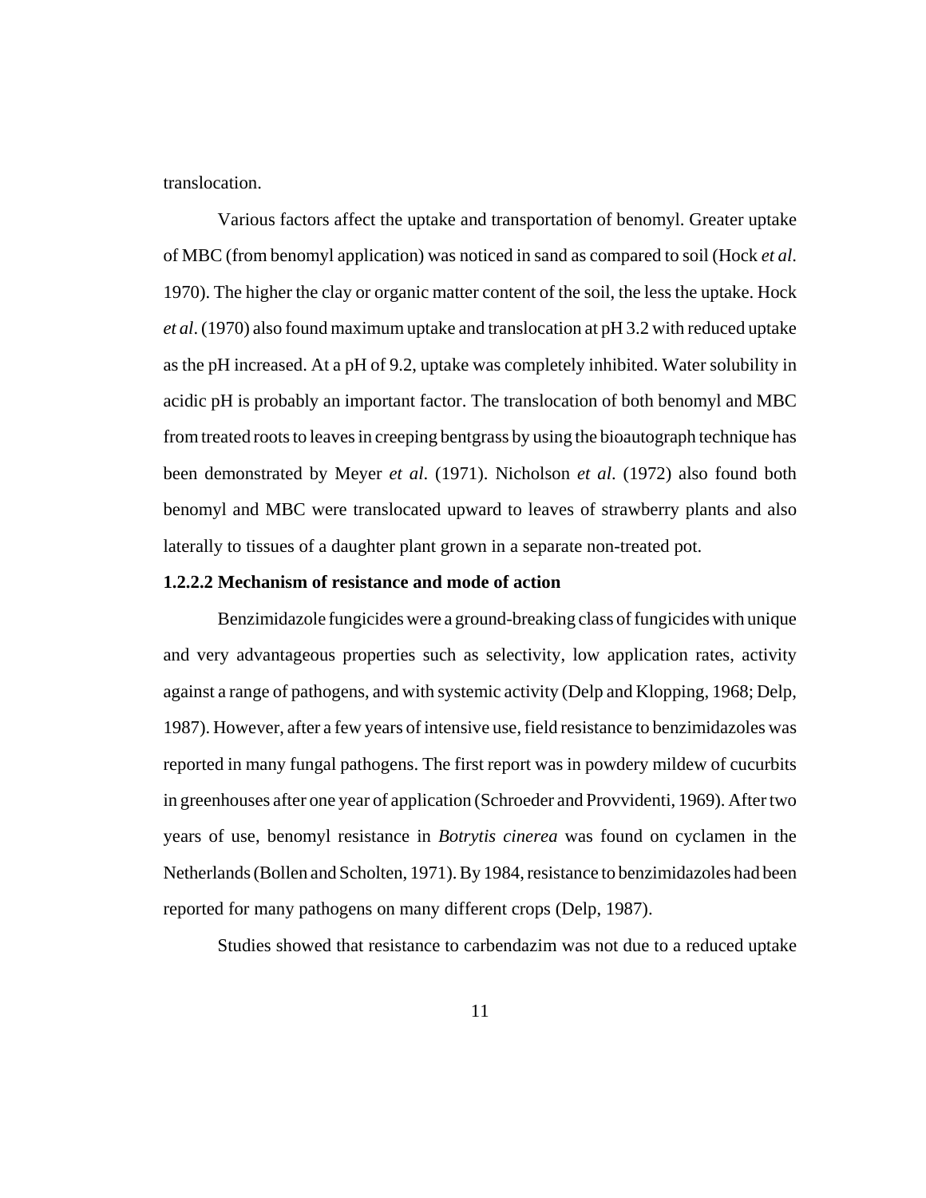translocation.

Various factors affect the uptake and transportation of benomyl. Greater uptake of MBC (from benomyl application) was noticed in sand as compared to soil (Hock *et al*. 1970). The higher the clay or organic matter content of the soil, the less the uptake. Hock *et al*. (1970) also found maximum uptake and translocation at pH 3.2 with reduced uptake as the pH increased. At a pH of 9.2, uptake was completely inhibited. Water solubility in acidic pH is probably an important factor. The translocation of both benomyl and MBC from treated roots to leaves in creeping bentgrass by using the bioautograph technique has been demonstrated by Meyer *et al*. (1971). Nicholson *et al*. (1972) also found both benomyl and MBC were translocated upward to leaves of strawberry plants and also laterally to tissues of a daughter plant grown in a separate non-treated pot.

**1.2.2.2 Mechanism of resistance and mode of action**

Benzimidazole fungicides were a ground-breaking class of fungicides with unique and very advantageous properties such as selectivity, low application rates, activity against a range of pathogens, and with systemic activity (Delp and Klopping, 1968; Delp, 1987). However, after a few years of intensive use, field resistance to benzimidazoles was reported in many fungal pathogens. The first report was in powdery mildew of cucurbits in greenhouses after one year of application (Schroeder and Provvidenti, 1969). After two years of use, benomyl resistance in *Botrytis cinerea* was found on cyclamen in the Netherlands (Bollen and Scholten, 1971). By 1984, resistance to benzimidazoles had been reported for many pathogens on many different crops (Delp, 1987).

Studies showed that resistance to carbendazim was not due to a reduced uptake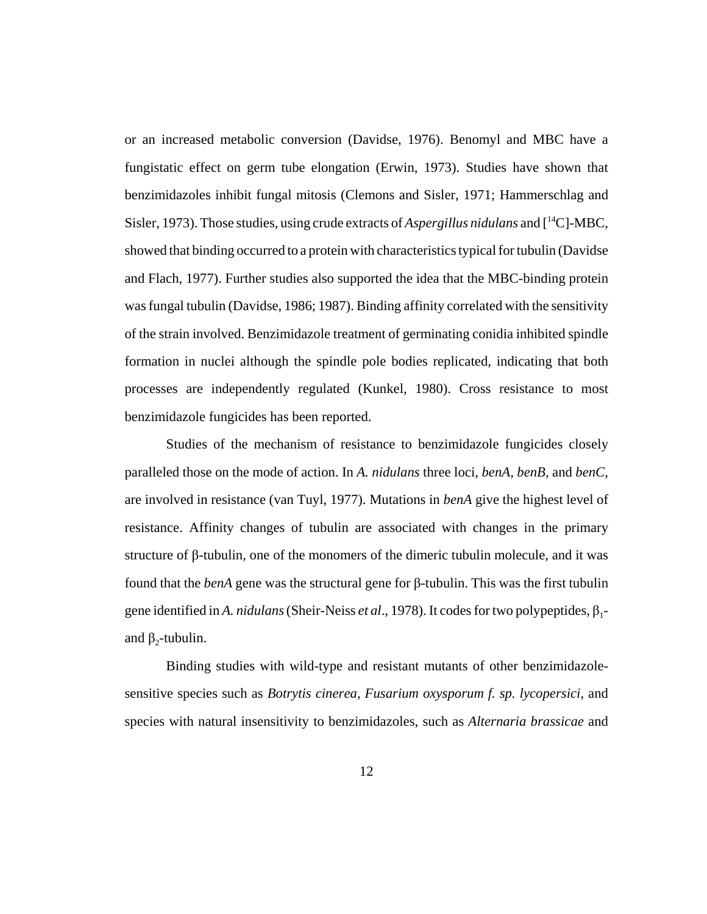or an increased metabolic conversion (Davidse, 1976). Benomyl and MBC have a fungistatic effect on germ tube elongation (Erwin, 1973). Studies have shown that benzimidazoles inhibit fungal mitosis (Clemons and Sisler, 1971; Hammerschlag and Sisler, 1973). Those studies, using crude extracts of *Aspergillus nidulans* and [$^{14}$C]-MBC, showed that binding occurred to a protein with characteristics typical for tubulin (Davidse and Flach, 1977). Further studies also supported the idea that the MBC-binding protein was fungal tubulin (Davidse, 1986; 1987). Binding affinity correlated with the sensitivity of the strain involved. Benzimidazole treatment of germinating conidia inhibited spindle formation in nuclei although the spindle pole bodies replicated, indicating that both processes are independently regulated (Kunkel, 1980). Cross resistance to most benzimidazole fungicides has been reported.

Studies of the mechanism of resistance to benzimidazole fungicides closely paralleled those on the mode of action. In *A. nidulans* three loci, *benA*, *benB*, and *benC*, are involved in resistance (van Tuyl, 1977). Mutations in *benA* give the highest level of resistance. Affinity changes of tubulin are associated with changes in the primary structure of β-tubulin, one of the monomers of the dimeric tubulin molecule, and it was found that the *benA* gene was the structural gene for β-tubulin. This was the first tubulin gene identified in *A. nidulans* (Sheir-Neiss *et al*., 1978). It codes for two polypeptides, $\beta_1$- and $\beta_2$-tubulin.

Binding studies with wild-type and resistant mutants of other benzimidazole-sensitive species such as *Botrytis cinerea, Fusarium oxysporum f. sp. lycopersici*, and species with natural insensitivity to benzimidazoles, such as *Alternaria brassicae* and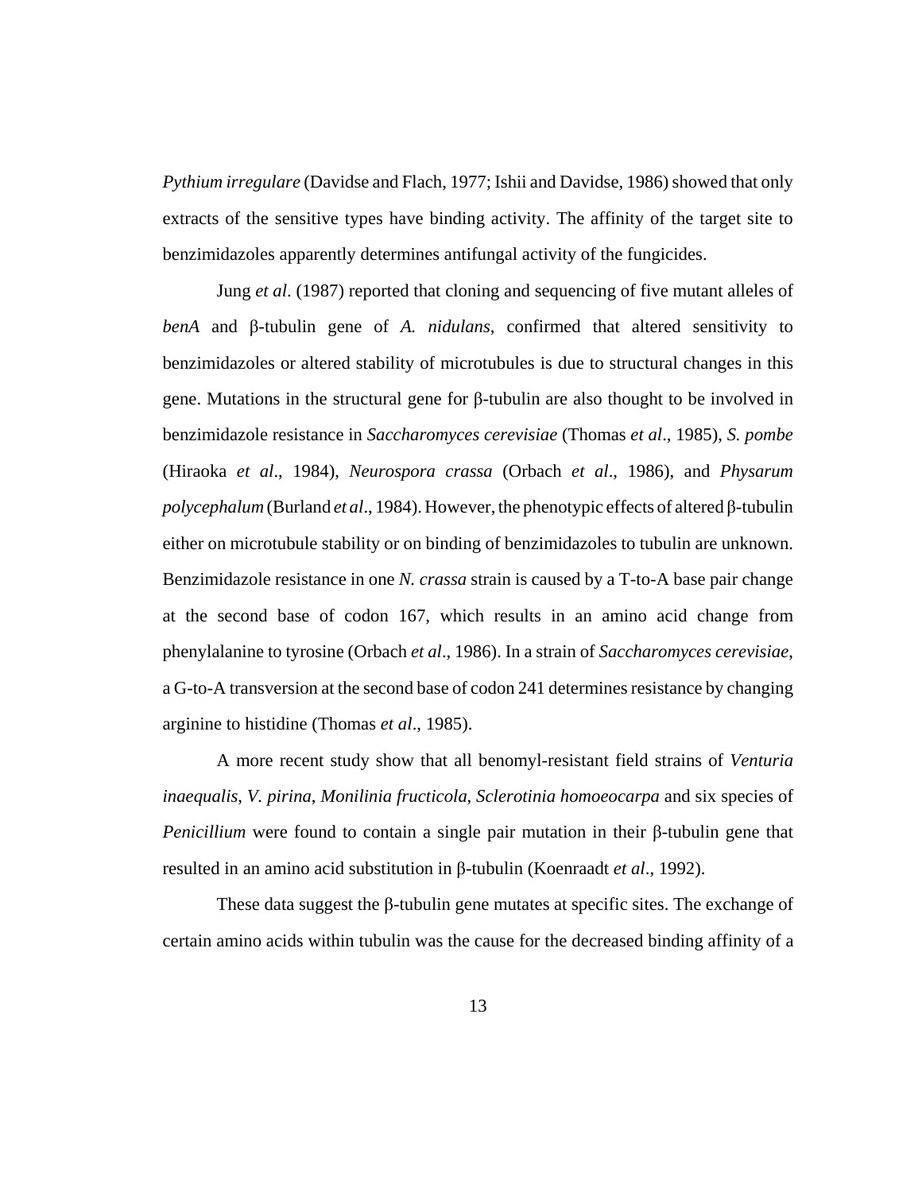*Pythium irregulare* (Davidse and Flach, 1977; Ishii and Davidse, 1986) showed that only extracts of the sensitive types have binding activity. The affinity of the target site to benzimidazoles apparently determines antifungal activity of the fungicides.

Jung *et al*. (1987) reported that cloning and sequencing of five mutant alleles of *benA* and β-tubulin gene of *A. nidulans*, confirmed that altered sensitivity to benzimidazoles or altered stability of microtubules is due to structural changes in this gene. Mutations in the structural gene for β-tubulin are also thought to be involved in benzimidazole resistance in *Saccharomyces cerevisiae* (Thomas *et al*., 1985), *S. pombe* (Hiraoka *et al*., 1984), *Neurospora crassa* (Orbach *et al*., 1986), and *Physarum polycephalum* (Burland *et al*., 1984). However, the phenotypic effects of altered β-tubulin either on microtubule stability or on binding of benzimidazoles to tubulin are unknown. Benzimidazole resistance in one *N. crassa* strain is caused by a T-to-A base pair change at the second base of codon 167, which results in an amino acid change from phenylalanine to tyrosine (Orbach *et al*., 1986). In a strain of *Saccharomyces cerevisiae*, a G-to-A transversion at the second base of codon 241 determines resistance by changing arginine to histidine (Thomas *et al*., 1985).

A more recent study show that all benomyl-resistant field strains of *Venturia inaequalis*, *V. pirina*, *Monilinia fructicola*, *Sclerotinia homoeocarpa* and six species of *Penicillium* were found to contain a single pair mutation in their β-tubulin gene that resulted in an amino acid substitution in β-tubulin (Koenraadt *et al*., 1992).

These data suggest the β-tubulin gene mutates at specific sites. The exchange of certain amino acids within tubulin was the cause for the decreased binding affinity of a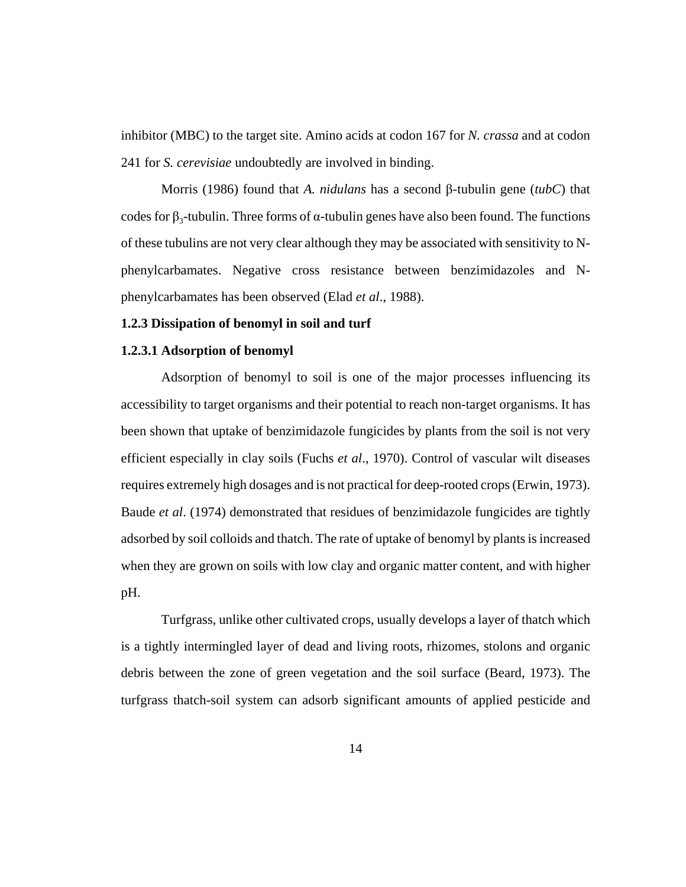inhibitor (MBC) to the target site. Amino acids at codon 167 for *N. crassa* and at codon 241 for *S. cerevisiae* undoubtedly are involved in binding.

Morris (1986) found that *A. nidulans* has a second β-tubulin gene (*tubC*) that codes for $\beta_3$-tubulin. Three forms of α-tubulin genes have also been found. The functions of these tubulins are not very clear although they may be associated with sensitivity to N-phenylcarbamates. Negative cross resistance between benzimidazoles and N-phenylcarbamates has been observed (Elad *et al*., 1988).

### 1.2.3 Dissipation of benomyl in soil and turf

#### 1.2.3.1 Adsorption of benomyl

Adsorption of benomyl to soil is one of the major processes influencing its accessibility to target organisms and their potential to reach non-target organisms. It has been shown that uptake of benzimidazole fungicides by plants from the soil is not very efficient especially in clay soils (Fuchs *et al*., 1970). Control of vascular wilt diseases requires extremely high dosages and is not practical for deep-rooted crops (Erwin, 1973). Baude *et al*. (1974) demonstrated that residues of benzimidazole fungicides are tightly adsorbed by soil colloids and thatch. The rate of uptake of benomyl by plants is increased when they are grown on soils with low clay and organic matter content, and with higher pH.

Turfgrass, unlike other cultivated crops, usually develops a layer of thatch which is a tightly intermingled layer of dead and living roots, rhizomes, stolons and organic debris between the zone of green vegetation and the soil surface (Beard, 1973). The turfgrass thatch-soil system can adsorb significant amounts of applied pesticide and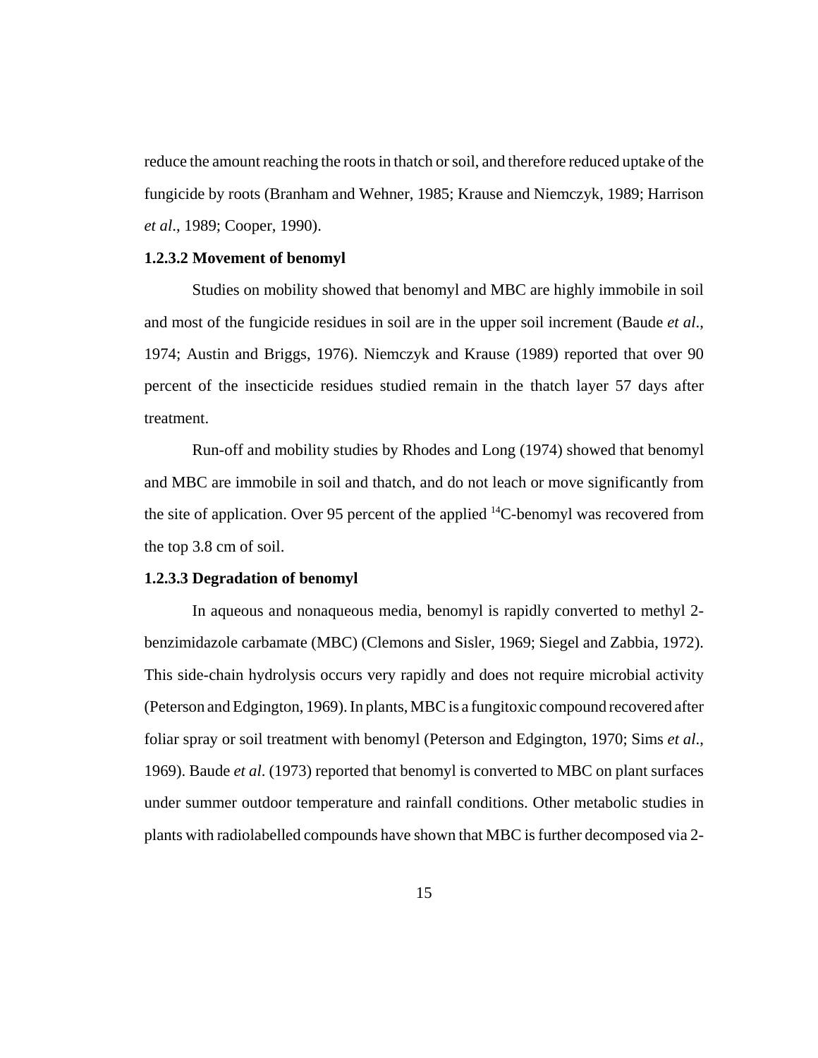reduce the amount reaching the roots in thatch or soil, and therefore reduced uptake of the fungicide by roots (Branham and Wehner, 1985; Krause and Niemczyk, 1989; Harrison *et al*., 1989; Cooper, 1990).

### 1.2.3.2 Movement of benomyl

Studies on mobility showed that benomyl and MBC are highly immobile in soil and most of the fungicide residues in soil are in the upper soil increment (Baude *et al*., 1974; Austin and Briggs, 1976). Niemczyk and Krause (1989) reported that over 90 percent of the insecticide residues studied remain in the thatch layer 57 days after treatment.

Run-off and mobility studies by Rhodes and Long (1974) showed that benomyl and MBC are immobile in soil and thatch, and do not leach or move significantly from the site of application. Over 95 percent of the applied $^{14}C$-benomyl was recovered from the top 3.8 cm of soil.

### 1.2.3.3 Degradation of benomyl

In aqueous and nonaqueous media, benomyl is rapidly converted to methyl 2-benzimidazole carbamate (MBC) (Clemons and Sisler, 1969; Siegel and Zabbia, 1972). This side-chain hydrolysis occurs very rapidly and does not require microbial activity (Peterson and Edgington, 1969). In plants, MBC is a fungitoxic compound recovered after foliar spray or soil treatment with benomyl (Peterson and Edgington, 1970; Sims *et al*., 1969). Baude *et al*. (1973) reported that benomyl is converted to MBC on plant surfaces under summer outdoor temperature and rainfall conditions. Other metabolic studies in plants with radiolabelled compounds have shown that MBC is further decomposed via 2-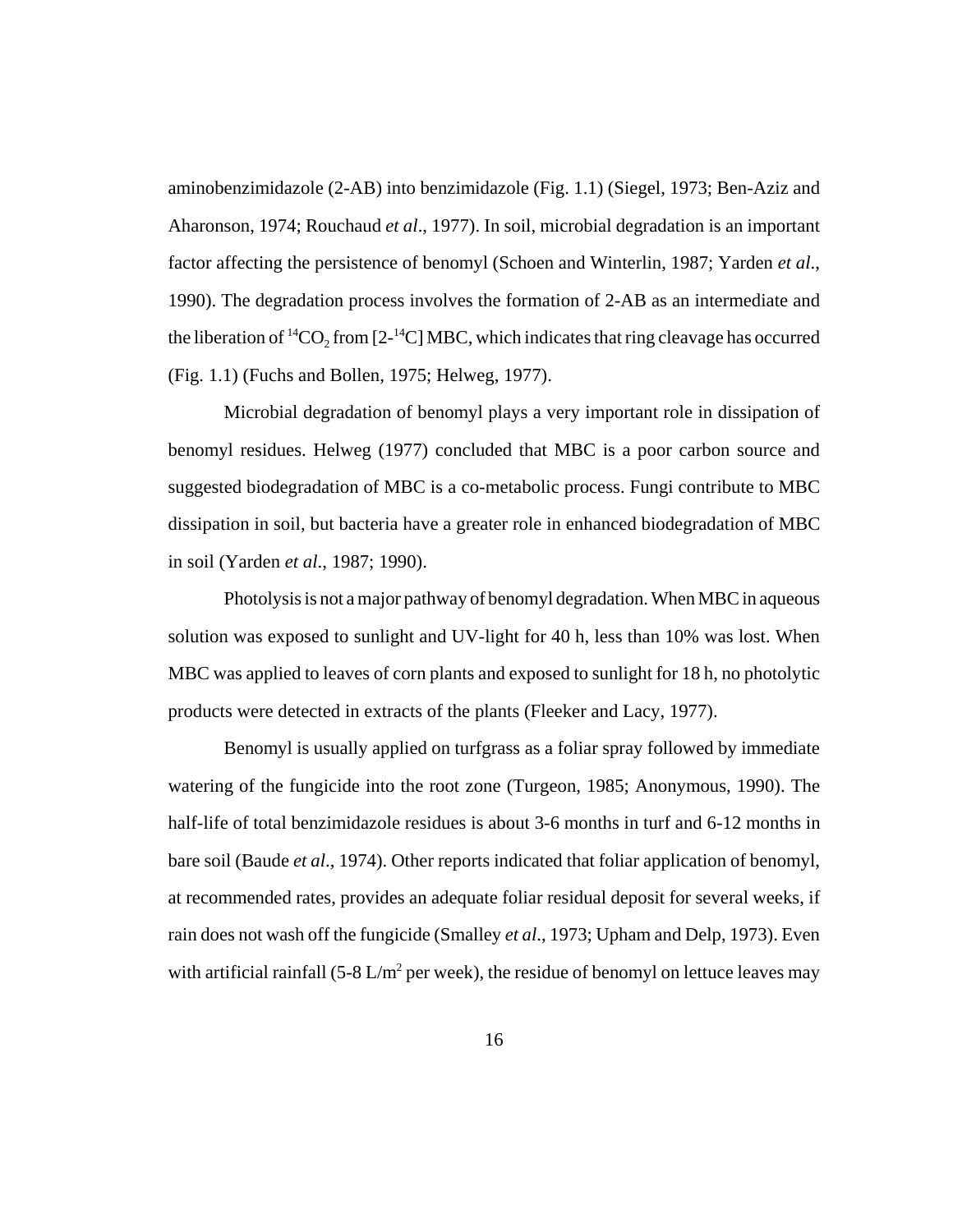aminobenzimidazole (2-AB) into benzimidazole (Fig. 1.1) (Siegel, 1973; Ben-Aziz and Aharonson, 1974; Rouchaud *et al*., 1977). In soil, microbial degradation is an important factor affecting the persistence of benomyl (Schoen and Winterlin, 1987; Yarden *et al*., 1990). The degradation process involves the formation of 2-AB as an intermediate and the liberation of $^{14}CO_2$ from [2-$^{14}$C] MBC, which indicates that ring cleavage has occurred (Fig. 1.1) (Fuchs and Bollen, 1975; Helweg, 1977).

Microbial degradation of benomyl plays a very important role in dissipation of benomyl residues. Helweg (1977) concluded that MBC is a poor carbon source and suggested biodegradation of MBC is a co-metabolic process. Fungi contribute to MBC dissipation in soil, but bacteria have a greater role in enhanced biodegradation of MBC in soil (Yarden *et al*., 1987; 1990).

Photolysis is not a major pathway of benomyl degradation. When MBC in aqueous solution was exposed to sunlight and UV-light for 40 h, less than 10% was lost. When MBC was applied to leaves of corn plants and exposed to sunlight for 18 h, no photolytic products were detected in extracts of the plants (Fleeker and Lacy, 1977).

Benomyl is usually applied on turfgrass as a foliar spray followed by immediate watering of the fungicide into the root zone (Turgeon, 1985; Anonymous, 1990). The half-life of total benzimidazole residues is about 3-6 months in turf and 6-12 months in bare soil (Baude *et al*., 1974). Other reports indicated that foliar application of benomyl, at recommended rates, provides an adequate foliar residual deposit for several weeks, if rain does not wash off the fungicide (Smalley *et al*., 1973; Upham and Delp, 1973). Even with artificial rainfall (5-8 L/m$^2$ per week), the residue of benomyl on lettuce leaves may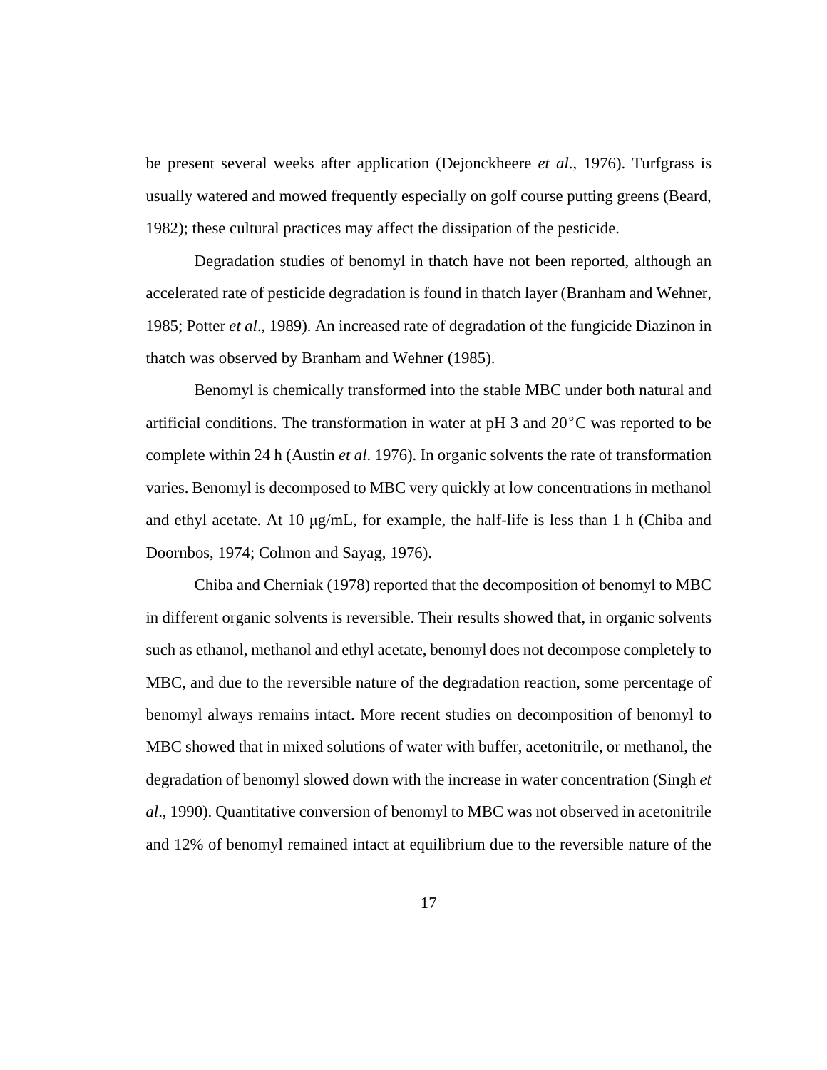be present several weeks after application (Dejonckheere *et al*., 1976). Turfgrass is usually watered and mowed frequently especially on golf course putting greens (Beard, 1982); these cultural practices may affect the dissipation of the pesticide.

Degradation studies of benomyl in thatch have not been reported, although an accelerated rate of pesticide degradation is found in thatch layer (Branham and Wehner, 1985; Potter *et al*., 1989). An increased rate of degradation of the fungicide Diazinon in thatch was observed by Branham and Wehner (1985).

Benomyl is chemically transformed into the stable MBC under both natural and artificial conditions. The transformation in water at pH 3 and 20°C was reported to be complete within 24 h (Austin *et al*. 1976). In organic solvents the rate of transformation varies. Benomyl is decomposed to MBC very quickly at low concentrations in methanol and ethyl acetate. At 10 μg/mL, for example, the half-life is less than 1 h (Chiba and Doornbos, 1974; Colmon and Sayag, 1976).

Chiba and Cherniak (1978) reported that the decomposition of benomyl to MBC in different organic solvents is reversible. Their results showed that, in organic solvents such as ethanol, methanol and ethyl acetate, benomyl does not decompose completely to MBC, and due to the reversible nature of the degradation reaction, some percentage of benomyl always remains intact. More recent studies on decomposition of benomyl to MBC showed that in mixed solutions of water with buffer, acetonitrile, or methanol, the degradation of benomyl slowed down with the increase in water concentration (Singh *et al*., 1990). Quantitative conversion of benomyl to MBC was not observed in acetonitrile and 12% of benomyl remained intact at equilibrium due to the reversible nature of the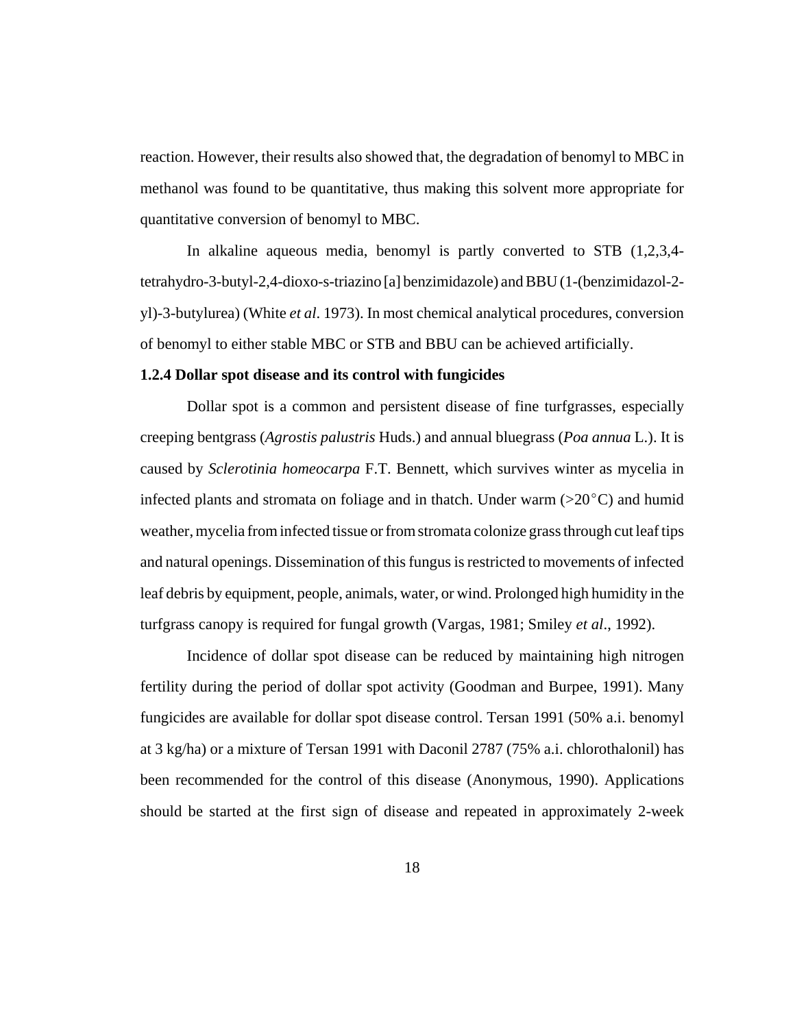reaction. However, their results also showed that, the degradation of benomyl to MBC in methanol was found to be quantitative, thus making this solvent more appropriate for quantitative conversion of benomyl to MBC.

In alkaline aqueous media, benomyl is partly converted to STB (1,2,3,4-tetrahydro-3-butyl-2,4-dioxo-s-triazino [a] benzimidazole) and BBU (1-(benzimidazol-2-yl)-3-butylurea) (White *et al*. 1973). In most chemical analytical procedures, conversion of benomyl to either stable MBC or STB and BBU can be achieved artificially.

### 1.2.4 Dollar spot disease and its control with fungicides

Dollar spot is a common and persistent disease of fine turfgrasses, especially creeping bentgrass (*Agrostis palustris* Huds.) and annual bluegrass (*Poa annua* L.). It is caused by *Sclerotinia homeocarpa* F.T. Bennett, which survives winter as mycelia in infected plants and stromata on foliage and in thatch. Under warm (>20°C) and humid weather, mycelia from infected tissue or from stromata colonize grass through cut leaf tips and natural openings. Dissemination of this fungus is restricted to movements of infected leaf debris by equipment, people, animals, water, or wind. Prolonged high humidity in the turfgrass canopy is required for fungal growth (Vargas, 1981; Smiley *et al*., 1992).

Incidence of dollar spot disease can be reduced by maintaining high nitrogen fertility during the period of dollar spot activity (Goodman and Burpee, 1991). Many fungicides are available for dollar spot disease control. Tersan 1991 (50% a.i. benomyl at 3 kg/ha) or a mixture of Tersan 1991 with Daconil 2787 (75% a.i. chlorothalonil) has been recommended for the control of this disease (Anonymous, 1990). Applications should be started at the first sign of disease and repeated in approximately 2-week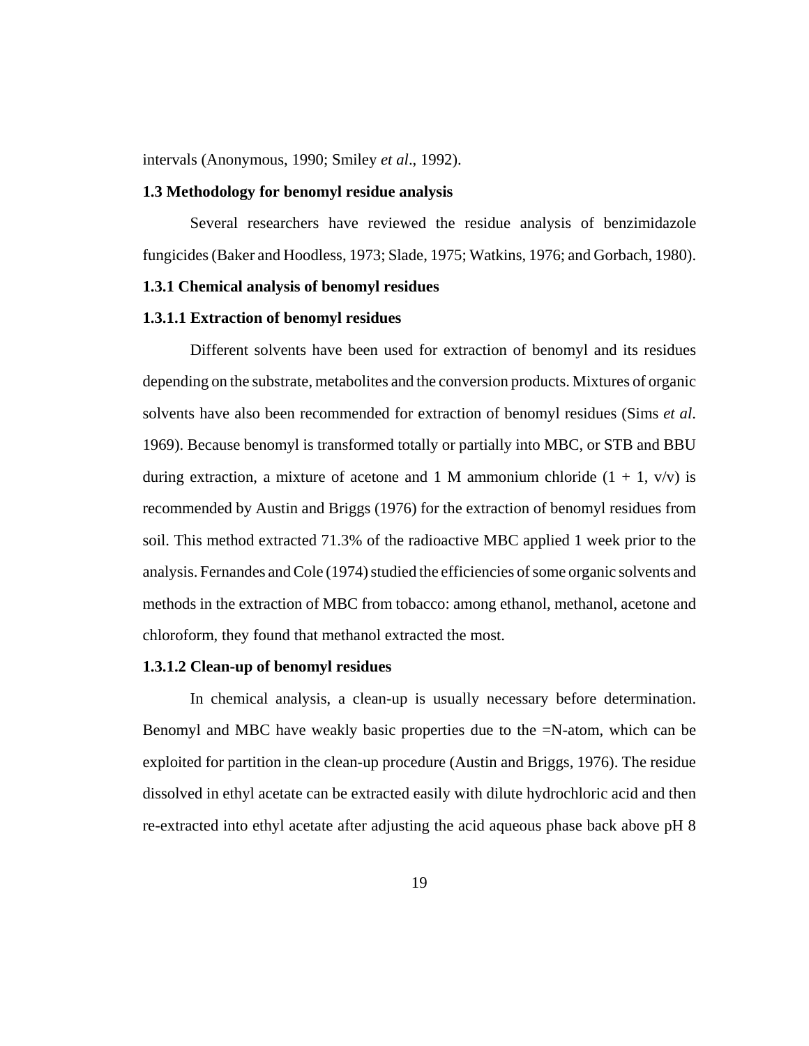intervals (Anonymous, 1990; Smiley *et al*., 1992).

### 1.3 Methodology for benomyl residue analysis

Several researchers have reviewed the residue analysis of benzimidazole fungicides (Baker and Hoodless, 1973; Slade, 1975; Watkins, 1976; and Gorbach, 1980).

#### 1.3.1 Chemical analysis of benomyl residues

##### 1.3.1.1 Extraction of benomyl residues

Different solvents have been used for extraction of benomyl and its residues depending on the substrate, metabolites and the conversion products. Mixtures of organic solvents have also been recommended for extraction of benomyl residues (Sims *et al*. 1969). Because benomyl is transformed totally or partially into MBC, or STB and BBU during extraction, a mixture of acetone and 1 M ammonium chloride (1 + 1, v/v) is recommended by Austin and Briggs (1976) for the extraction of benomyl residues from soil. This method extracted 71.3% of the radioactive MBC applied 1 week prior to the analysis. Fernandes and Cole (1974) studied the efficiencies of some organic solvents and methods in the extraction of MBC from tobacco: among ethanol, methanol, acetone and chloroform, they found that methanol extracted the most.

##### 1.3.1.2 Clean-up of benomyl residues

In chemical analysis, a clean-up is usually necessary before determination. Benomyl and MBC have weakly basic properties due to the =N-atom, which can be exploited for partition in the clean-up procedure (Austin and Briggs, 1976). The residue dissolved in ethyl acetate can be extracted easily with dilute hydrochloric acid and then re-extracted into ethyl acetate after adjusting the acid aqueous phase back above pH 8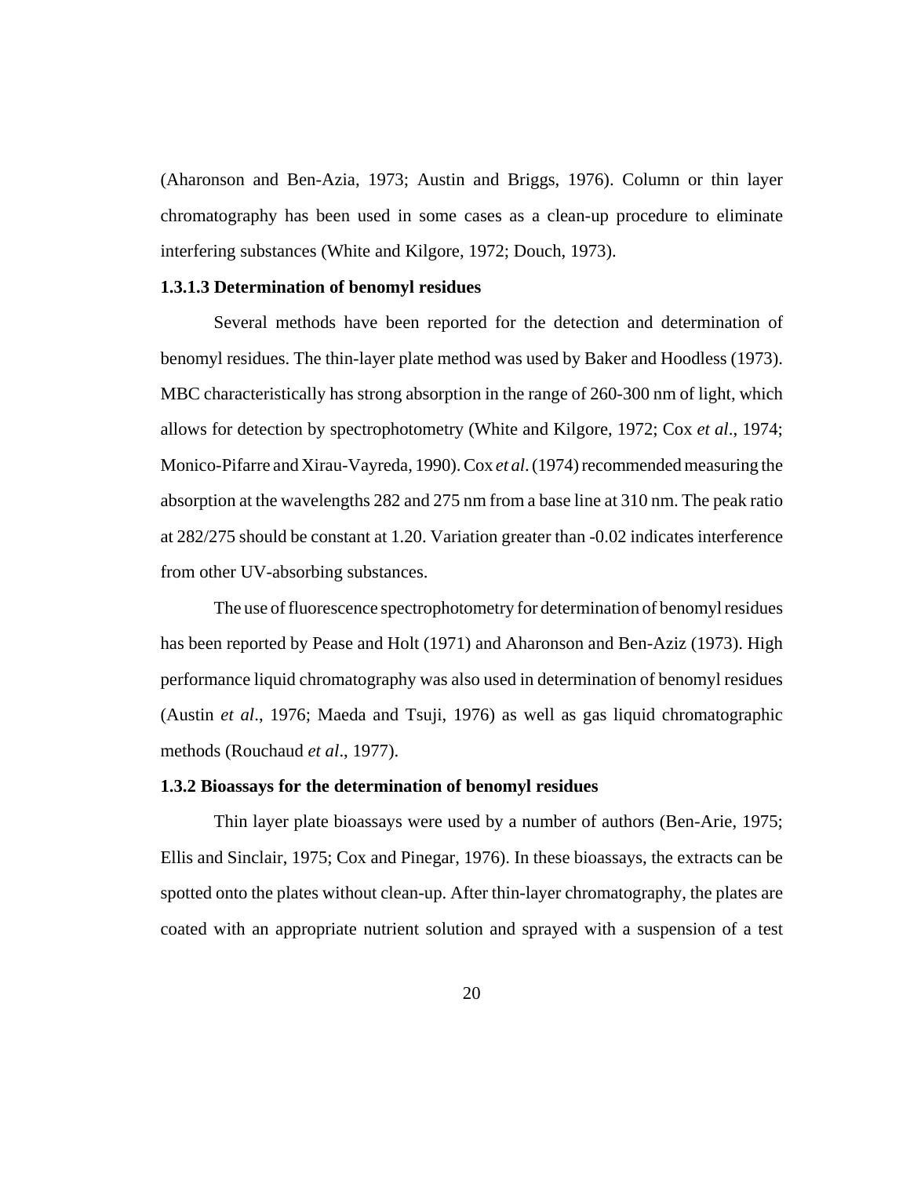(Aharonson and Ben-Azia, 1973; Austin and Briggs, 1976). Column or thin layer chromatography has been used in some cases as a clean-up procedure to eliminate interfering substances (White and Kilgore, 1972; Douch, 1973).

**1.3.1.3 Determination of benomyl residues**

Several methods have been reported for the detection and determination of benomyl residues. The thin-layer plate method was used by Baker and Hoodless (1973). MBC characteristically has strong absorption in the range of 260-300 nm of light, which allows for detection by spectrophotometry (White and Kilgore, 1972; Cox *et al*., 1974; Monico-Pifarre and Xirau-Vayreda, 1990). Cox *et al*. (1974) recommended measuring the absorption at the wavelengths 282 and 275 nm from a base line at 310 nm. The peak ratio at 282/275 should be constant at 1.20. Variation greater than -0.02 indicates interference from other UV-absorbing substances.

The use of fluorescence spectrophotometry for determination of benomyl residues has been reported by Pease and Holt (1971) and Aharonson and Ben-Aziz (1973). High performance liquid chromatography was also used in determination of benomyl residues (Austin *et al*., 1976; Maeda and Tsuji, 1976) as well as gas liquid chromatographic methods (Rouchaud *et al*., 1977).

**1.3.2 Bioassays for the determination of benomyl residues**

Thin layer plate bioassays were used by a number of authors (Ben-Arie, 1975; Ellis and Sinclair, 1975; Cox and Pinegar, 1976). In these bioassays, the extracts can be spotted onto the plates without clean-up. After thin-layer chromatography, the plates are coated with an appropriate nutrient solution and sprayed with a suspension of a test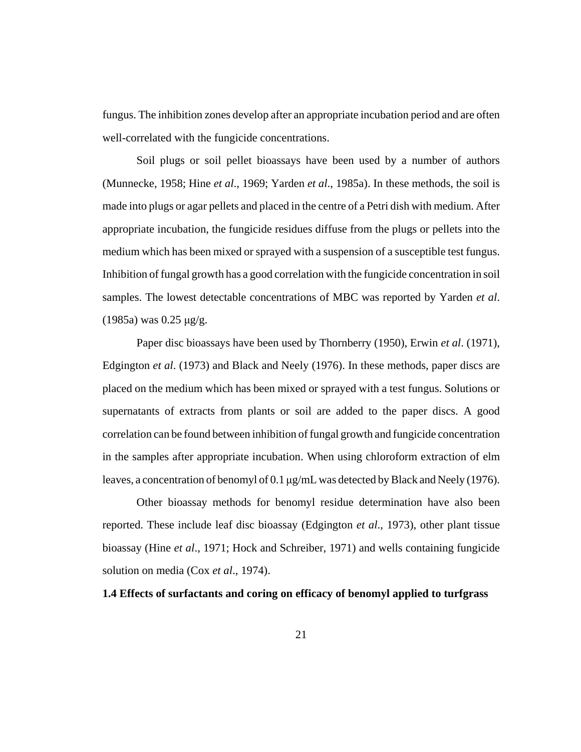fungus. The inhibition zones develop after an appropriate incubation period and are often well-correlated with the fungicide concentrations.

Soil plugs or soil pellet bioassays have been used by a number of authors (Munnecke, 1958; Hine *et al*., 1969; Yarden *et al*., 1985a). In these methods, the soil is made into plugs or agar pellets and placed in the centre of a Petri dish with medium. After appropriate incubation, the fungicide residues diffuse from the plugs or pellets into the medium which has been mixed or sprayed with a suspension of a susceptible test fungus. Inhibition of fungal growth has a good correlation with the fungicide concentration in soil samples. The lowest detectable concentrations of MBC was reported by Yarden *et al*. (1985a) was 0.25 μg/g.

Paper disc bioassays have been used by Thornberry (1950), Erwin *et al*. (1971), Edgington *et al*. (1973) and Black and Neely (1976). In these methods, paper discs are placed on the medium which has been mixed or sprayed with a test fungus. Solutions or supernatants of extracts from plants or soil are added to the paper discs. A good correlation can be found between inhibition of fungal growth and fungicide concentration in the samples after appropriate incubation. When using chloroform extraction of elm leaves, a concentration of benomyl of 0.1 μg/mL was detected by Black and Neely (1976).

Other bioassay methods for benomyl residue determination have also been reported. These include leaf disc bioassay (Edgington *et al*., 1973), other plant tissue bioassay (Hine *et al*., 1971; Hock and Schreiber, 1971) and wells containing fungicide solution on media (Cox *et al*., 1974).

### 1.4 Effects of surfactants and coring on efficacy of benomyl applied to turfgrass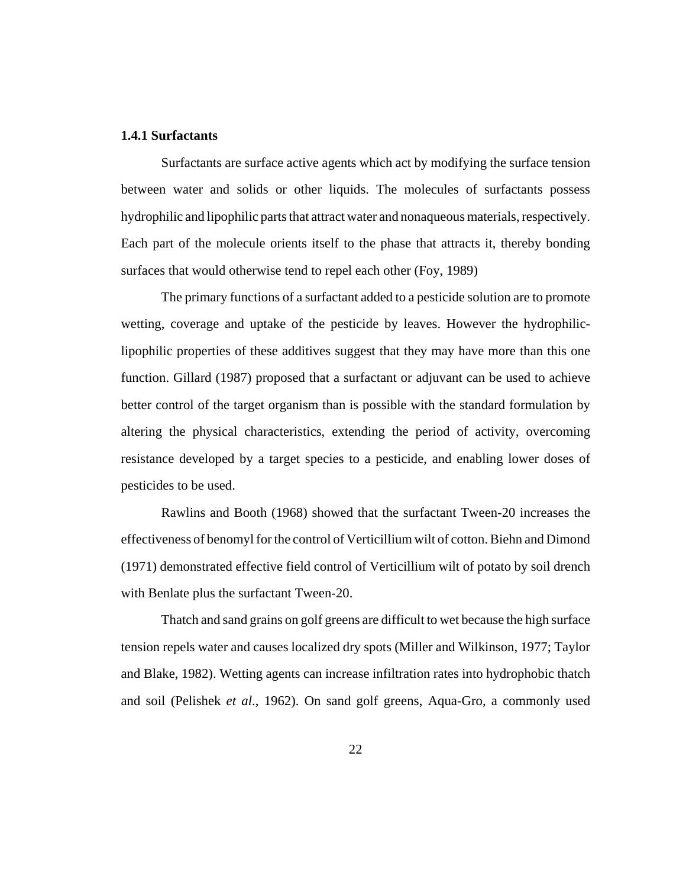### 1.4.1 Surfactants

Surfactants are surface active agents which act by modifying the surface tension between water and solids or other liquids. The molecules of surfactants possess hydrophilic and lipophilic parts that attract water and nonaqueous materials, respectively. Each part of the molecule orients itself to the phase that attracts it, thereby bonding surfaces that would otherwise tend to repel each other (Foy, 1989)

The primary functions of a surfactant added to a pesticide solution are to promote wetting, coverage and uptake of the pesticide by leaves. However the hydrophilic-lipophilic properties of these additives suggest that they may have more than this one function. Gillard (1987) proposed that a surfactant or adjuvant can be used to achieve better control of the target organism than is possible with the standard formulation by altering the physical characteristics, extending the period of activity, overcoming resistance developed by a target species to a pesticide, and enabling lower doses of pesticides to be used.

Rawlins and Booth (1968) showed that the surfactant Tween-20 increases the effectiveness of benomyl for the control of Verticillium wilt of cotton. Biehn and Dimond (1971) demonstrated effective field control of Verticillium wilt of potato by soil drench with Benlate plus the surfactant Tween-20.

Thatch and sand grains on golf greens are difficult to wet because the high surface tension repels water and causes localized dry spots (Miller and Wilkinson, 1977; Taylor and Blake, 1982). Wetting agents can increase infiltration rates into hydrophobic thatch and soil (Pelishek *et al*., 1962). On sand golf greens, Aqua-Gro, a commonly used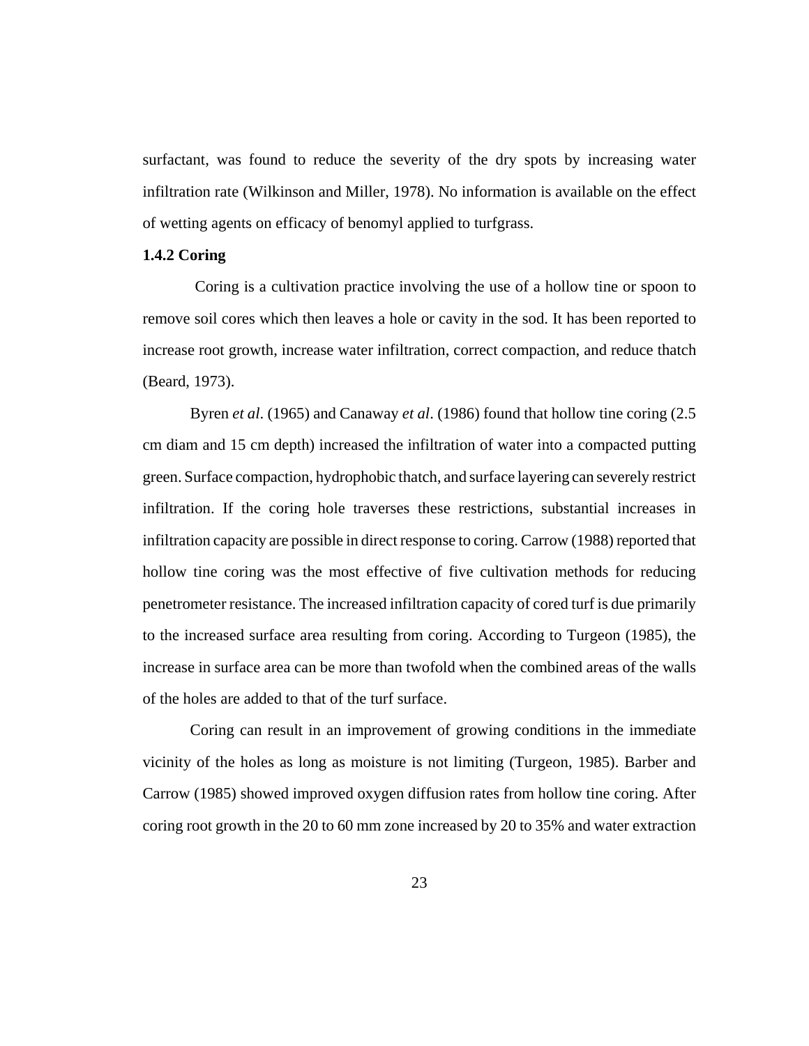surfactant, was found to reduce the severity of the dry spots by increasing water infiltration rate (Wilkinson and Miller, 1978). No information is available on the effect of wetting agents on efficacy of benomyl applied to turfgrass.

### 1.4.2 Coring

Coring is a cultivation practice involving the use of a hollow tine or spoon to remove soil cores which then leaves a hole or cavity in the sod. It has been reported to increase root growth, increase water infiltration, correct compaction, and reduce thatch (Beard, 1973).

Byren *et al*. (1965) and Canaway *et al*. (1986) found that hollow tine coring (2.5 cm diam and 15 cm depth) increased the infiltration of water into a compacted putting green. Surface compaction, hydrophobic thatch, and surface layering can severely restrict infiltration. If the coring hole traverses these restrictions, substantial increases in infiltration capacity are possible in direct response to coring. Carrow (1988) reported that hollow tine coring was the most effective of five cultivation methods for reducing penetrometer resistance. The increased infiltration capacity of cored turf is due primarily to the increased surface area resulting from coring. According to Turgeon (1985), the increase in surface area can be more than twofold when the combined areas of the walls of the holes are added to that of the turf surface.

Coring can result in an improvement of growing conditions in the immediate vicinity of the holes as long as moisture is not limiting (Turgeon, 1985). Barber and Carrow (1985) showed improved oxygen diffusion rates from hollow tine coring. After coring root growth in the 20 to 60 mm zone increased by 20 to 35% and water extraction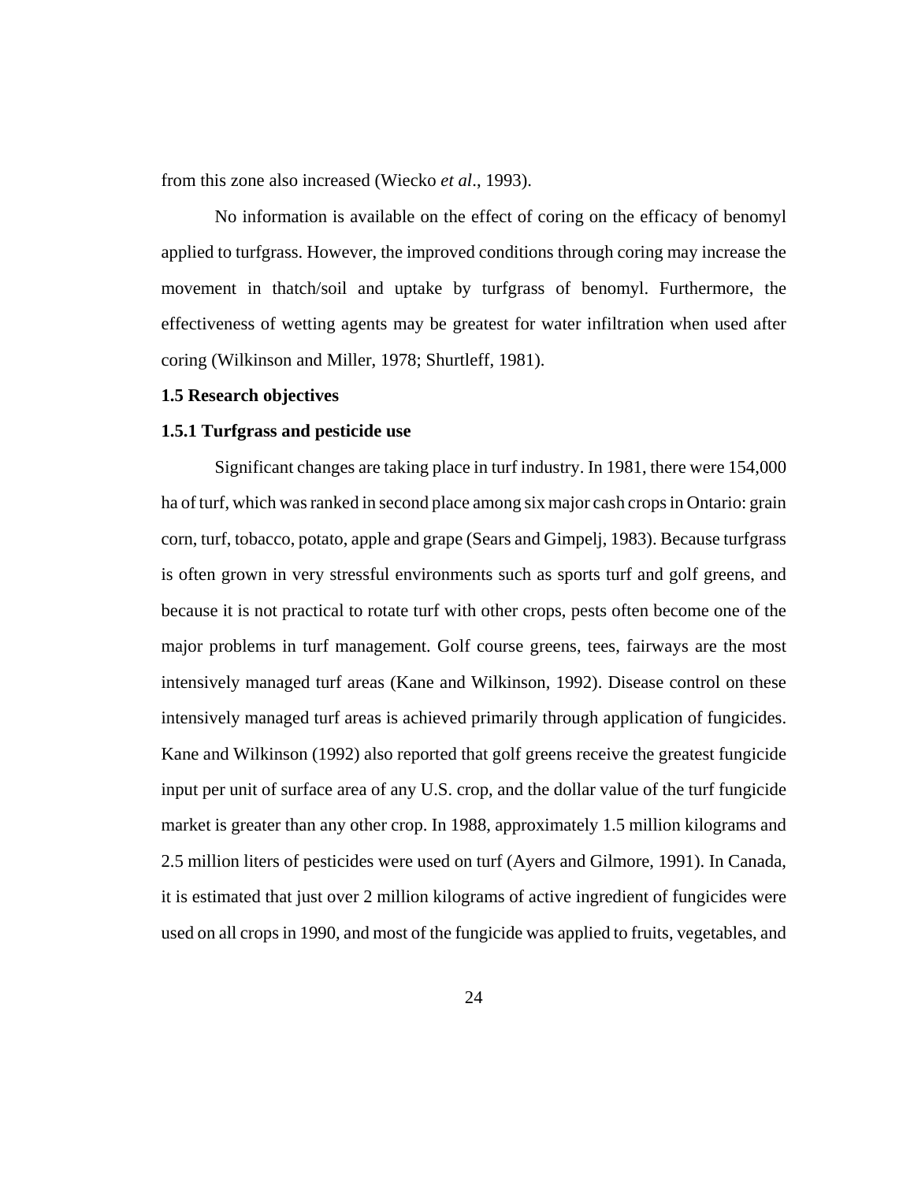from this zone also increased (Wiecko *et al*., 1993).

No information is available on the effect of coring on the efficacy of benomyl applied to turfgrass. However, the improved conditions through coring may increase the movement in thatch/soil and uptake by turfgrass of benomyl. Furthermore, the effectiveness of wetting agents may be greatest for water infiltration when used after coring (Wilkinson and Miller, 1978; Shurtleff, 1981).

## 1.5 Research objectives

### 1.5.1 Turfgrass and pesticide use

Significant changes are taking place in turf industry. In 1981, there were 154,000 ha of turf, which was ranked in second place among six major cash crops in Ontario: grain corn, turf, tobacco, potato, apple and grape (Sears and Gimpelj, 1983). Because turfgrass is often grown in very stressful environments such as sports turf and golf greens, and because it is not practical to rotate turf with other crops, pests often become one of the major problems in turf management. Golf course greens, tees, fairways are the most intensively managed turf areas (Kane and Wilkinson, 1992). Disease control on these intensively managed turf areas is achieved primarily through application of fungicides. Kane and Wilkinson (1992) also reported that golf greens receive the greatest fungicide input per unit of surface area of any U.S. crop, and the dollar value of the turf fungicide market is greater than any other crop. In 1988, approximately 1.5 million kilograms and 2.5 million liters of pesticides were used on turf (Ayers and Gilmore, 1991). In Canada, it is estimated that just over 2 million kilograms of active ingredient of fungicides were used on all crops in 1990, and most of the fungicide was applied to fruits, vegetables, and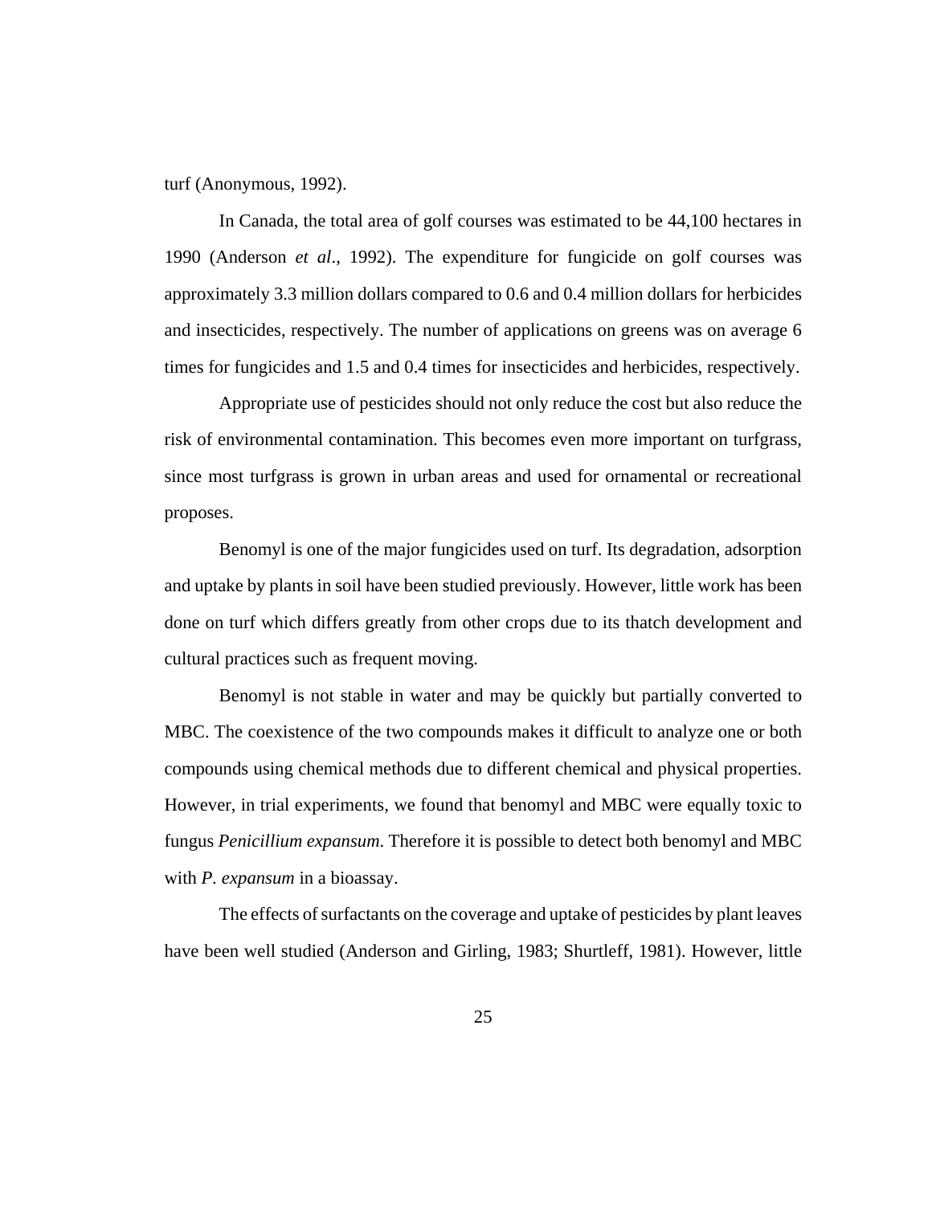turf (Anonymous, 1992).

In Canada, the total area of golf courses was estimated to be 44,100 hectares in 1990 (Anderson *et al*., 1992). The expenditure for fungicide on golf courses was approximately 3.3 million dollars compared to 0.6 and 0.4 million dollars for herbicides and insecticides, respectively. The number of applications on greens was on average 6 times for fungicides and 1.5 and 0.4 times for insecticides and herbicides, respectively.

Appropriate use of pesticides should not only reduce the cost but also reduce the risk of environmental contamination. This becomes even more important on turfgrass, since most turfgrass is grown in urban areas and used for ornamental or recreational proposes.

Benomyl is one of the major fungicides used on turf. Its degradation, adsorption and uptake by plants in soil have been studied previously. However, little work has been done on turf which differs greatly from other crops due to its thatch development and cultural practices such as frequent moving.

Benomyl is not stable in water and may be quickly but partially converted to MBC. The coexistence of the two compounds makes it difficult to analyze one or both compounds using chemical methods due to different chemical and physical properties. However, in trial experiments, we found that benomyl and MBC were equally toxic to fungus *Penicillium expansum*. Therefore it is possible to detect both benomyl and MBC with *P. expansum* in a bioassay.

The effects of surfactants on the coverage and uptake of pesticides by plant leaves have been well studied (Anderson and Girling, 1983; Shurtleff, 1981). However, little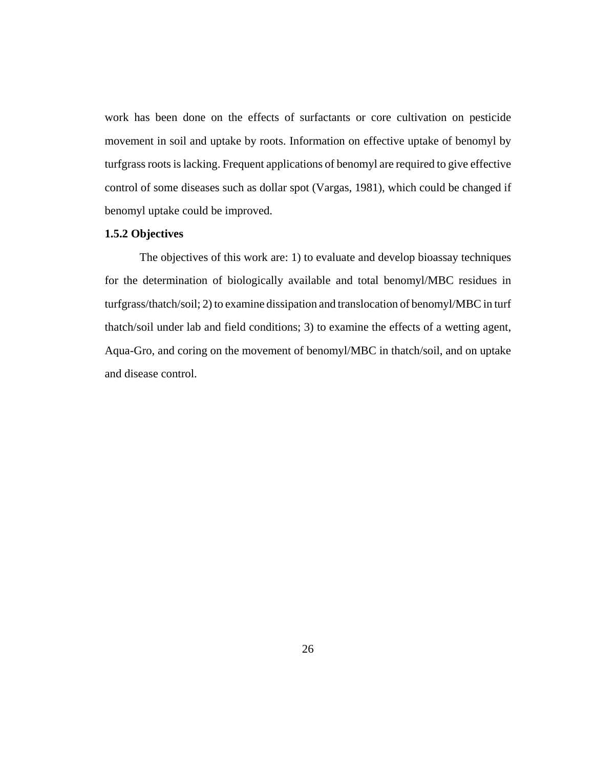work has been done on the effects of surfactants or core cultivation on pesticide movement in soil and uptake by roots. Information on effective uptake of benomyl by turfgrass roots is lacking. Frequent applications of benomyl are required to give effective control of some diseases such as dollar spot (Vargas, 1981), which could be changed if benomyl uptake could be improved.

### 1.5.2 Objectives

The objectives of this work are: 1) to evaluate and develop bioassay techniques for the determination of biologically available and total benomyl/MBC residues in turfgrass/thatch/soil; 2) to examine dissipation and translocation of benomyl/MBC in turf thatch/soil under lab and field conditions; 3) to examine the effects of a wetting agent, Aqua-Gro, and coring on the movement of benomyl/MBC in thatch/soil, and on uptake and disease control.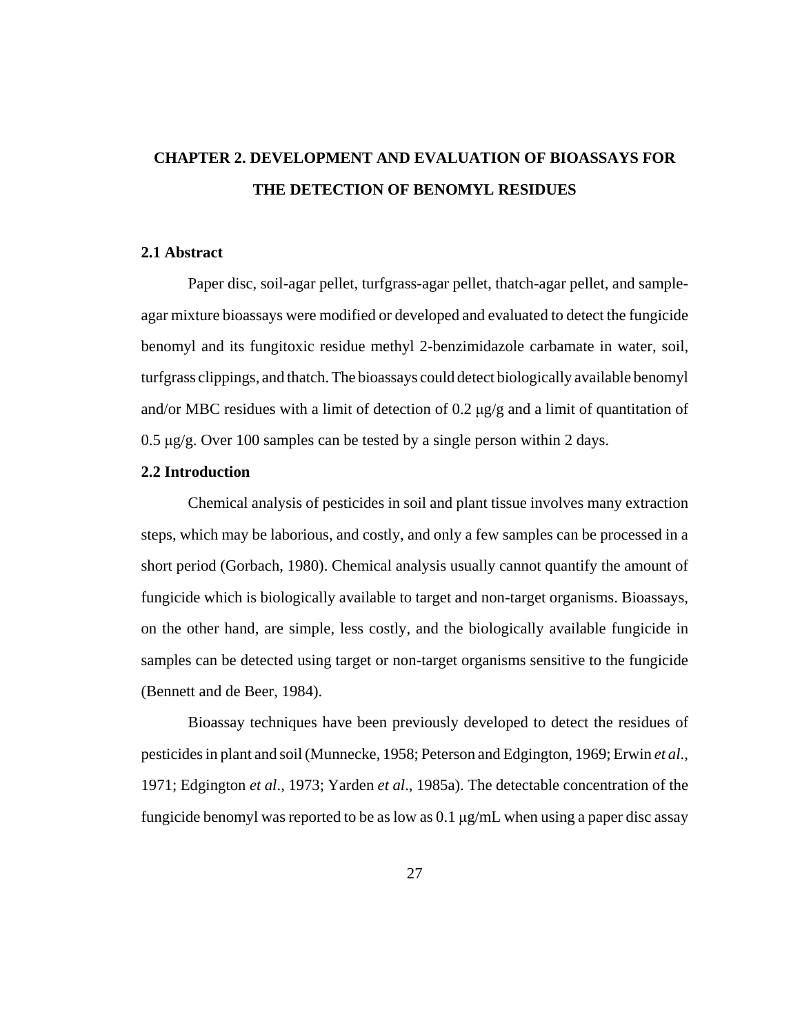# CHAPTER 2. DEVELOPMENT AND EVALUATION OF BIOASSAYS FOR THE DETECTION OF BENOMYL RESIDUES

## 2.1 Abstract

Paper disc, soil-agar pellet, turfgrass-agar pellet, thatch-agar pellet, and sample-agar mixture bioassays were modified or developed and evaluated to detect the fungicide benomyl and its fungitoxic residue methyl 2-benzimidazole carbamate in water, soil, turfgrass clippings, and thatch. The bioassays could detect biologically available benomyl and/or MBC residues with a limit of detection of 0.2 μg/g and a limit of quantitation of 0.5 μg/g. Over 100 samples can be tested by a single person within 2 days.

## 2.2 Introduction

Chemical analysis of pesticides in soil and plant tissue involves many extraction steps, which may be laborious, and costly, and only a few samples can be processed in a short period (Gorbach, 1980). Chemical analysis usually cannot quantify the amount of fungicide which is biologically available to target and non-target organisms. Bioassays, on the other hand, are simple, less costly, and the biologically available fungicide in samples can be detected using target or non-target organisms sensitive to the fungicide (Bennett and de Beer, 1984).

Bioassay techniques have been previously developed to detect the residues of pesticides in plant and soil (Munnecke, 1958; Peterson and Edgington, 1969; Erwin *et al*., 1971; Edgington *et al*., 1973; Yarden *et al*., 1985a). The detectable concentration of the fungicide benomyl was reported to be as low as 0.1 μg/mL when using a paper disc assay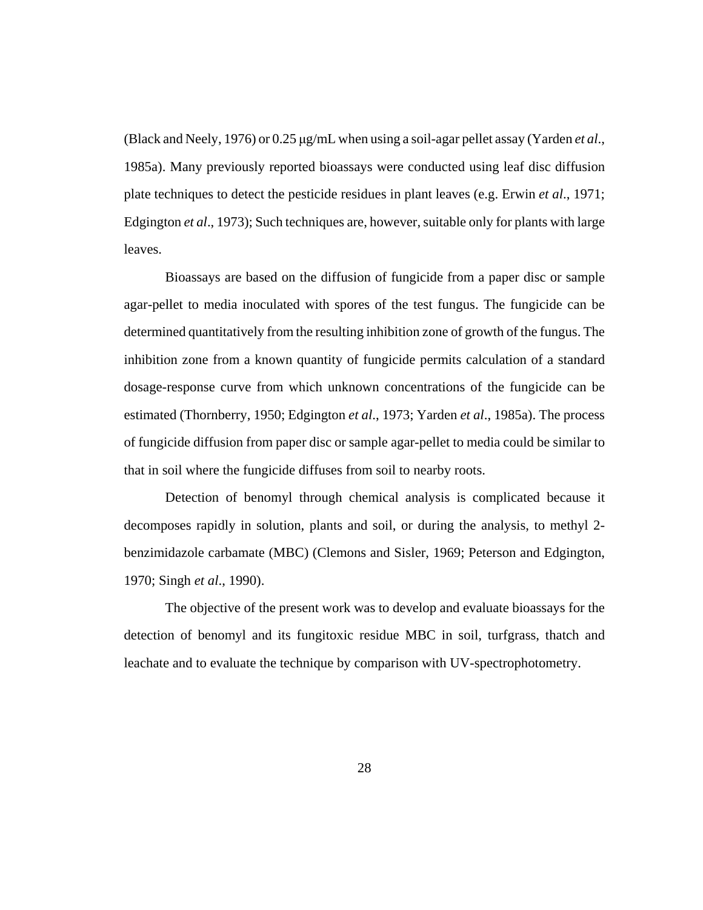(Black and Neely, 1976) or 0.25 μg/mL when using a soil-agar pellet assay (Yarden *et al*., 1985a). Many previously reported bioassays were conducted using leaf disc diffusion plate techniques to detect the pesticide residues in plant leaves (e.g. Erwin *et al*., 1971; Edgington *et al*., 1973); Such techniques are, however, suitable only for plants with large leaves.

Bioassays are based on the diffusion of fungicide from a paper disc or sample agar-pellet to media inoculated with spores of the test fungus. The fungicide can be determined quantitatively from the resulting inhibition zone of growth of the fungus. The inhibition zone from a known quantity of fungicide permits calculation of a standard dosage-response curve from which unknown concentrations of the fungicide can be estimated (Thornberry, 1950; Edgington *et al*., 1973; Yarden *et al*., 1985a). The process of fungicide diffusion from paper disc or sample agar-pellet to media could be similar to that in soil where the fungicide diffuses from soil to nearby roots.

Detection of benomyl through chemical analysis is complicated because it decomposes rapidly in solution, plants and soil, or during the analysis, to methyl 2-benzimidazole carbamate (MBC) (Clemons and Sisler, 1969; Peterson and Edgington, 1970; Singh *et al*., 1990).

The objective of the present work was to develop and evaluate bioassays for the detection of benomyl and its fungitoxic residue MBC in soil, turfgrass, thatch and leachate and to evaluate the technique by comparison with UV-spectrophotometry.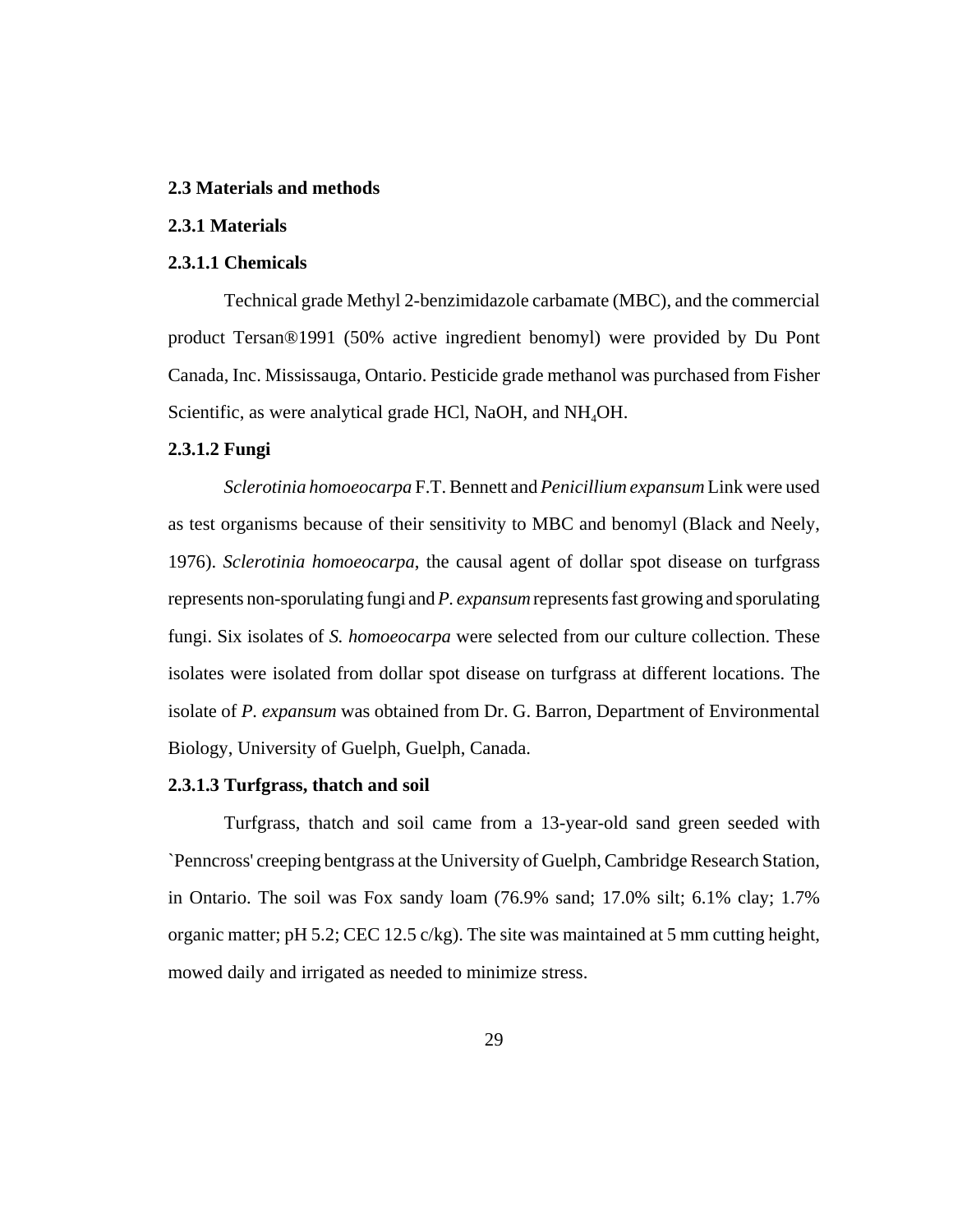## 2.3 Materials and methods

### 2.3.1 Materials

#### 2.3.1.1 Chemicals

Technical grade Methyl 2-benzimidazole carbamate (MBC), and the commercial product Tersan®1991 (50% active ingredient benomyl) were provided by Du Pont Canada, Inc. Mississauga, Ontario. Pesticide grade methanol was purchased from Fisher Scientific, as were analytical grade HCl, NaOH, and $NH_4OH$.

#### 2.3.1.2 Fungi

*Sclerotinia homoeocarpa* F.T. Bennett and *Penicillium expansum* Link were used as test organisms because of their sensitivity to MBC and benomyl (Black and Neely, 1976). *Sclerotinia homoeocarpa*, the causal agent of dollar spot disease on turfgrass represents non-sporulating fungi and *P. expansum* represents fast growing and sporulating fungi. Six isolates of *S. homoeocarpa* were selected from our culture collection. These isolates were isolated from dollar spot disease on turfgrass at different locations. The isolate of *P. expansum* was obtained from Dr. G. Barron, Department of Environmental Biology, University of Guelph, Guelph, Canada.

#### 2.3.1.3 Turfgrass, thatch and soil

Turfgrass, thatch and soil came from a 13-year-old sand green seeded with `Penncross' creeping bentgrass at the University of Guelph, Cambridge Research Station, in Ontario. The soil was Fox sandy loam (76.9% sand; 17.0% silt; 6.1% clay; 1.7% organic matter; pH 5.2; CEC 12.5 c/kg). The site was maintained at 5 mm cutting height, mowed daily and irrigated as needed to minimize stress.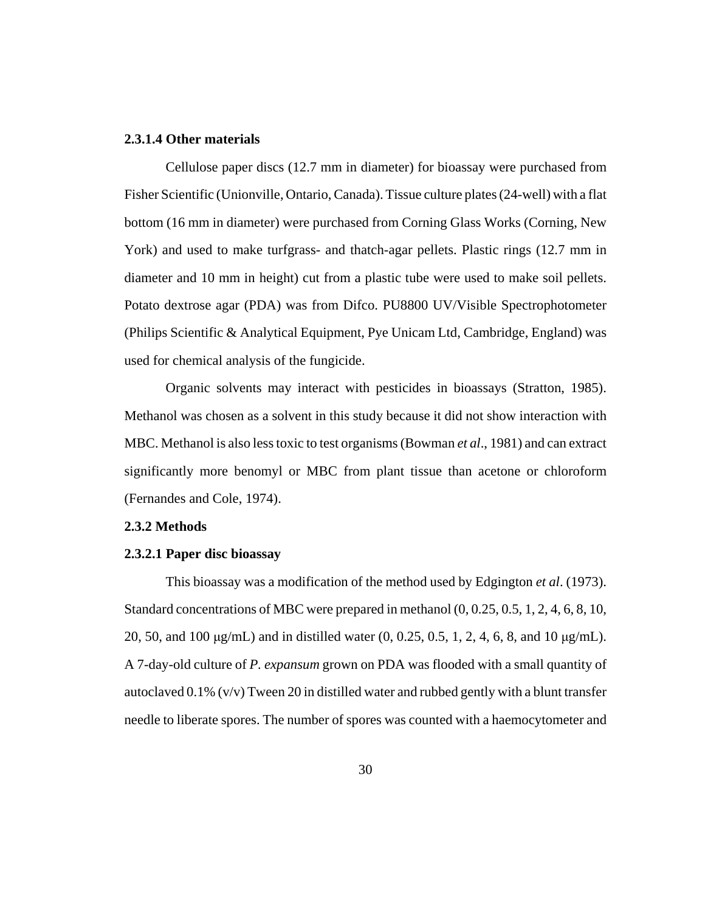#### 2.3.1.4 Other materials

Cellulose paper discs (12.7 mm in diameter) for bioassay were purchased from Fisher Scientific (Unionville, Ontario, Canada). Tissue culture plates (24-well) with a flat bottom (16 mm in diameter) were purchased from Corning Glass Works (Corning, New York) and used to make turfgrass- and thatch-agar pellets. Plastic rings (12.7 mm in diameter and 10 mm in height) cut from a plastic tube were used to make soil pellets. Potato dextrose agar (PDA) was from Difco. PU8800 UV/Visible Spectrophotometer (Philips Scientific & Analytical Equipment, Pye Unicam Ltd, Cambridge, England) was used for chemical analysis of the fungicide.

Organic solvents may interact with pesticides in bioassays (Stratton, 1985). Methanol was chosen as a solvent in this study because it did not show interaction with MBC. Methanol is also less toxic to test organisms (Bowman *et al*., 1981) and can extract significantly more benomyl or MBC from plant tissue than acetone or chloroform (Fernandes and Cole, 1974).

### 2.3.2 Methods

#### 2.3.2.1 Paper disc bioassay

This bioassay was a modification of the method used by Edgington *et al*. (1973). Standard concentrations of MBC were prepared in methanol (0, 0.25, 0.5, 1, 2, 4, 6, 8, 10, 20, 50, and 100 μg/mL) and in distilled water (0, 0.25, 0.5, 1, 2, 4, 6, 8, and 10 μg/mL). A 7-day-old culture of *P. expansum* grown on PDA was flooded with a small quantity of autoclaved 0.1% (v/v) Tween 20 in distilled water and rubbed gently with a blunt transfer needle to liberate spores. The number of spores was counted with a haemocytometer and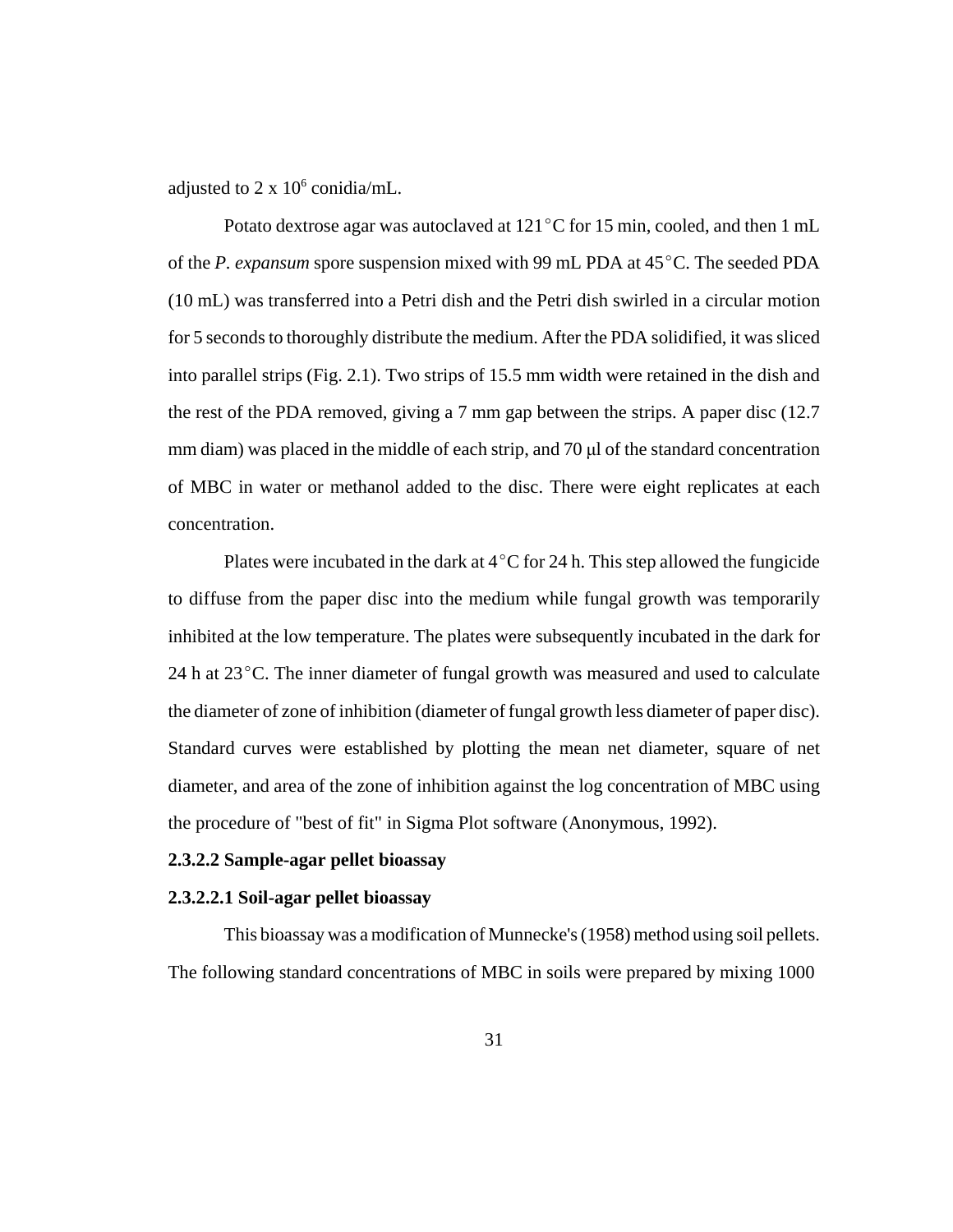adjusted to 2 x $10^6$ conidia/mL.

Potato dextrose agar was autoclaved at 121°C for 15 min, cooled, and then 1 mL of the *P. expansum* spore suspension mixed with 99 mL PDA at 45°C. The seeded PDA (10 mL) was transferred into a Petri dish and the Petri dish swirled in a circular motion for 5 seconds to thoroughly distribute the medium. After the PDA solidified, it was sliced into parallel strips (Fig. 2.1). Two strips of 15.5 mm width were retained in the dish and the rest of the PDA removed, giving a 7 mm gap between the strips. A paper disc (12.7 mm diam) was placed in the middle of each strip, and 70 μl of the standard concentration of MBC in water or methanol added to the disc. There were eight replicates at each concentration.

Plates were incubated in the dark at 4°C for 24 h. This step allowed the fungicide to diffuse from the paper disc into the medium while fungal growth was temporarily inhibited at the low temperature. The plates were subsequently incubated in the dark for 24 h at 23°C. The inner diameter of fungal growth was measured and used to calculate the diameter of zone of inhibition (diameter of fungal growth less diameter of paper disc). Standard curves were established by plotting the mean net diameter, square of net diameter, and area of the zone of inhibition against the log concentration of MBC using the procedure of "best of fit" in Sigma Plot software (Anonymous, 1992).

**2.3.2.2 Sample-agar pellet bioassay**

**2.3.2.2.1 Soil-agar pellet bioassay**

This bioassay was a modification of Munnecke's (1958) method using soil pellets. The following standard concentrations of MBC in soils were prepared by mixing 1000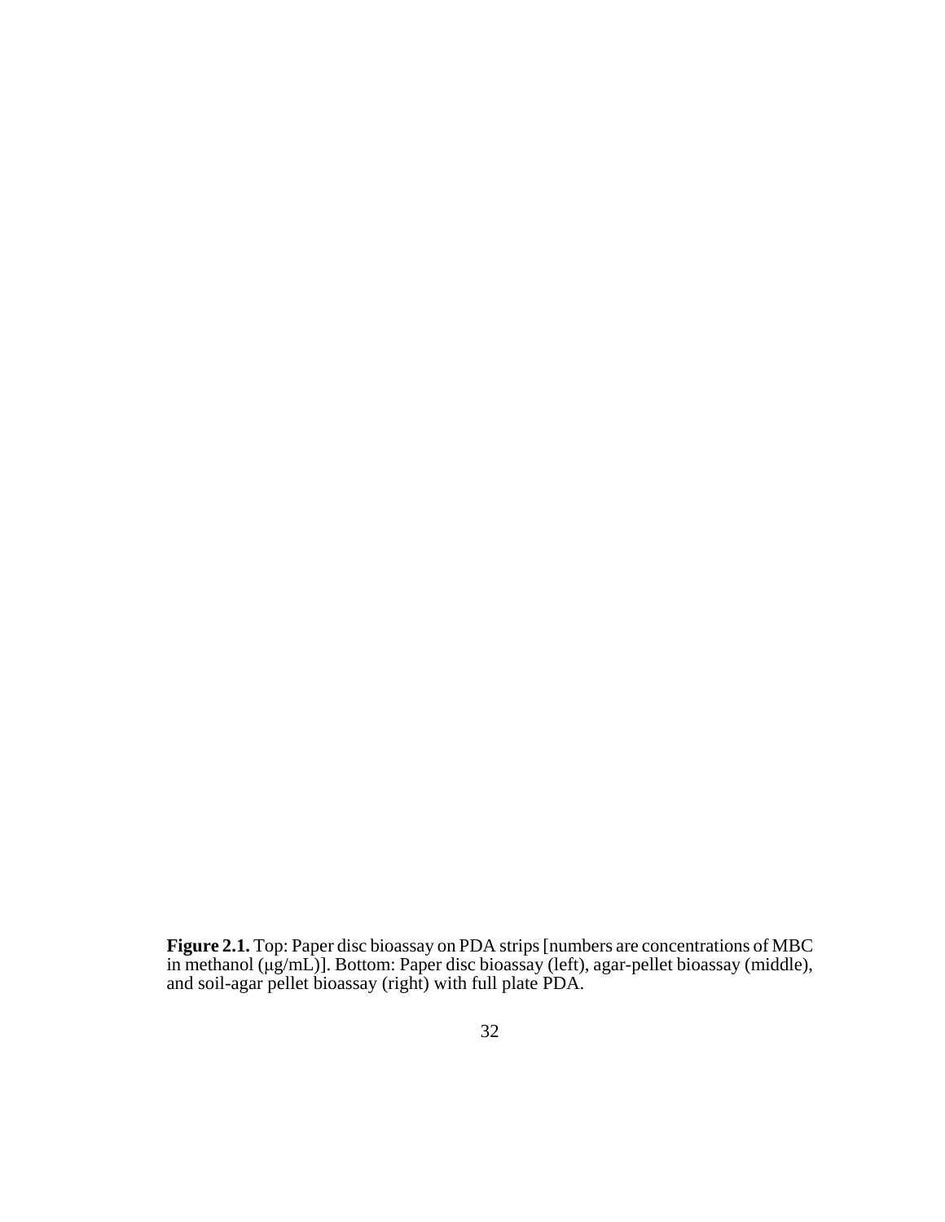**Figure 2.1.** Top: Paper disc bioassay on PDA strips [numbers are concentrations of MBC in methanol (μg/mL)]. Bottom: Paper disc bioassay (left), agar-pellet bioassay (middle), and soil-agar pellet bioassay (right) with full plate PDA.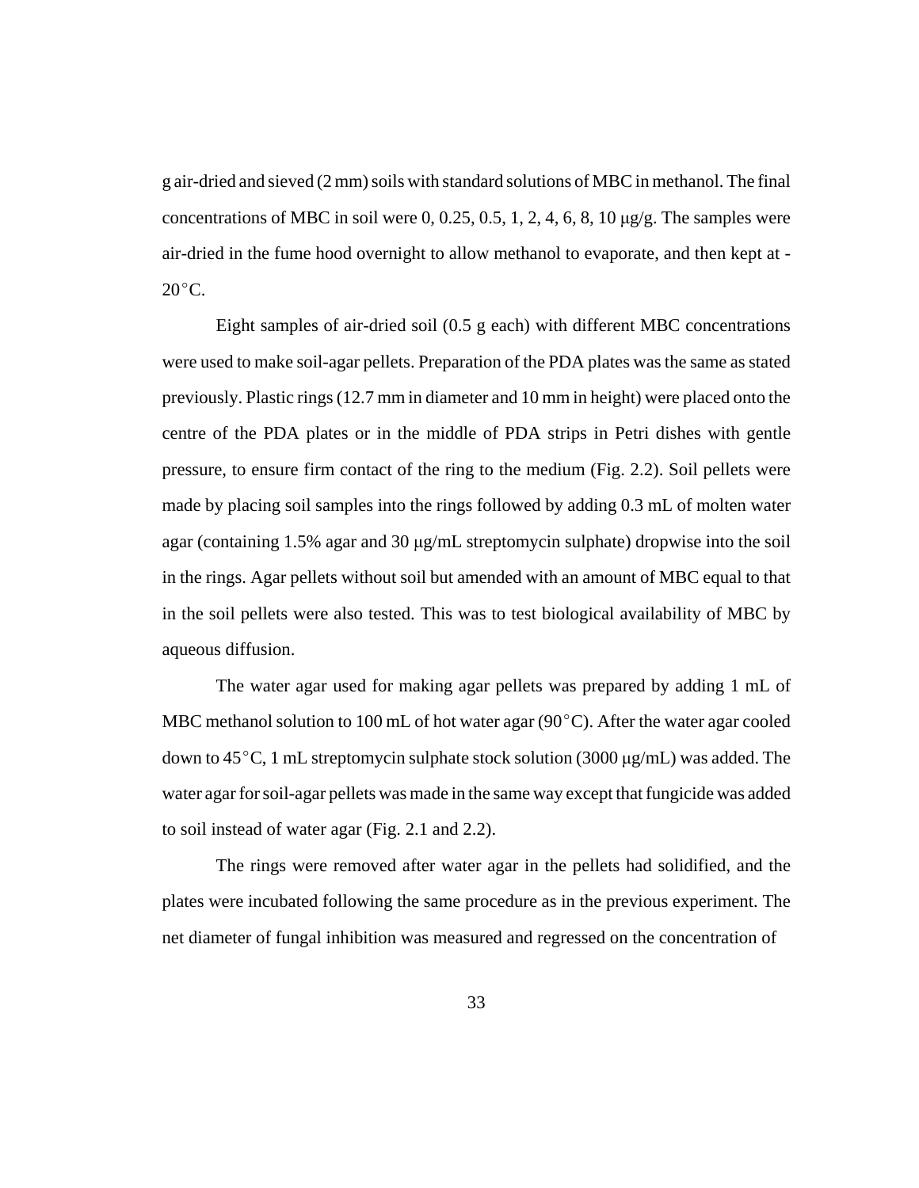g air-dried and sieved (2 mm) soils with standard solutions of MBC in methanol. The final concentrations of MBC in soil were 0, 0.25, 0.5, 1, 2, 4, 6, 8, 10 μg/g. The samples were air-dried in the fume hood overnight to allow methanol to evaporate, and then kept at -20°C.

Eight samples of air-dried soil (0.5 g each) with different MBC concentrations were used to make soil-agar pellets. Preparation of the PDA plates was the same as stated previously. Plastic rings (12.7 mm in diameter and 10 mm in height) were placed onto the centre of the PDA plates or in the middle of PDA strips in Petri dishes with gentle pressure, to ensure firm contact of the ring to the medium (Fig. 2.2). Soil pellets were made by placing soil samples into the rings followed by adding 0.3 mL of molten water agar (containing 1.5% agar and 30 μg/mL streptomycin sulphate) dropwise into the soil in the rings. Agar pellets without soil but amended with an amount of MBC equal to that in the soil pellets were also tested. This was to test biological availability of MBC by aqueous diffusion.

The water agar used for making agar pellets was prepared by adding 1 mL of MBC methanol solution to 100 mL of hot water agar (90°C). After the water agar cooled down to 45°C, 1 mL streptomycin sulphate stock solution (3000 μg/mL) was added. The water agar for soil-agar pellets was made in the same way except that fungicide was added to soil instead of water agar (Fig. 2.1 and 2.2).

The rings were removed after water agar in the pellets had solidified, and the plates were incubated following the same procedure as in the previous experiment. The net diameter of fungal inhibition was measured and regressed on the concentration of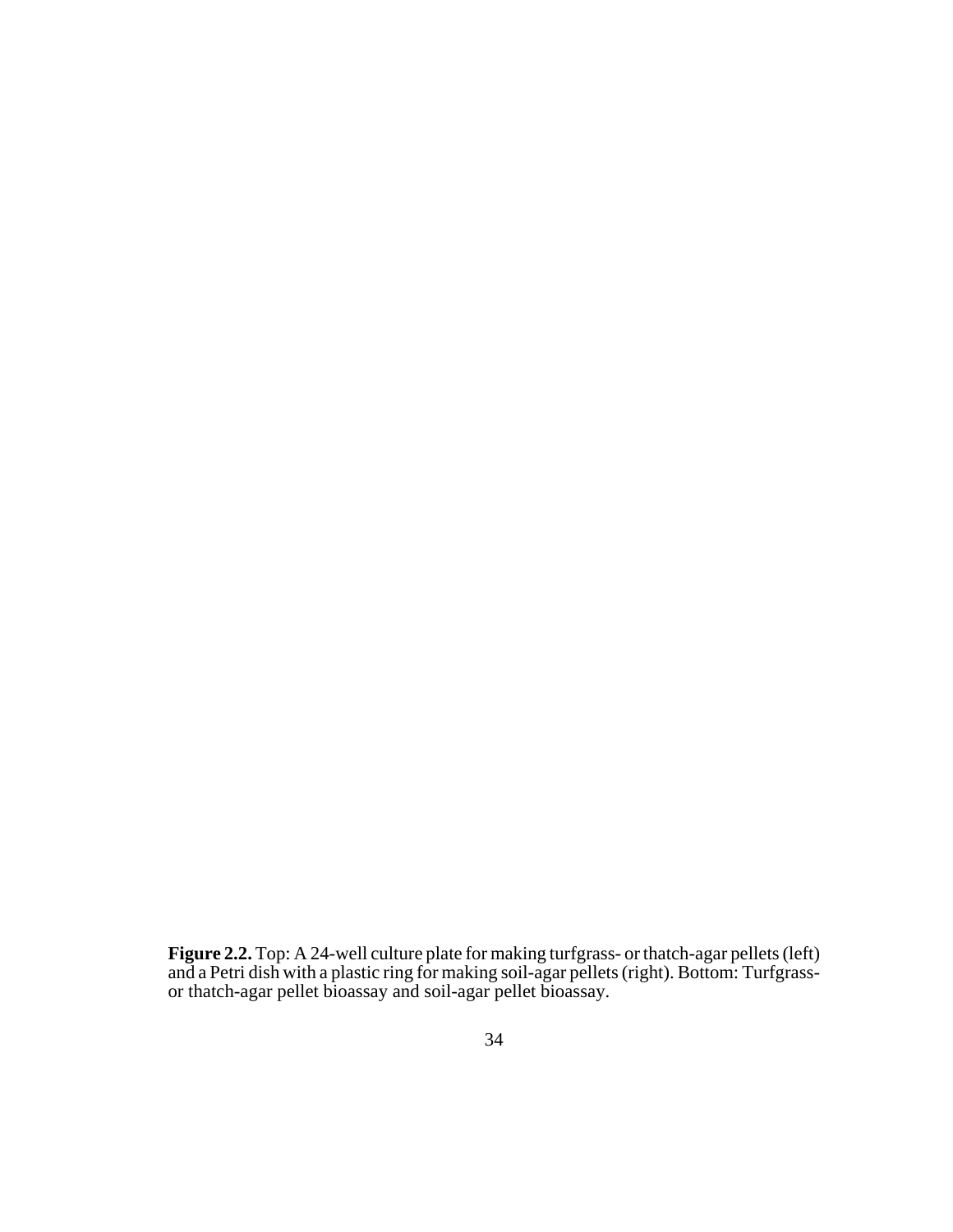**Figure 2.2.** Top: A 24-well culture plate for making turfgrass- or thatch-agar pellets (left) and a Petri dish with a plastic ring for making soil-agar pellets (right). Bottom: Turfgrass- or thatch-agar pellet bioassay and soil-agar pellet bioassay.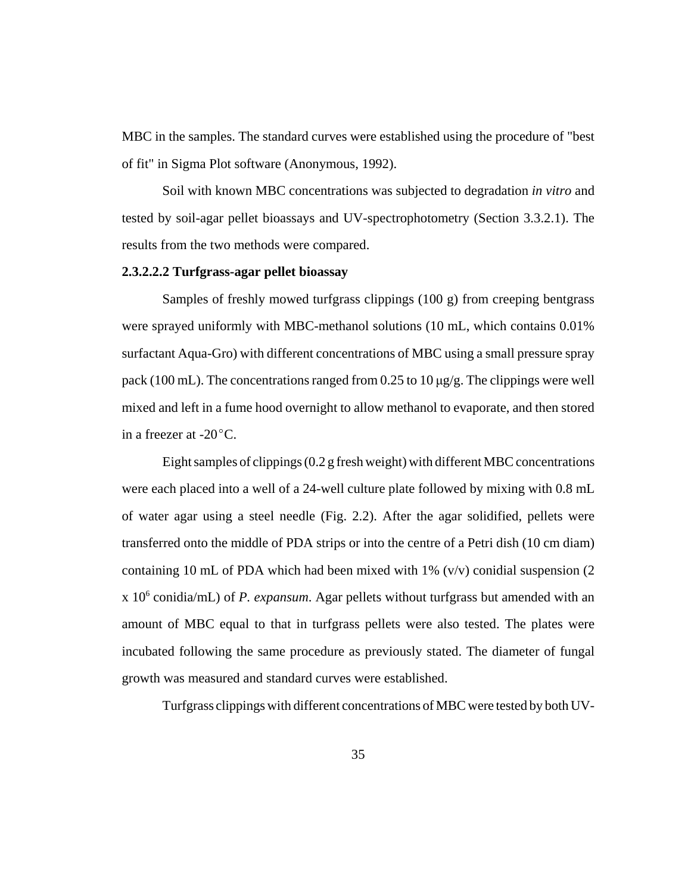MBC in the samples. The standard curves were established using the procedure of "best of fit" in Sigma Plot software (Anonymous, 1992).

Soil with known MBC concentrations was subjected to degradation *in vitro* and tested by soil-agar pellet bioassays and UV-spectrophotometry (Section 3.3.2.1). The results from the two methods were compared.

**2.3.2.2.2 Turfgrass-agar pellet bioassay**

Samples of freshly mowed turfgrass clippings (100 g) from creeping bentgrass were sprayed uniformly with MBC-methanol solutions (10 mL, which contains 0.01% surfactant Aqua-Gro) with different concentrations of MBC using a small pressure spray pack (100 mL). The concentrations ranged from 0.25 to 10 μg/g. The clippings were well mixed and left in a fume hood overnight to allow methanol to evaporate, and then stored in a freezer at -20°C.

Eight samples of clippings (0.2 g fresh weight) with different MBC concentrations were each placed into a well of a 24-well culture plate followed by mixing with 0.8 mL of water agar using a steel needle (Fig. 2.2). After the agar solidified, pellets were transferred onto the middle of PDA strips or into the centre of a Petri dish (10 cm diam) containing 10 mL of PDA which had been mixed with 1% (v/v) conidial suspension ($2 \times 10^6$ conidia/mL) of *P. expansum*. Agar pellets without turfgrass but amended with an amount of MBC equal to that in turfgrass pellets were also tested. The plates were incubated following the same procedure as previously stated. The diameter of fungal growth was measured and standard curves were established.

Turfgrass clippings with different concentrations of MBC were tested by both UV-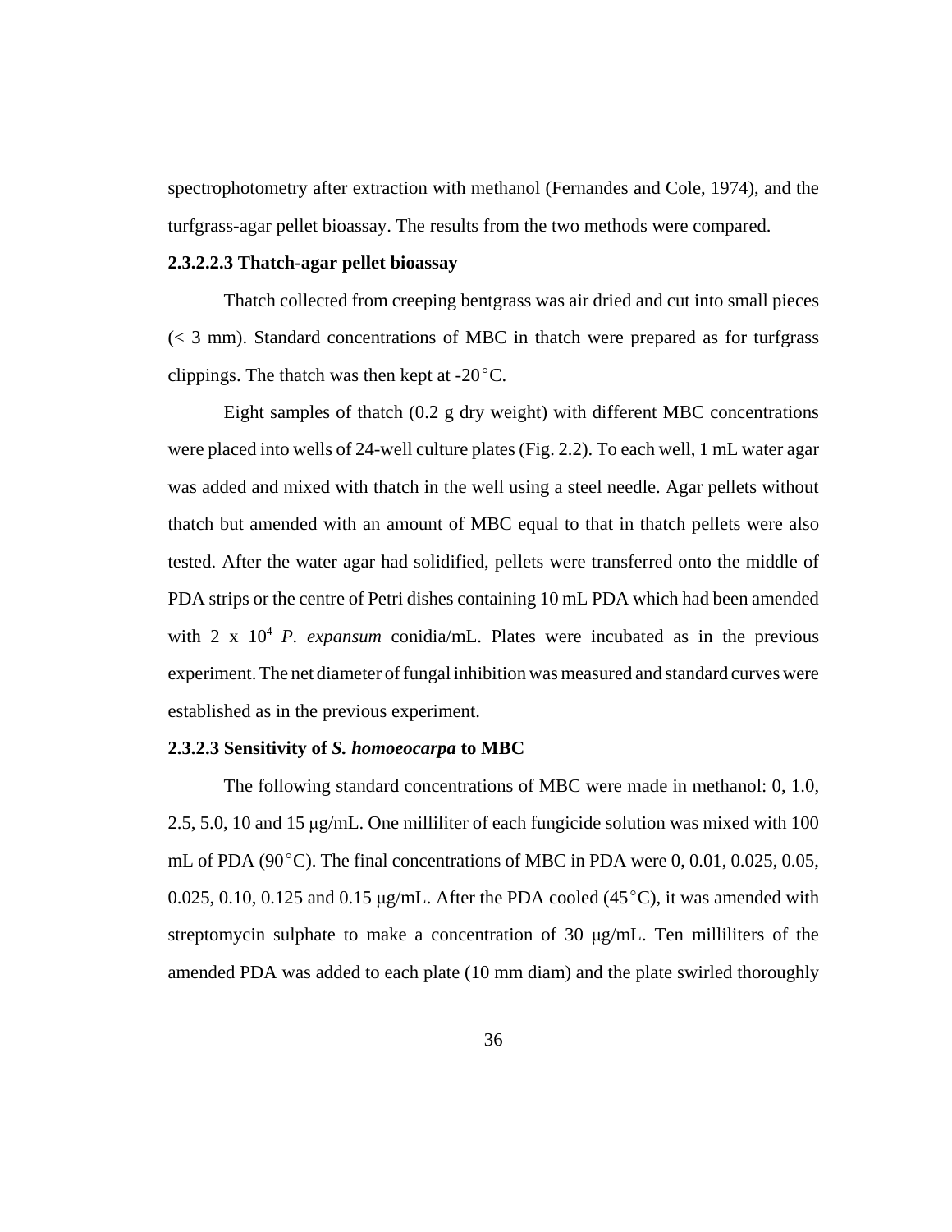spectrophotometry after extraction with methanol (Fernandes and Cole, 1974), and the turfgrass-agar pellet bioassay. The results from the two methods were compared.

#### 2.3.2.2.3 Thatch-agar pellet bioassay

Thatch collected from creeping bentgrass was air dried and cut into small pieces (< 3 mm). Standard concentrations of MBC in thatch were prepared as for turfgrass clippings. The thatch was then kept at -20°C.

Eight samples of thatch (0.2 g dry weight) with different MBC concentrations were placed into wells of 24-well culture plates (Fig. 2.2). To each well, 1 mL water agar was added and mixed with thatch in the well using a steel needle. Agar pellets without thatch but amended with an amount of MBC equal to that in thatch pellets were also tested. After the water agar had solidified, pellets were transferred onto the middle of PDA strips or the centre of Petri dishes containing 10 mL PDA which had been amended with 2 x $10^4$ *P. expansum* conidia/mL. Plates were incubated as in the previous experiment. The net diameter of fungal inhibition was measured and standard curves were established as in the previous experiment.

#### 2.3.2.3 Sensitivity of *S. homoeocarpa* to MBC

The following standard concentrations of MBC were made in methanol: 0, 1.0, 2.5, 5.0, 10 and 15 μg/mL. One milliliter of each fungicide solution was mixed with 100 mL of PDA (90°C). The final concentrations of MBC in PDA were 0, 0.01, 0.025, 0.05, 0.025, 0.10, 0.125 and 0.15 μg/mL. After the PDA cooled (45°C), it was amended with streptomycin sulphate to make a concentration of 30 μg/mL. Ten milliliters of the amended PDA was added to each plate (10 mm diam) and the plate swirled thoroughly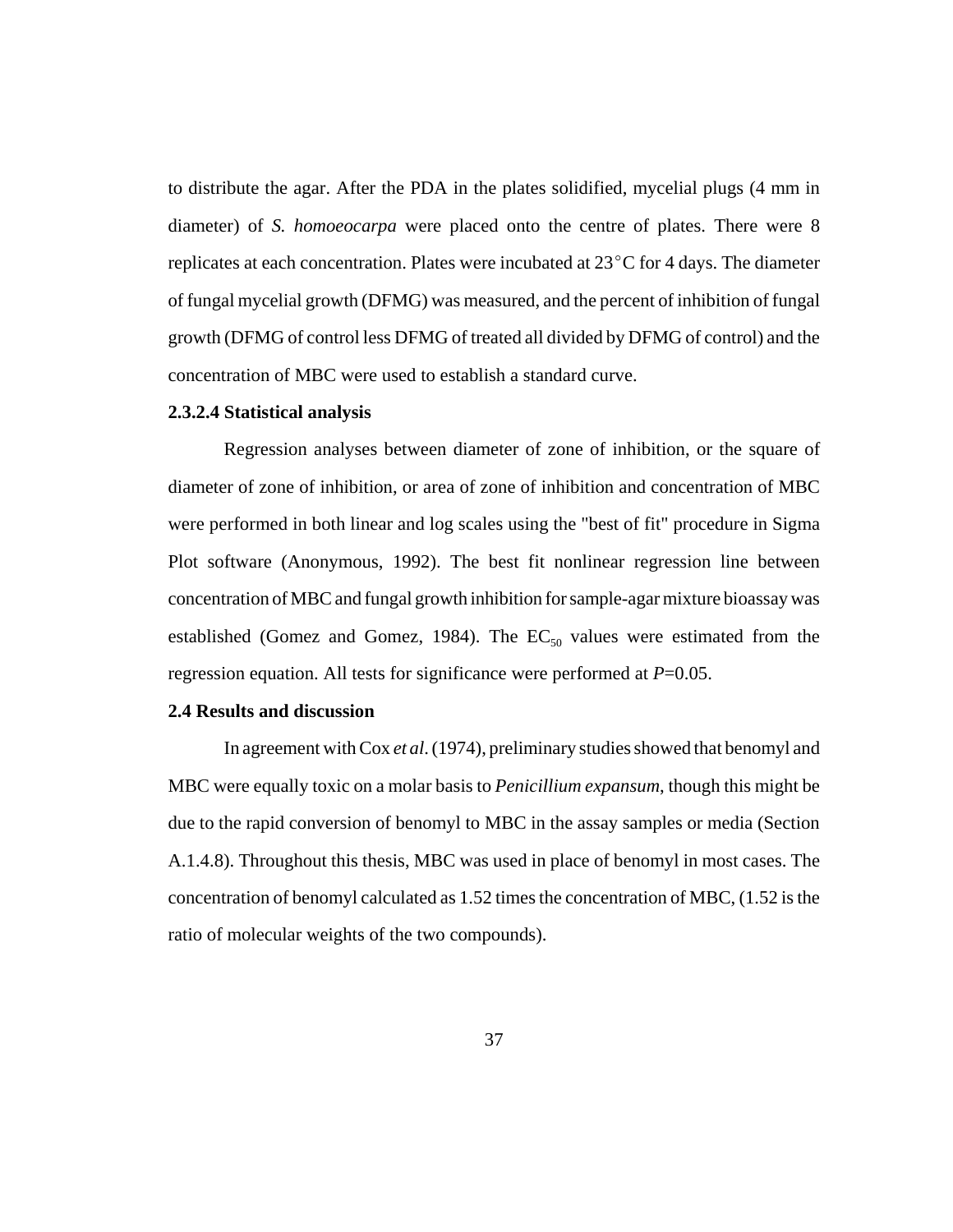to distribute the agar. After the PDA in the plates solidified, mycelial plugs (4 mm in diameter) of *S. homoeocarpa* were placed onto the centre of plates. There were 8 replicates at each concentration. Plates were incubated at 23°C for 4 days. The diameter of fungal mycelial growth (DFMG) was measured, and the percent of inhibition of fungal growth (DFMG of control less DFMG of treated all divided by DFMG of control) and the concentration of MBC were used to establish a standard curve.

### 2.3.2.4 Statistical analysis

Regression analyses between diameter of zone of inhibition, or the square of diameter of zone of inhibition, or area of zone of inhibition and concentration of MBC were performed in both linear and log scales using the "best of fit" procedure in Sigma Plot software (Anonymous, 1992). The best fit nonlinear regression line between concentration of MBC and fungal growth inhibition for sample-agar mixture bioassay was established (Gomez and Gomez, 1984). The $EC_{50}$ values were estimated from the regression equation. All tests for significance were performed at $P$=0.05.

## 2.4 Results and discussion

In agreement with Cox *et al*. (1974), preliminary studies showed that benomyl and MBC were equally toxic on a molar basis to *Penicillium expansum*, though this might be due to the rapid conversion of benomyl to MBC in the assay samples or media (Section A.1.4.8). Throughout this thesis, MBC was used in place of benomyl in most cases. The concentration of benomyl calculated as 1.52 times the concentration of MBC, (1.52 is the ratio of molecular weights of the two compounds).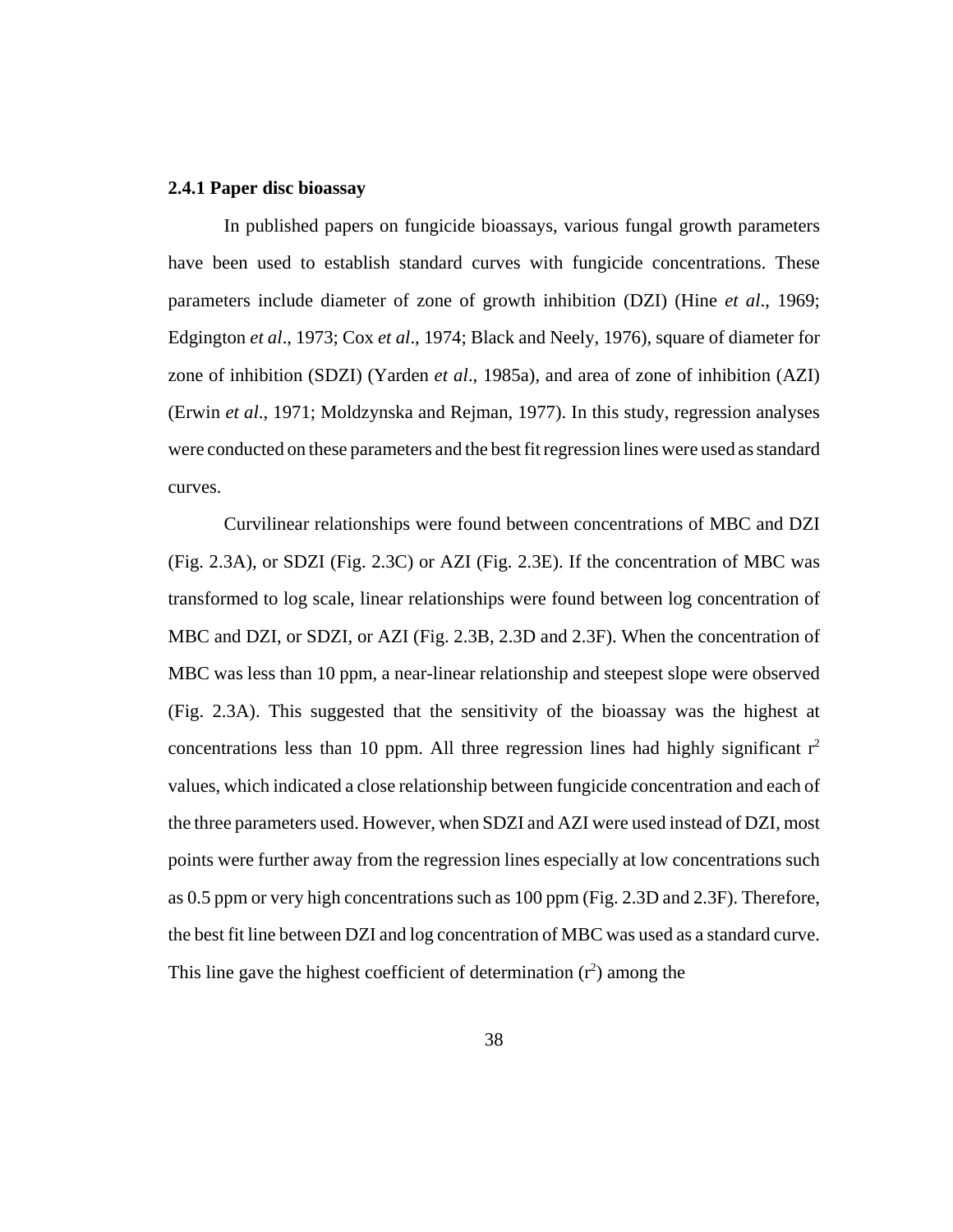### 2.4.1 Paper disc bioassay

In published papers on fungicide bioassays, various fungal growth parameters have been used to establish standard curves with fungicide concentrations. These parameters include diameter of zone of growth inhibition (DZI) (Hine *et al*., 1969; Edgington *et al*., 1973; Cox *et al*., 1974; Black and Neely, 1976), square of diameter for zone of inhibition (SDZI) (Yarden *et al*., 1985a), and area of zone of inhibition (AZI) (Erwin *et al*., 1971; Moldzynska and Rejman, 1977). In this study, regression analyses were conducted on these parameters and the best fit regression lines were used as standard curves.

Curvilinear relationships were found between concentrations of MBC and DZI (Fig. 2.3A), or SDZI (Fig. 2.3C) or AZI (Fig. 2.3E). If the concentration of MBC was transformed to log scale, linear relationships were found between log concentration of MBC and DZI, or SDZI, or AZI (Fig. 2.3B, 2.3D and 2.3F). When the concentration of MBC was less than 10 ppm, a near-linear relationship and steepest slope were observed (Fig. 2.3A). This suggested that the sensitivity of the bioassay was the highest at concentrations less than 10 ppm. All three regression lines had highly significant $r^2$ values, which indicated a close relationship between fungicide concentration and each of the three parameters used. However, when SDZI and AZI were used instead of DZI, most points were further away from the regression lines especially at low concentrations such as 0.5 ppm or very high concentrations such as 100 ppm (Fig. 2.3D and 2.3F). Therefore, the best fit line between DZI and log concentration of MBC was used as a standard curve. This line gave the highest coefficient of determination ($r^2$) among the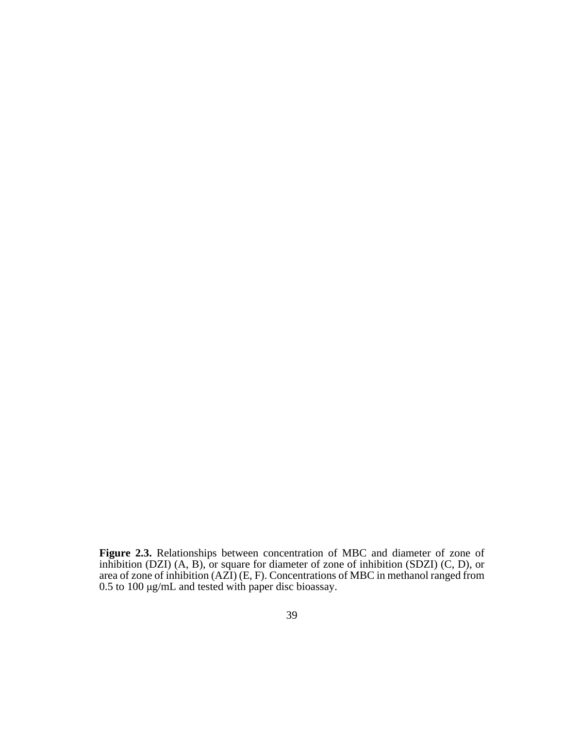**Figure 2.3.** Relationships between concentration of MBC and diameter of zone of inhibition (DZI) (A, B), or square for diameter of zone of inhibition (SDZI) (C, D), or area of zone of inhibition (AZI) (E, F). Concentrations of MBC in methanol ranged from 0.5 to 100 μg/mL and tested with paper disc bioassay.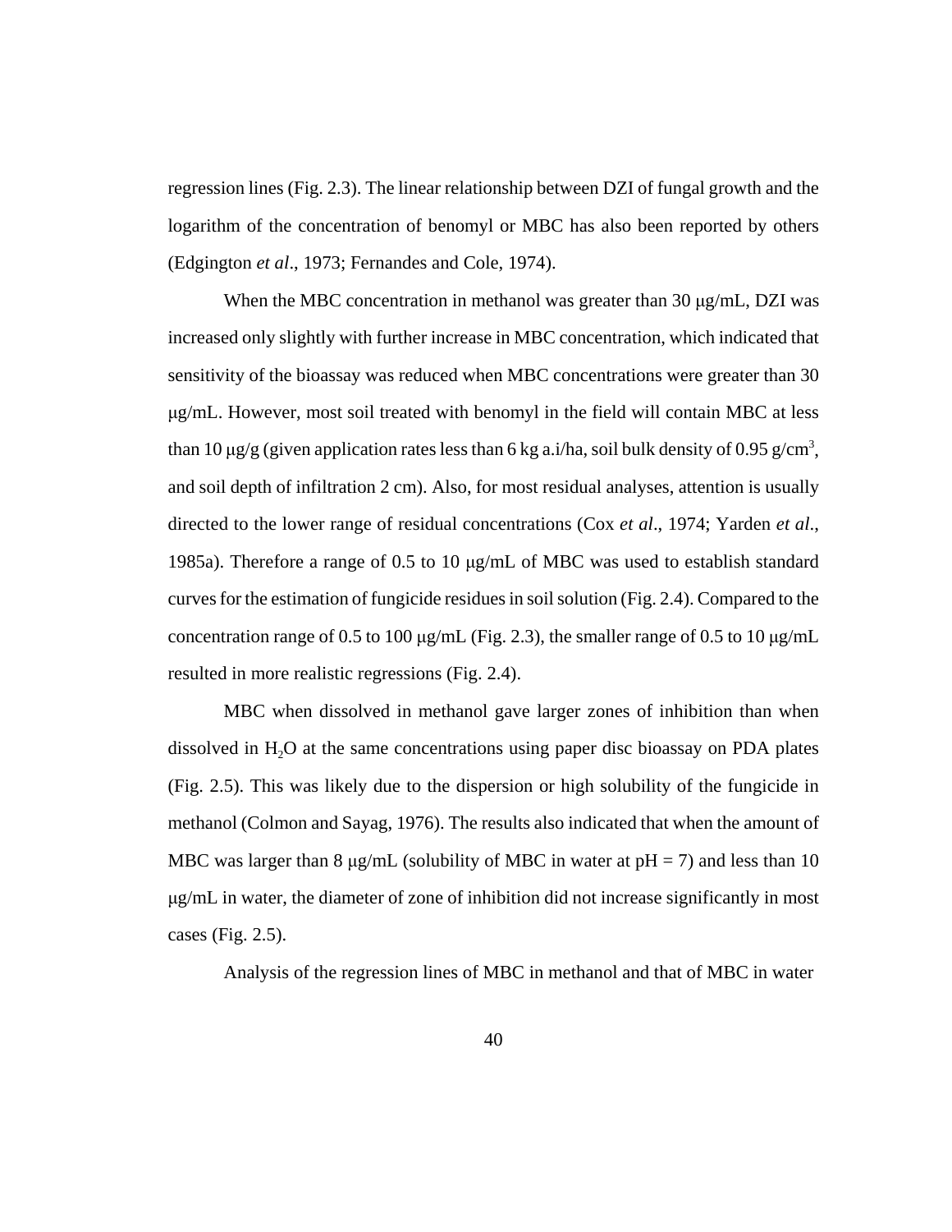regression lines (Fig. 2.3). The linear relationship between DZI of fungal growth and the logarithm of the concentration of benomyl or MBC has also been reported by others (Edgington *et al*., 1973; Fernandes and Cole, 1974).

When the MBC concentration in methanol was greater than 30 μg/mL, DZI was increased only slightly with further increase in MBC concentration, which indicated that sensitivity of the bioassay was reduced when MBC concentrations were greater than 30 μg/mL. However, most soil treated with benomyl in the field will contain MBC at less than 10 μg/g (given application rates less than 6 kg a.i/ha, soil bulk density of 0.95 g/$cm^3$, and soil depth of infiltration 2 cm). Also, for most residual analyses, attention is usually directed to the lower range of residual concentrations (Cox *et al*., 1974; Yarden *et al*., 1985a). Therefore a range of 0.5 to 10 μg/mL of MBC was used to establish standard curves for the estimation of fungicide residues in soil solution (Fig. 2.4). Compared to the concentration range of 0.5 to 100 μg/mL (Fig. 2.3), the smaller range of 0.5 to 10 μg/mL resulted in more realistic regressions (Fig. 2.4).

MBC when dissolved in methanol gave larger zones of inhibition than when dissolved in $H_2O$ at the same concentrations using paper disc bioassay on PDA plates (Fig. 2.5). This was likely due to the dispersion or high solubility of the fungicide in methanol (Colmon and Sayag, 1976). The results also indicated that when the amount of MBC was larger than 8 μg/mL (solubility of MBC in water at pH = 7) and less than 10 μg/mL in water, the diameter of zone of inhibition did not increase significantly in most cases (Fig. 2.5).

Analysis of the regression lines of MBC in methanol and that of MBC in water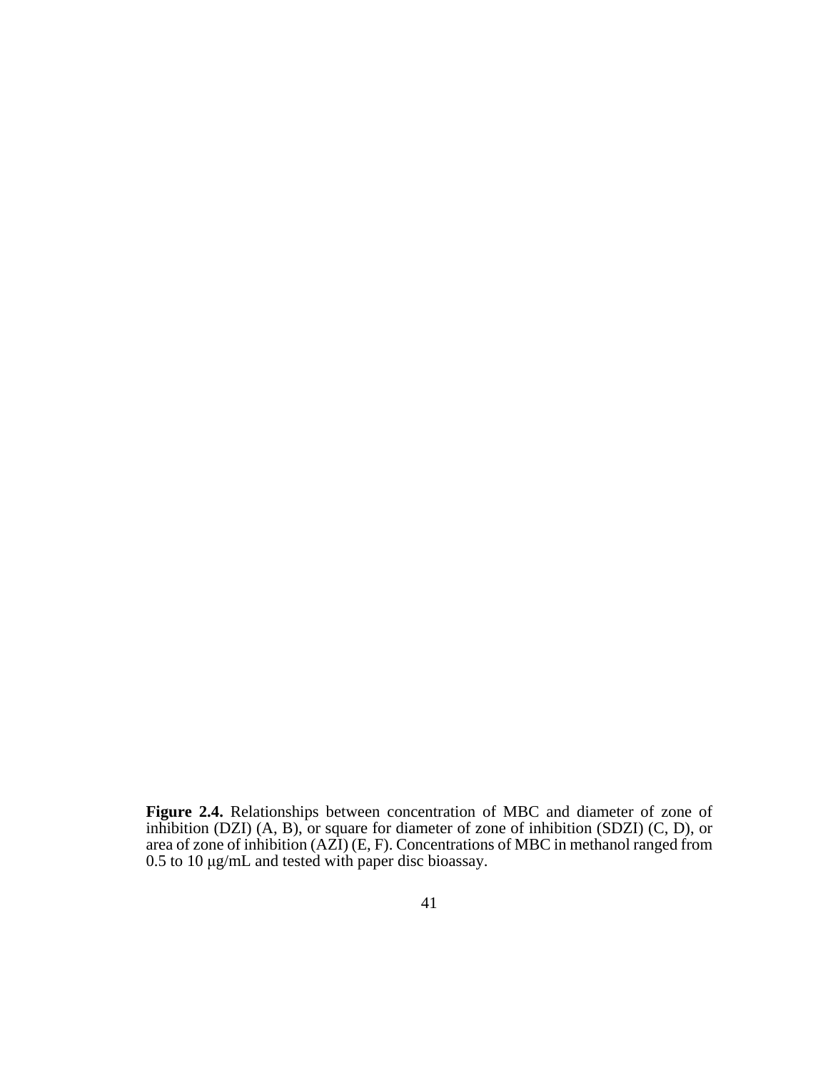**Figure 2.4.** Relationships between concentration of MBC and diameter of zone of inhibition (DZI) (A, B), or square for diameter of zone of inhibition (SDZI) (C, D), or area of zone of inhibition (AZI) (E, F). Concentrations of MBC in methanol ranged from 0.5 to 10 μg/mL and tested with paper disc bioassay.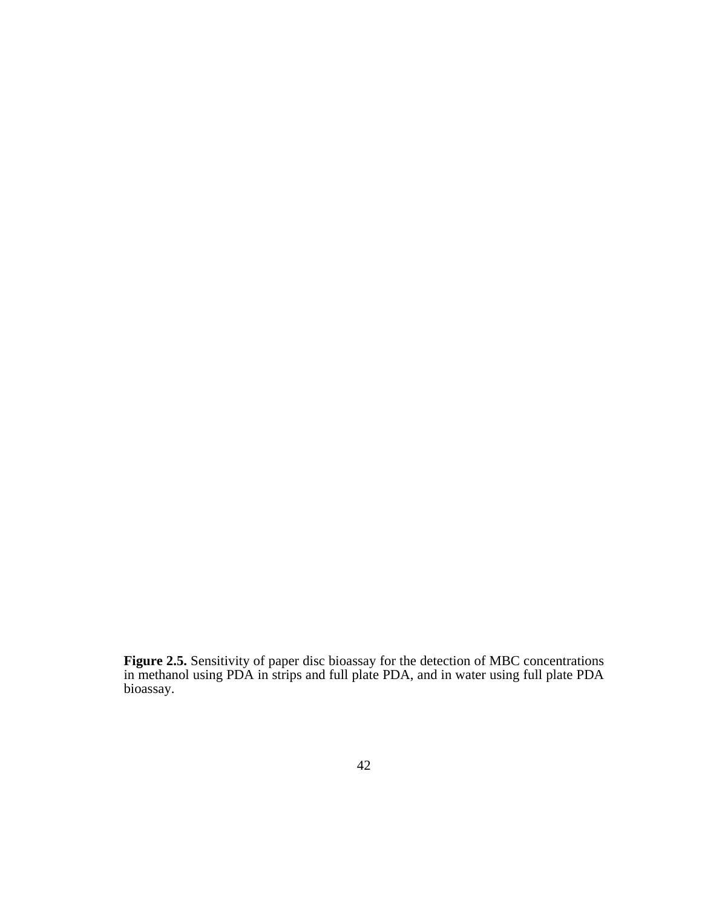**Figure 2.5.** Sensitivity of paper disc bioassay for the detection of MBC concentrations in methanol using PDA in strips and full plate PDA, and in water using full plate PDA bioassay.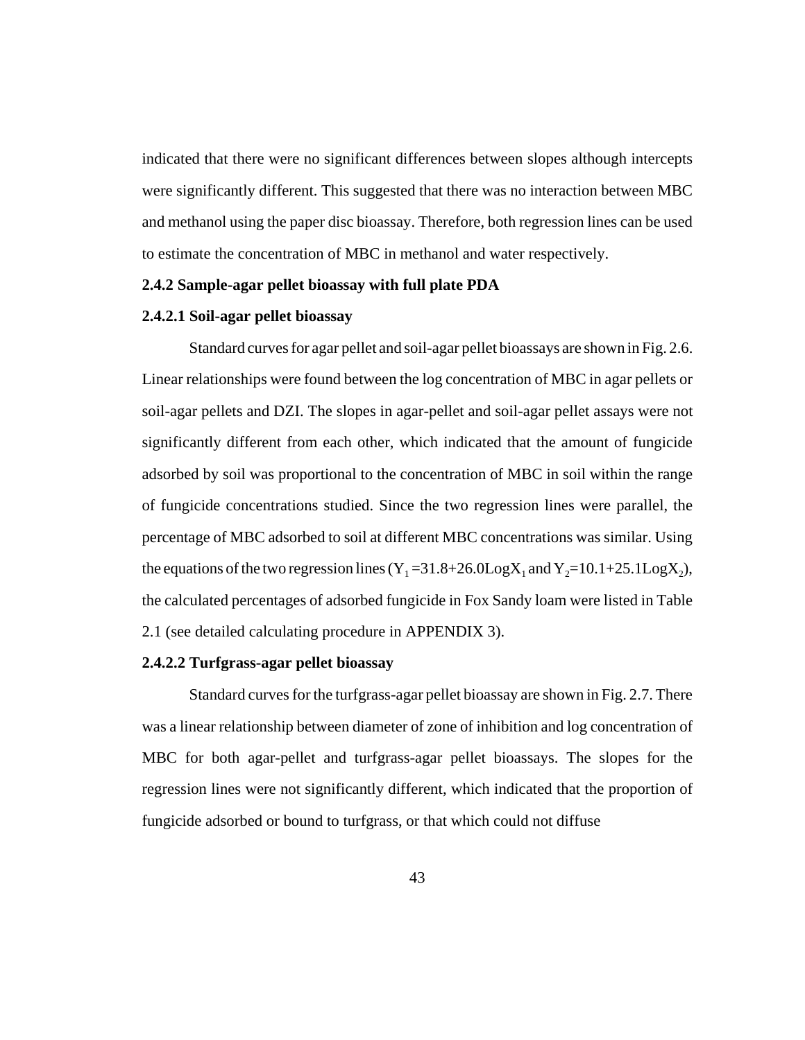indicated that there were no significant differences between slopes although intercepts were significantly different. This suggested that there was no interaction between MBC and methanol using the paper disc bioassay. Therefore, both regression lines can be used to estimate the concentration of MBC in methanol and water respectively.

### 2.4.2 Sample-agar pellet bioassay with full plate PDA

#### 2.4.2.1 Soil-agar pellet bioassay

Standard curves for agar pellet and soil-agar pellet bioassays are shown in Fig. 2.6. Linear relationships were found between the log concentration of MBC in agar pellets or soil-agar pellets and DZI. The slopes in agar-pellet and soil-agar pellet assays were not significantly different from each other, which indicated that the amount of fungicide adsorbed by soil was proportional to the concentration of MBC in soil within the range of fungicide concentrations studied. Since the two regression lines were parallel, the percentage of MBC adsorbed to soil at different MBC concentrations was similar. Using the equations of the two regression lines ($Y_1 = 31.8 + 26.0 \text{Log} X_1$ and $Y_2 = 10.1 + 25.1 \text{Log} X_2$), the calculated percentages of adsorbed fungicide in Fox Sandy loam were listed in Table 2.1 (see detailed calculating procedure in APPENDIX 3).

#### 2.4.2.2 Turfgrass-agar pellet bioassay

Standard curves for the turfgrass-agar pellet bioassay are shown in Fig. 2.7. There was a linear relationship between diameter of zone of inhibition and log concentration of MBC for both agar-pellet and turfgrass-agar pellet bioassays. The slopes for the regression lines were not significantly different, which indicated that the proportion of fungicide adsorbed or bound to turfgrass, or that which could not diffuse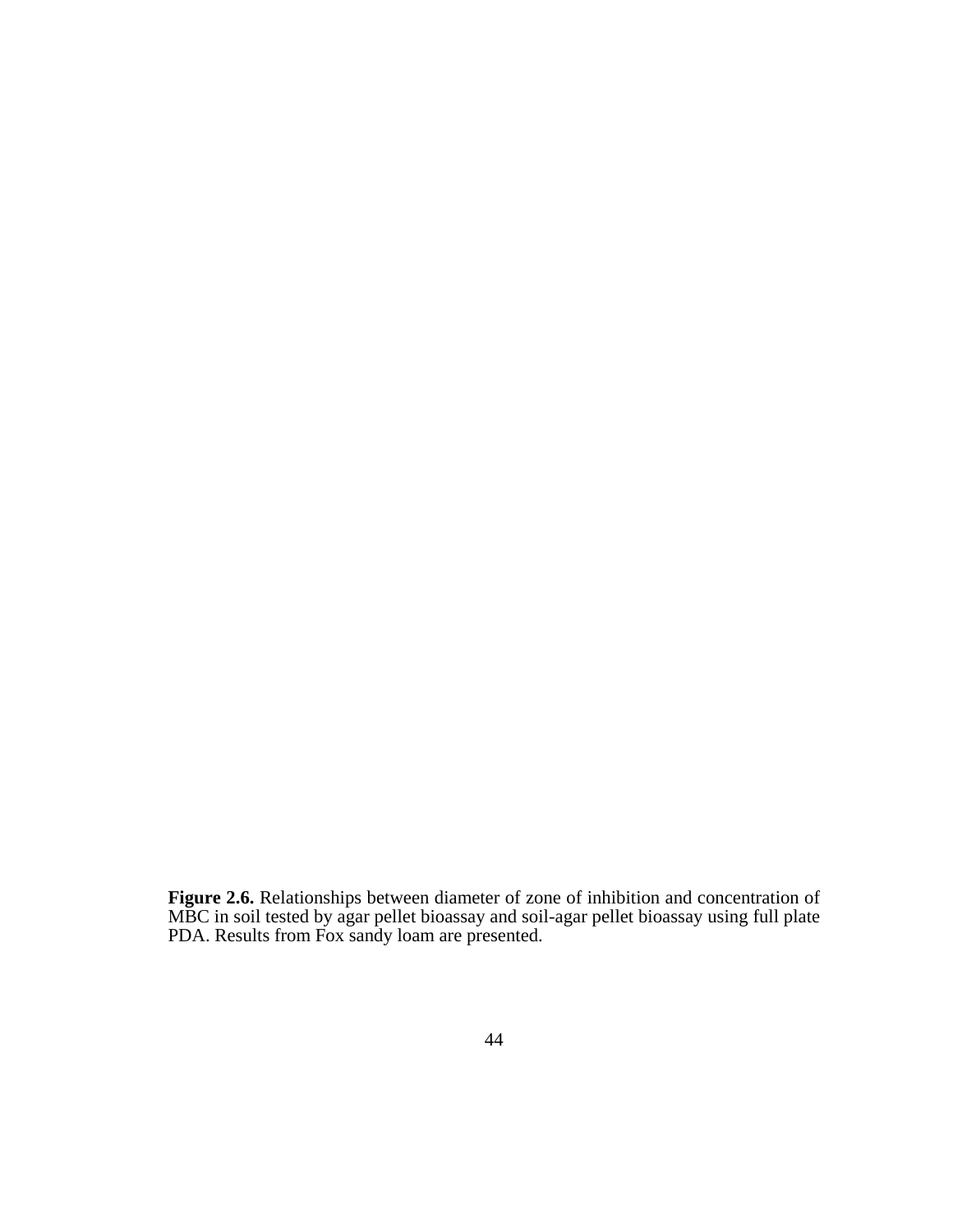**Figure 2.6.** Relationships between diameter of zone of inhibition and concentration of MBC in soil tested by agar pellet bioassay and soil-agar pellet bioassay using full plate PDA. Results from Fox sandy loam are presented.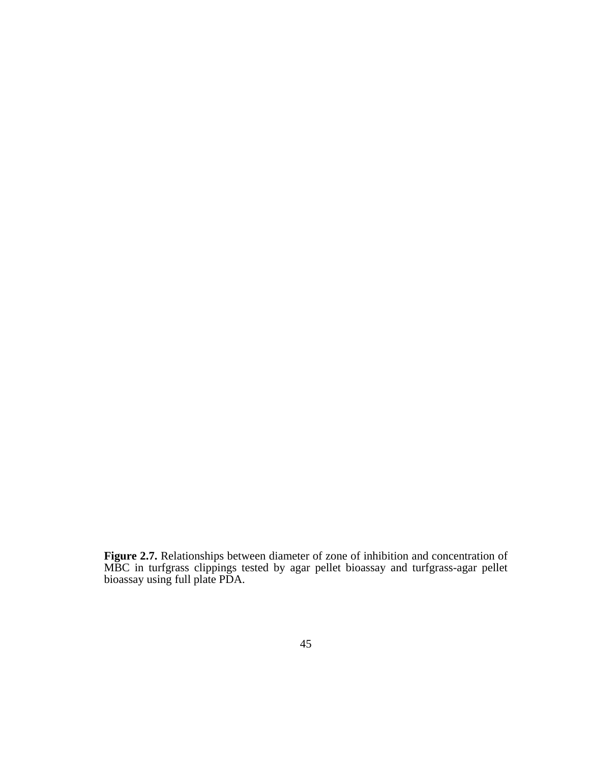**Figure 2.7.** Relationships between diameter of zone of inhibition and concentration of MBC in turfgrass clippings tested by agar pellet bioassay and turfgrass-agar pellet bioassay using full plate PDA.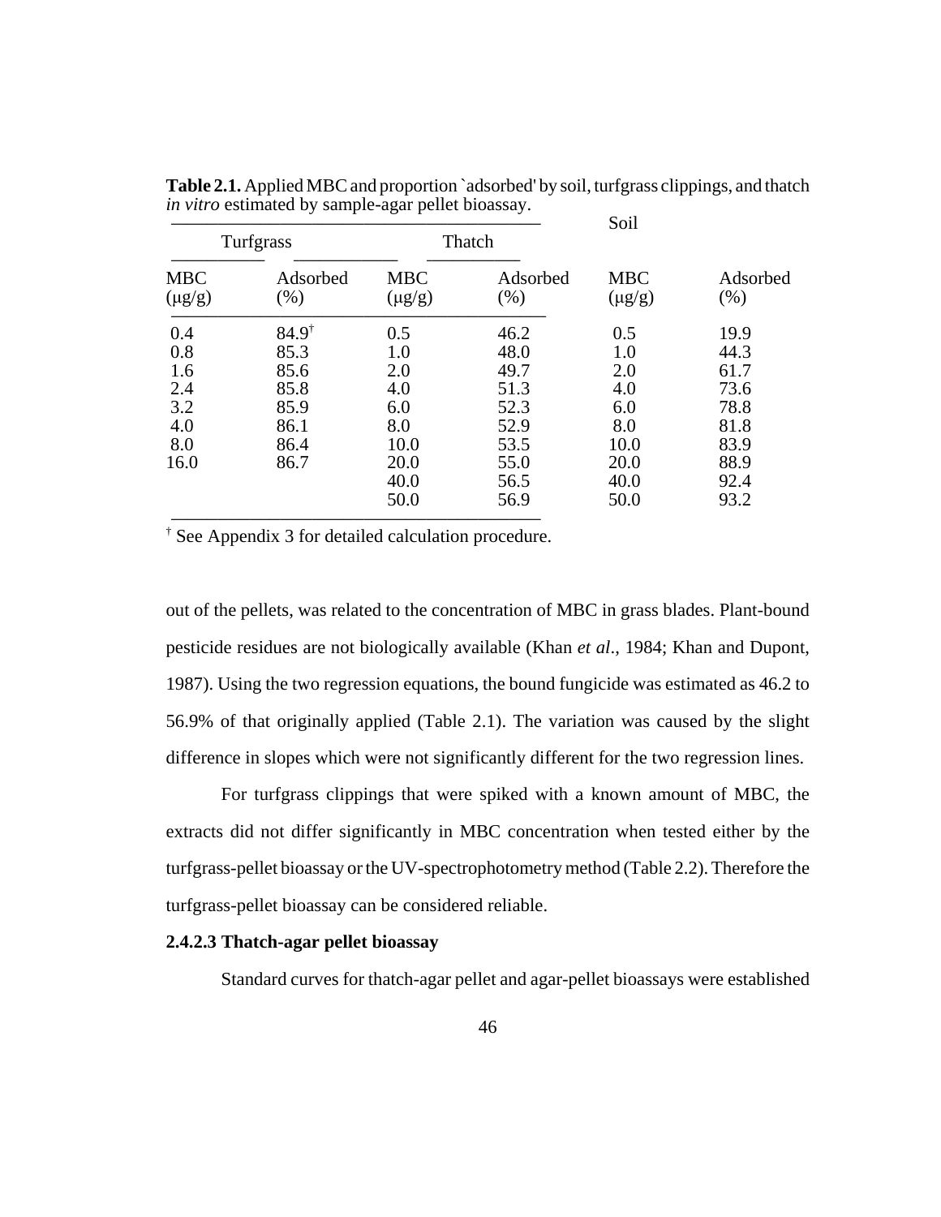**Table 2.1.** Applied MBC and proportion `adsorbed' by soil, turfgrass clippings, and thatch *in vitro* estimated by sample-agar pellet bioassay.

| Turfgrass | | Thatch | | Soil | |
|---|---|---|---|---|---|
| MBC (μg/g) | Adsorbed (%) | MBC (μg/g) | Adsorbed (%) | MBC (μg/g) | Adsorbed (%) |
| 0.4 | 84.9[†] | 0.5 | 46.2 | 0.5 | 19.9 |
| 0.8 | 85.3 | 1.0 | 48.0 | 1.0 | 44.3 |
| 1.6 | 85.6 | 2.0 | 49.7 | 2.0 | 61.7 |
| 2.4 | 85.8 | 4.0 | 51.3 | 4.0 | 73.6 |
| 3.2 | 85.9 | 6.0 | 52.3 | 6.0 | 78.8 |
| 4.0 | 86.1 | 8.0 | 52.9 | 8.0 | 81.8 |
| 8.0 | 86.4 | 10.0 | 53.5 | 10.0 | 83.9 |
| 16.0 | 86.7 | 20.0 | 55.0 | 20.0 | 88.9 |
| | | 40.0 | 56.5 | 40.0 | 92.4 |
| | | 50.0 | 56.9 | 50.0 | 93.2 |

[†] See Appendix 3 for detailed calculation procedure.

out of the pellets, was related to the concentration of MBC in grass blades. Plant-bound pesticide residues are not biologically available (Khan *et al*., 1984; Khan and Dupont, 1987). Using the two regression equations, the bound fungicide was estimated as 46.2 to 56.9% of that originally applied (Table 2.1). The variation was caused by the slight difference in slopes which were not significantly different for the two regression lines.

For turfgrass clippings that were spiked with a known amount of MBC, the extracts did not differ significantly in MBC concentration when tested either by the turfgrass-pellet bioassay or the UV-spectrophotometry method (Table 2.2). Therefore the turfgrass-pellet bioassay can be considered reliable.

**2.4.2.3 Thatch-agar pellet bioassay**

Standard curves for thatch-agar pellet and agar-pellet bioassays were established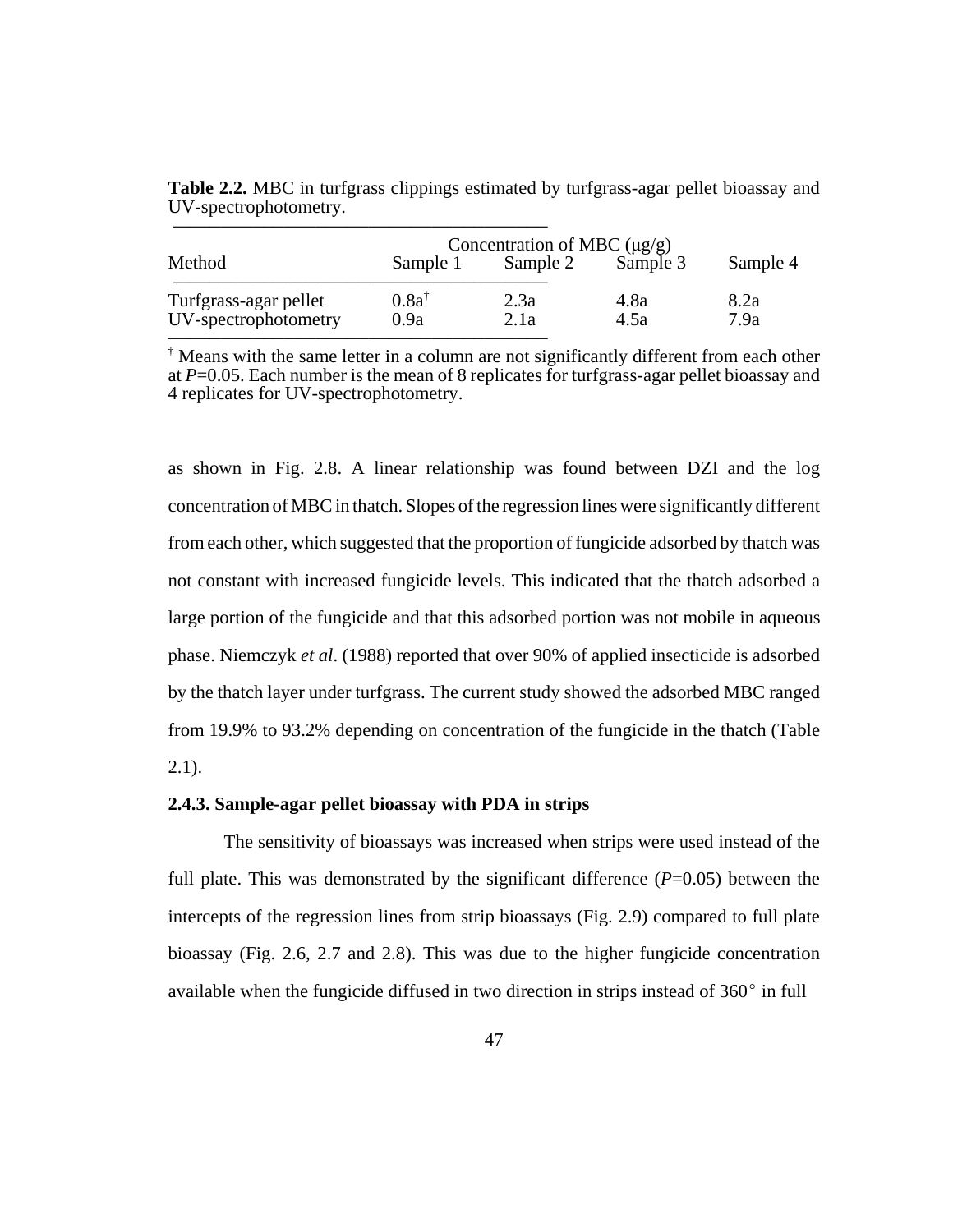**Table 2.2.** MBC in turfgrass clippings estimated by turfgrass-agar pellet bioassay and UV-spectrophotometry.

| Method | Concentration of MBC (μg/g) | | | |
|---|---|---|---|---|
| | Sample 1 | Sample 2 | Sample 3 | Sample 4 |
| Turfgrass-agar pellet | 0.8a[†] | 2.3a | 4.8a | 8.2a |
| UV-spectrophotometry | 0.9a | 2.1a | 4.5a | 7.9a |

[†] Means with the same letter in a column are not significantly different from each other at $P$=0.05. Each number is the mean of 8 replicates for turfgrass-agar pellet bioassay and 4 replicates for UV-spectrophotometry.

as shown in Fig. 2.8. A linear relationship was found between DZI and the log concentration of MBC in thatch. Slopes of the regression lines were significantly different from each other, which suggested that the proportion of fungicide adsorbed by thatch was not constant with increased fungicide levels. This indicated that the thatch adsorbed a large portion of the fungicide and that this adsorbed portion was not mobile in aqueous phase. Niemczyk *et al*. (1988) reported that over 90% of applied insecticide is adsorbed by the thatch layer under turfgrass. The current study showed the adsorbed MBC ranged from 19.9% to 93.2% depending on concentration of the fungicide in the thatch (Table 2.1).

**2.4.3. Sample-agar pellet bioassay with PDA in strips**

The sensitivity of bioassays was increased when strips were used instead of the full plate. This was demonstrated by the significant difference ($P$=0.05) between the intercepts of the regression lines from strip bioassays (Fig. 2.9) compared to full plate bioassay (Fig. 2.6, 2.7 and 2.8). This was due to the higher fungicide concentration available when the fungicide diffused in two direction in strips instead of 360° in full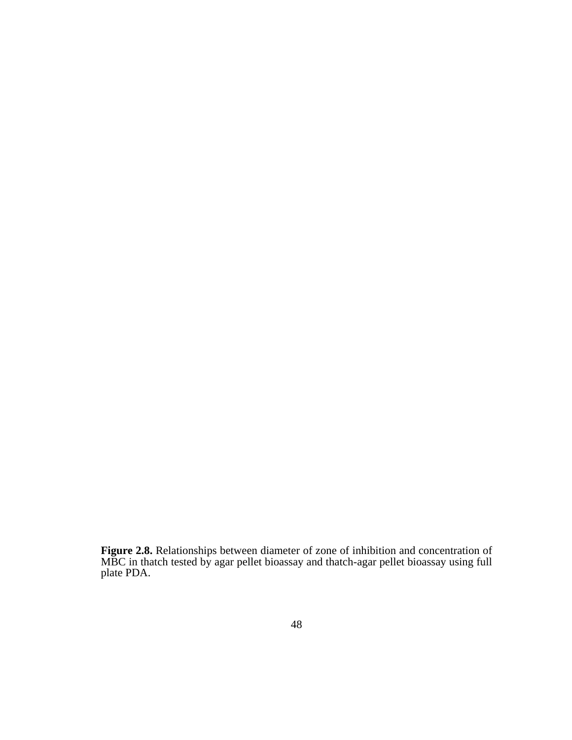**Figure 2.8.** Relationships between diameter of zone of inhibition and concentration of MBC in thatch tested by agar pellet bioassay and thatch-agar pellet bioassay using full plate PDA.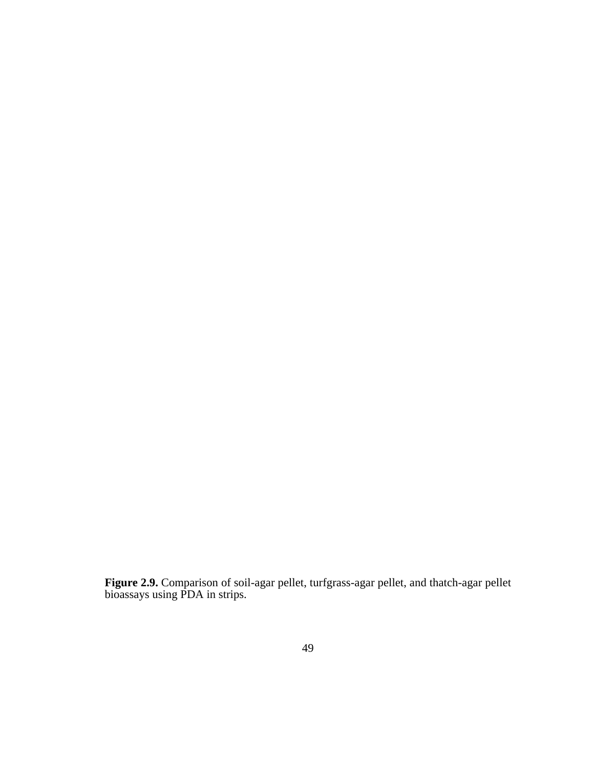**Figure 2.9.** Comparison of soil-agar pellet, turfgrass-agar pellet, and thatch-agar pellet bioassays using PDA in strips.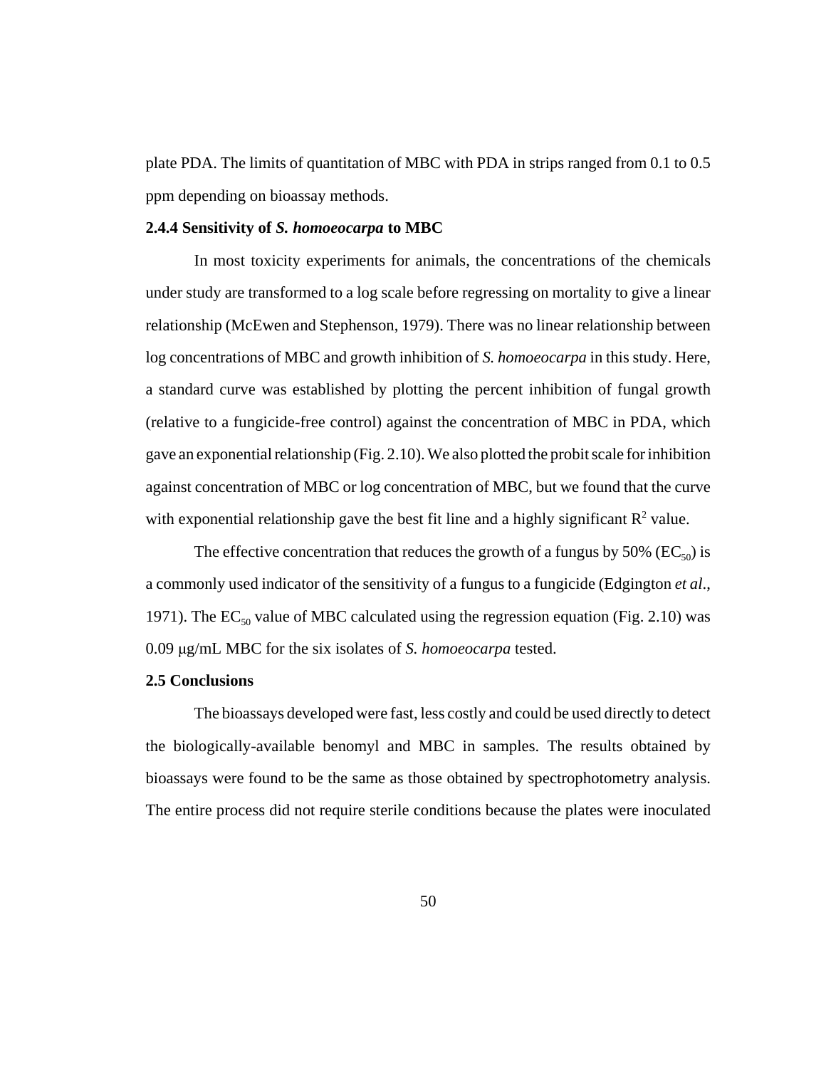plate PDA. The limits of quantitation of MBC with PDA in strips ranged from 0.1 to 0.5 ppm depending on bioassay methods.

### 2.4.4 Sensitivity of *S. homoeocarpa* to MBC

In most toxicity experiments for animals, the concentrations of the chemicals under study are transformed to a log scale before regressing on mortality to give a linear relationship (McEwen and Stephenson, 1979). There was no linear relationship between log concentrations of MBC and growth inhibition of *S. homoeocarpa* in this study. Here, a standard curve was established by plotting the percent inhibition of fungal growth (relative to a fungicide-free control) against the concentration of MBC in PDA, which gave an exponential relationship (Fig. 2.10). We also plotted the probit scale for inhibition against concentration of MBC or log concentration of MBC, but we found that the curve with exponential relationship gave the best fit line and a highly significant $R^2$ value.

The effective concentration that reduces the growth of a fungus by 50% ($EC_{50}$) is a commonly used indicator of the sensitivity of a fungus to a fungicide (Edgington *et al*., 1971). The $EC_{50}$ value of MBC calculated using the regression equation (Fig. 2.10) was 0.09 μg/mL MBC for the six isolates of *S. homoeocarpa* tested.

## 2.5 Conclusions

The bioassays developed were fast, less costly and could be used directly to detect the biologically-available benomyl and MBC in samples. The results obtained by bioassays were found to be the same as those obtained by spectrophotometry analysis. The entire process did not require sterile conditions because the plates were inoculated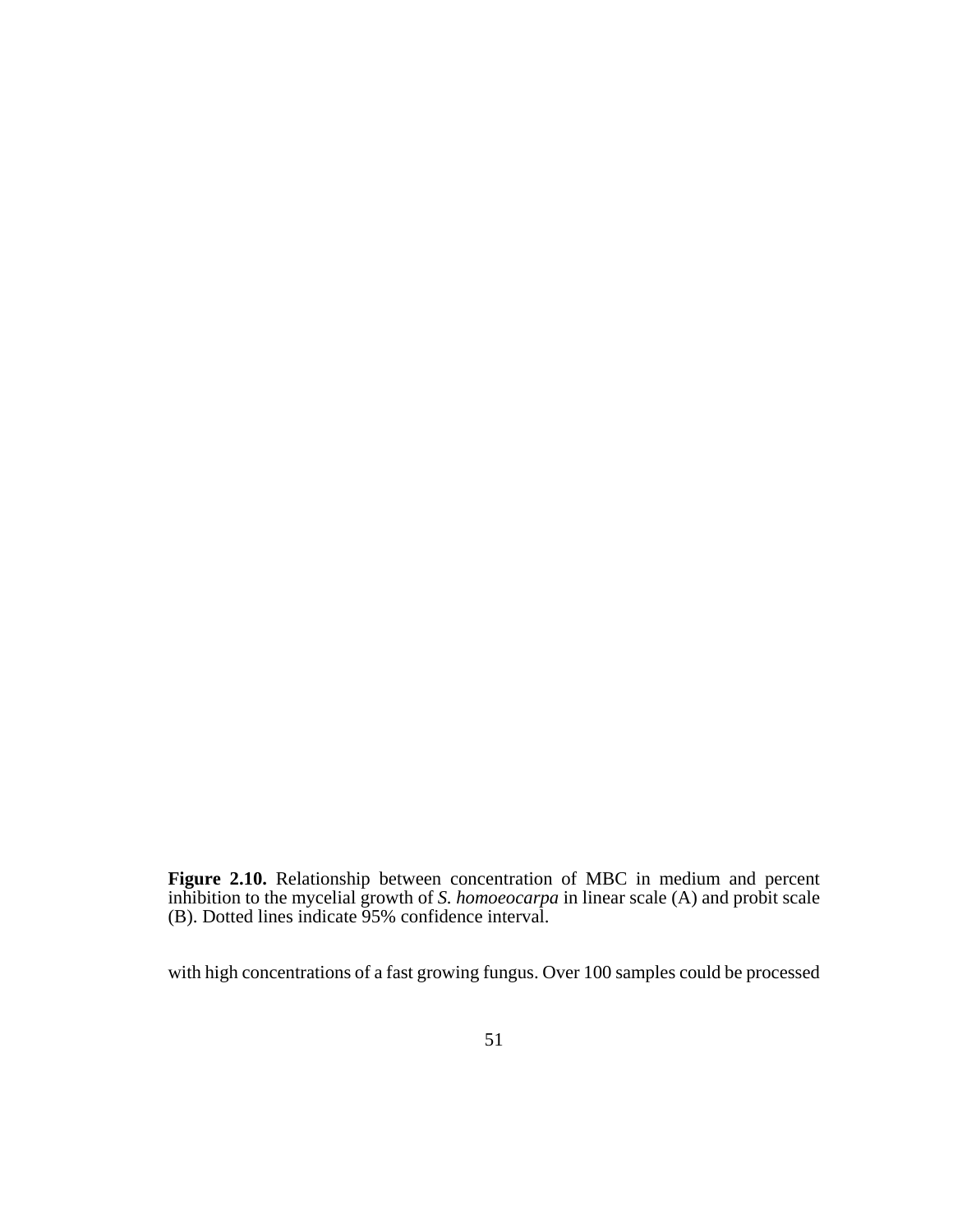**Figure 2.10.** Relationship between concentration of MBC in medium and percent inhibition to the mycelial growth of *S. homoeocarpa* in linear scale (A) and probit scale (B). Dotted lines indicate 95% confidence interval.

with high concentrations of a fast growing fungus. Over 100 samples could be processed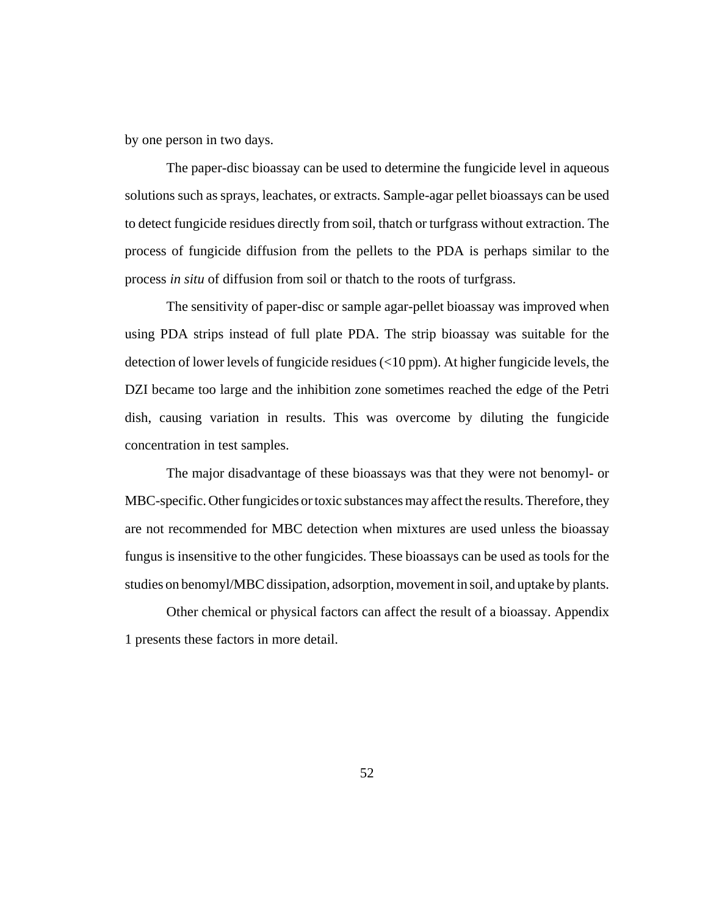by one person in two days.

The paper-disc bioassay can be used to determine the fungicide level in aqueous solutions such as sprays, leachates, or extracts. Sample-agar pellet bioassays can be used to detect fungicide residues directly from soil, thatch or turfgrass without extraction. The process of fungicide diffusion from the pellets to the PDA is perhaps similar to the process *in situ* of diffusion from soil or thatch to the roots of turfgrass.

The sensitivity of paper-disc or sample agar-pellet bioassay was improved when using PDA strips instead of full plate PDA. The strip bioassay was suitable for the detection of lower levels of fungicide residues (<10 ppm). At higher fungicide levels, the DZI became too large and the inhibition zone sometimes reached the edge of the Petri dish, causing variation in results. This was overcome by diluting the fungicide concentration in test samples.

The major disadvantage of these bioassays was that they were not benomyl- or MBC-specific. Other fungicides or toxic substances may affect the results. Therefore, they are not recommended for MBC detection when mixtures are used unless the bioassay fungus is insensitive to the other fungicides. These bioassays can be used as tools for the studies on benomyl/MBC dissipation, adsorption, movement in soil, and uptake by plants.

Other chemical or physical factors can affect the result of a bioassay. Appendix 1 presents these factors in more detail.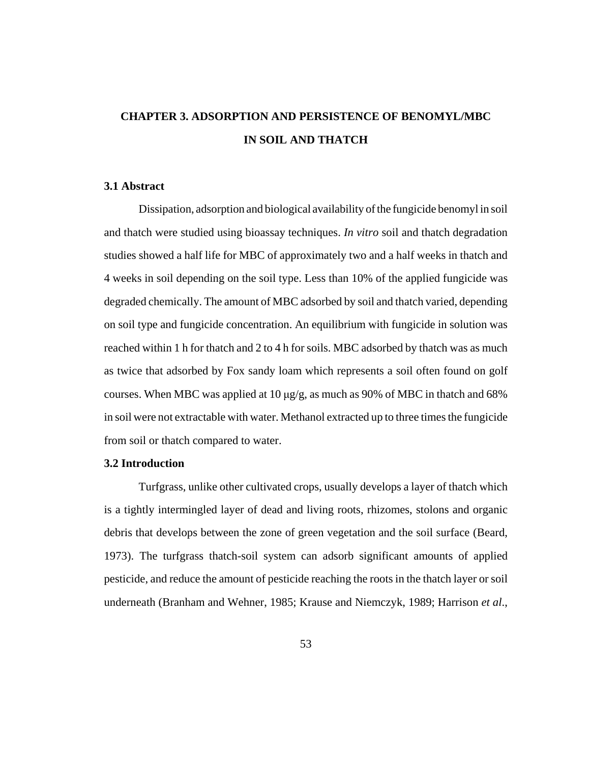# CHAPTER 3. ADSORPTION AND PERSISTENCE OF BENOMYL/MBC IN SOIL AND THATCH

## 3.1 Abstract

Dissipation, adsorption and biological availability of the fungicide benomyl in soil and thatch were studied using bioassay techniques. *In vitro* soil and thatch degradation studies showed a half life for MBC of approximately two and a half weeks in thatch and 4 weeks in soil depending on the soil type. Less than 10% of the applied fungicide was degraded chemically. The amount of MBC adsorbed by soil and thatch varied, depending on soil type and fungicide concentration. An equilibrium with fungicide in solution was reached within 1 h for thatch and 2 to 4 h for soils. MBC adsorbed by thatch was as much as twice that adsorbed by Fox sandy loam which represents a soil often found on golf courses. When MBC was applied at 10 μg/g, as much as 90% of MBC in thatch and 68% in soil were not extractable with water. Methanol extracted up to three times the fungicide from soil or thatch compared to water.

## 3.2 Introduction

Turfgrass, unlike other cultivated crops, usually develops a layer of thatch which is a tightly intermingled layer of dead and living roots, rhizomes, stolons and organic debris that develops between the zone of green vegetation and the soil surface (Beard, 1973). The turfgrass thatch-soil system can adsorb significant amounts of applied pesticide, and reduce the amount of pesticide reaching the roots in the thatch layer or soil underneath (Branham and Wehner, 1985; Krause and Niemczyk, 1989; Harrison *et al*.,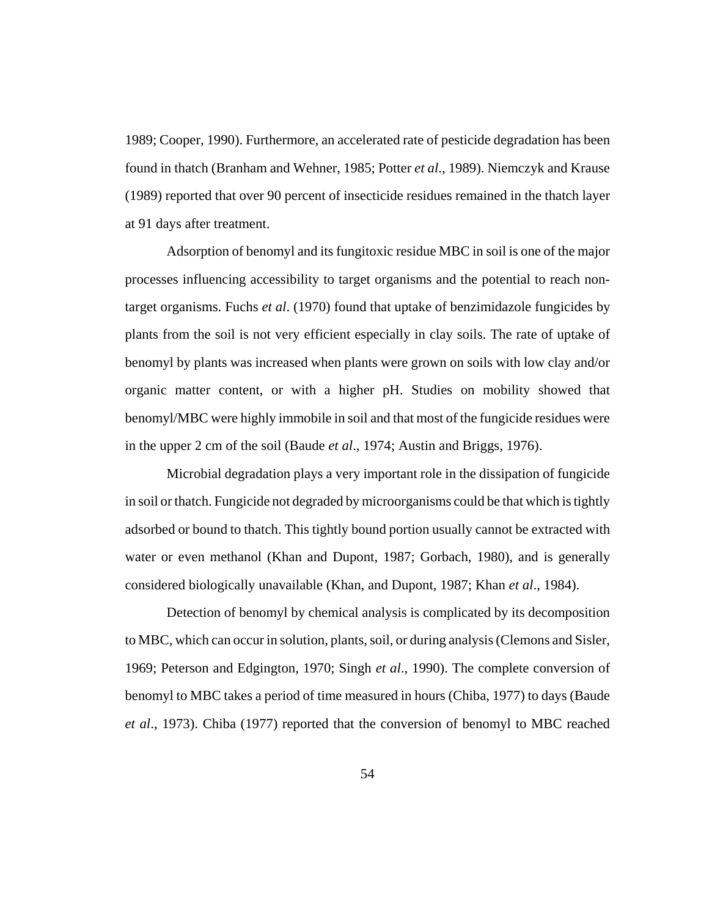1989; Cooper, 1990). Furthermore, an accelerated rate of pesticide degradation has been found in thatch (Branham and Wehner, 1985; Potter *et al*., 1989). Niemczyk and Krause (1989) reported that over 90 percent of insecticide residues remained in the thatch layer at 91 days after treatment.

Adsorption of benomyl and its fungitoxic residue MBC in soil is one of the major processes influencing accessibility to target organisms and the potential to reach non-target organisms. Fuchs *et al*. (1970) found that uptake of benzimidazole fungicides by plants from the soil is not very efficient especially in clay soils. The rate of uptake of benomyl by plants was increased when plants were grown on soils with low clay and/or organic matter content, or with a higher pH. Studies on mobility showed that benomyl/MBC were highly immobile in soil and that most of the fungicide residues were in the upper 2 cm of the soil (Baude *et al*., 1974; Austin and Briggs, 1976).

Microbial degradation plays a very important role in the dissipation of fungicide in soil or thatch. Fungicide not degraded by microorganisms could be that which is tightly adsorbed or bound to thatch. This tightly bound portion usually cannot be extracted with water or even methanol (Khan and Dupont, 1987; Gorbach, 1980), and is generally considered biologically unavailable (Khan, and Dupont, 1987; Khan *et al*., 1984).

Detection of benomyl by chemical analysis is complicated by its decomposition to MBC, which can occur in solution, plants, soil, or during analysis (Clemons and Sisler, 1969; Peterson and Edgington, 1970; Singh *et al*., 1990). The complete conversion of benomyl to MBC takes a period of time measured in hours (Chiba, 1977) to days (Baude *et al*., 1973). Chiba (1977) reported that the conversion of benomyl to MBC reached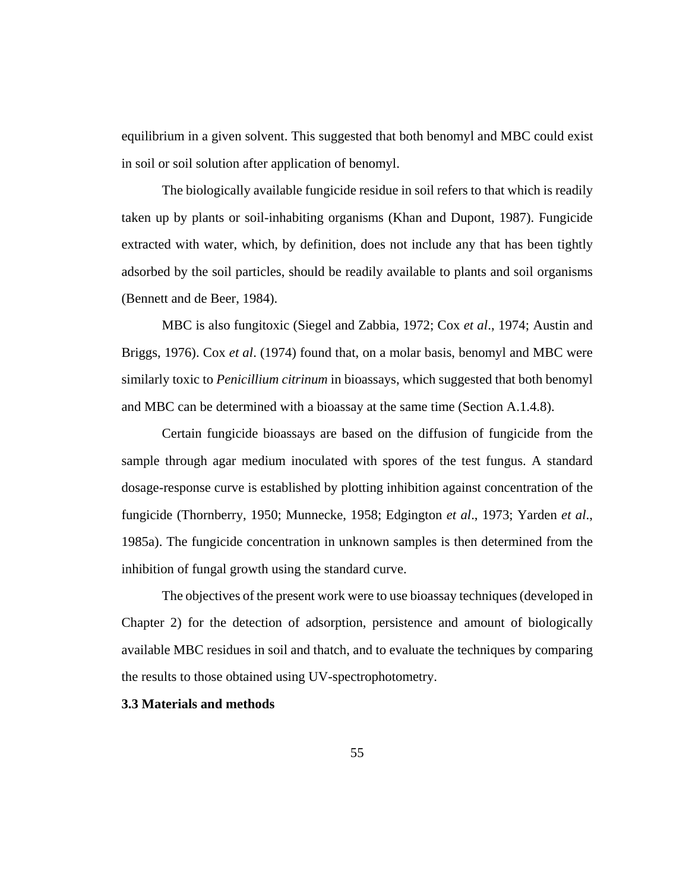equilibrium in a given solvent. This suggested that both benomyl and MBC could exist in soil or soil solution after application of benomyl.

The biologically available fungicide residue in soil refers to that which is readily taken up by plants or soil-inhabiting organisms (Khan and Dupont, 1987). Fungicide extracted with water, which, by definition, does not include any that has been tightly adsorbed by the soil particles, should be readily available to plants and soil organisms (Bennett and de Beer, 1984).

MBC is also fungitoxic (Siegel and Zabbia, 1972; Cox *et al*., 1974; Austin and Briggs, 1976). Cox *et al*. (1974) found that, on a molar basis, benomyl and MBC were similarly toxic to *Penicillium citrinum* in bioassays, which suggested that both benomyl and MBC can be determined with a bioassay at the same time (Section A.1.4.8).

Certain fungicide bioassays are based on the diffusion of fungicide from the sample through agar medium inoculated with spores of the test fungus. A standard dosage-response curve is established by plotting inhibition against concentration of the fungicide (Thornberry, 1950; Munnecke, 1958; Edgington *et al*., 1973; Yarden *et al*., 1985a). The fungicide concentration in unknown samples is then determined from the inhibition of fungal growth using the standard curve.

The objectives of the present work were to use bioassay techniques (developed in Chapter 2) for the detection of adsorption, persistence and amount of biologically available MBC residues in soil and thatch, and to evaluate the techniques by comparing the results to those obtained using UV-spectrophotometry.

### 3.3 Materials and methods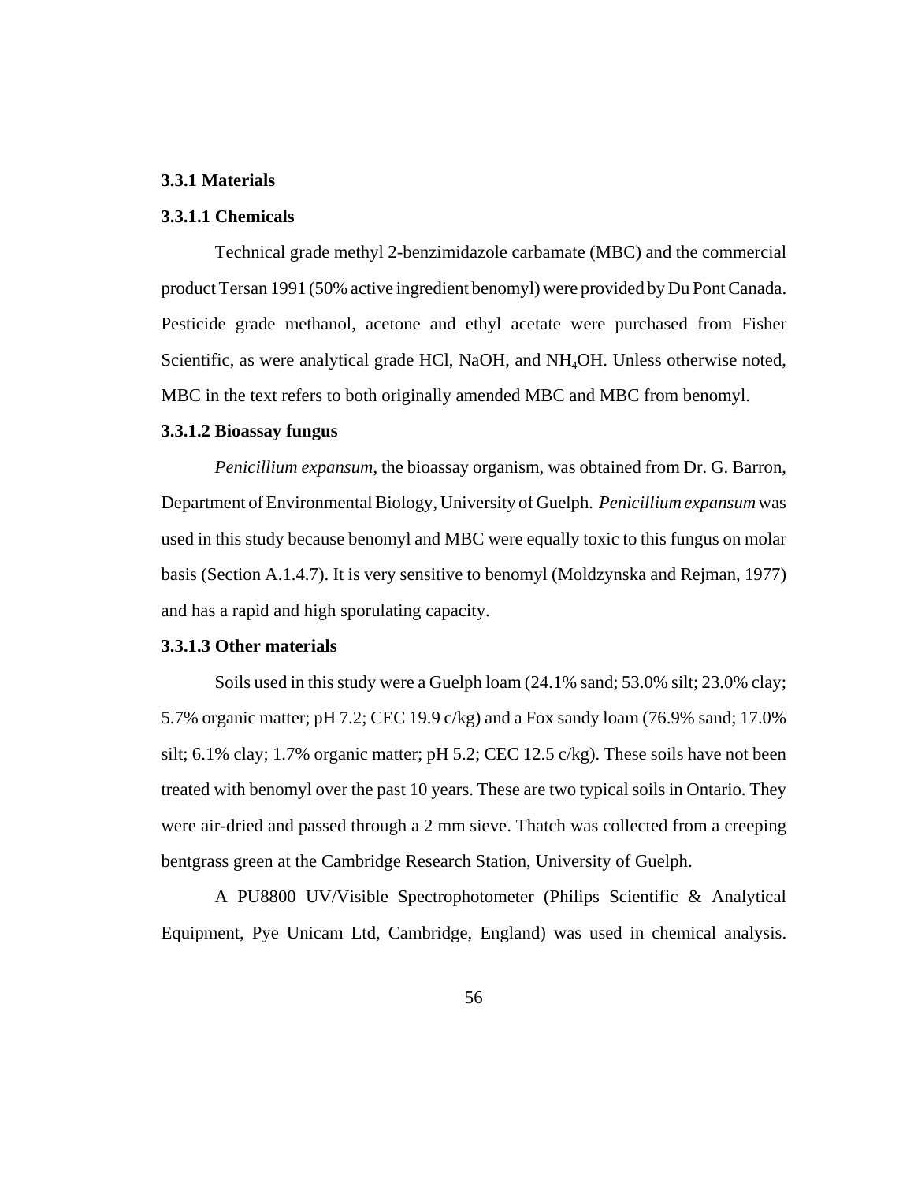### 3.3.1 Materials

#### 3.3.1.1 Chemicals

Technical grade methyl 2-benzimidazole carbamate (MBC) and the commercial product Tersan 1991 (50% active ingredient benomyl) were provided by Du Pont Canada. Pesticide grade methanol, acetone and ethyl acetate were purchased from Fisher Scientific, as were analytical grade HCl, NaOH, and $NH_4OH$. Unless otherwise noted, MBC in the text refers to both originally amended MBC and MBC from benomyl.

#### 3.3.1.2 Bioassay fungus

*Penicillium expansum*, the bioassay organism, was obtained from Dr. G. Barron, Department of Environmental Biology, University of Guelph. *Penicillium expansum* was used in this study because benomyl and MBC were equally toxic to this fungus on molar basis (Section A.1.4.7). It is very sensitive to benomyl (Moldzynska and Rejman, 1977) and has a rapid and high sporulating capacity.

#### 3.3.1.3 Other materials

Soils used in this study were a Guelph loam (24.1% sand; 53.0% silt; 23.0% clay; 5.7% organic matter; pH 7.2; CEC 19.9 c/kg) and a Fox sandy loam (76.9% sand; 17.0% silt; 6.1% clay; 1.7% organic matter; pH 5.2; CEC 12.5 c/kg). These soils have not been treated with benomyl over the past 10 years. These are two typical soils in Ontario. They were air-dried and passed through a 2 mm sieve. Thatch was collected from a creeping bentgrass green at the Cambridge Research Station, University of Guelph.

A PU8800 UV/Visible Spectrophotometer (Philips Scientific & Analytical Equipment, Pye Unicam Ltd, Cambridge, England) was used in chemical analysis.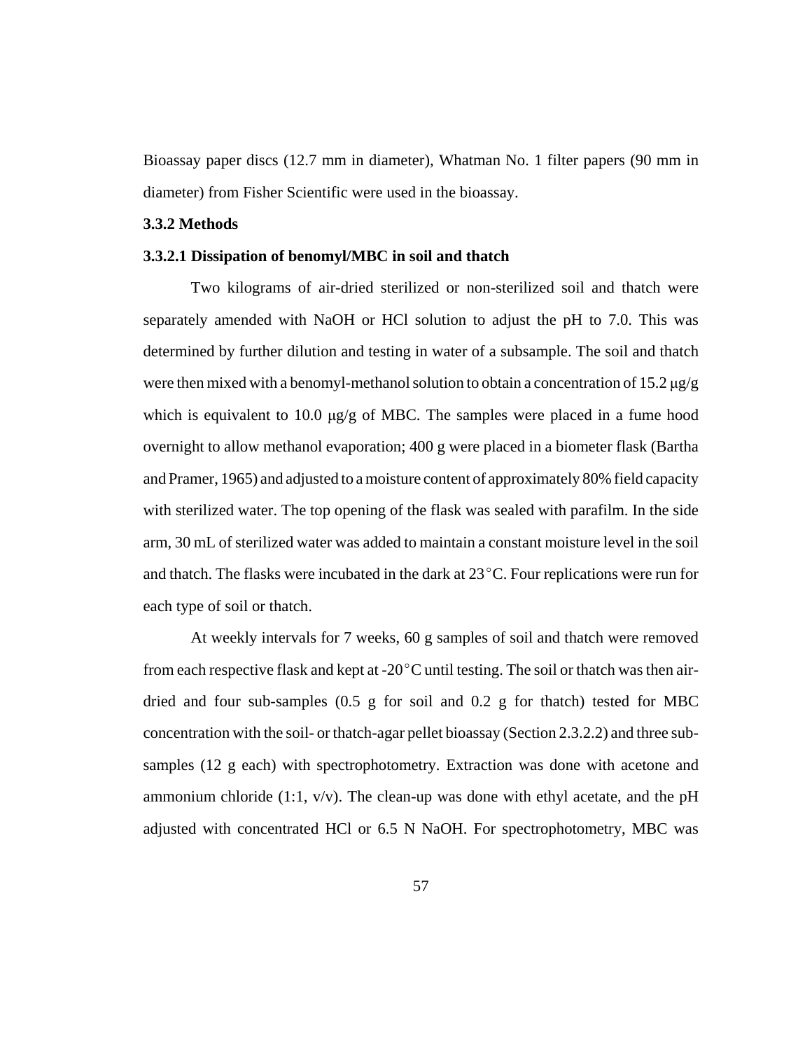Bioassay paper discs (12.7 mm in diameter), Whatman No. 1 filter papers (90 mm in diameter) from Fisher Scientific were used in the bioassay.

### 3.3.2 Methods

#### 3.3.2.1 Dissipation of benomyl/MBC in soil and thatch

Two kilograms of air-dried sterilized or non-sterilized soil and thatch were separately amended with NaOH or HCl solution to adjust the pH to 7.0. This was determined by further dilution and testing in water of a subsample. The soil and thatch were then mixed with a benomyl-methanol solution to obtain a concentration of 15.2 μg/g which is equivalent to 10.0 μg/g of MBC. The samples were placed in a fume hood overnight to allow methanol evaporation; 400 g were placed in a biometer flask (Bartha and Pramer, 1965) and adjusted to a moisture content of approximately 80% field capacity with sterilized water. The top opening of the flask was sealed with parafilm. In the side arm, 30 mL of sterilized water was added to maintain a constant moisture level in the soil and thatch. The flasks were incubated in the dark at 23°C. Four replications were run for each type of soil or thatch.

At weekly intervals for 7 weeks, 60 g samples of soil and thatch were removed from each respective flask and kept at -20°C until testing. The soil or thatch was then air-dried and four sub-samples (0.5 g for soil and 0.2 g for thatch) tested for MBC concentration with the soil- or thatch-agar pellet bioassay (Section 2.3.2.2) and three sub-samples (12 g each) with spectrophotometry. Extraction was done with acetone and ammonium chloride (1:1, v/v). The clean-up was done with ethyl acetate, and the pH adjusted with concentrated HCl or 6.5 N NaOH. For spectrophotometry, MBC was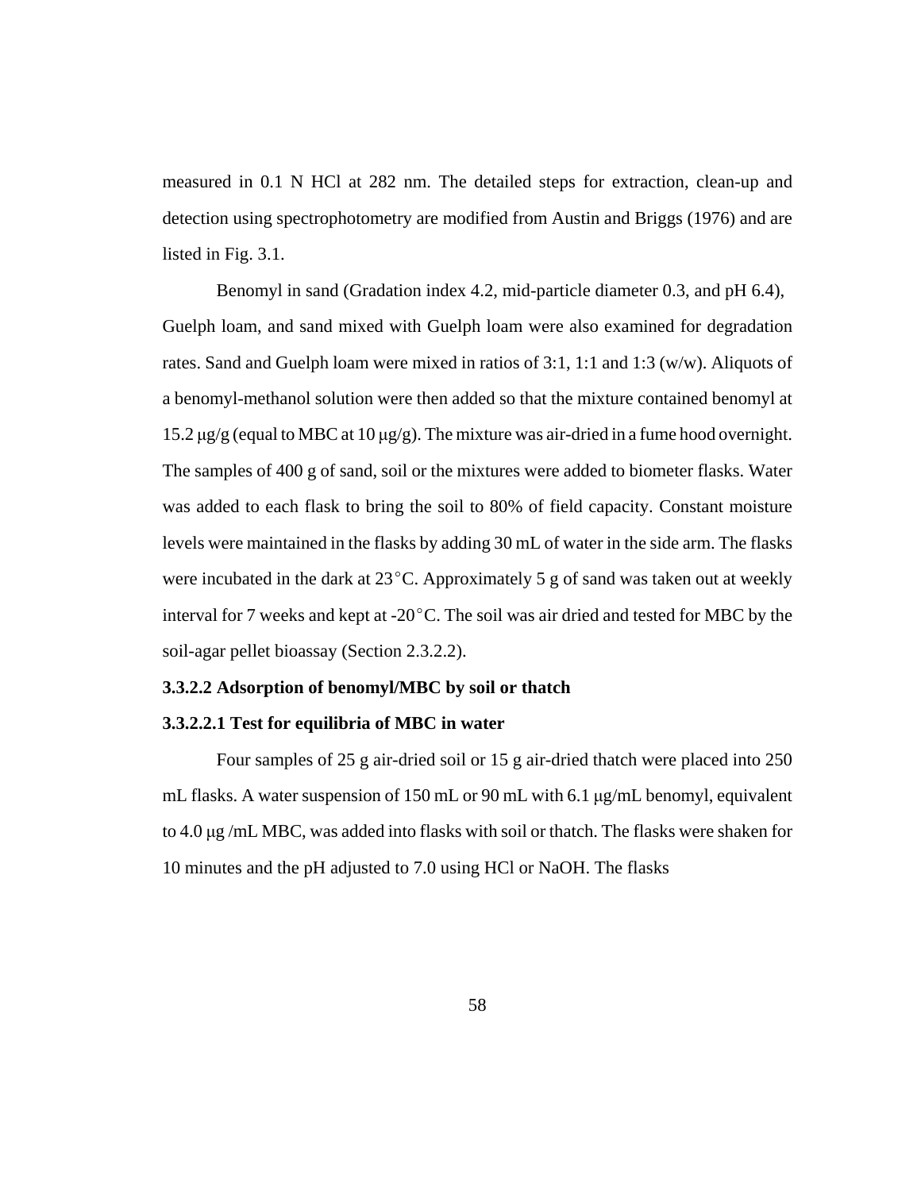measured in 0.1 N HCl at 282 nm. The detailed steps for extraction, clean-up and detection using spectrophotometry are modified from Austin and Briggs (1976) and are listed in Fig. 3.1.

Benomyl in sand (Gradation index 4.2, mid-particle diameter 0.3, and pH 6.4), Guelph loam, and sand mixed with Guelph loam were also examined for degradation rates. Sand and Guelph loam were mixed in ratios of 3:1, 1:1 and 1:3 (w/w). Aliquots of a benomyl-methanol solution were then added so that the mixture contained benomyl at 15.2 μg/g (equal to MBC at 10 μg/g). The mixture was air-dried in a fume hood overnight. The samples of 400 g of sand, soil or the mixtures were added to biometer flasks. Water was added to each flask to bring the soil to 80% of field capacity. Constant moisture levels were maintained in the flasks by adding 30 mL of water in the side arm. The flasks were incubated in the dark at 23°C. Approximately 5 g of sand was taken out at weekly interval for 7 weeks and kept at -20°C. The soil was air dried and tested for MBC by the soil-agar pellet bioassay (Section 2.3.2.2).

**3.3.2.2 Adsorption of benomyl/MBC by soil or thatch**

**3.3.2.2.1 Test for equilibria of MBC in water**

Four samples of 25 g air-dried soil or 15 g air-dried thatch were placed into 250 mL flasks. A water suspension of 150 mL or 90 mL with 6.1 μg/mL benomyl, equivalent to 4.0 μg /mL MBC, was added into flasks with soil or thatch. The flasks were shaken for 10 minutes and the pH adjusted to 7.0 using HCl or NaOH. The flasks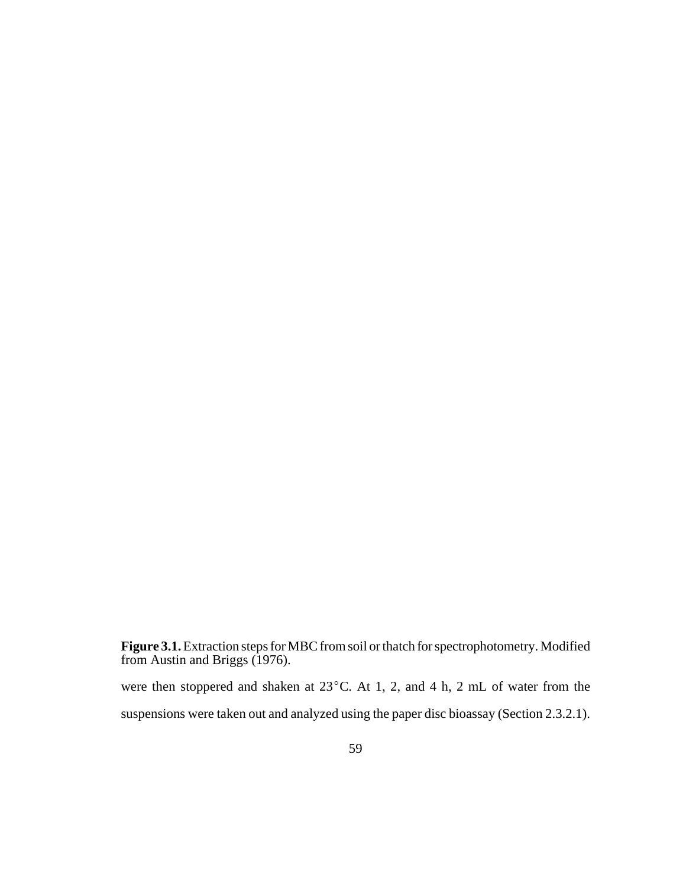**Figure 3.1.** Extraction steps for MBC from soil or thatch for spectrophotometry. Modified from Austin and Briggs (1976).

were then stoppered and shaken at 23°C. At 1, 2, and 4 h, 2 mL of water from the suspensions were taken out and analyzed using the paper disc bioassay (Section 2.3.2.1).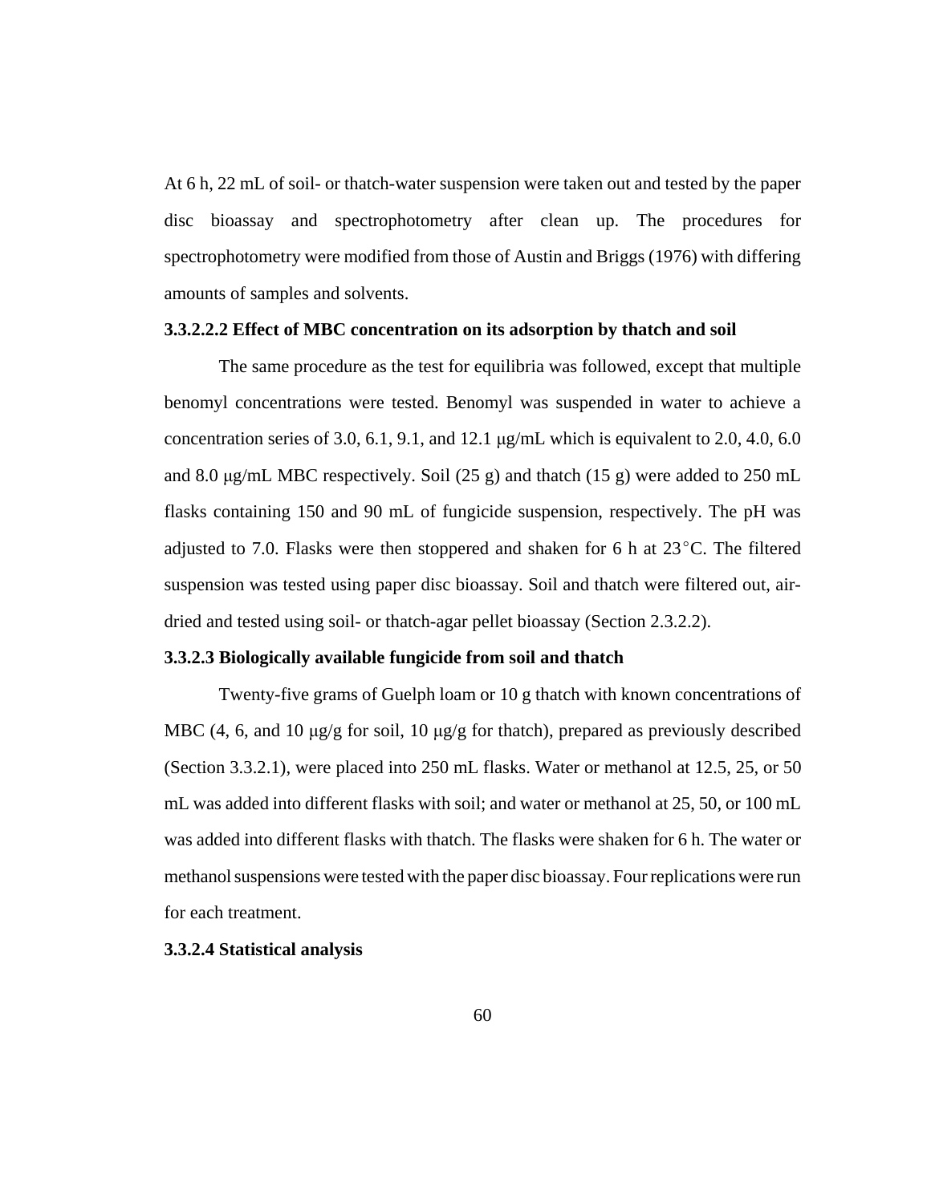At 6 h, 22 mL of soil- or thatch-water suspension were taken out and tested by the paper disc bioassay and spectrophotometry after clean up. The procedures for spectrophotometry were modified from those of Austin and Briggs (1976) with differing amounts of samples and solvents.

#### 3.3.2.2.2 Effect of MBC concentration on its adsorption by thatch and soil

The same procedure as the test for equilibria was followed, except that multiple benomyl concentrations were tested. Benomyl was suspended in water to achieve a concentration series of 3.0, 6.1, 9.1, and 12.1 μg/mL which is equivalent to 2.0, 4.0, 6.0 and 8.0 μg/mL MBC respectively. Soil (25 g) and thatch (15 g) were added to 250 mL flasks containing 150 and 90 mL of fungicide suspension, respectively. The pH was adjusted to 7.0. Flasks were then stoppered and shaken for 6 h at 23°C. The filtered suspension was tested using paper disc bioassay. Soil and thatch were filtered out, air-dried and tested using soil- or thatch-agar pellet bioassay (Section 2.3.2.2).

### 3.3.2.3 Biologically available fungicide from soil and thatch

Twenty-five grams of Guelph loam or 10 g thatch with known concentrations of MBC (4, 6, and 10 μg/g for soil, 10 μg/g for thatch), prepared as previously described (Section 3.3.2.1), were placed into 250 mL flasks. Water or methanol at 12.5, 25, or 50 mL was added into different flasks with soil; and water or methanol at 25, 50, or 100 mL was added into different flasks with thatch. The flasks were shaken for 6 h. The water or methanol suspensions were tested with the paper disc bioassay. Four replications were run for each treatment.

### 3.3.2.4 Statistical analysis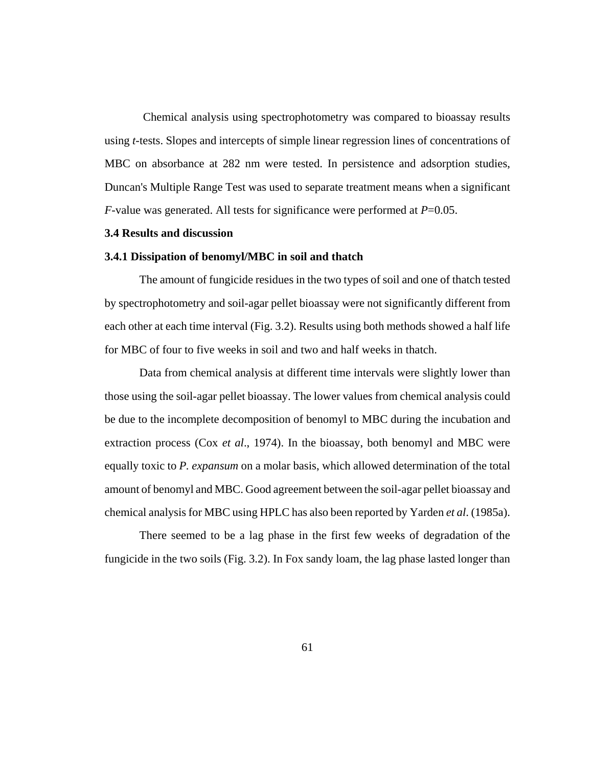Chemical analysis using spectrophotometry was compared to bioassay results using *t*-tests. Slopes and intercepts of simple linear regression lines of concentrations of MBC on absorbance at 282 nm were tested. In persistence and adsorption studies, Duncan's Multiple Range Test was used to separate treatment means when a significant *F*-value was generated. All tests for significance were performed at $P$=0.05.

### 3.4 Results and discussion

### 3.4.1 Dissipation of benomyl/MBC in soil and thatch

The amount of fungicide residues in the two types of soil and one of thatch tested by spectrophotometry and soil-agar pellet bioassay were not significantly different from each other at each time interval (Fig. 3.2). Results using both methods showed a half life for MBC of four to five weeks in soil and two and half weeks in thatch.

Data from chemical analysis at different time intervals were slightly lower than those using the soil-agar pellet bioassay. The lower values from chemical analysis could be due to the incomplete decomposition of benomyl to MBC during the incubation and extraction process (Cox *et al*., 1974). In the bioassay, both benomyl and MBC were equally toxic to *P. expansum* on a molar basis, which allowed determination of the total amount of benomyl and MBC. Good agreement between the soil-agar pellet bioassay and chemical analysis for MBC using HPLC has also been reported by Yarden *et al*. (1985a).

There seemed to be a lag phase in the first few weeks of degradation of the fungicide in the two soils (Fig. 3.2). In Fox sandy loam, the lag phase lasted longer than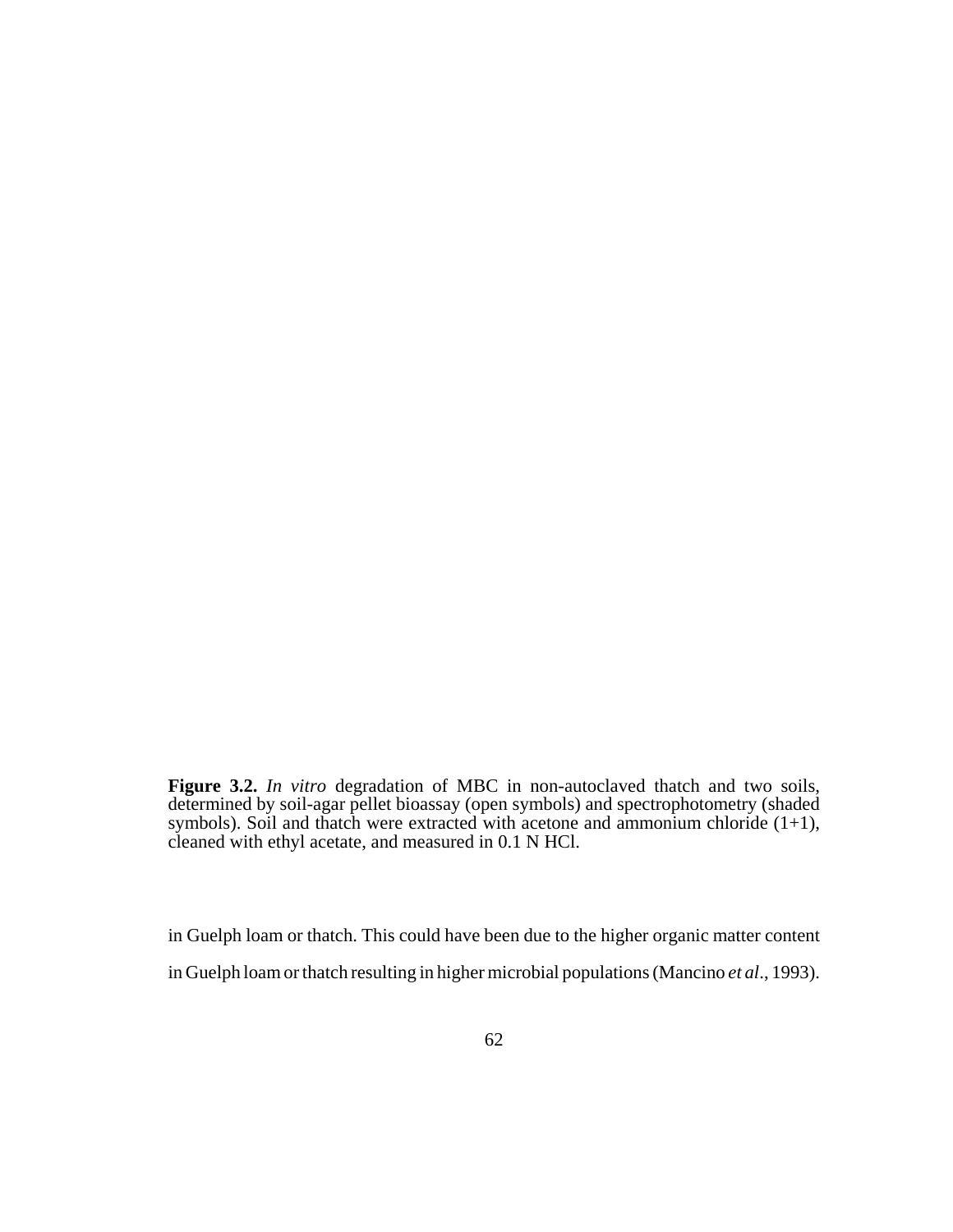**Figure 3.2.** *In vitro* degradation of MBC in non-autoclaved thatch and two soils, determined by soil-agar pellet bioassay (open symbols) and spectrophotometry (shaded symbols). Soil and thatch were extracted with acetone and ammonium chloride (1+1), cleaned with ethyl acetate, and measured in 0.1 N HCl.

in Guelph loam or thatch. This could have been due to the higher organic matter content in Guelph loam or thatch resulting in higher microbial populations (Mancino *et al*., 1993).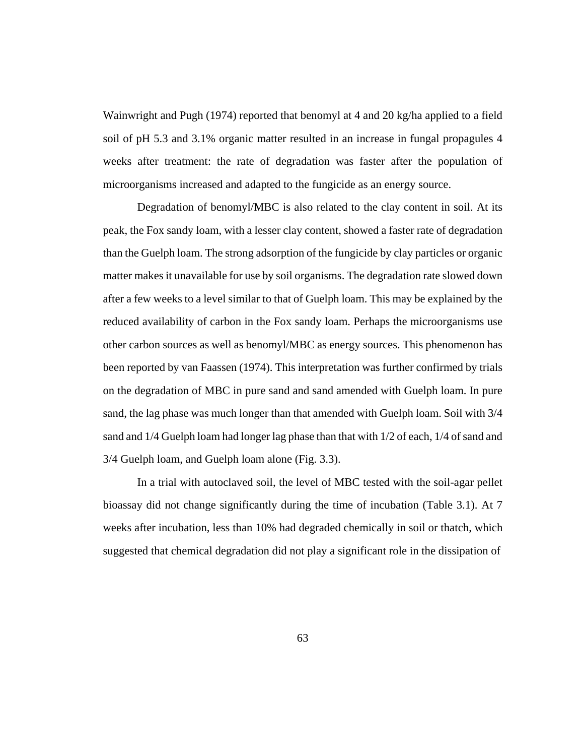Wainwright and Pugh (1974) reported that benomyl at 4 and 20 kg/ha applied to a field soil of pH 5.3 and 3.1% organic matter resulted in an increase in fungal propagules 4 weeks after treatment: the rate of degradation was faster after the population of microorganisms increased and adapted to the fungicide as an energy source.

Degradation of benomyl/MBC is also related to the clay content in soil. At its peak, the Fox sandy loam, with a lesser clay content, showed a faster rate of degradation than the Guelph loam. The strong adsorption of the fungicide by clay particles or organic matter makes it unavailable for use by soil organisms. The degradation rate slowed down after a few weeks to a level similar to that of Guelph loam. This may be explained by the reduced availability of carbon in the Fox sandy loam. Perhaps the microorganisms use other carbon sources as well as benomyl/MBC as energy sources. This phenomenon has been reported by van Faassen (1974). This interpretation was further confirmed by trials on the degradation of MBC in pure sand and sand amended with Guelph loam. In pure sand, the lag phase was much longer than that amended with Guelph loam. Soil with 3/4 sand and 1/4 Guelph loam had longer lag phase than that with 1/2 of each, 1/4 of sand and 3/4 Guelph loam, and Guelph loam alone (Fig. 3.3).

In a trial with autoclaved soil, the level of MBC tested with the soil-agar pellet bioassay did not change significantly during the time of incubation (Table 3.1). At 7 weeks after incubation, less than 10% had degraded chemically in soil or thatch, which suggested that chemical degradation did not play a significant role in the dissipation of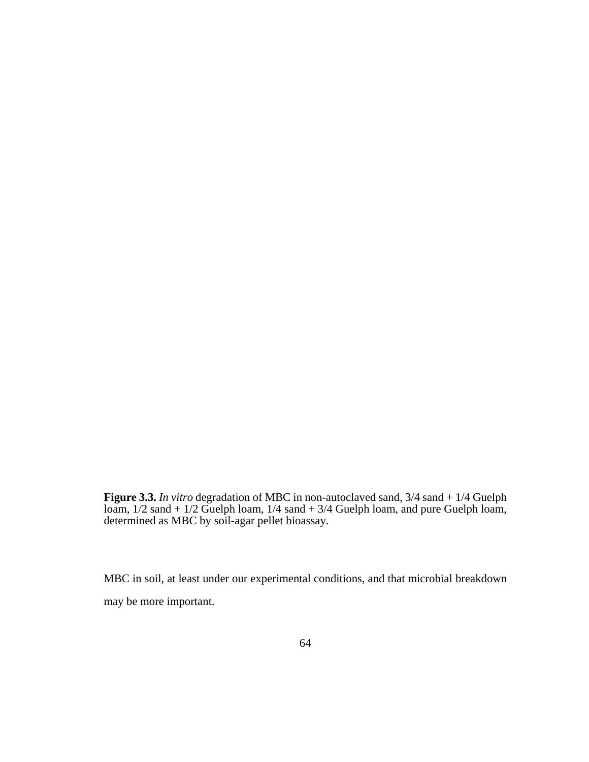**Figure 3.3.** *In vitro* degradation of MBC in non-autoclaved sand, 3/4 sand + 1/4 Guelph loam, 1/2 sand + 1/2 Guelph loam, 1/4 sand + 3/4 Guelph loam, and pure Guelph loam, determined as MBC by soil-agar pellet bioassay.

MBC in soil, at least under our experimental conditions, and that microbial breakdown may be more important.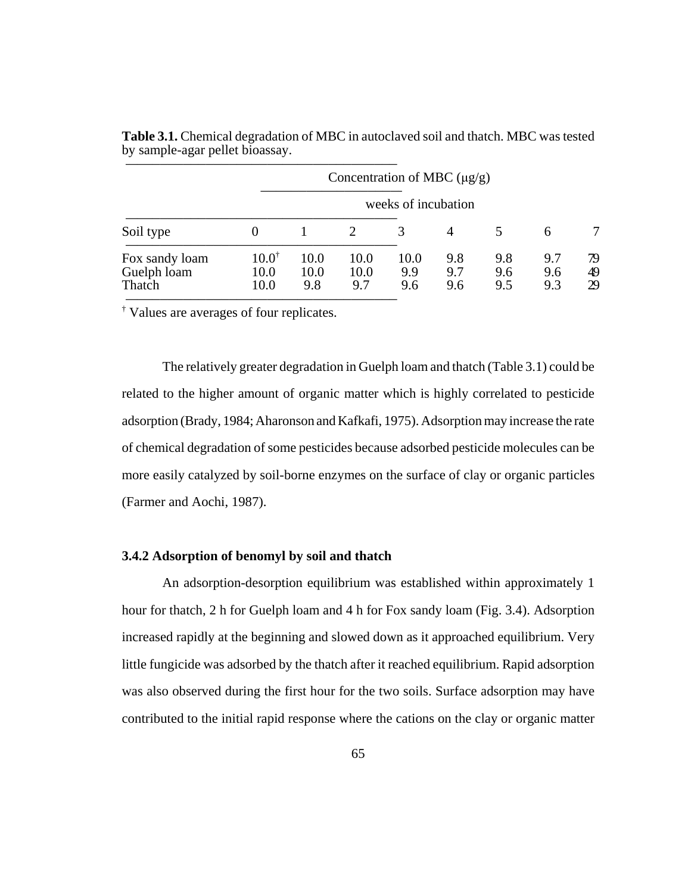**Table 3.1.** Chemical degradation of MBC in autoclaved soil and thatch. MBC was tested by sample-agar pellet bioassay.

| | Concentration of MBC (μg/g) | | | | | | | |
|---|---|---|---|---|---|---|---|---|
| | weeks of incubation | | | | | | | |
| Soil type | 0 | 1 | 2 | 3 | 4 | 5 | 6 | 7 |
| Fox sandy loam | 10.0[†] | 10.0 | 10.0 | 10.0 | 9.8 | 9.8 | 9.7 | 7.9 |
| Guelph loam | 10.0 | 10.0 | 10.0 | 9.9 | 9.7 | 9.6 | 9.6 | 4.9 |
| Thatch | 10.0 | 9.8 | 9.7 | 9.6 | 9.6 | 9.5 | 9.3 | 2.9 |

[†] Values are averages of four replicates.

The relatively greater degradation in Guelph loam and thatch (Table 3.1) could be related to the higher amount of organic matter which is highly correlated to pesticide adsorption (Brady, 1984; Aharonson and Kafkafi, 1975). Adsorption may increase the rate of chemical degradation of some pesticides because adsorbed pesticide molecules can be more easily catalyzed by soil-borne enzymes on the surface of clay or organic particles (Farmer and Aochi, 1987).

### 3.4.2 Adsorption of benomyl by soil and thatch

An adsorption-desorption equilibrium was established within approximately 1 hour for thatch, 2 h for Guelph loam and 4 h for Fox sandy loam (Fig. 3.4). Adsorption increased rapidly at the beginning and slowed down as it approached equilibrium. Very little fungicide was adsorbed by the thatch after it reached equilibrium. Rapid adsorption was also observed during the first hour for the two soils. Surface adsorption may have contributed to the initial rapid response where the cations on the clay or organic matter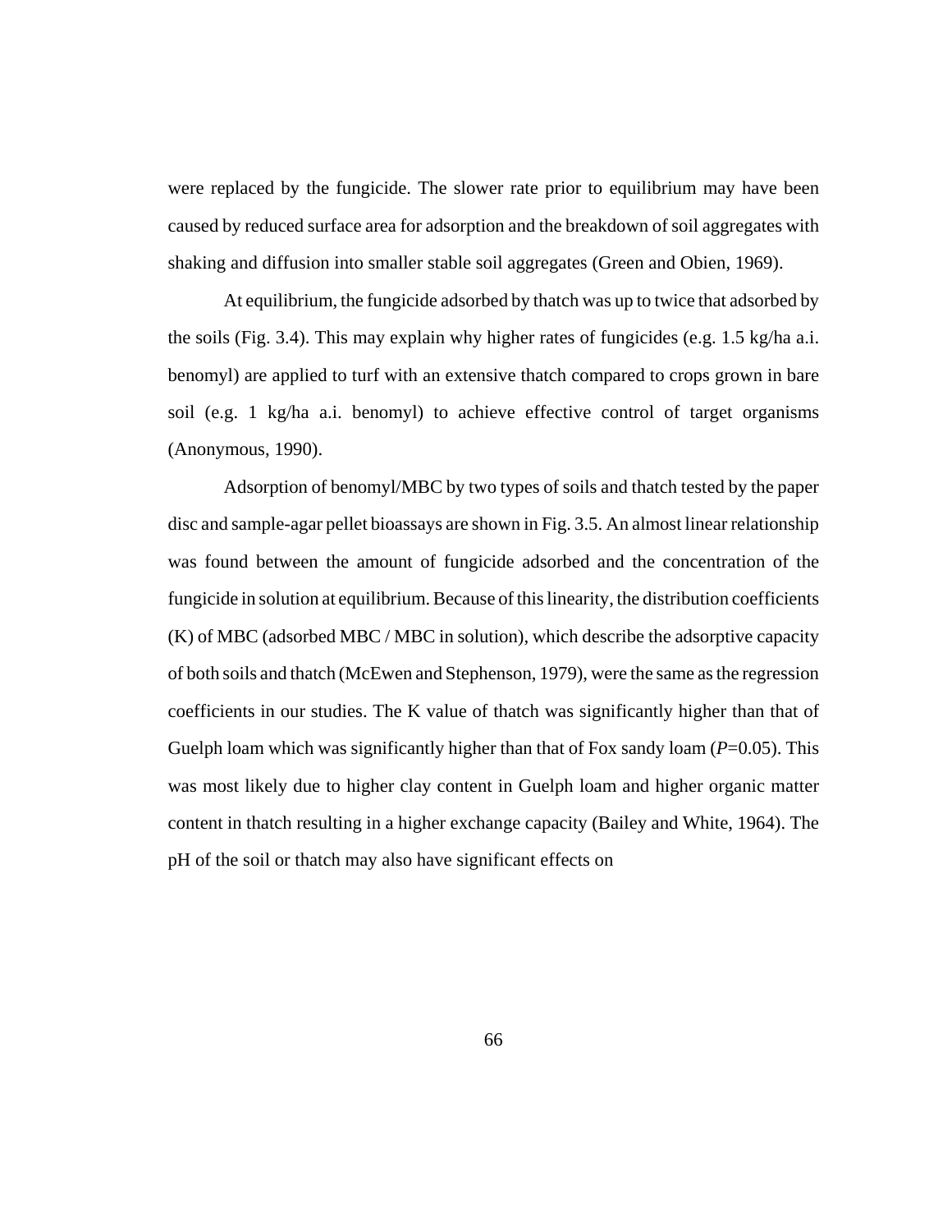were replaced by the fungicide. The slower rate prior to equilibrium may have been caused by reduced surface area for adsorption and the breakdown of soil aggregates with shaking and diffusion into smaller stable soil aggregates (Green and Obien, 1969).

At equilibrium, the fungicide adsorbed by thatch was up to twice that adsorbed by the soils (Fig. 3.4). This may explain why higher rates of fungicides (e.g. 1.5 kg/ha a.i. benomyl) are applied to turf with an extensive thatch compared to crops grown in bare soil (e.g. 1 kg/ha a.i. benomyl) to achieve effective control of target organisms (Anonymous, 1990).

Adsorption of benomyl/MBC by two types of soils and thatch tested by the paper disc and sample-agar pellet bioassays are shown in Fig. 3.5. An almost linear relationship was found between the amount of fungicide adsorbed and the concentration of the fungicide in solution at equilibrium. Because of this linearity, the distribution coefficients (K) of MBC (adsorbed MBC / MBC in solution), which describe the adsorptive capacity of both soils and thatch (McEwen and Stephenson, 1979), were the same as the regression coefficients in our studies. The K value of thatch was significantly higher than that of Guelph loam which was significantly higher than that of Fox sandy loam ($P$=0.05). This was most likely due to higher clay content in Guelph loam and higher organic matter content in thatch resulting in a higher exchange capacity (Bailey and White, 1964). The pH of the soil or thatch may also have significant effects on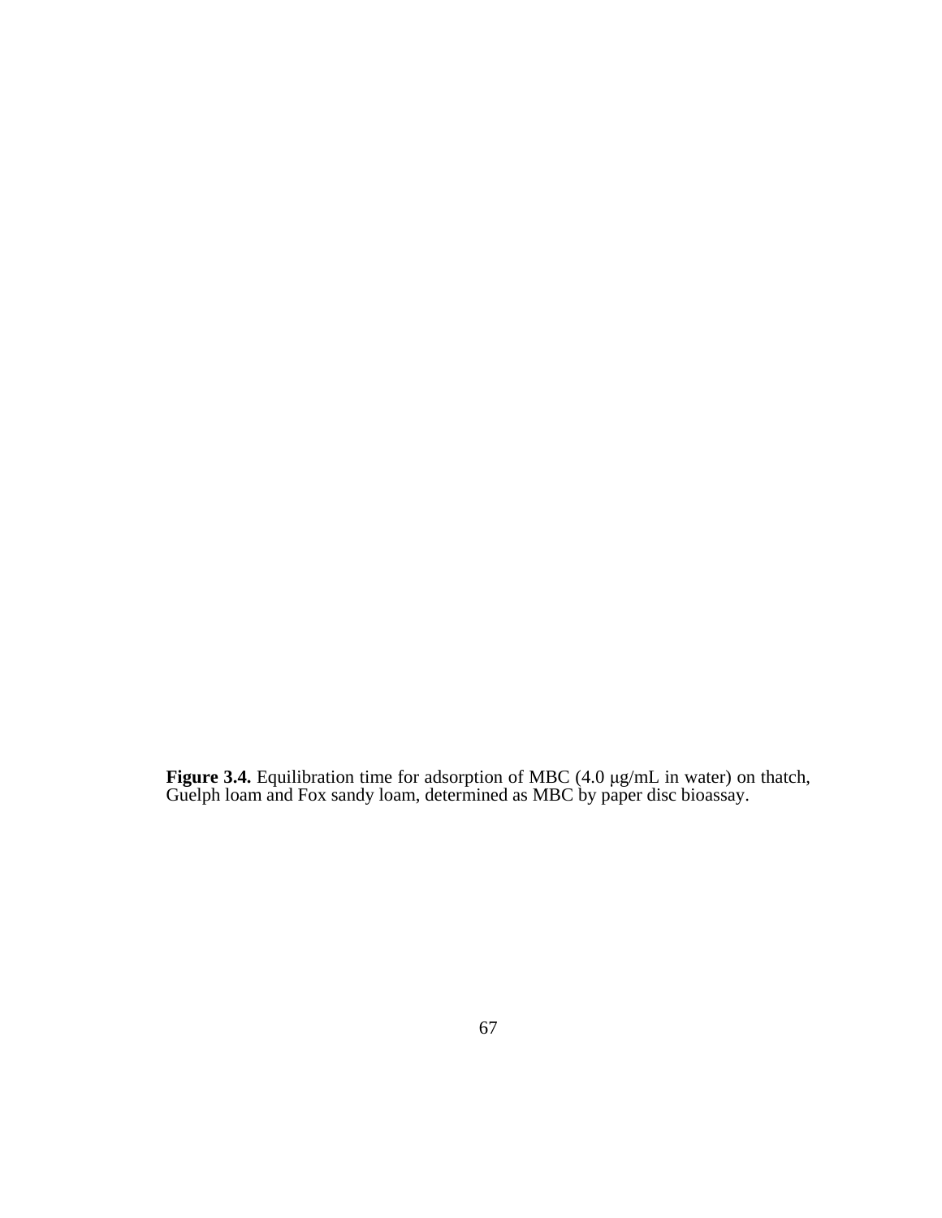**Figure 3.4.** Equilibration time for adsorption of MBC (4.0 μg/mL in water) on thatch, Guelph loam and Fox sandy loam, determined as MBC by paper disc bioassay.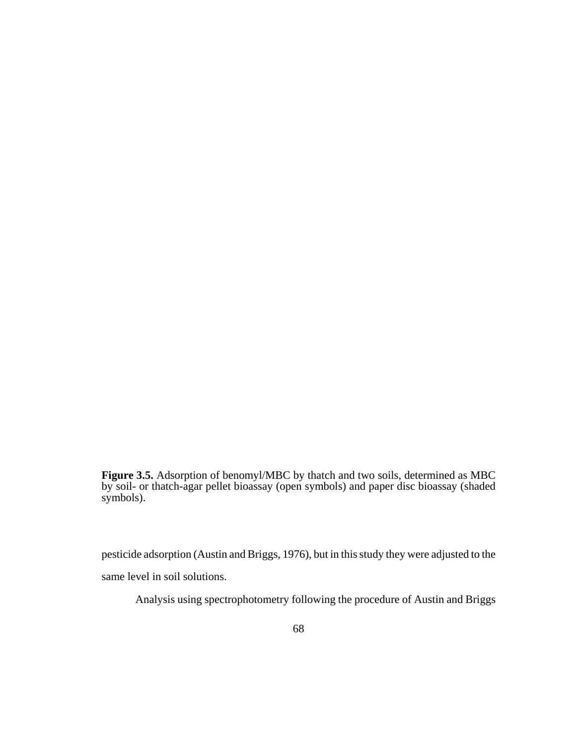**Figure 3.5.** Adsorption of benomyl/MBC by thatch and two soils, determined as MBC by soil- or thatch-agar pellet bioassay (open symbols) and paper disc bioassay (shaded symbols).

pesticide adsorption (Austin and Briggs, 1976), but in this study they were adjusted to the same level in soil solutions.

Analysis using spectrophotometry following the procedure of Austin and Briggs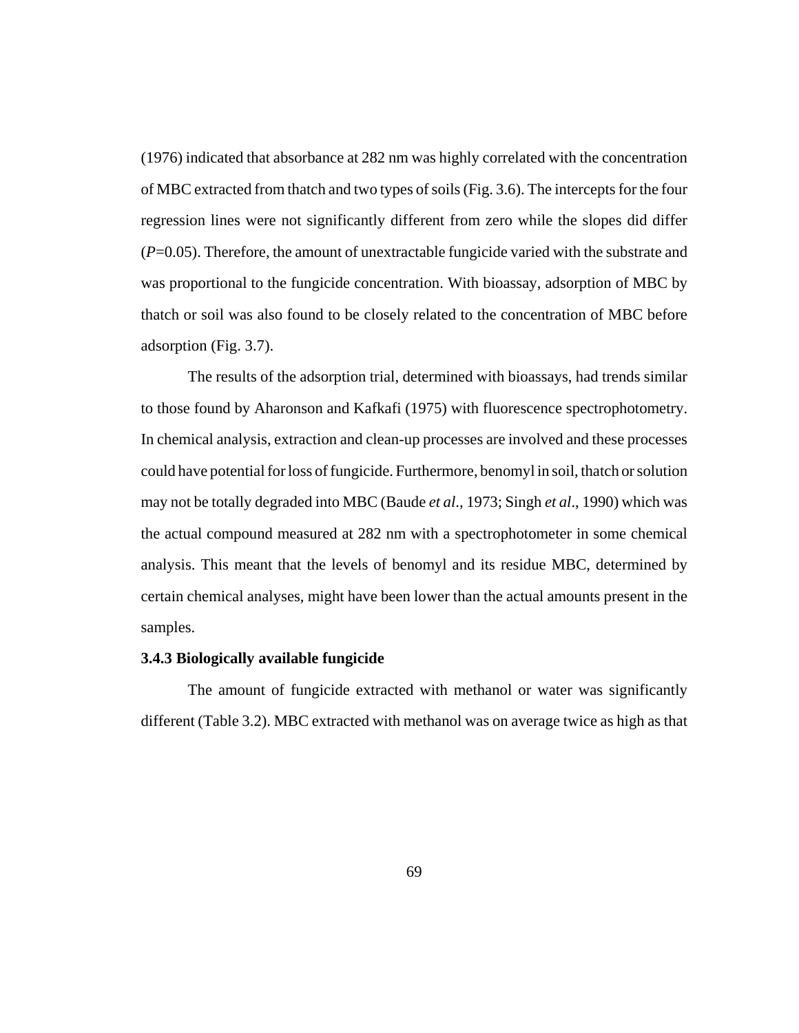(1976) indicated that absorbance at 282 nm was highly correlated with the concentration of MBC extracted from thatch and two types of soils (Fig. 3.6). The intercepts for the four regression lines were not significantly different from zero while the slopes did differ ($P$=0.05). Therefore, the amount of unextractable fungicide varied with the substrate and was proportional to the fungicide concentration. With bioassay, adsorption of MBC by thatch or soil was also found to be closely related to the concentration of MBC before adsorption (Fig. 3.7).

The results of the adsorption trial, determined with bioassays, had trends similar to those found by Aharonson and Kafkafi (1975) with fluorescence spectrophotometry. In chemical analysis, extraction and clean-up processes are involved and these processes could have potential for loss of fungicide. Furthermore, benomyl in soil, thatch or solution may not be totally degraded into MBC (Baude *et al*., 1973; Singh *et al*., 1990) which was the actual compound measured at 282 nm with a spectrophotometer in some chemical analysis. This meant that the levels of benomyl and its residue MBC, determined by certain chemical analyses, might have been lower than the actual amounts present in the samples.

### 3.4.3 Biologically available fungicide

The amount of fungicide extracted with methanol or water was significantly different (Table 3.2). MBC extracted with methanol was on average twice as high as that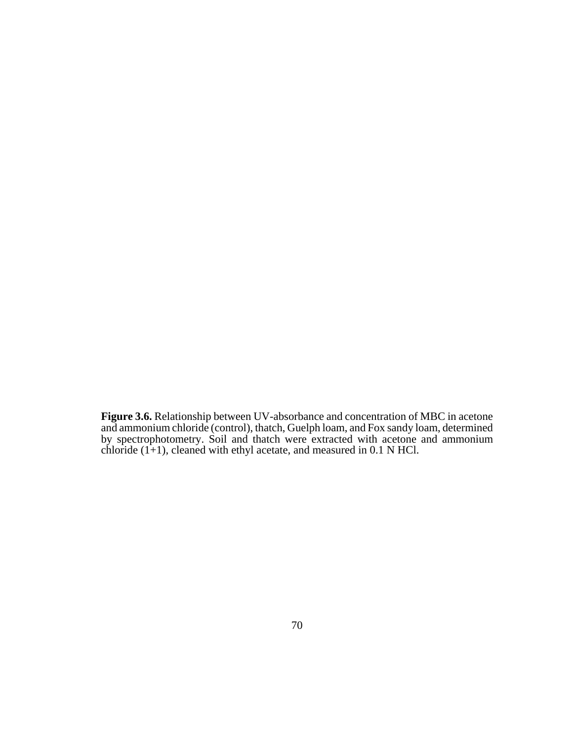**Figure 3.6.** Relationship between UV-absorbance and concentration of MBC in acetone and ammonium chloride (control), thatch, Guelph loam, and Fox sandy loam, determined by spectrophotometry. Soil and thatch were extracted with acetone and ammonium chloride (1+1), cleaned with ethyl acetate, and measured in 0.1 N HCl.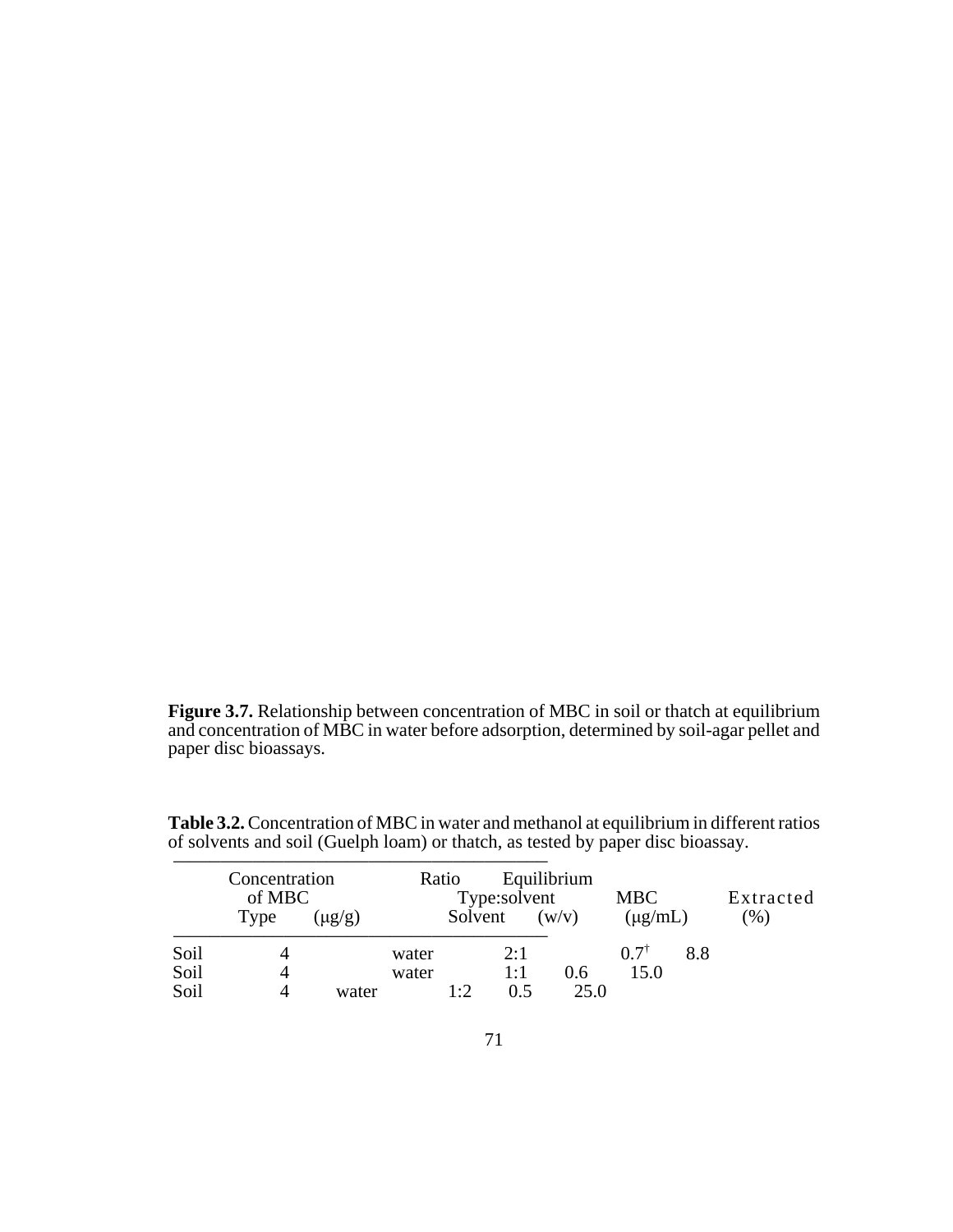**Figure 3.7.** Relationship between concentration of MBC in soil or thatch at equilibrium and concentration of MBC in water before adsorption, determined by soil-agar pellet and paper disc bioassays.

**Table 3.2.** Concentration of MBC in water and methanol at equilibrium in different ratios of solvents and soil (Guelph loam) or thatch, as tested by paper disc bioassay.

| Type | Concentration of MBC (µg/g) | Solvent | Ratio Type:solvent (w/v) | Equilibrium MBC (µg/mL) | Extracted (%) |
|---|---|---|---|---|---|
| Soil | 4 | water | 2:1 | 0.7† | 8.8 |
| Soil | 4 | water | 1:1 | 0.6 | 15.0 |
| Soil | 4 | water | 1:2 | 0.5 | 25.0 |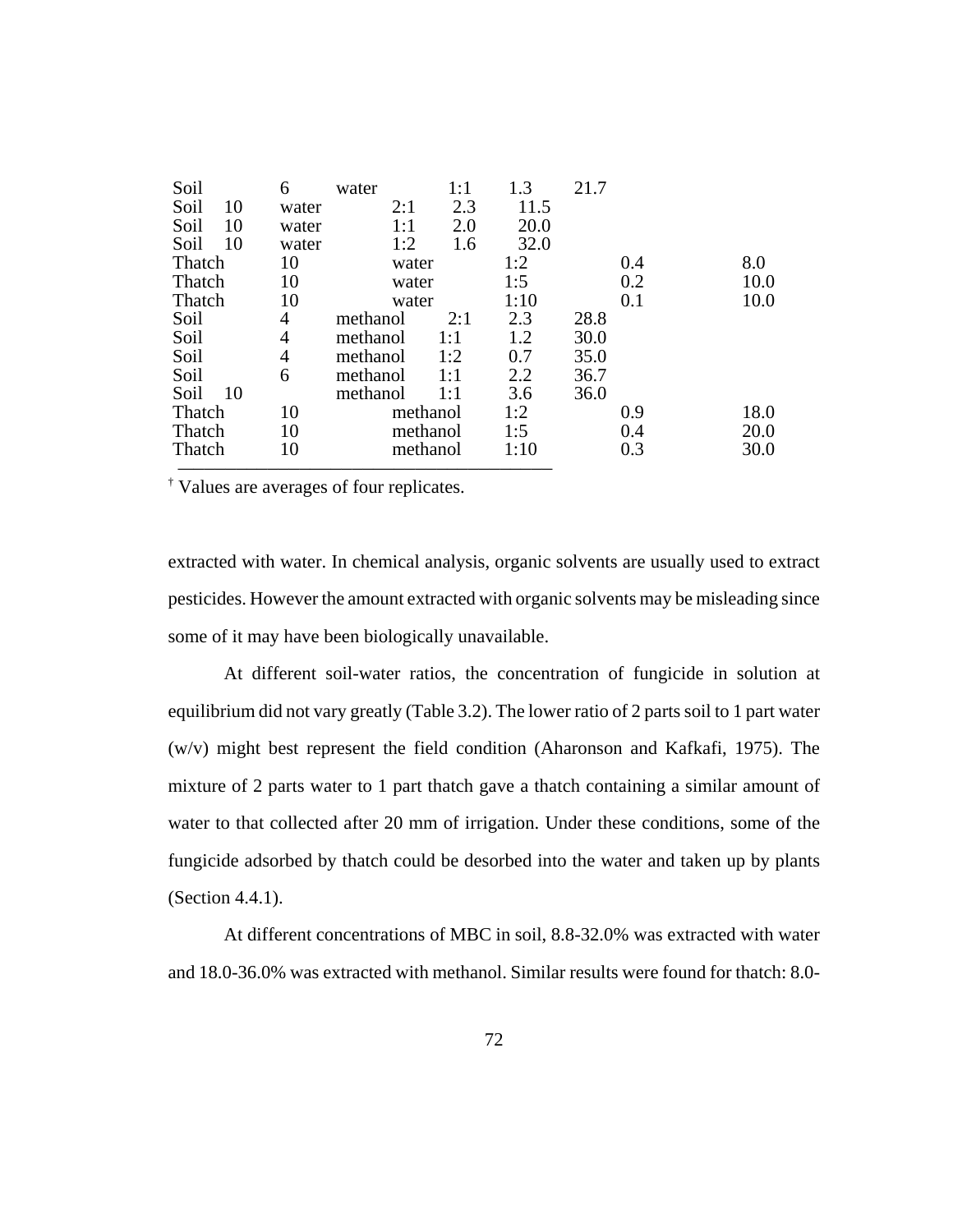| | | | | | | |
|---|---|---|---|---|---|---|
| Soil | 6 | water | 1:1 | 1.3 | 21.7 | |
| Soil | 10 | water | 2:1 | 2.3 | 11.5 | |
| Soil | 10 | water | 1:1 | 2.0 | 20.0 | |
| Soil | 10 | water | 1:2 | 1.6 | 32.0 | |
| Thatch | 10 | water | 1:2 | 0.4 | 8.0 | |
| Thatch | 10 | water | 1:5 | 0.2 | 10.0 | |
| Thatch | 10 | water | 1:10 | 0.1 | 10.0 | |
| Soil | 4 | methanol | 2:1 | 2.3 | 28.8 | |
| Soil | 4 | methanol | 1:1 | 1.2 | 30.0 | |
| Soil | 4 | methanol | 1:2 | 0.7 | 35.0 | |
| Soil | 6 | methanol | 1:1 | 2.2 | 36.7 | |
| Soil | 10 | methanol | 1:1 | 3.6 | 36.0 | |
| Thatch | 10 | methanol | 1:2 | 0.9 | 18.0 | |
| Thatch | 10 | methanol | 1:5 | 0.4 | 20.0 | |
| Thatch | 10 | methanol | 1:10 | 0.3 | 30.0 | |

† Values are averages of four replicates.

extracted with water. In chemical analysis, organic solvents are usually used to extract pesticides. However the amount extracted with organic solvents may be misleading since some of it may have been biologically unavailable.

At different soil-water ratios, the concentration of fungicide in solution at equilibrium did not vary greatly (Table 3.2). The lower ratio of 2 parts soil to 1 part water (w/v) might best represent the field condition (Aharonson and Kafkafi, 1975). The mixture of 2 parts water to 1 part thatch gave a thatch containing a similar amount of water to that collected after 20 mm of irrigation. Under these conditions, some of the fungicide adsorbed by thatch could be desorbed into the water and taken up by plants (Section 4.4.1).

At different concentrations of MBC in soil, 8.8-32.0% was extracted with water and 18.0-36.0% was extracted with methanol. Similar results were found for thatch: 8.0-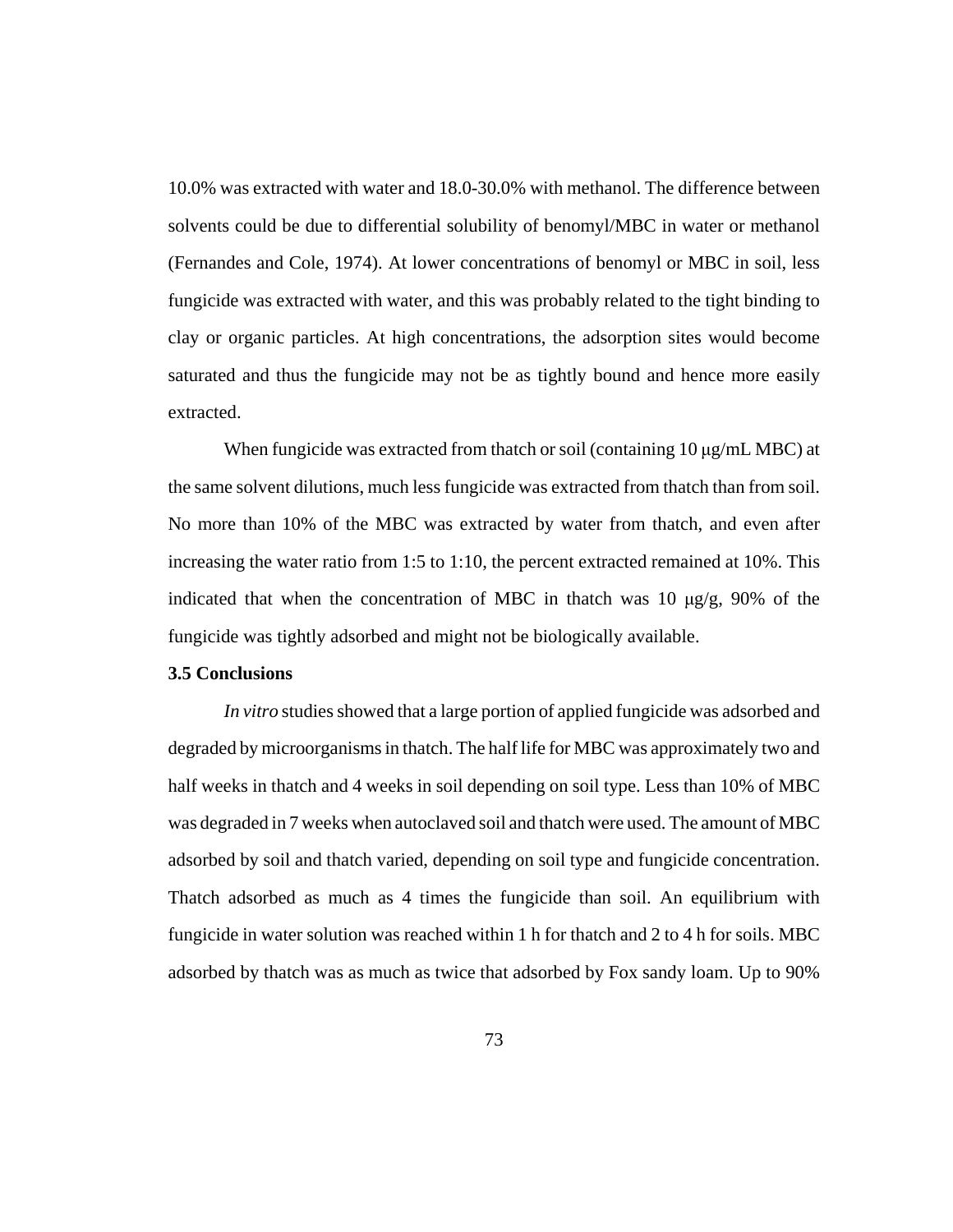10.0% was extracted with water and 18.0-30.0% with methanol. The difference between solvents could be due to differential solubility of benomyl/MBC in water or methanol (Fernandes and Cole, 1974). At lower concentrations of benomyl or MBC in soil, less fungicide was extracted with water, and this was probably related to the tight binding to clay or organic particles. At high concentrations, the adsorption sites would become saturated and thus the fungicide may not be as tightly bound and hence more easily extracted.

When fungicide was extracted from thatch or soil (containing 10 μg/mL MBC) at the same solvent dilutions, much less fungicide was extracted from thatch than from soil. No more than 10% of the MBC was extracted by water from thatch, and even after increasing the water ratio from 1:5 to 1:10, the percent extracted remained at 10%. This indicated that when the concentration of MBC in thatch was 10 μg/g, 90% of the fungicide was tightly adsorbed and might not be biologically available.

### 3.5 Conclusions

*In vitro* studies showed that a large portion of applied fungicide was adsorbed and degraded by microorganisms in thatch. The half life for MBC was approximately two and half weeks in thatch and 4 weeks in soil depending on soil type. Less than 10% of MBC was degraded in 7 weeks when autoclaved soil and thatch were used. The amount of MBC adsorbed by soil and thatch varied, depending on soil type and fungicide concentration. Thatch adsorbed as much as 4 times the fungicide than soil. An equilibrium with fungicide in water solution was reached within 1 h for thatch and 2 to 4 h for soils. MBC adsorbed by thatch was as much as twice that adsorbed by Fox sandy loam. Up to 90%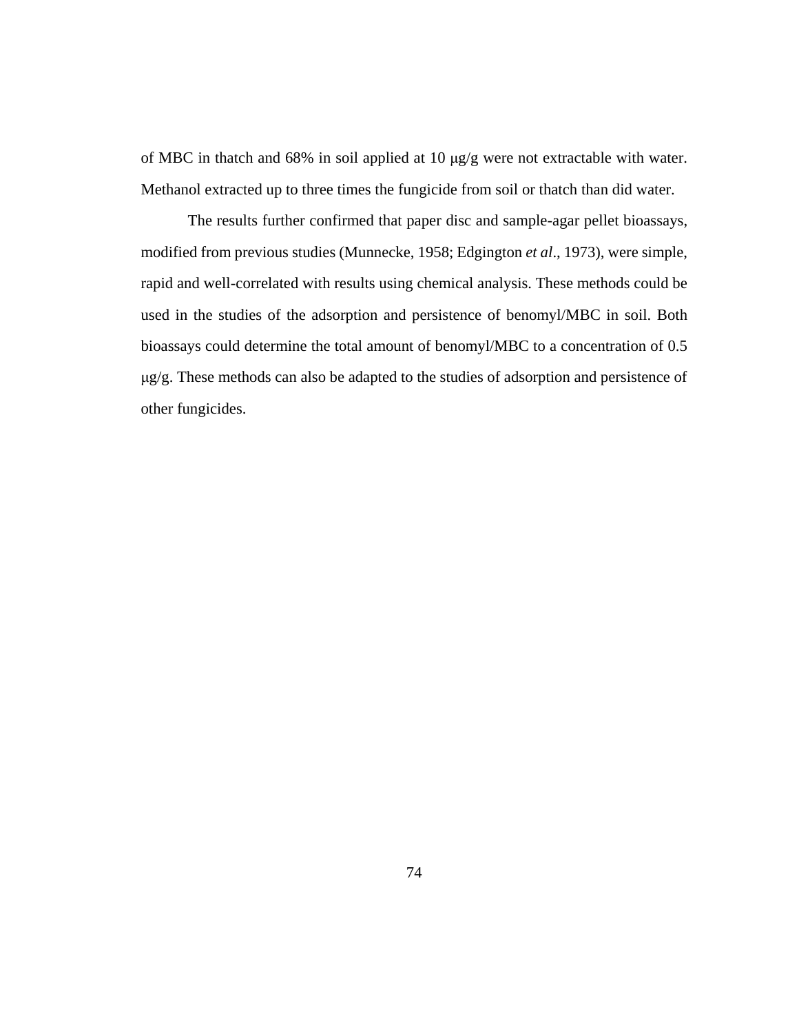of MBC in thatch and 68% in soil applied at 10 μg/g were not extractable with water. Methanol extracted up to three times the fungicide from soil or thatch than did water.

The results further confirmed that paper disc and sample-agar pellet bioassays, modified from previous studies (Munnecke, 1958; Edgington *et al*., 1973), were simple, rapid and well-correlated with results using chemical analysis. These methods could be used in the studies of the adsorption and persistence of benomyl/MBC in soil. Both bioassays could determine the total amount of benomyl/MBC to a concentration of 0.5 μg/g. These methods can also be adapted to the studies of adsorption and persistence of other fungicides.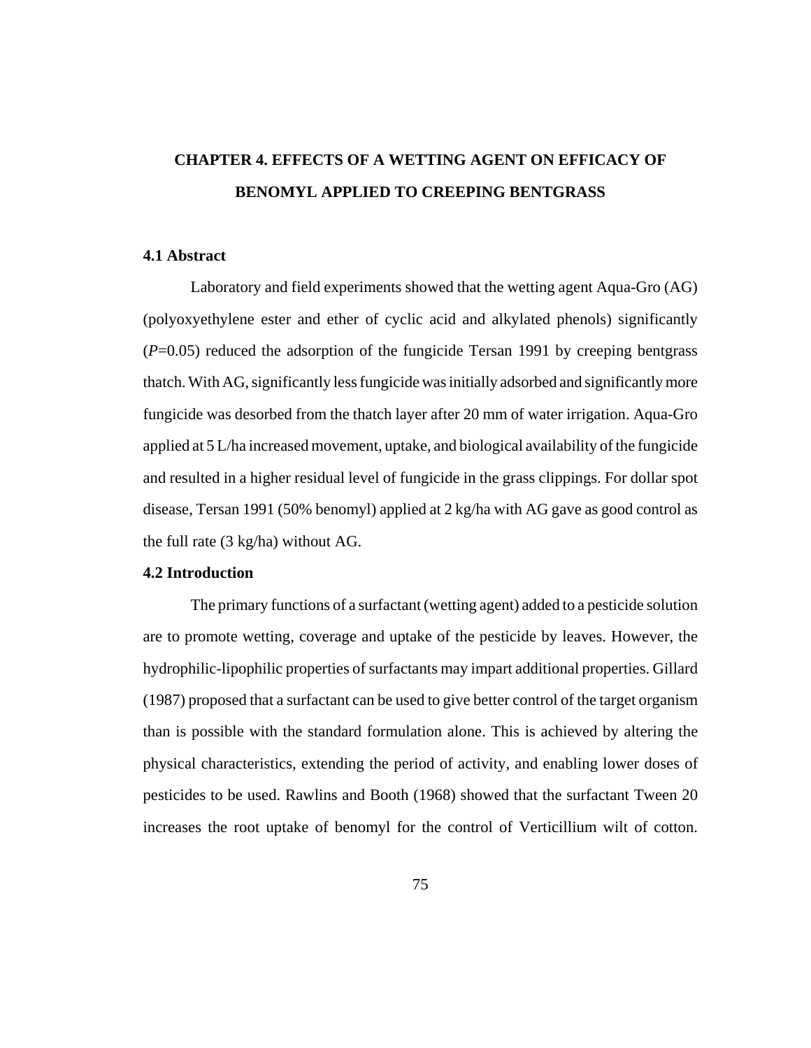# CHAPTER 4. EFFECTS OF A WETTING AGENT ON EFFICACY OF BENOMYL APPLIED TO CREEPING BENTGRASS

## 4.1 Abstract

Laboratory and field experiments showed that the wetting agent Aqua-Gro (AG) (polyoxyethylene ester and ether of cyclic acid and alkylated phenols) significantly ($P$=0.05) reduced the adsorption of the fungicide Tersan 1991 by creeping bentgrass thatch. With AG, significantly less fungicide was initially adsorbed and significantly more fungicide was desorbed from the thatch layer after 20 mm of water irrigation. Aqua-Gro applied at 5 L/ha increased movement, uptake, and biological availability of the fungicide and resulted in a higher residual level of fungicide in the grass clippings. For dollar spot disease, Tersan 1991 (50% benomyl) applied at 2 kg/ha with AG gave as good control as the full rate (3 kg/ha) without AG.

## 4.2 Introduction

The primary functions of a surfactant (wetting agent) added to a pesticide solution are to promote wetting, coverage and uptake of the pesticide by leaves. However, the hydrophilic-lipophilic properties of surfactants may impart additional properties. Gillard (1987) proposed that a surfactant can be used to give better control of the target organism than is possible with the standard formulation alone. This is achieved by altering the physical characteristics, extending the period of activity, and enabling lower doses of pesticides to be used. Rawlins and Booth (1968) showed that the surfactant Tween 20 increases the root uptake of benomyl for the control of Verticillium wilt of cotton.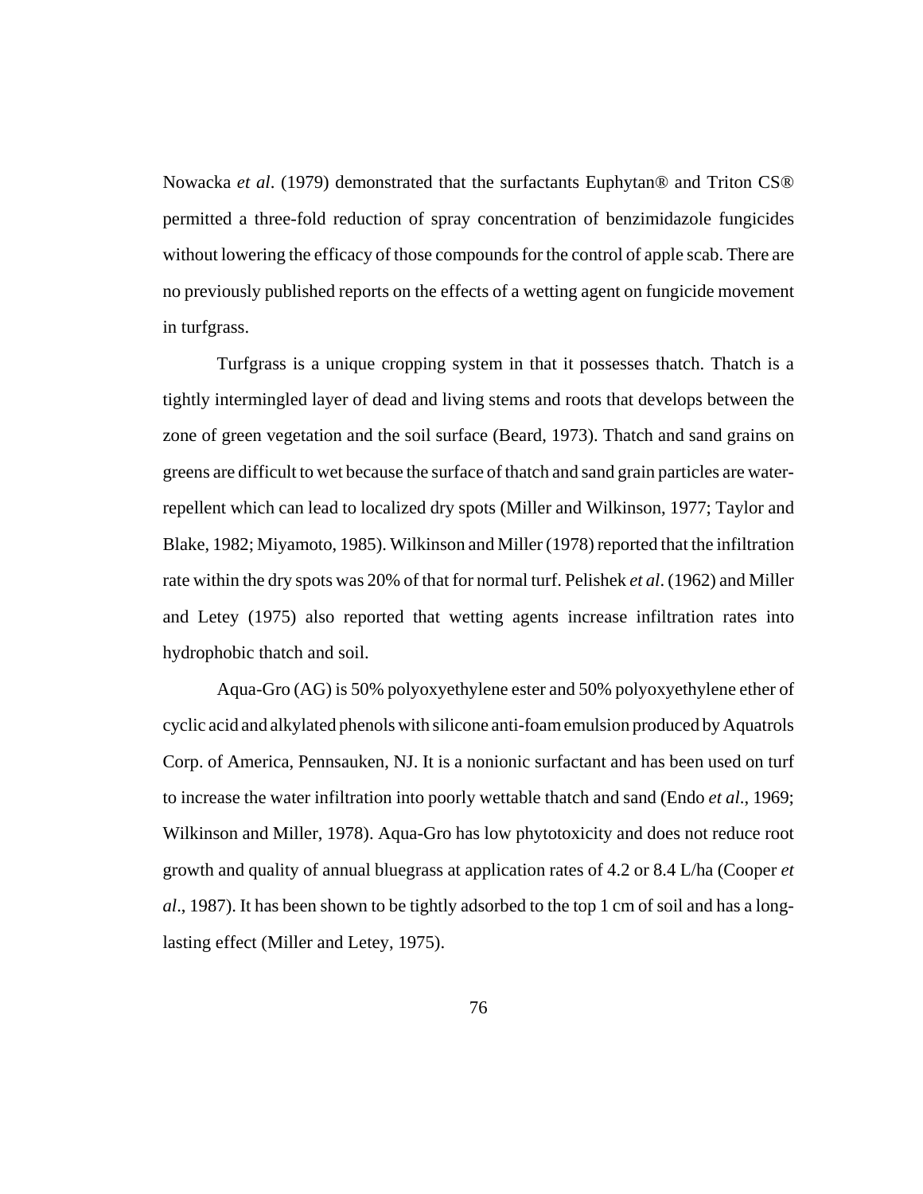Nowacka *et al*. (1979) demonstrated that the surfactants Euphytan® and Triton CS® permitted a three-fold reduction of spray concentration of benzimidazole fungicides without lowering the efficacy of those compounds for the control of apple scab. There are no previously published reports on the effects of a wetting agent on fungicide movement in turfgrass.

Turfgrass is a unique cropping system in that it possesses thatch. Thatch is a tightly intermingled layer of dead and living stems and roots that develops between the zone of green vegetation and the soil surface (Beard, 1973). Thatch and sand grains on greens are difficult to wet because the surface of thatch and sand grain particles are water-repellent which can lead to localized dry spots (Miller and Wilkinson, 1977; Taylor and Blake, 1982; Miyamoto, 1985). Wilkinson and Miller (1978) reported that the infiltration rate within the dry spots was 20% of that for normal turf. Pelishek *et al*. (1962) and Miller and Letey (1975) also reported that wetting agents increase infiltration rates into hydrophobic thatch and soil.

Aqua-Gro (AG) is 50% polyoxyethylene ester and 50% polyoxyethylene ether of cyclic acid and alkylated phenols with silicone anti-foam emulsion produced by Aquatrols Corp. of America, Pennsauken, NJ. It is a nonionic surfactant and has been used on turf to increase the water infiltration into poorly wettable thatch and sand (Endo *et al*., 1969; Wilkinson and Miller, 1978). Aqua-Gro has low phytotoxicity and does not reduce root growth and quality of annual bluegrass at application rates of 4.2 or 8.4 L/ha (Cooper *et al*., 1987). It has been shown to be tightly adsorbed to the top 1 cm of soil and has a long-lasting effect (Miller and Letey, 1975).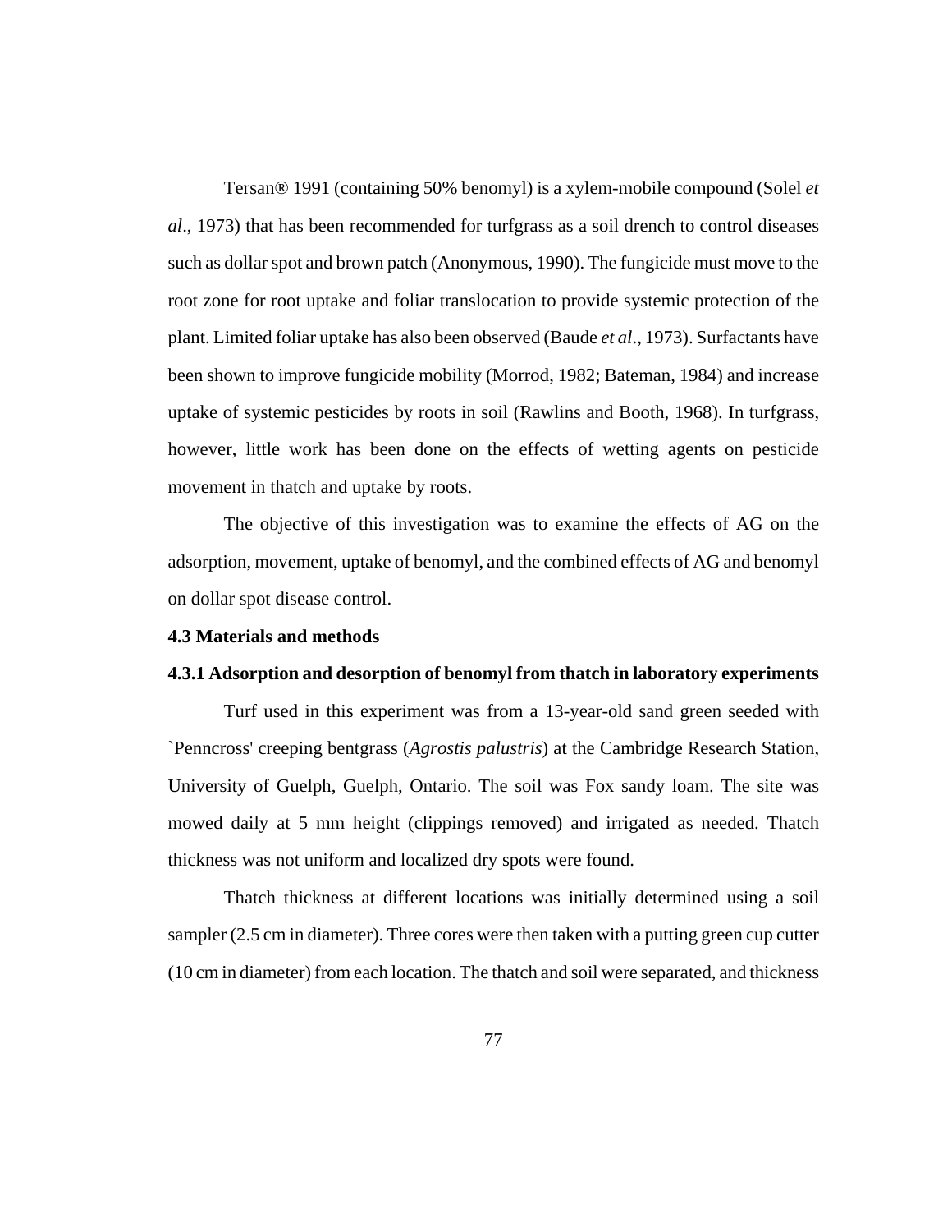Tersan® 1991 (containing 50% benomyl) is a xylem-mobile compound (Solel *et al*., 1973) that has been recommended for turfgrass as a soil drench to control diseases such as dollar spot and brown patch (Anonymous, 1990). The fungicide must move to the root zone for root uptake and foliar translocation to provide systemic protection of the plant. Limited foliar uptake has also been observed (Baude *et al*., 1973). Surfactants have been shown to improve fungicide mobility (Morrod, 1982; Bateman, 1984) and increase uptake of systemic pesticides by roots in soil (Rawlins and Booth, 1968). In turfgrass, however, little work has been done on the effects of wetting agents on pesticide movement in thatch and uptake by roots.

The objective of this investigation was to examine the effects of AG on the adsorption, movement, uptake of benomyl, and the combined effects of AG and benomyl on dollar spot disease control.

### 4.3 Materials and methods

#### 4.3.1 Adsorption and desorption of benomyl from thatch in laboratory experiments

Turf used in this experiment was from a 13-year-old sand green seeded with `Penncross' creeping bentgrass (*Agrostis palustris*) at the Cambridge Research Station, University of Guelph, Guelph, Ontario. The soil was Fox sandy loam. The site was mowed daily at 5 mm height (clippings removed) and irrigated as needed. Thatch thickness was not uniform and localized dry spots were found.

Thatch thickness at different locations was initially determined using a soil sampler (2.5 cm in diameter). Three cores were then taken with a putting green cup cutter (10 cm in diameter) from each location. The thatch and soil were separated, and thickness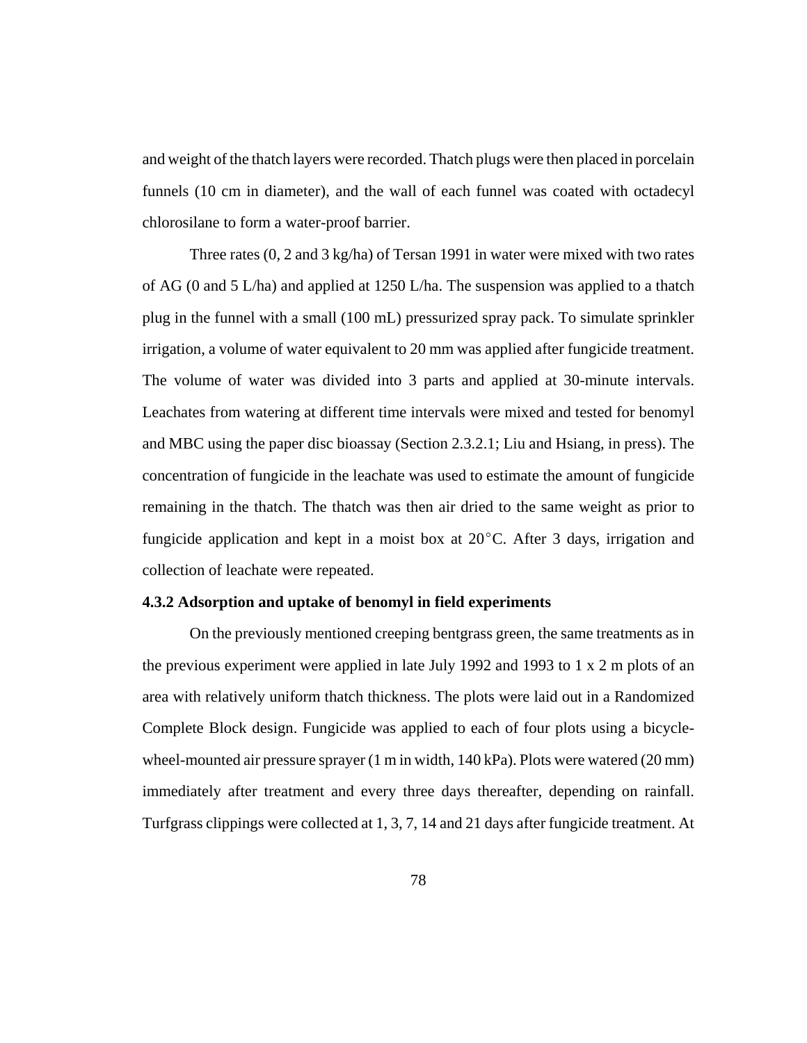and weight of the thatch layers were recorded. Thatch plugs were then placed in porcelain funnels (10 cm in diameter), and the wall of each funnel was coated with octadecyl chlorosilane to form a water-proof barrier.

Three rates (0, 2 and 3 kg/ha) of Tersan 1991 in water were mixed with two rates of AG (0 and 5 L/ha) and applied at 1250 L/ha. The suspension was applied to a thatch plug in the funnel with a small (100 mL) pressurized spray pack. To simulate sprinkler irrigation, a volume of water equivalent to 20 mm was applied after fungicide treatment. The volume of water was divided into 3 parts and applied at 30-minute intervals. Leachates from watering at different time intervals were mixed and tested for benomyl and MBC using the paper disc bioassay (Section 2.3.2.1; Liu and Hsiang, in press). The concentration of fungicide in the leachate was used to estimate the amount of fungicide remaining in the thatch. The thatch was then air dried to the same weight as prior to fungicide application and kept in a moist box at 20°C. After 3 days, irrigation and collection of leachate were repeated.

### 4.3.2 Adsorption and uptake of benomyl in field experiments

On the previously mentioned creeping bentgrass green, the same treatments as in the previous experiment were applied in late July 1992 and 1993 to 1 x 2 m plots of an area with relatively uniform thatch thickness. The plots were laid out in a Randomized Complete Block design. Fungicide was applied to each of four plots using a bicycle-wheel-mounted air pressure sprayer (1 m in width, 140 kPa). Plots were watered (20 mm) immediately after treatment and every three days thereafter, depending on rainfall. Turfgrass clippings were collected at 1, 3, 7, 14 and 21 days after fungicide treatment. At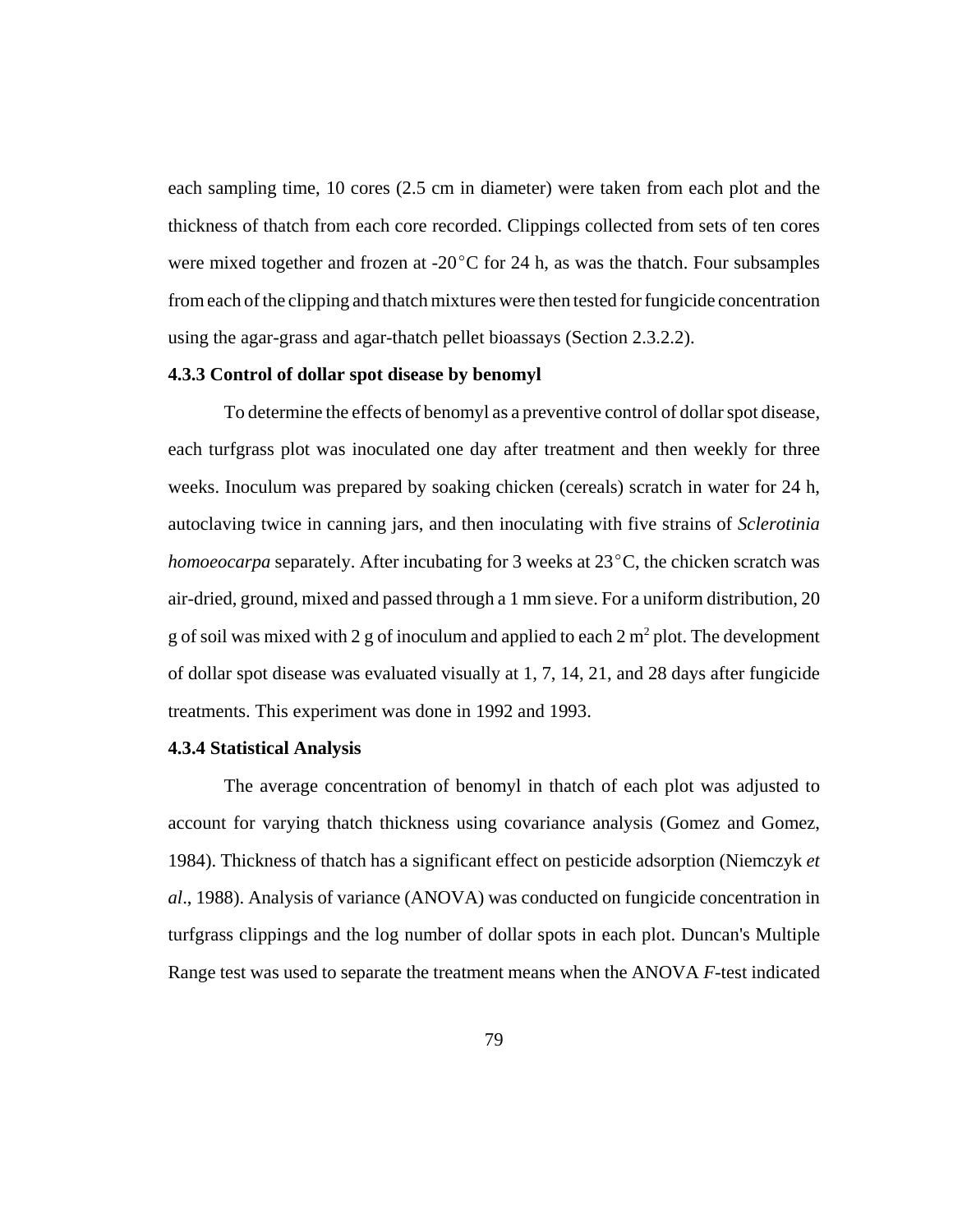each sampling time, 10 cores (2.5 cm in diameter) were taken from each plot and the thickness of thatch from each core recorded. Clippings collected from sets of ten cores were mixed together and frozen at -20 °C for 24 h, as was the thatch. Four subsamples from each of the clipping and thatch mixtures were then tested for fungicide concentration using the agar-grass and agar-thatch pellet bioassays (Section 2.3.2.2).

**4.3.3 Control of dollar spot disease by benomyl**

To determine the effects of benomyl as a preventive control of dollar spot disease, each turfgrass plot was inoculated one day after treatment and then weekly for three weeks. Inoculum was prepared by soaking chicken (cereals) scratch in water for 24 h, autoclaving twice in canning jars, and then inoculating with five strains of *Sclerotinia homoeocarpa* separately. After incubating for 3 weeks at 23 °C, the chicken scratch was air-dried, ground, mixed and passed through a 1 mm sieve. For a uniform distribution, 20 g of soil was mixed with 2 g of inoculum and applied to each 2 $m^2$ plot. The development of dollar spot disease was evaluated visually at 1, 7, 14, 21, and 28 days after fungicide treatments. This experiment was done in 1992 and 1993.

**4.3.4 Statistical Analysis**

The average concentration of benomyl in thatch of each plot was adjusted to account for varying thatch thickness using covariance analysis (Gomez and Gomez, 1984). Thickness of thatch has a significant effect on pesticide adsorption (Niemczyk *et al*., 1988). Analysis of variance (ANOVA) was conducted on fungicide concentration in turfgrass clippings and the log number of dollar spots in each plot. Duncan's Multiple Range test was used to separate the treatment means when the ANOVA *F*-test indicated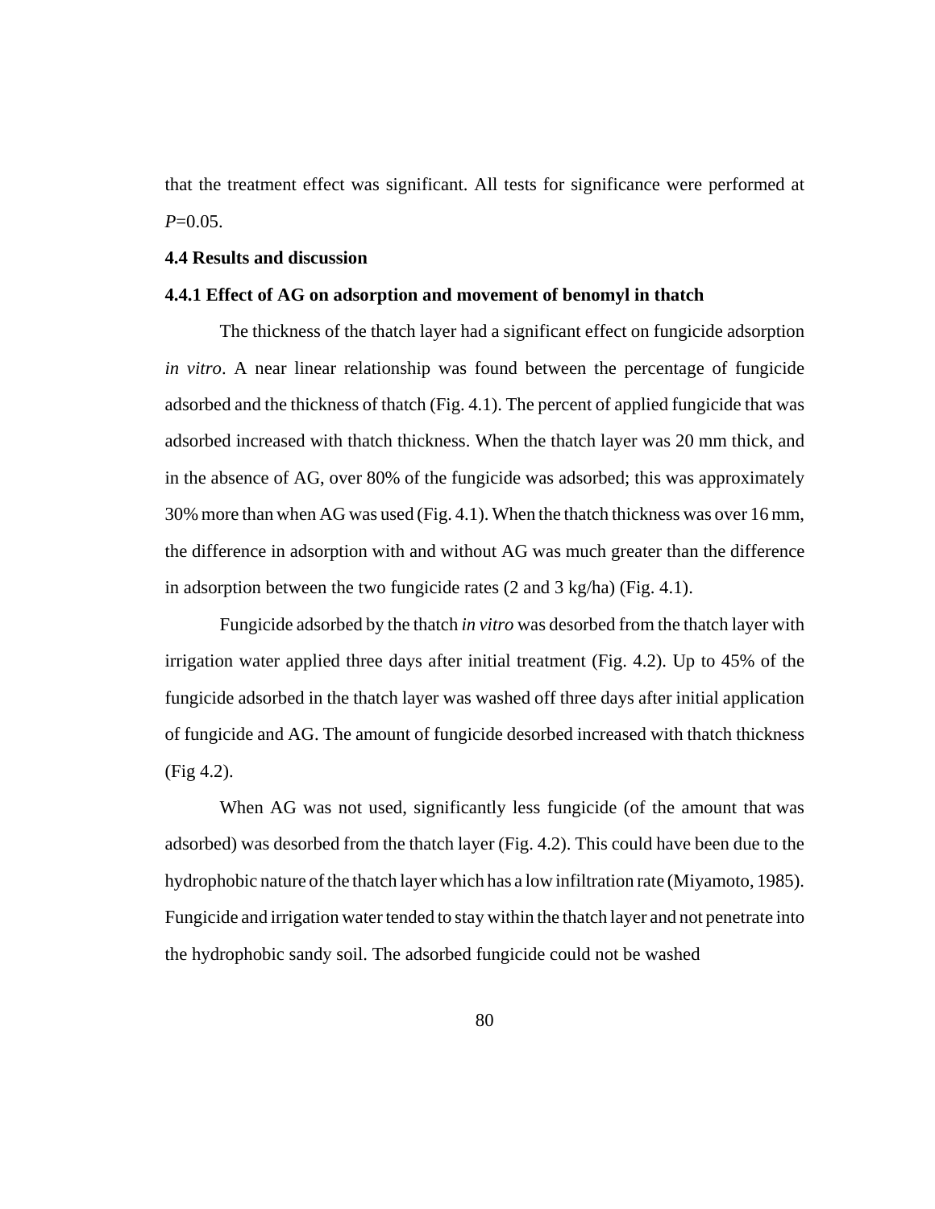that the treatment effect was significant. All tests for significance were performed at *P*=0.05.

## 4.4 Results and discussion

### 4.4.1 Effect of AG on adsorption and movement of benomyl in thatch

The thickness of the thatch layer had a significant effect on fungicide adsorption *in vitro*. A near linear relationship was found between the percentage of fungicide adsorbed and the thickness of thatch (Fig. 4.1). The percent of applied fungicide that was adsorbed increased with thatch thickness. When the thatch layer was 20 mm thick, and in the absence of AG, over 80% of the fungicide was adsorbed; this was approximately 30% more than when AG was used (Fig. 4.1). When the thatch thickness was over 16 mm, the difference in adsorption with and without AG was much greater than the difference in adsorption between the two fungicide rates (2 and 3 kg/ha) (Fig. 4.1).

Fungicide adsorbed by the thatch *in vitro* was desorbed from the thatch layer with irrigation water applied three days after initial treatment (Fig. 4.2). Up to 45% of the fungicide adsorbed in the thatch layer was washed off three days after initial application of fungicide and AG. The amount of fungicide desorbed increased with thatch thickness (Fig 4.2).

When AG was not used, significantly less fungicide (of the amount that was adsorbed) was desorbed from the thatch layer (Fig. 4.2). This could have been due to the hydrophobic nature of the thatch layer which has a low infiltration rate (Miyamoto, 1985). Fungicide and irrigation water tended to stay within the thatch layer and not penetrate into the hydrophobic sandy soil. The adsorbed fungicide could not be washed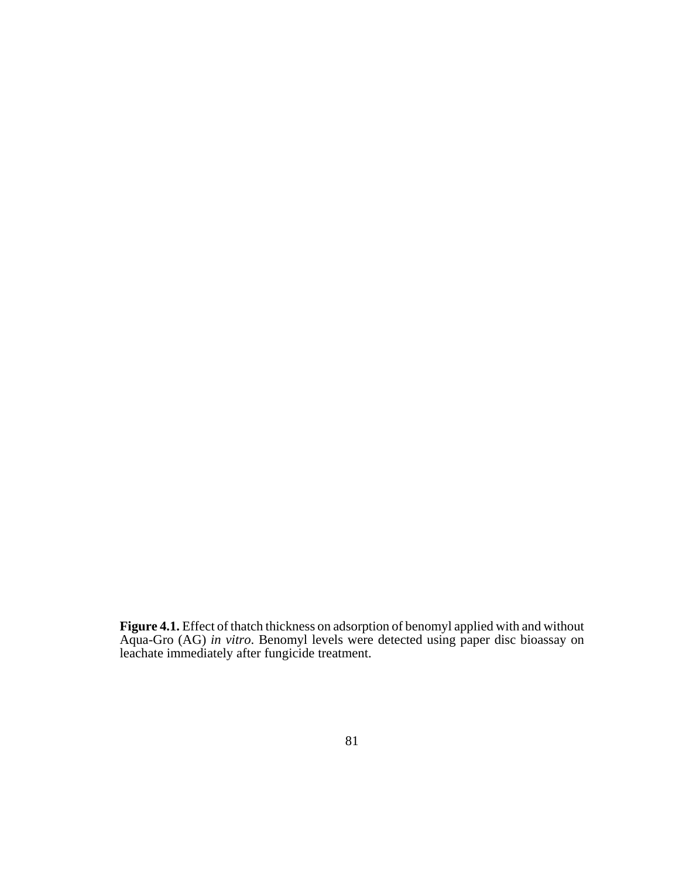**Figure 4.1.** Effect of thatch thickness on adsorption of benomyl applied with and without Aqua-Gro (AG) *in vitro*. Benomyl levels were detected using paper disc bioassay on leachate immediately after fungicide treatment.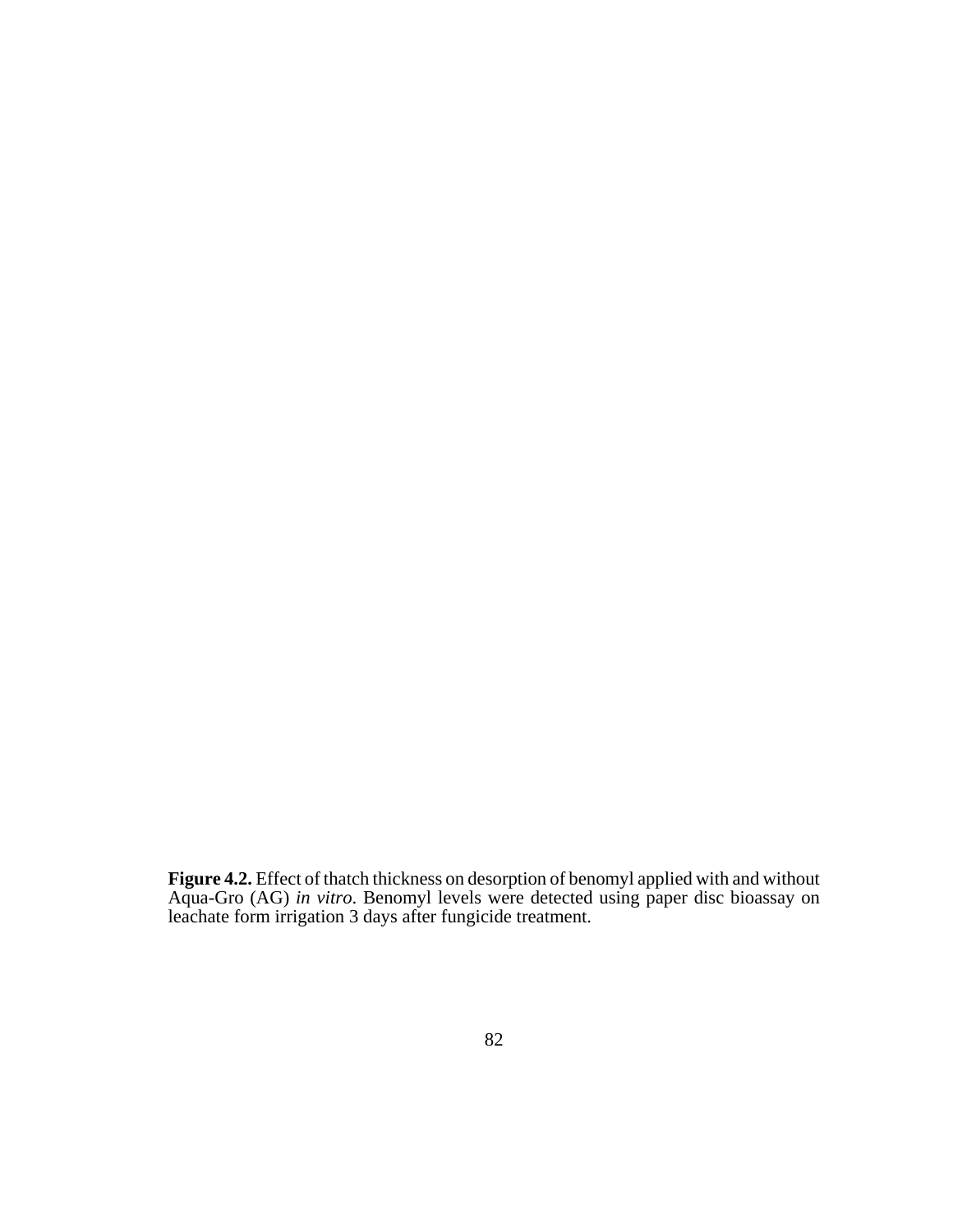**Figure 4.2.** Effect of thatch thickness on desorption of benomyl applied with and without Aqua-Gro (AG) *in vitro*. Benomyl levels were detected using paper disc bioassay on leachate form irrigation 3 days after fungicide treatment.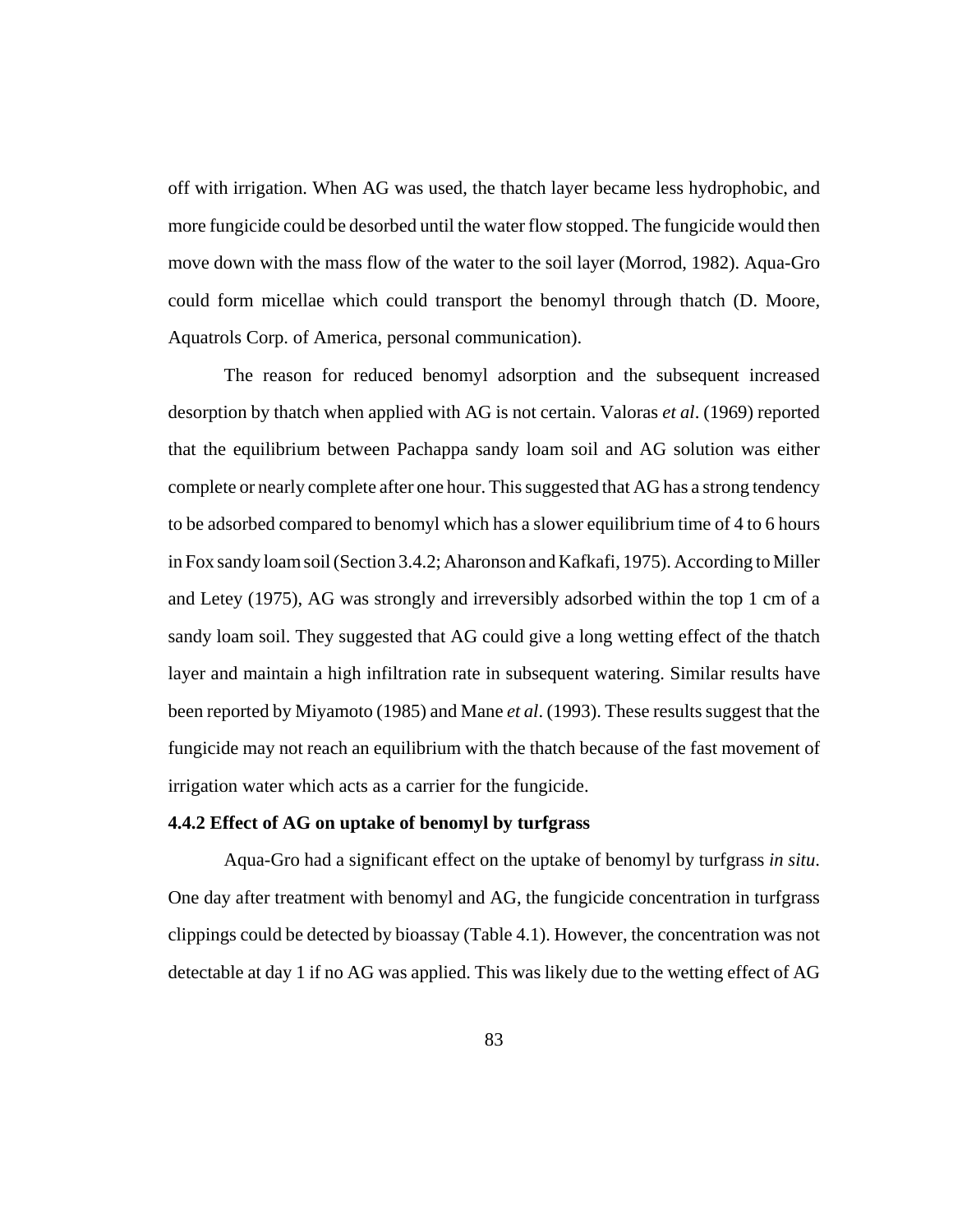off with irrigation. When AG was used, the thatch layer became less hydrophobic, and more fungicide could be desorbed until the water flow stopped. The fungicide would then move down with the mass flow of the water to the soil layer (Morrod, 1982). Aqua-Gro could form micellae which could transport the benomyl through thatch (D. Moore, Aquatrols Corp. of America, personal communication).

The reason for reduced benomyl adsorption and the subsequent increased desorption by thatch when applied with AG is not certain. Valoras *et al*. (1969) reported that the equilibrium between Pachappa sandy loam soil and AG solution was either complete or nearly complete after one hour. This suggested that AG has a strong tendency to be adsorbed compared to benomyl which has a slower equilibrium time of 4 to 6 hours in Fox sandy loam soil (Section 3.4.2; Aharonson and Kafkafi, 1975). According to Miller and Letey (1975), AG was strongly and irreversibly adsorbed within the top 1 cm of a sandy loam soil. They suggested that AG could give a long wetting effect of the thatch layer and maintain a high infiltration rate in subsequent watering. Similar results have been reported by Miyamoto (1985) and Mane *et al*. (1993). These results suggest that the fungicide may not reach an equilibrium with the thatch because of the fast movement of irrigation water which acts as a carrier for the fungicide.

### 4.4.2 Effect of AG on uptake of benomyl by turfgrass

Aqua-Gro had a significant effect on the uptake of benomyl by turfgrass *in situ*. One day after treatment with benomyl and AG, the fungicide concentration in turfgrass clippings could be detected by bioassay (Table 4.1). However, the concentration was not detectable at day 1 if no AG was applied. This was likely due to the wetting effect of AG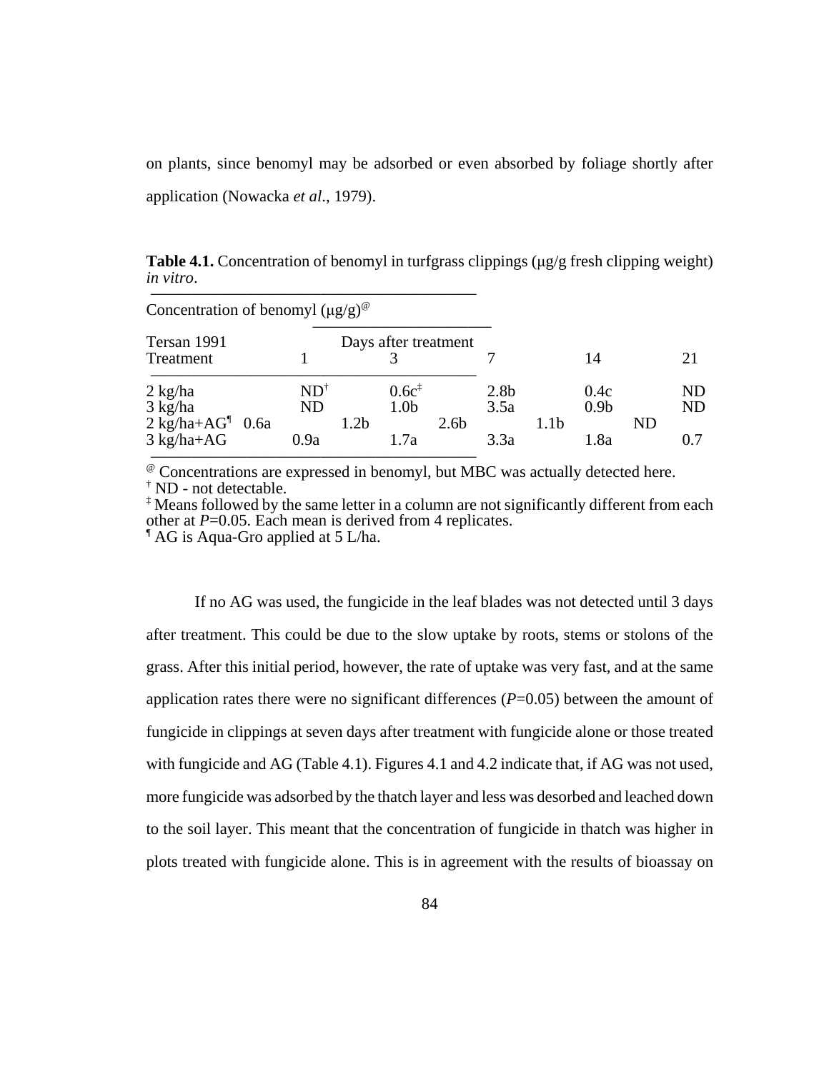on plants, since benomyl may be adsorbed or even absorbed by foliage shortly after application (Nowacka *et al*., 1979).

**Table 4.1.** Concentration of benomyl in turfgrass clippings (μg/g fresh clipping weight) *in vitro*.

| Concentration of benomyl (μg/g)[@] | | | | | |
|---|---|---|---|---|---|
| Tersan 1991 | Days after treatment | | | | |
| Treatment | 1 | 3 | 7 | 14 | 21 |
| 2 kg/ha | ND[†] | 0.6c[‡] | 2.8b | 0.4c | ND |
| 3 kg/ha | ND | 1.0b | 3.5a | 0.9b | ND |
| 2 kg/ha+AG[¶] | 0.6a | 1.2b | 2.6b | 1.1b | ND |
| 3 kg/ha+AG | 0.9a | 1.7a | 3.3a | 1.8a | 0.7 |

[@] Concentrations are expressed in benomyl, but MBC was actually detected here.
[†] ND - not detectable.
[‡] Means followed by the same letter in a column are not significantly different from each other at $P$=0.05. Each mean is derived from 4 replicates.
[¶] AG is Aqua-Gro applied at 5 L/ha.

If no AG was used, the fungicide in the leaf blades was not detected until 3 days after treatment. This could be due to the slow uptake by roots, stems or stolons of the grass. After this initial period, however, the rate of uptake was very fast, and at the same application rates there were no significant differences ($P$=0.05) between the amount of fungicide in clippings at seven days after treatment with fungicide alone or those treated with fungicide and AG (Table 4.1). Figures 4.1 and 4.2 indicate that, if AG was not used, more fungicide was adsorbed by the thatch layer and less was desorbed and leached down to the soil layer. This meant that the concentration of fungicide in thatch was higher in plots treated with fungicide alone. This is in agreement with the results of bioassay on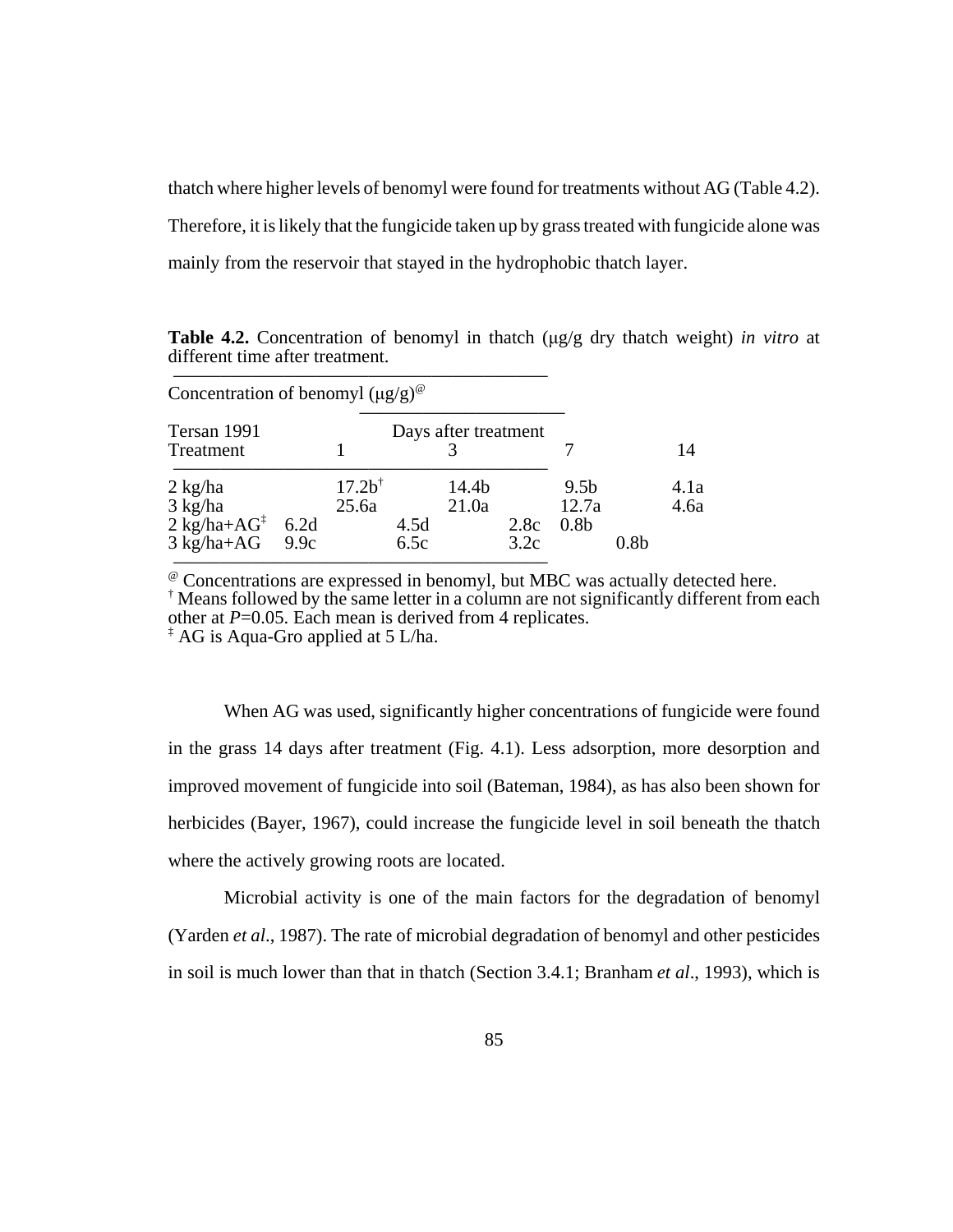thatch where higher levels of benomyl were found for treatments without AG (Table 4.2). Therefore, it is likely that the fungicide taken up by grass treated with fungicide alone was mainly from the reservoir that stayed in the hydrophobic thatch layer.

**Table 4.2.** Concentration of benomyl in thatch (μg/g dry thatch weight) *in vitro* at different time after treatment.

| Tersan 1991 Treatment | Concentration of benomyl (μg/g)[@] Days after treatment 1 | 3 | 7 | 14 |
|---|---|---|---|---|
| 2 kg/ha | 17.2b[†] | 14.4b | 9.5b | 4.1a |
| 3 kg/ha | 25.6a | 21.0a | 12.7a | 4.6a |
| 2 kg/ha+AG[‡] | 6.2d | 4.5d | 2.8c | 0.8b |
| 3 kg/ha+AG | 9.9c | 6.5c | 3.2c | 0.8b |

[@] Concentrations are expressed in benomyl, but MBC was actually detected here.
[†] Means followed by the same letter in a column are not significantly different from each other at $P$=0.05. Each mean is derived from 4 replicates.
[‡] AG is Aqua-Gro applied at 5 L/ha.

When AG was used, significantly higher concentrations of fungicide were found in the grass 14 days after treatment (Fig. 4.1). Less adsorption, more desorption and improved movement of fungicide into soil (Bateman, 1984), as has also been shown for herbicides (Bayer, 1967), could increase the fungicide level in soil beneath the thatch where the actively growing roots are located.

Microbial activity is one of the main factors for the degradation of benomyl (Yarden *et al*., 1987). The rate of microbial degradation of benomyl and other pesticides in soil is much lower than that in thatch (Section 3.4.1; Branham *et al*., 1993), which is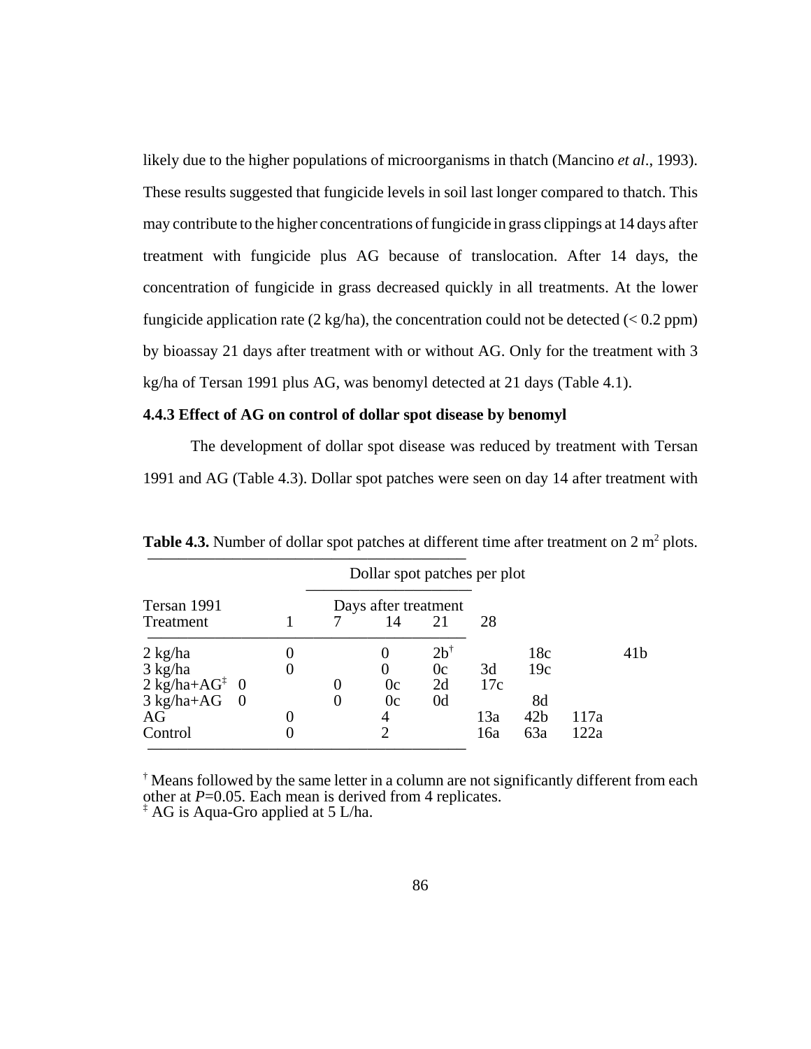likely due to the higher populations of microorganisms in thatch (Mancino *et al*., 1993). These results suggested that fungicide levels in soil last longer compared to thatch. This may contribute to the higher concentrations of fungicide in grass clippings at 14 days after treatment with fungicide plus AG because of translocation. After 14 days, the concentration of fungicide in grass decreased quickly in all treatments. At the lower fungicide application rate (2 kg/ha), the concentration could not be detected (< 0.2 ppm) by bioassay 21 days after treatment with or without AG. Only for the treatment with 3 kg/ha of Tersan 1991 plus AG, was benomyl detected at 21 days (Table 4.1).

### 4.4.3 Effect of AG on control of dollar spot disease by benomyl

The development of dollar spot disease was reduced by treatment with Tersan 1991 and AG (Table 4.3). Dollar spot patches were seen on day 14 after treatment with

**Table 4.3.** Number of dollar spot patches at different time after treatment on 2 m[2] plots.

| Tersan 1991 Treatment | Dollar spot patches per plot | | | | |
|---|---|---|---|---|---|
| | Days after treatment | | | | |
| | 1 | 7 | 14 | 21 | 28 |
| 2 kg/ha | 0 | 0 | 2b[†] | 18c | 41b |
| 3 kg/ha | 0 | 0 | 0c | 3d | 19c |
| 2 kg/ha+AG[‡] | 0 | 0 | 0c | 2d | 17c |
| 3 kg/ha+AG | 0 | 0 | 0c | 0d | 8d |
| AG | 0 | 4 | 13a | 42b | 117a |
| Control | 0 | 2 | 16a | 63a | 122a |

[†] Means followed by the same letter in a column are not significantly different from each other at $P$=0.05. Each mean is derived from 4 replicates.
[‡] AG is Aqua-Gro applied at 5 L/ha.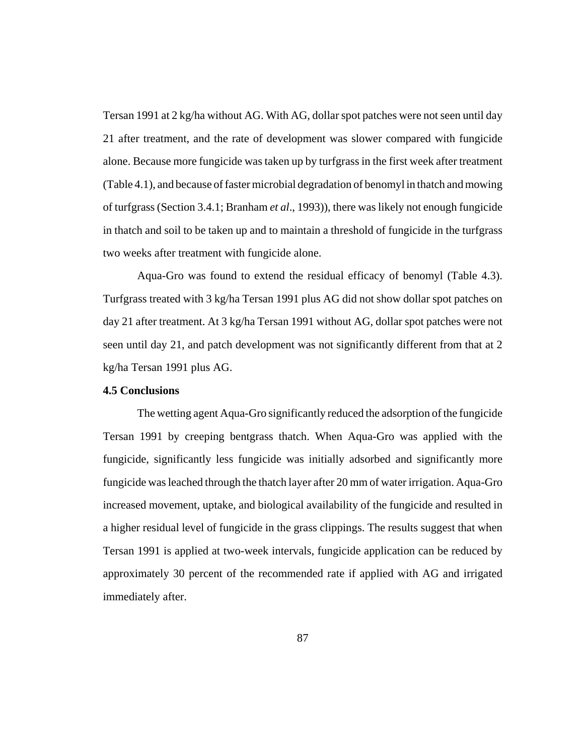Tersan 1991 at 2 kg/ha without AG. With AG, dollar spot patches were not seen until day 21 after treatment, and the rate of development was slower compared with fungicide alone. Because more fungicide was taken up by turfgrass in the first week after treatment (Table 4.1), and because of faster microbial degradation of benomyl in thatch and mowing of turfgrass (Section 3.4.1; Branham *et al*., 1993)), there was likely not enough fungicide in thatch and soil to be taken up and to maintain a threshold of fungicide in the turfgrass two weeks after treatment with fungicide alone.

Aqua-Gro was found to extend the residual efficacy of benomyl (Table 4.3). Turfgrass treated with 3 kg/ha Tersan 1991 plus AG did not show dollar spot patches on day 21 after treatment. At 3 kg/ha Tersan 1991 without AG, dollar spot patches were not seen until day 21, and patch development was not significantly different from that at 2 kg/ha Tersan 1991 plus AG.

### 4.5 Conclusions

The wetting agent Aqua-Gro significantly reduced the adsorption of the fungicide Tersan 1991 by creeping bentgrass thatch. When Aqua-Gro was applied with the fungicide, significantly less fungicide was initially adsorbed and significantly more fungicide was leached through the thatch layer after 20 mm of water irrigation. Aqua-Gro increased movement, uptake, and biological availability of the fungicide and resulted in a higher residual level of fungicide in the grass clippings. The results suggest that when Tersan 1991 is applied at two-week intervals, fungicide application can be reduced by approximately 30 percent of the recommended rate if applied with AG and irrigated immediately after.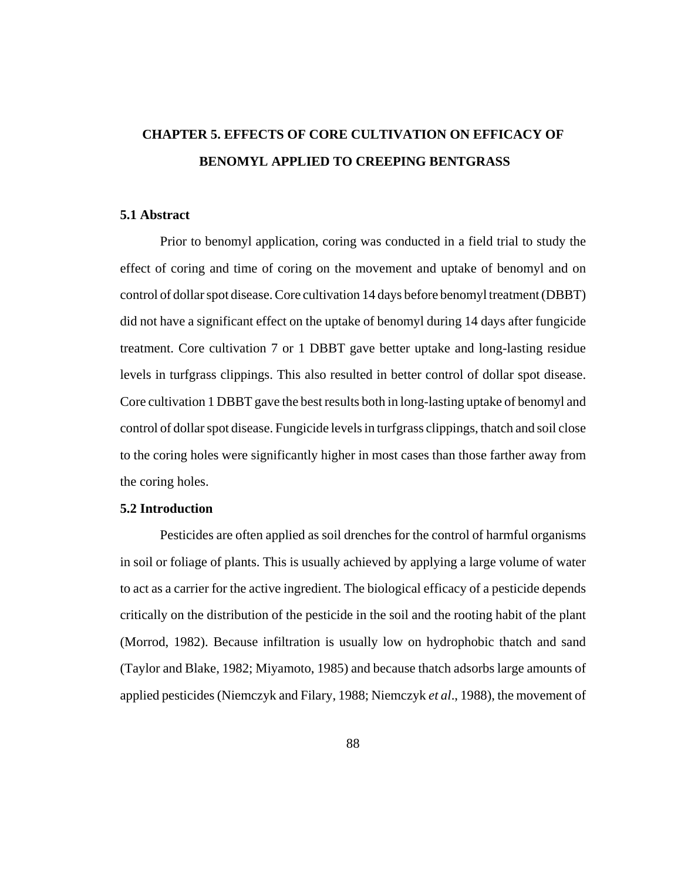# CHAPTER 5. EFFECTS OF CORE CULTIVATION ON EFFICACY OF BENOMYL APPLIED TO CREEPING BENTGRASS

## 5.1 Abstract

Prior to benomyl application, coring was conducted in a field trial to study the effect of coring and time of coring on the movement and uptake of benomyl and on control of dollar spot disease. Core cultivation 14 days before benomyl treatment (DBBT) did not have a significant effect on the uptake of benomyl during 14 days after fungicide treatment. Core cultivation 7 or 1 DBBT gave better uptake and long-lasting residue levels in turfgrass clippings. This also resulted in better control of dollar spot disease. Core cultivation 1 DBBT gave the best results both in long-lasting uptake of benomyl and control of dollar spot disease. Fungicide levels in turfgrass clippings, thatch and soil close to the coring holes were significantly higher in most cases than those farther away from the coring holes.

## 5.2 Introduction

Pesticides are often applied as soil drenches for the control of harmful organisms in soil or foliage of plants. This is usually achieved by applying a large volume of water to act as a carrier for the active ingredient. The biological efficacy of a pesticide depends critically on the distribution of the pesticide in the soil and the rooting habit of the plant (Morrod, 1982). Because infiltration is usually low on hydrophobic thatch and sand (Taylor and Blake, 1982; Miyamoto, 1985) and because thatch adsorbs large amounts of applied pesticides (Niemczyk and Filary, 1988; Niemczyk *et al*., 1988), the movement of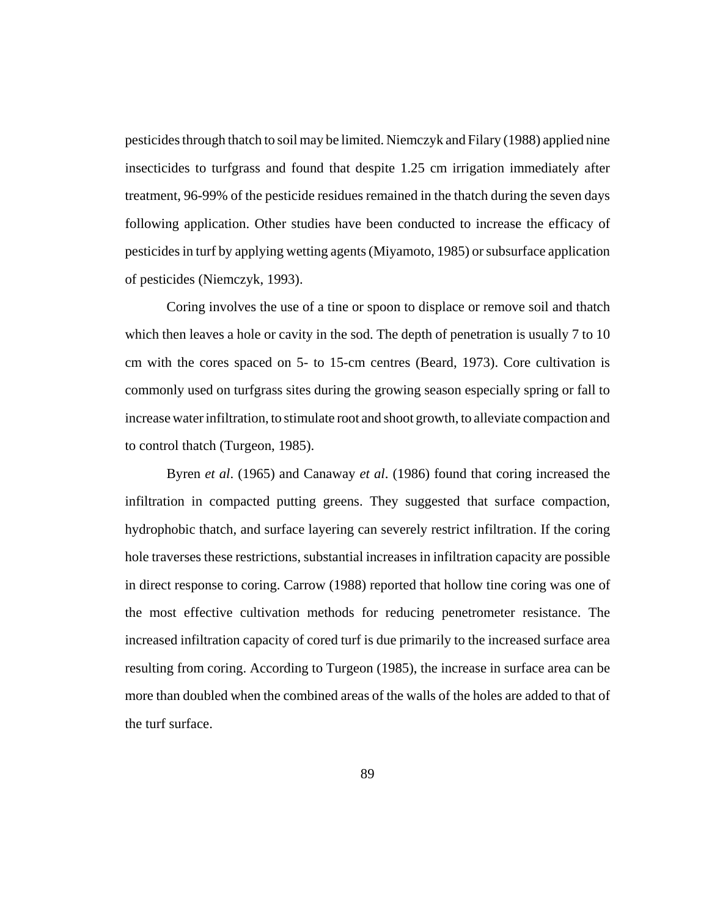pesticides through thatch to soil may be limited. Niemczyk and Filary (1988) applied nine insecticides to turfgrass and found that despite 1.25 cm irrigation immediately after treatment, 96-99% of the pesticide residues remained in the thatch during the seven days following application. Other studies have been conducted to increase the efficacy of pesticides in turf by applying wetting agents (Miyamoto, 1985) or subsurface application of pesticides (Niemczyk, 1993).

Coring involves the use of a tine or spoon to displace or remove soil and thatch which then leaves a hole or cavity in the sod. The depth of penetration is usually 7 to 10 cm with the cores spaced on 5- to 15-cm centres (Beard, 1973). Core cultivation is commonly used on turfgrass sites during the growing season especially spring or fall to increase water infiltration, to stimulate root and shoot growth, to alleviate compaction and to control thatch (Turgeon, 1985).

Byren *et al*. (1965) and Canaway *et al*. (1986) found that coring increased the infiltration in compacted putting greens. They suggested that surface compaction, hydrophobic thatch, and surface layering can severely restrict infiltration. If the coring hole traverses these restrictions, substantial increases in infiltration capacity are possible in direct response to coring. Carrow (1988) reported that hollow tine coring was one of the most effective cultivation methods for reducing penetrometer resistance. The increased infiltration capacity of cored turf is due primarily to the increased surface area resulting from coring. According to Turgeon (1985), the increase in surface area can be more than doubled when the combined areas of the walls of the holes are added to that of the turf surface.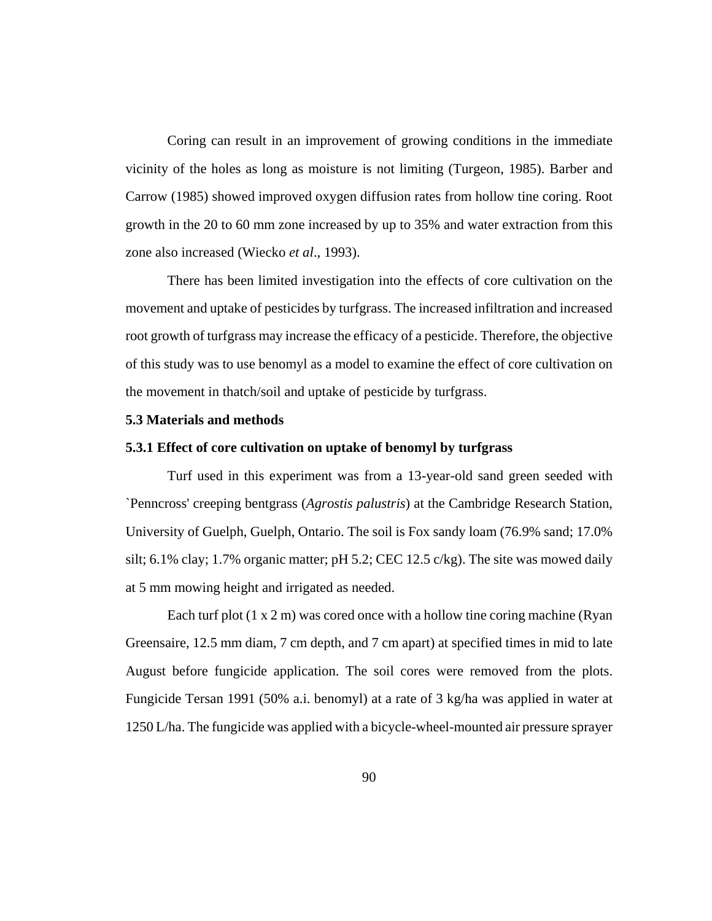Coring can result in an improvement of growing conditions in the immediate vicinity of the holes as long as moisture is not limiting (Turgeon, 1985). Barber and Carrow (1985) showed improved oxygen diffusion rates from hollow tine coring. Root growth in the 20 to 60 mm zone increased by up to 35% and water extraction from this zone also increased (Wiecko *et al*., 1993).

There has been limited investigation into the effects of core cultivation on the movement and uptake of pesticides by turfgrass. The increased infiltration and increased root growth of turfgrass may increase the efficacy of a pesticide. Therefore, the objective of this study was to use benomyl as a model to examine the effect of core cultivation on the movement in thatch/soil and uptake of pesticide by turfgrass.

### 5.3 Materials and methods

#### 5.3.1 Effect of core cultivation on uptake of benomyl by turfgrass

Turf used in this experiment was from a 13-year-old sand green seeded with `Penncross' creeping bentgrass (*Agrostis palustris*) at the Cambridge Research Station, University of Guelph, Guelph, Ontario. The soil is Fox sandy loam (76.9% sand; 17.0% silt; 6.1% clay; 1.7% organic matter; pH 5.2; CEC 12.5 c/kg). The site was mowed daily at 5 mm mowing height and irrigated as needed.

Each turf plot (1 x 2 m) was cored once with a hollow tine coring machine (Ryan Greensaire, 12.5 mm diam, 7 cm depth, and 7 cm apart) at specified times in mid to late August before fungicide application. The soil cores were removed from the plots. Fungicide Tersan 1991 (50% a.i. benomyl) at a rate of 3 kg/ha was applied in water at 1250 L/ha. The fungicide was applied with a bicycle-wheel-mounted air pressure sprayer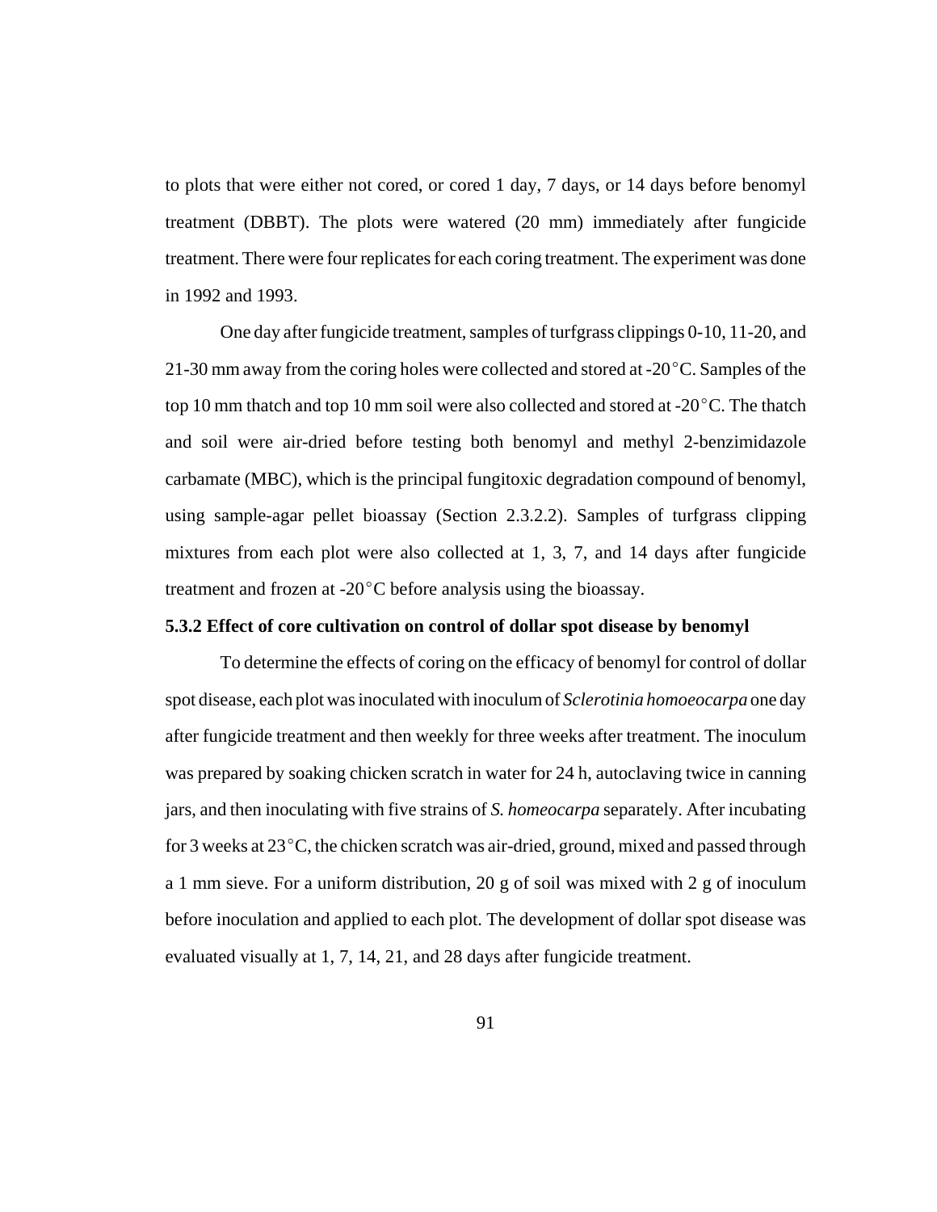to plots that were either not cored, or cored 1 day, 7 days, or 14 days before benomyl treatment (DBBT). The plots were watered (20 mm) immediately after fungicide treatment. There were four replicates for each coring treatment. The experiment was done in 1992 and 1993.

One day after fungicide treatment, samples of turfgrass clippings 0-10, 11-20, and 21-30 mm away from the coring holes were collected and stored at -20$^\circ$C. Samples of the top 10 mm thatch and top 10 mm soil were also collected and stored at -20$^\circ$C. The thatch and soil were air-dried before testing both benomyl and methyl 2-benzimidazole carbamate (MBC), which is the principal fungitoxic degradation compound of benomyl, using sample-agar pellet bioassay (Section 2.3.2.2). Samples of turfgrass clipping mixtures from each plot were also collected at 1, 3, 7, and 14 days after fungicide treatment and frozen at -20$^\circ$C before analysis using the bioassay.

### 5.3.2 Effect of core cultivation on control of dollar spot disease by benomyl

To determine the effects of coring on the efficacy of benomyl for control of dollar spot disease, each plot was inoculated with inoculum of *Sclerotinia homoeocarpa* one day after fungicide treatment and then weekly for three weeks after treatment. The inoculum was prepared by soaking chicken scratch in water for 24 h, autoclaving twice in canning jars, and then inoculating with five strains of *S. homeocarpa* separately. After incubating for 3 weeks at 23$^\circ$C, the chicken scratch was air-dried, ground, mixed and passed through a 1 mm sieve. For a uniform distribution, 20 g of soil was mixed with 2 g of inoculum before inoculation and applied to each plot. The development of dollar spot disease was evaluated visually at 1, 7, 14, 21, and 28 days after fungicide treatment.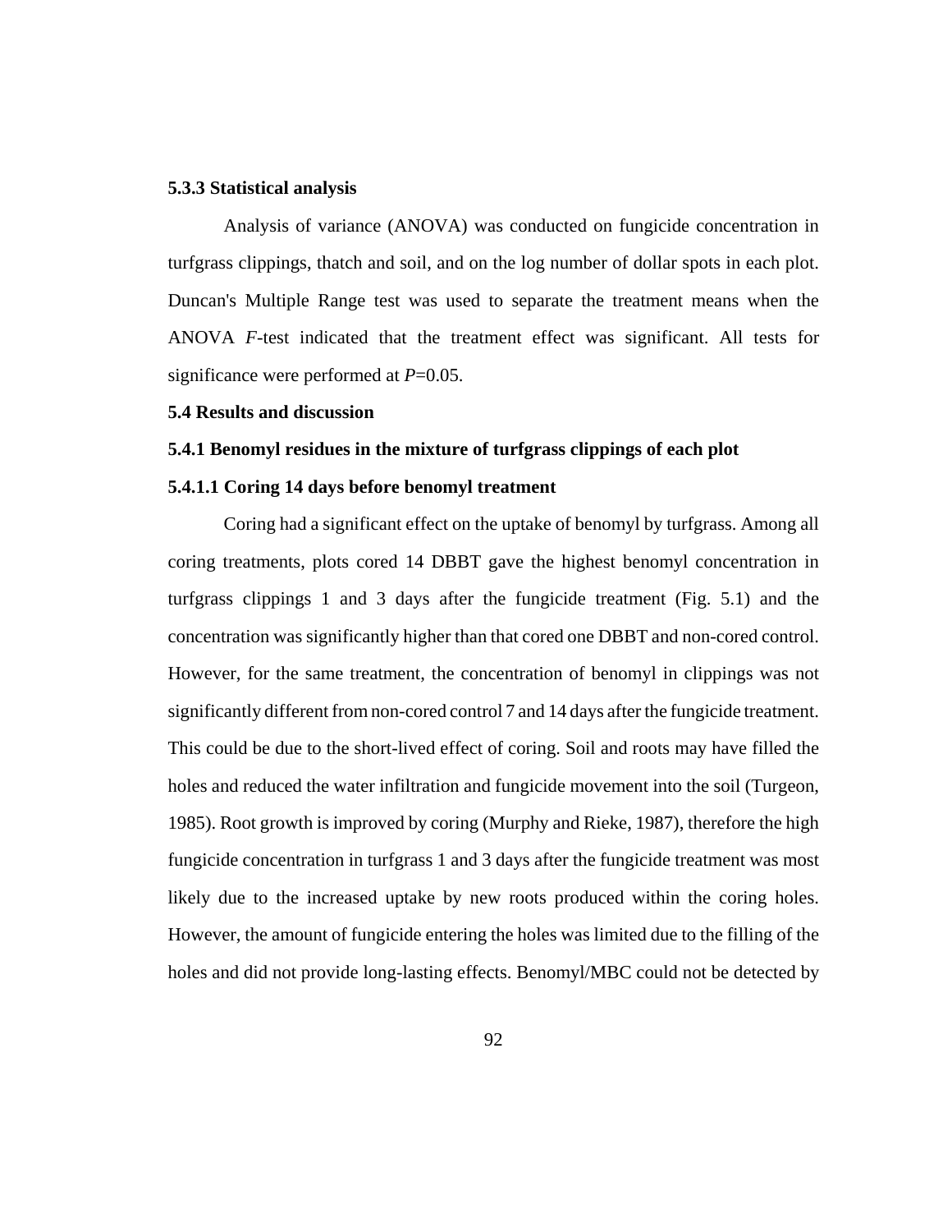### 5.3.3 Statistical analysis

Analysis of variance (ANOVA) was conducted on fungicide concentration in turfgrass clippings, thatch and soil, and on the log number of dollar spots in each plot. Duncan's Multiple Range test was used to separate the treatment means when the ANOVA *F*-test indicated that the treatment effect was significant. All tests for significance were performed at $P$=0.05.

## 5.4 Results and discussion

### 5.4.1 Benomyl residues in the mixture of turfgrass clippings of each plot

#### 5.4.1.1 Coring 14 days before benomyl treatment

Coring had a significant effect on the uptake of benomyl by turfgrass. Among all coring treatments, plots cored 14 DBBT gave the highest benomyl concentration in turfgrass clippings 1 and 3 days after the fungicide treatment (Fig. 5.1) and the concentration was significantly higher than that cored one DBBT and non-cored control. However, for the same treatment, the concentration of benomyl in clippings was not significantly different from non-cored control 7 and 14 days after the fungicide treatment. This could be due to the short-lived effect of coring. Soil and roots may have filled the holes and reduced the water infiltration and fungicide movement into the soil (Turgeon, 1985). Root growth is improved by coring (Murphy and Rieke, 1987), therefore the high fungicide concentration in turfgrass 1 and 3 days after the fungicide treatment was most likely due to the increased uptake by new roots produced within the coring holes. However, the amount of fungicide entering the holes was limited due to the filling of the holes and did not provide long-lasting effects. Benomyl/MBC could not be detected by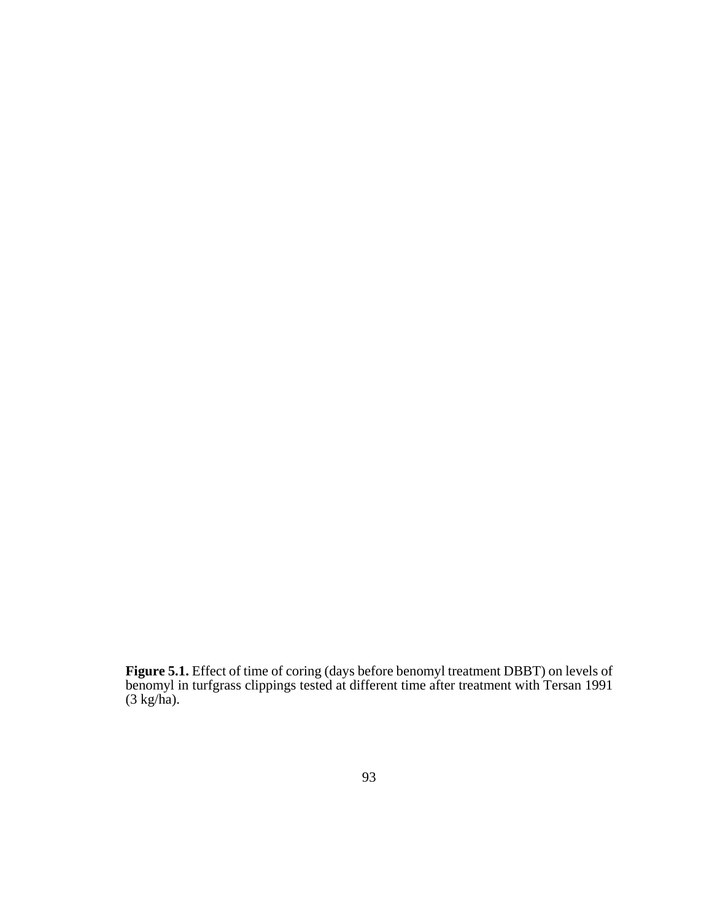**Figure 5.1.** Effect of time of coring (days before benomyl treatment DBBT) on levels of benomyl in turfgrass clippings tested at different time after treatment with Tersan 1991 (3 kg/ha).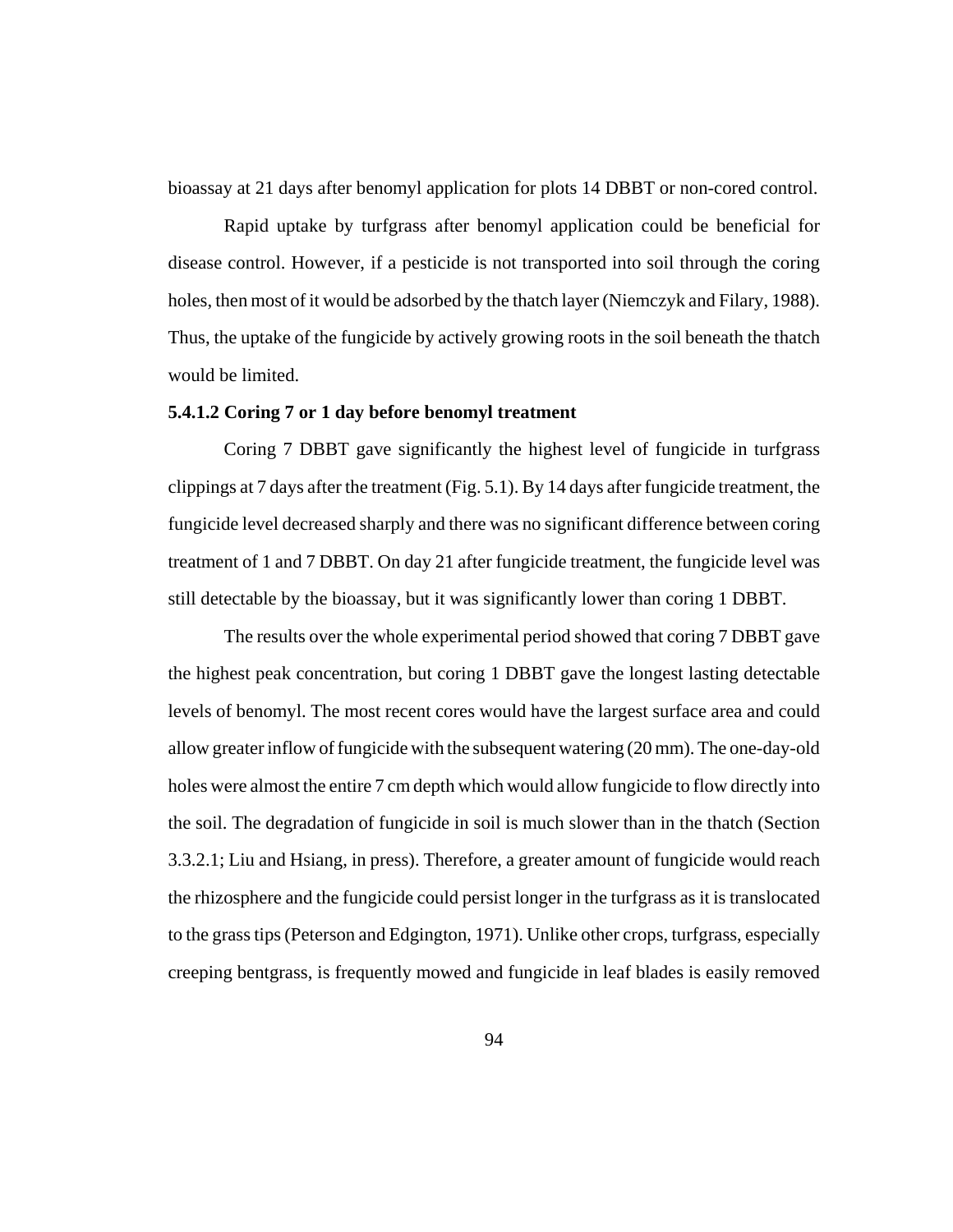bioassay at 21 days after benomyl application for plots 14 DBBT or non-cored control.

Rapid uptake by turfgrass after benomyl application could be beneficial for disease control. However, if a pesticide is not transported into soil through the coring holes, then most of it would be adsorbed by the thatch layer (Niemczyk and Filary, 1988). Thus, the uptake of the fungicide by actively growing roots in the soil beneath the thatch would be limited.

### 5.4.1.2 Coring 7 or 1 day before benomyl treatment

Coring 7 DBBT gave significantly the highest level of fungicide in turfgrass clippings at 7 days after the treatment (Fig. 5.1). By 14 days after fungicide treatment, the fungicide level decreased sharply and there was no significant difference between coring treatment of 1 and 7 DBBT. On day 21 after fungicide treatment, the fungicide level was still detectable by the bioassay, but it was significantly lower than coring 1 DBBT.

The results over the whole experimental period showed that coring 7 DBBT gave the highest peak concentration, but coring 1 DBBT gave the longest lasting detectable levels of benomyl. The most recent cores would have the largest surface area and could allow greater inflow of fungicide with the subsequent watering (20 mm). The one-day-old holes were almost the entire 7 cm depth which would allow fungicide to flow directly into the soil. The degradation of fungicide in soil is much slower than in the thatch (Section 3.3.2.1; Liu and Hsiang, in press). Therefore, a greater amount of fungicide would reach the rhizosphere and the fungicide could persist longer in the turfgrass as it is translocated to the grass tips (Peterson and Edgington, 1971). Unlike other crops, turfgrass, especially creeping bentgrass, is frequently mowed and fungicide in leaf blades is easily removed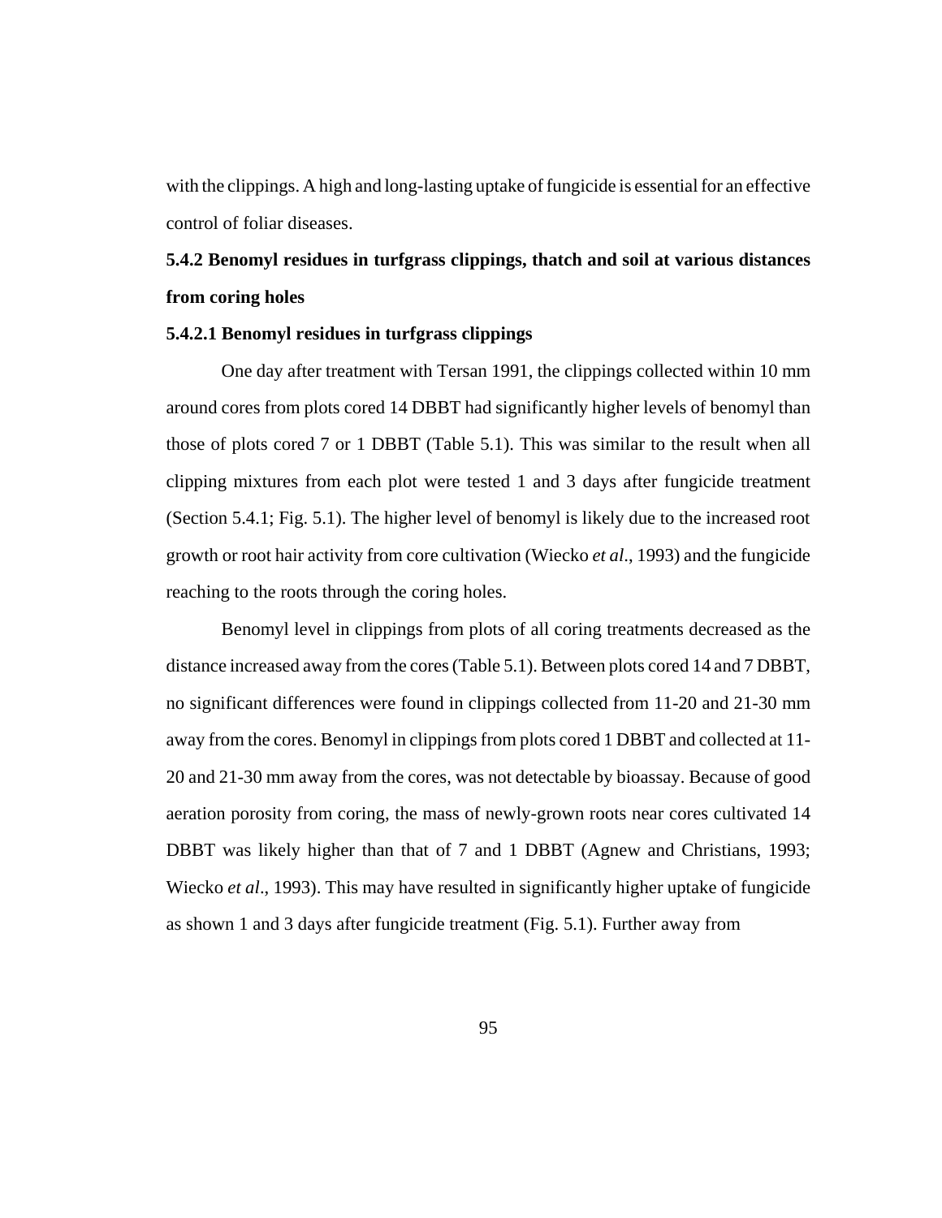with the clippings. A high and long-lasting uptake of fungicide is essential for an effective control of foliar diseases.

### 5.4.2 Benomyl residues in turfgrass clippings, thatch and soil at various distances from coring holes

#### 5.4.2.1 Benomyl residues in turfgrass clippings

One day after treatment with Tersan 1991, the clippings collected within 10 mm around cores from plots cored 14 DBBT had significantly higher levels of benomyl than those of plots cored 7 or 1 DBBT (Table 5.1). This was similar to the result when all clipping mixtures from each plot were tested 1 and 3 days after fungicide treatment (Section 5.4.1; Fig. 5.1). The higher level of benomyl is likely due to the increased root growth or root hair activity from core cultivation (Wiecko *et al*., 1993) and the fungicide reaching to the roots through the coring holes.

Benomyl level in clippings from plots of all coring treatments decreased as the distance increased away from the cores (Table 5.1). Between plots cored 14 and 7 DBBT, no significant differences were found in clippings collected from 11-20 and 21-30 mm away from the cores. Benomyl in clippings from plots cored 1 DBBT and collected at 11-20 and 21-30 mm away from the cores, was not detectable by bioassay. Because of good aeration porosity from coring, the mass of newly-grown roots near cores cultivated 14 DBBT was likely higher than that of 7 and 1 DBBT (Agnew and Christians, 1993; Wiecko *et al*., 1993). This may have resulted in significantly higher uptake of fungicide as shown 1 and 3 days after fungicide treatment (Fig. 5.1). Further away from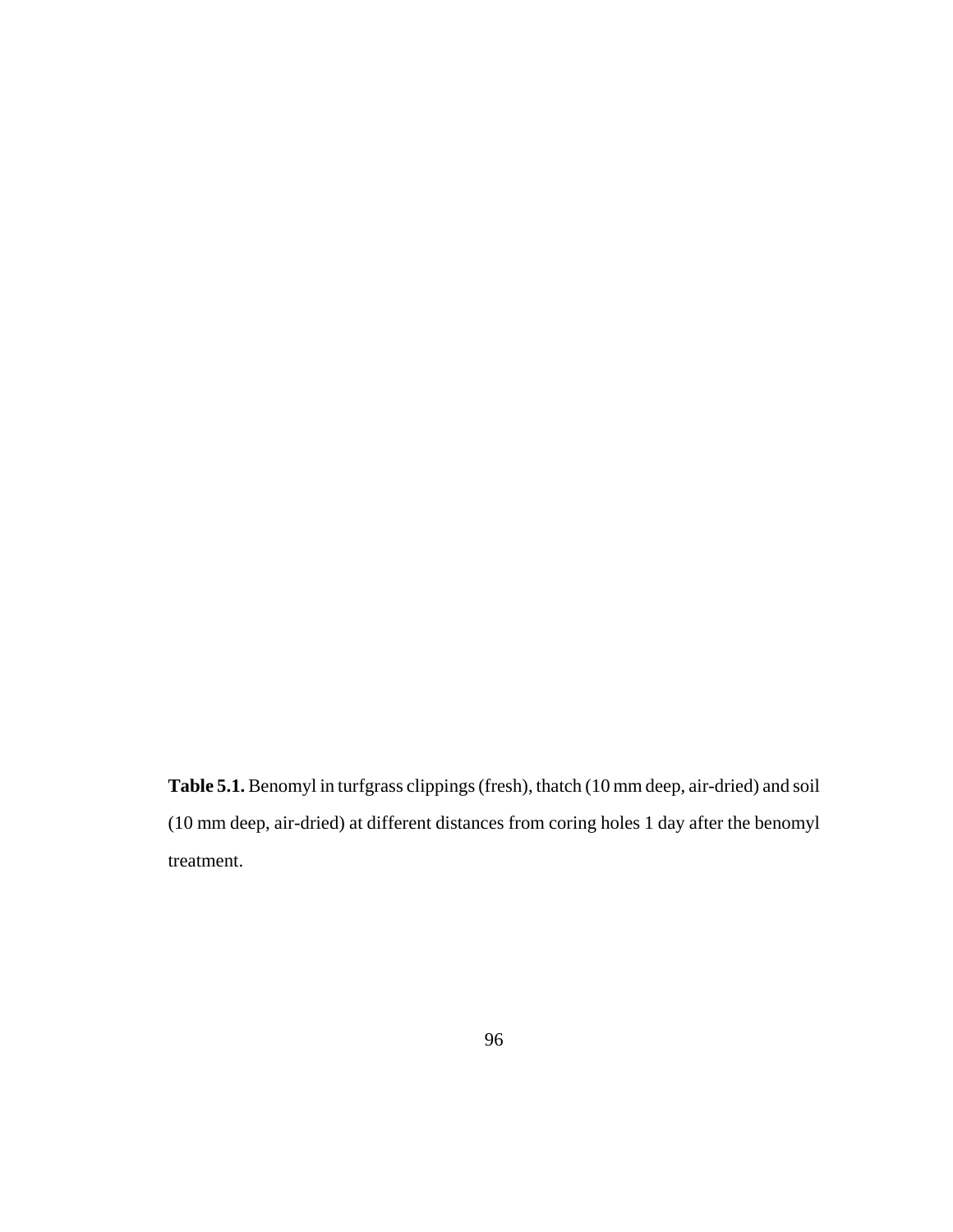**Table 5.1.** Benomyl in turfgrass clippings (fresh), thatch (10 mm deep, air-dried) and soil (10 mm deep, air-dried) at different distances from coring holes 1 day after the benomyl treatment.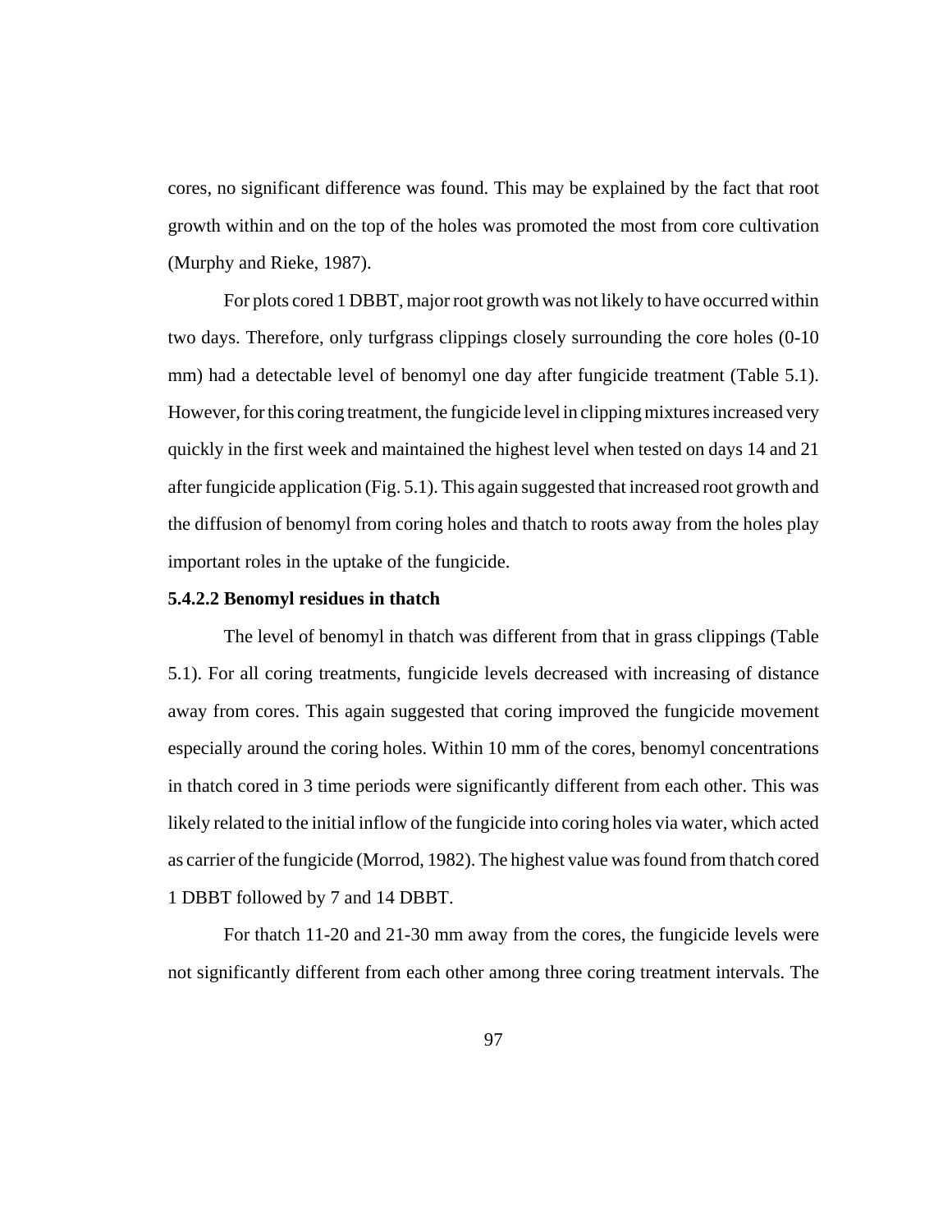cores, no significant difference was found. This may be explained by the fact that root growth within and on the top of the holes was promoted the most from core cultivation (Murphy and Rieke, 1987).

For plots cored 1 DBBT, major root growth was not likely to have occurred within two days. Therefore, only turfgrass clippings closely surrounding the core holes (0-10 mm) had a detectable level of benomyl one day after fungicide treatment (Table 5.1). However, for this coring treatment, the fungicide level in clipping mixtures increased very quickly in the first week and maintained the highest level when tested on days 14 and 21 after fungicide application (Fig. 5.1). This again suggested that increased root growth and the diffusion of benomyl from coring holes and thatch to roots away from the holes play important roles in the uptake of the fungicide.

#### 5.4.2.2 Benomyl residues in thatch

The level of benomyl in thatch was different from that in grass clippings (Table 5.1). For all coring treatments, fungicide levels decreased with increasing of distance away from cores. This again suggested that coring improved the fungicide movement especially around the coring holes. Within 10 mm of the cores, benomyl concentrations in thatch cored in 3 time periods were significantly different from each other. This was likely related to the initial inflow of the fungicide into coring holes via water, which acted as carrier of the fungicide (Morrod, 1982). The highest value was found from thatch cored 1 DBBT followed by 7 and 14 DBBT.

For thatch 11-20 and 21-30 mm away from the cores, the fungicide levels were not significantly different from each other among three coring treatment intervals. The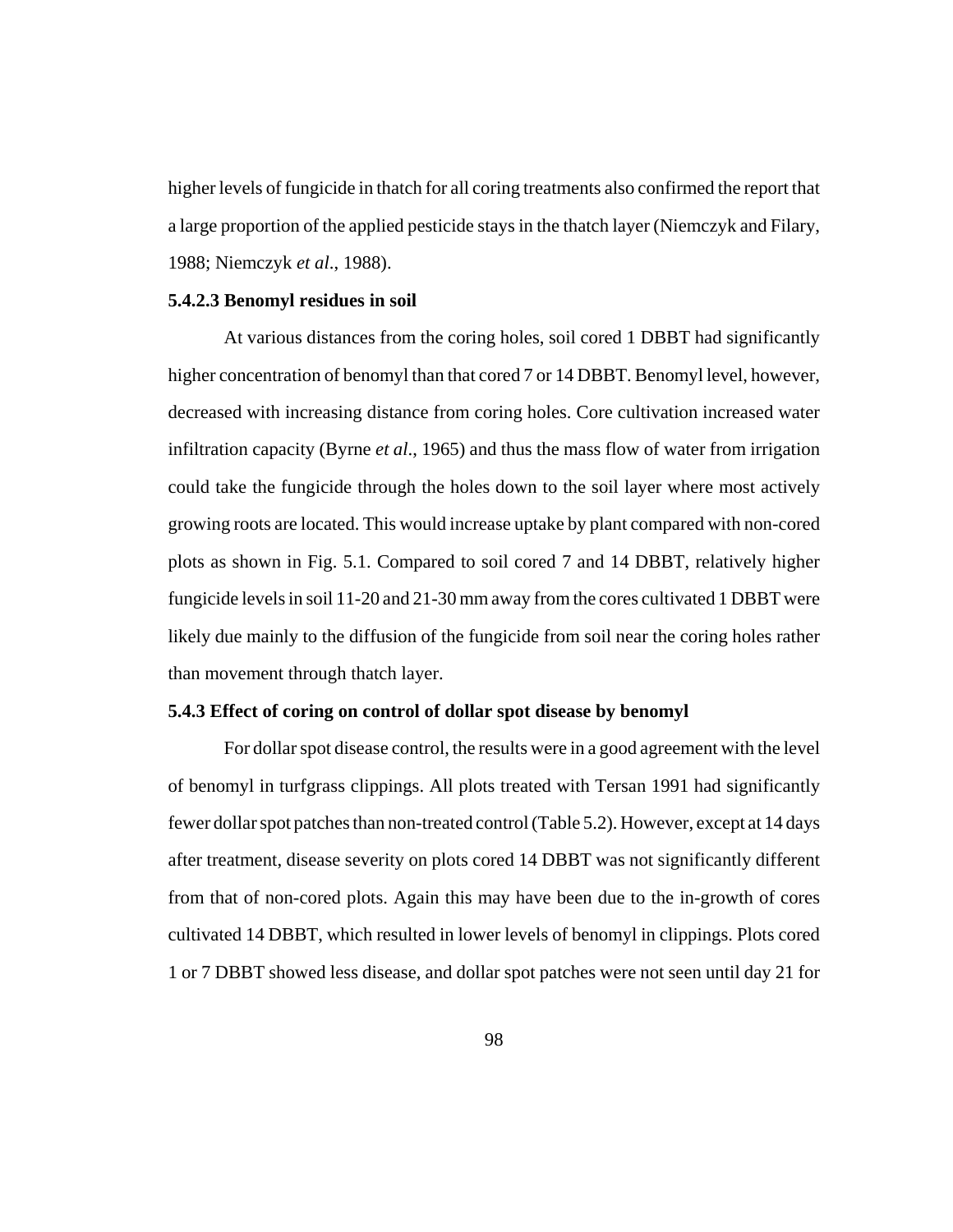higher levels of fungicide in thatch for all coring treatments also confirmed the report that a large proportion of the applied pesticide stays in the thatch layer (Niemczyk and Filary, 1988; Niemczyk *et al*., 1988).

#### 5.4.2.3 Benomyl residues in soil

At various distances from the coring holes, soil cored 1 DBBT had significantly higher concentration of benomyl than that cored 7 or 14 DBBT. Benomyl level, however, decreased with increasing distance from coring holes. Core cultivation increased water infiltration capacity (Byrne *et al*., 1965) and thus the mass flow of water from irrigation could take the fungicide through the holes down to the soil layer where most actively growing roots are located. This would increase uptake by plant compared with non-cored plots as shown in Fig. 5.1. Compared to soil cored 7 and 14 DBBT, relatively higher fungicide levels in soil 11-20 and 21-30 mm away from the cores cultivated 1 DBBT were likely due mainly to the diffusion of the fungicide from soil near the coring holes rather than movement through thatch layer.

### 5.4.3 Effect of coring on control of dollar spot disease by benomyl

For dollar spot disease control, the results were in a good agreement with the level of benomyl in turfgrass clippings. All plots treated with Tersan 1991 had significantly fewer dollar spot patches than non-treated control (Table 5.2). However, except at 14 days after treatment, disease severity on plots cored 14 DBBT was not significantly different from that of non-cored plots. Again this may have been due to the in-growth of cores cultivated 14 DBBT, which resulted in lower levels of benomyl in clippings. Plots cored 1 or 7 DBBT showed less disease, and dollar spot patches were not seen until day 21 for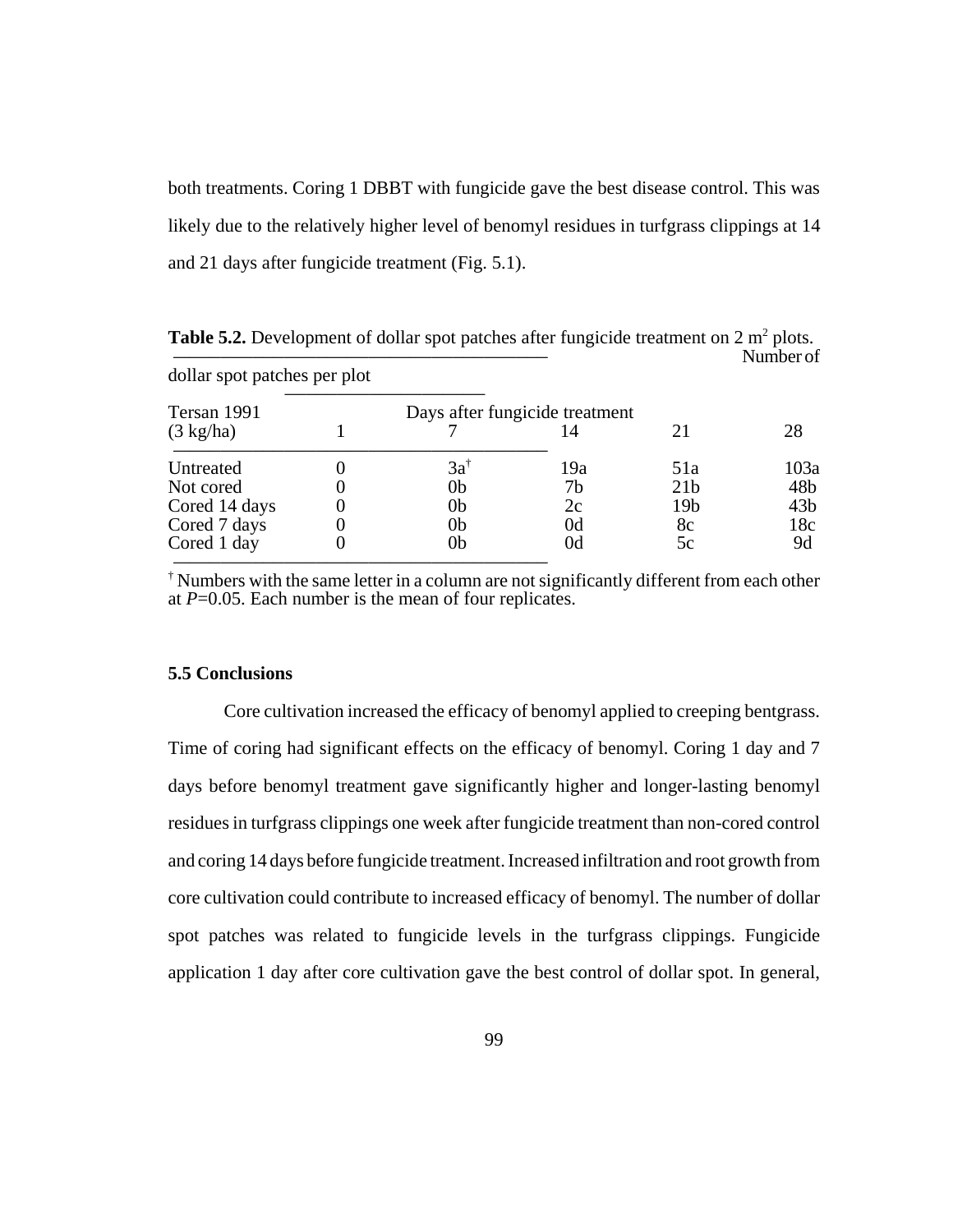both treatments. Coring 1 DBBT with fungicide gave the best disease control. This was likely due to the relatively higher level of benomyl residues in turfgrass clippings at 14 and 21 days after fungicide treatment (Fig. 5.1).

**Table 5.2.** Development of dollar spot patches after fungicide treatment on 2 $m^2$ plots.

| Tersan 1991 (3 kg/ha) | Number of dollar spot patches per plot | | | | |
|---|---|---|---|---|---|
| | Days after fungicide treatment | | | | |
| | 1 | 7 | 14 | 21 | 28 |
| Untreated | 0 | 3a† | 19a | 51a | 103a |
| Not cored | 0 | 0b | 7b | 21b | 48b |
| Cored 14 days | 0 | 0b | 2c | 19b | 43b |
| Cored 7 days | 0 | 0b | 0d | 8c | 18c |
| Cored 1 day | 0 | 0b | 0d | 5c | 9d |

† Numbers with the same letter in a column are not significantly different from each other at $P$=0.05. Each number is the mean of four replicates.

### 5.5 Conclusions

Core cultivation increased the efficacy of benomyl applied to creeping bentgrass. Time of coring had significant effects on the efficacy of benomyl. Coring 1 day and 7 days before benomyl treatment gave significantly higher and longer-lasting benomyl residues in turfgrass clippings one week after fungicide treatment than non-cored control and coring 14 days before fungicide treatment. Increased infiltration and root growth from core cultivation could contribute to increased efficacy of benomyl. The number of dollar spot patches was related to fungicide levels in the turfgrass clippings. Fungicide application 1 day after core cultivation gave the best control of dollar spot. In general,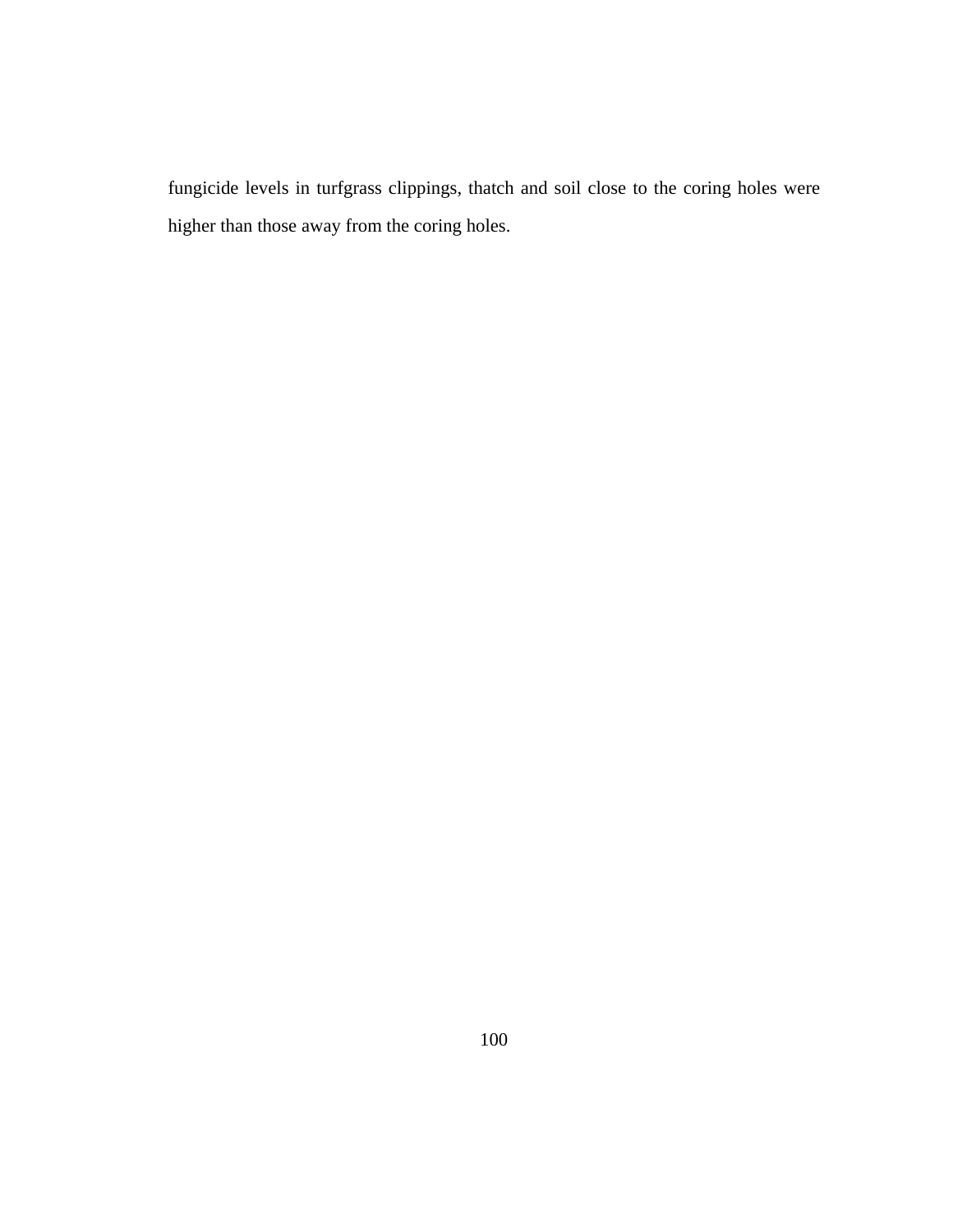fungicide levels in turfgrass clippings, thatch and soil close to the coring holes were higher than those away from the coring holes.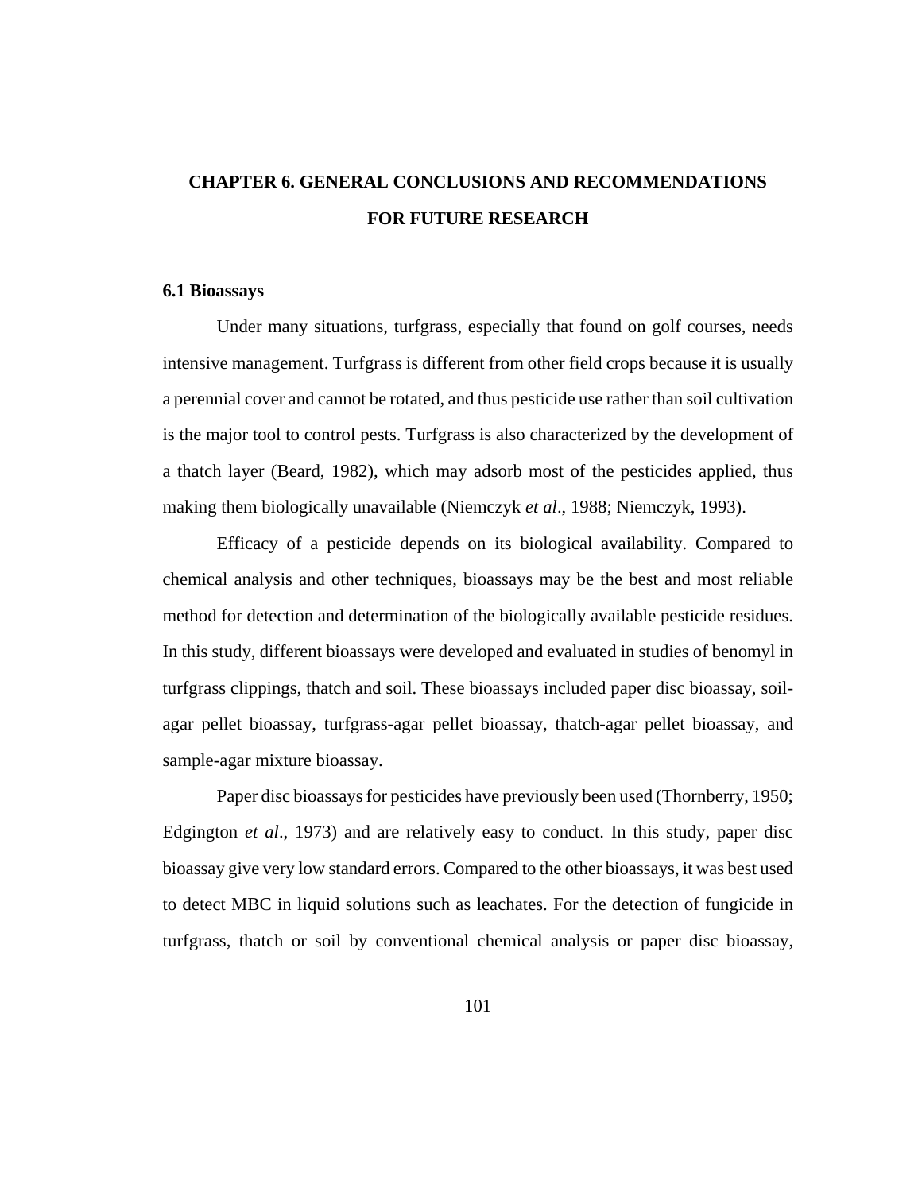# CHAPTER 6. GENERAL CONCLUSIONS AND RECOMMENDATIONS FOR FUTURE RESEARCH

## 6.1 Bioassays

Under many situations, turfgrass, especially that found on golf courses, needs intensive management. Turfgrass is different from other field crops because it is usually a perennial cover and cannot be rotated, and thus pesticide use rather than soil cultivation is the major tool to control pests. Turfgrass is also characterized by the development of a thatch layer (Beard, 1982), which may adsorb most of the pesticides applied, thus making them biologically unavailable (Niemczyk *et al*., 1988; Niemczyk, 1993).

Efficacy of a pesticide depends on its biological availability. Compared to chemical analysis and other techniques, bioassays may be the best and most reliable method for detection and determination of the biologically available pesticide residues. In this study, different bioassays were developed and evaluated in studies of benomyl in turfgrass clippings, thatch and soil. These bioassays included paper disc bioassay, soil-agar pellet bioassay, turfgrass-agar pellet bioassay, thatch-agar pellet bioassay, and sample-agar mixture bioassay.

Paper disc bioassays for pesticides have previously been used (Thornberry, 1950; Edgington *et al*., 1973) and are relatively easy to conduct. In this study, paper disc bioassay give very low standard errors. Compared to the other bioassays, it was best used to detect MBC in liquid solutions such as leachates. For the detection of fungicide in turfgrass, thatch or soil by conventional chemical analysis or paper disc bioassay,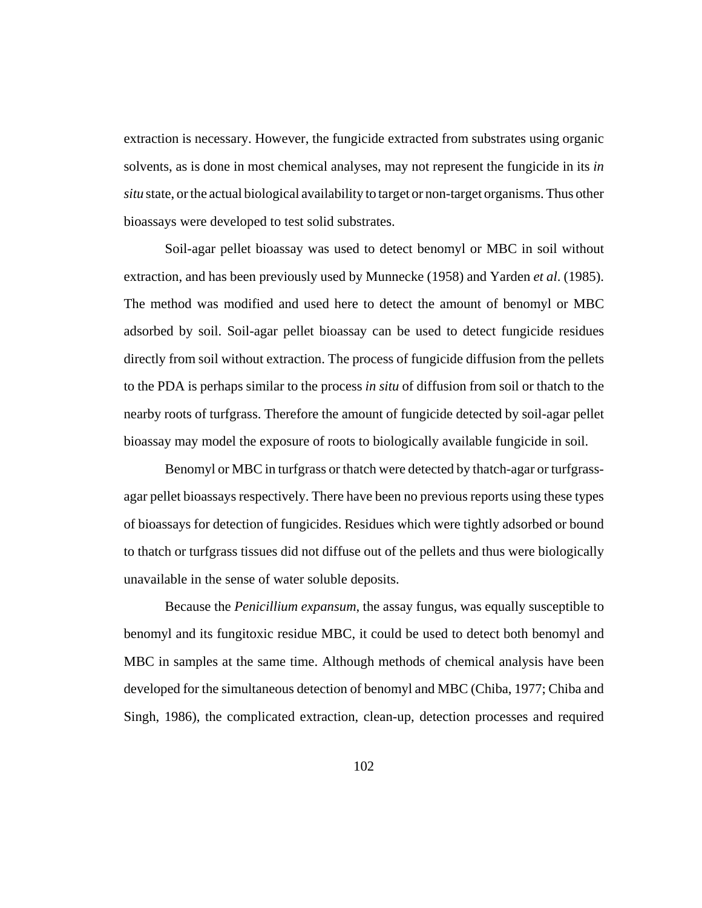extraction is necessary. However, the fungicide extracted from substrates using organic solvents, as is done in most chemical analyses, may not represent the fungicide in its *in situ* state, or the actual biological availability to target or non-target organisms. Thus other bioassays were developed to test solid substrates.

Soil-agar pellet bioassay was used to detect benomyl or MBC in soil without extraction, and has been previously used by Munnecke (1958) and Yarden *et al*. (1985). The method was modified and used here to detect the amount of benomyl or MBC adsorbed by soil. Soil-agar pellet bioassay can be used to detect fungicide residues directly from soil without extraction. The process of fungicide diffusion from the pellets to the PDA is perhaps similar to the process *in situ* of diffusion from soil or thatch to the nearby roots of turfgrass. Therefore the amount of fungicide detected by soil-agar pellet bioassay may model the exposure of roots to biologically available fungicide in soil.

Benomyl or MBC in turfgrass or thatch were detected by thatch-agar or turfgrass-agar pellet bioassays respectively. There have been no previous reports using these types of bioassays for detection of fungicides. Residues which were tightly adsorbed or bound to thatch or turfgrass tissues did not diffuse out of the pellets and thus were biologically unavailable in the sense of water soluble deposits.

Because the *Penicillium expansum*, the assay fungus, was equally susceptible to benomyl and its fungitoxic residue MBC, it could be used to detect both benomyl and MBC in samples at the same time. Although methods of chemical analysis have been developed for the simultaneous detection of benomyl and MBC (Chiba, 1977; Chiba and Singh, 1986), the complicated extraction, clean-up, detection processes and required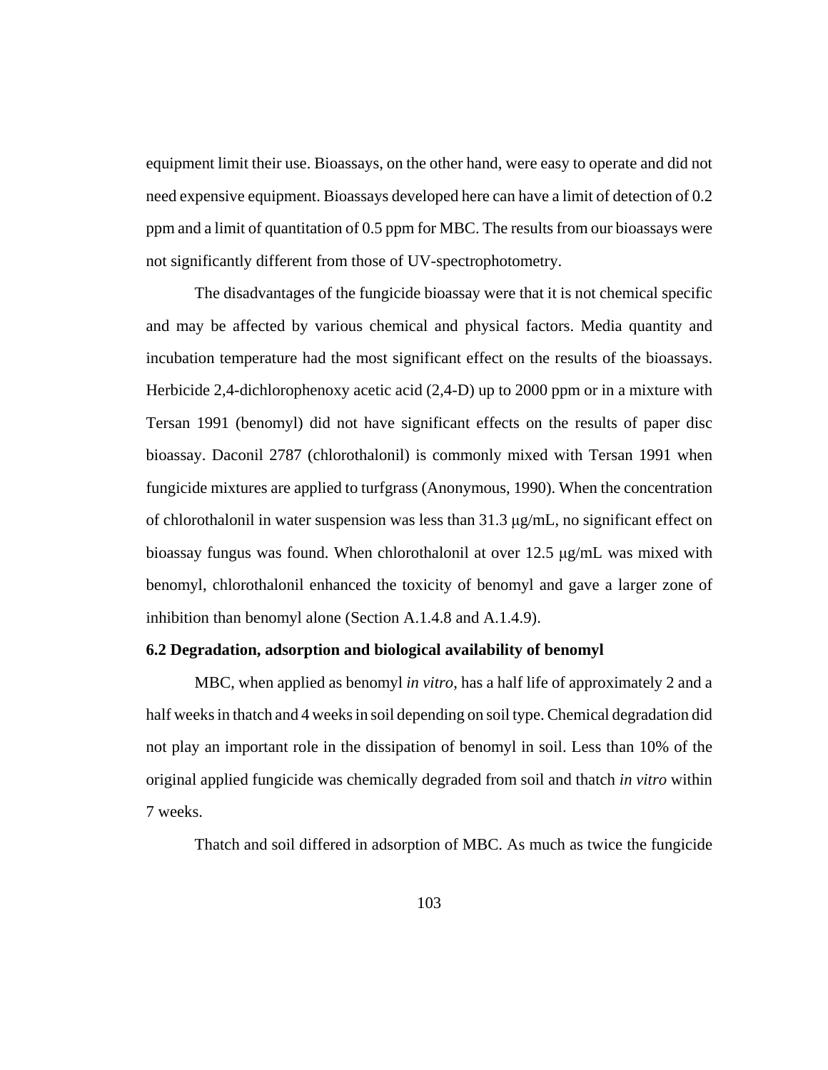equipment limit their use. Bioassays, on the other hand, were easy to operate and did not need expensive equipment. Bioassays developed here can have a limit of detection of 0.2 ppm and a limit of quantitation of 0.5 ppm for MBC. The results from our bioassays were not significantly different from those of UV-spectrophotometry.

The disadvantages of the fungicide bioassay were that it is not chemical specific and may be affected by various chemical and physical factors. Media quantity and incubation temperature had the most significant effect on the results of the bioassays. Herbicide 2,4-dichlorophenoxy acetic acid (2,4-D) up to 2000 ppm or in a mixture with Tersan 1991 (benomyl) did not have significant effects on the results of paper disc bioassay. Daconil 2787 (chlorothalonil) is commonly mixed with Tersan 1991 when fungicide mixtures are applied to turfgrass (Anonymous, 1990). When the concentration of chlorothalonil in water suspension was less than 31.3 μg/mL, no significant effect on bioassay fungus was found. When chlorothalonil at over 12.5 μg/mL was mixed with benomyl, chlorothalonil enhanced the toxicity of benomyl and gave a larger zone of inhibition than benomyl alone (Section A.1.4.8 and A.1.4.9).

**6.2 Degradation, adsorption and biological availability of benomyl**

MBC, when applied as benomyl *in vitro*, has a half life of approximately 2 and a half weeks in thatch and 4 weeks in soil depending on soil type. Chemical degradation did not play an important role in the dissipation of benomyl in soil. Less than 10% of the original applied fungicide was chemically degraded from soil and thatch *in vitro* within 7 weeks.

Thatch and soil differed in adsorption of MBC. As much as twice the fungicide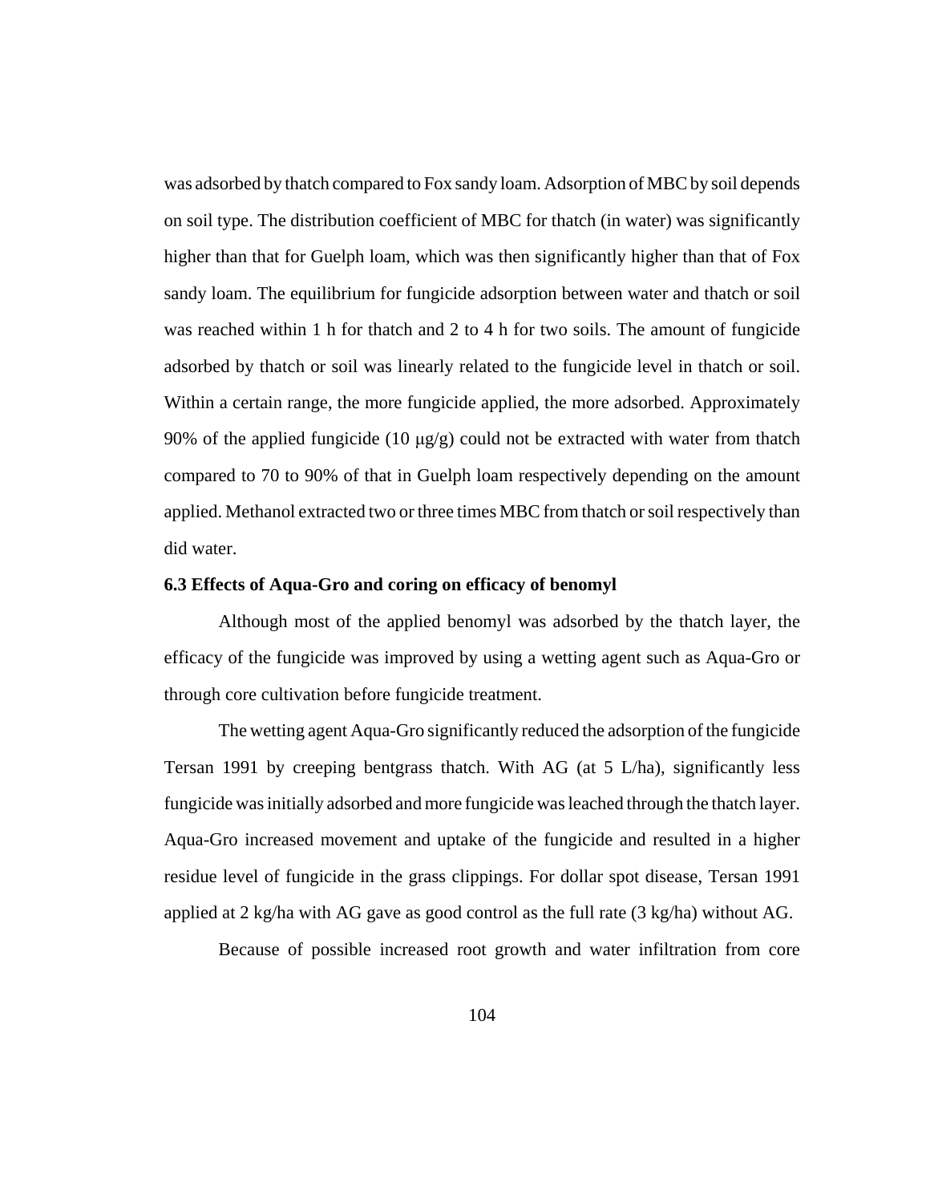was adsorbed by thatch compared to Fox sandy loam. Adsorption of MBC by soil depends on soil type. The distribution coefficient of MBC for thatch (in water) was significantly higher than that for Guelph loam, which was then significantly higher than that of Fox sandy loam. The equilibrium for fungicide adsorption between water and thatch or soil was reached within 1 h for thatch and 2 to 4 h for two soils. The amount of fungicide adsorbed by thatch or soil was linearly related to the fungicide level in thatch or soil. Within a certain range, the more fungicide applied, the more adsorbed. Approximately 90% of the applied fungicide (10 μg/g) could not be extracted with water from thatch compared to 70 to 90% of that in Guelph loam respectively depending on the amount applied. Methanol extracted two or three times MBC from thatch or soil respectively than did water.

### 6.3 Effects of Aqua-Gro and coring on efficacy of benomyl

Although most of the applied benomyl was adsorbed by the thatch layer, the efficacy of the fungicide was improved by using a wetting agent such as Aqua-Gro or through core cultivation before fungicide treatment.

The wetting agent Aqua-Gro significantly reduced the adsorption of the fungicide Tersan 1991 by creeping bentgrass thatch. With AG (at 5 L/ha), significantly less fungicide was initially adsorbed and more fungicide was leached through the thatch layer. Aqua-Gro increased movement and uptake of the fungicide and resulted in a higher residue level of fungicide in the grass clippings. For dollar spot disease, Tersan 1991 applied at 2 kg/ha with AG gave as good control as the full rate (3 kg/ha) without AG.

Because of possible increased root growth and water infiltration from core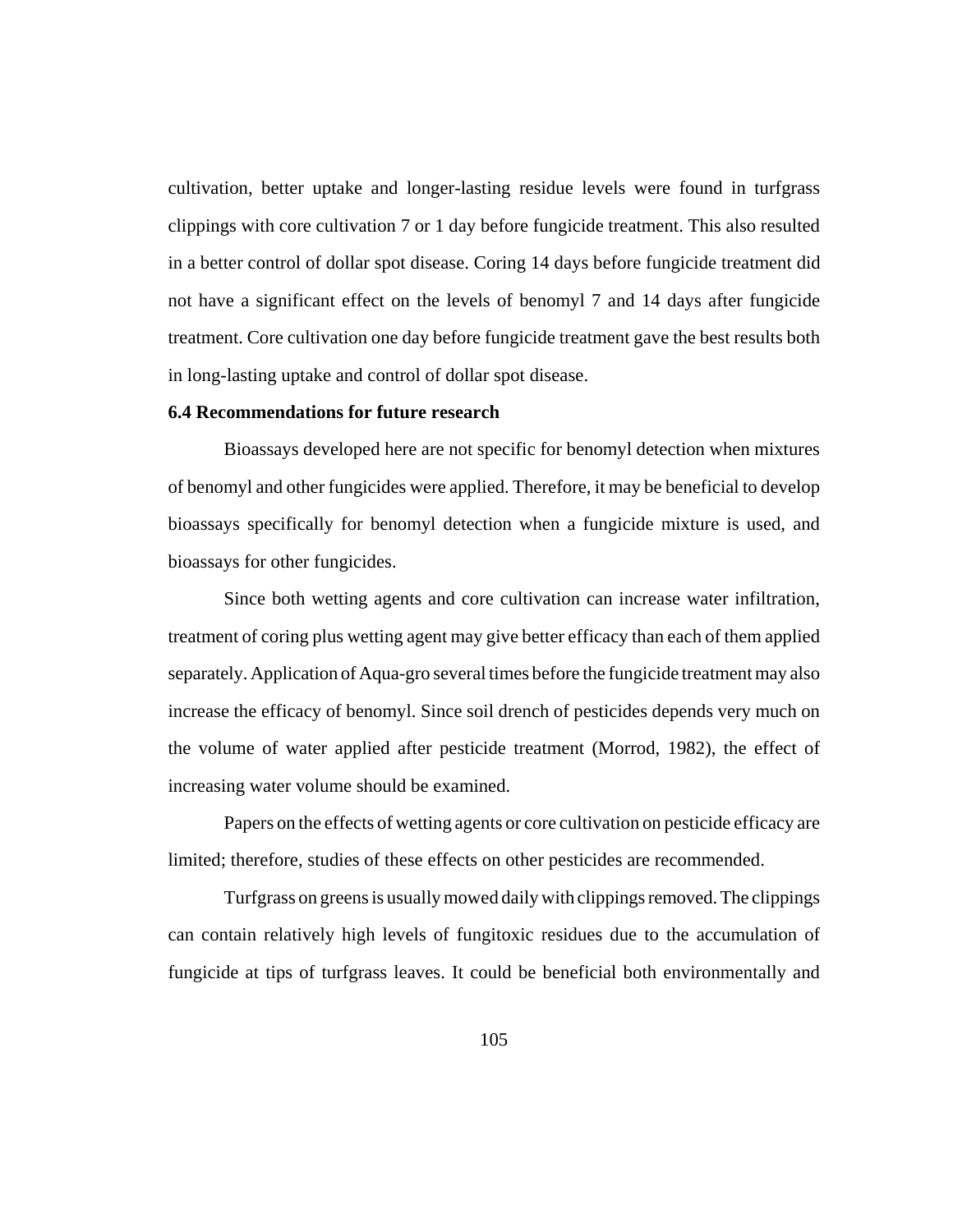cultivation, better uptake and longer-lasting residue levels were found in turfgrass clippings with core cultivation 7 or 1 day before fungicide treatment. This also resulted in a better control of dollar spot disease. Coring 14 days before fungicide treatment did not have a significant effect on the levels of benomyl 7 and 14 days after fungicide treatment. Core cultivation one day before fungicide treatment gave the best results both in long-lasting uptake and control of dollar spot disease.

### 6.4 Recommendations for future research

Bioassays developed here are not specific for benomyl detection when mixtures of benomyl and other fungicides were applied. Therefore, it may be beneficial to develop bioassays specifically for benomyl detection when a fungicide mixture is used, and bioassays for other fungicides.

Since both wetting agents and core cultivation can increase water infiltration, treatment of coring plus wetting agent may give better efficacy than each of them applied separately. Application of Aqua-gro several times before the fungicide treatment may also increase the efficacy of benomyl. Since soil drench of pesticides depends very much on the volume of water applied after pesticide treatment (Morrod, 1982), the effect of increasing water volume should be examined.

Papers on the effects of wetting agents or core cultivation on pesticide efficacy are limited; therefore, studies of these effects on other pesticides are recommended.

Turfgrass on greens is usually mowed daily with clippings removed. The clippings can contain relatively high levels of fungitoxic residues due to the accumulation of fungicide at tips of turfgrass leaves. It could be beneficial both environmentally and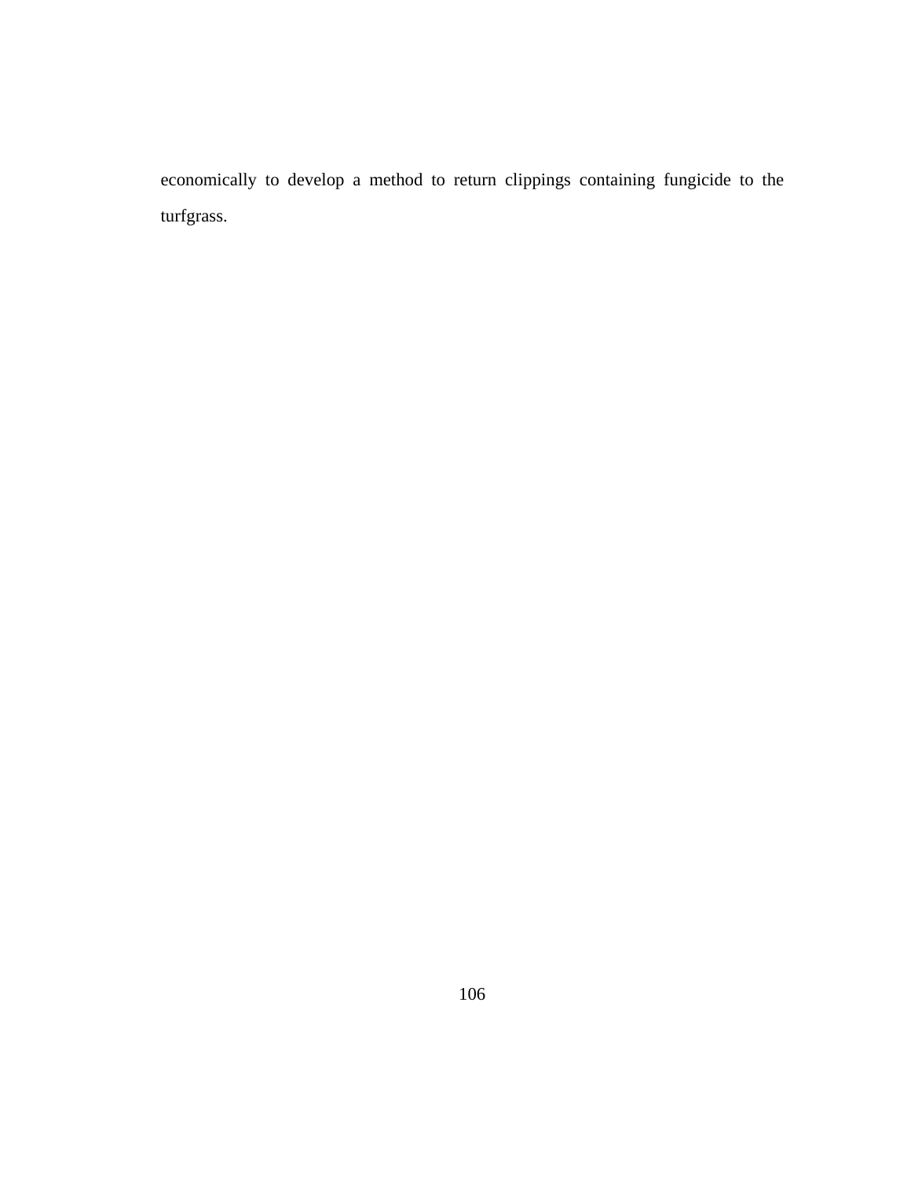economically to develop a method to return clippings containing fungicide to the turfgrass.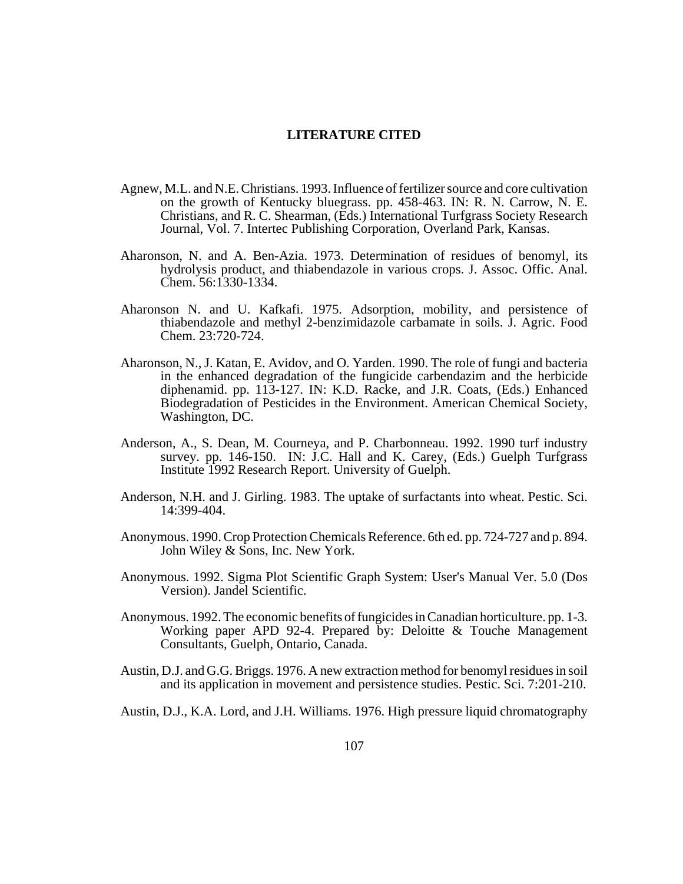# LITERATURE CITED

Agnew, M.L. and N.E. Christians. 1993. Influence of fertilizer source and core cultivation on the growth of Kentucky bluegrass. pp. 458-463. IN: R. N. Carrow, N. E. Christians, and R. C. Shearman, (Eds.) International Turfgrass Society Research Journal, Vol. 7. Intertec Publishing Corporation, Overland Park, Kansas.

Aharonson, N. and A. Ben-Azia. 1973. Determination of residues of benomyl, its hydrolysis product, and thiabendazole in various crops. J. Assoc. Offic. Anal. Chem. 56:1330-1334.

Aharonson N. and U. Kafkafi. 1975. Adsorption, mobility, and persistence of thiabendazole and methyl 2-benzimidazole carbamate in soils. J. Agric. Food Chem. 23:720-724.

Aharonson, N., J. Katan, E. Avidov, and O. Yarden. 1990. The role of fungi and bacteria in the enhanced degradation of the fungicide carbendazim and the herbicide diphenamid. pp. 113-127. IN: K.D. Racke, and J.R. Coats, (Eds.) Enhanced Biodegradation of Pesticides in the Environment. American Chemical Society, Washington, DC.

Anderson, A., S. Dean, M. Courneya, and P. Charbonneau. 1992. 1990 turf industry survey. pp. 146-150. IN: J.C. Hall and K. Carey, (Eds.) Guelph Turfgrass Institute 1992 Research Report. University of Guelph.

Anderson, N.H. and J. Girling. 1983. The uptake of surfactants into wheat. Pestic. Sci. 14:399-404.

Anonymous. 1990. Crop Protection Chemicals Reference. 6th ed. pp. 724-727 and p. 894. John Wiley & Sons, Inc. New York.

Anonymous. 1992. Sigma Plot Scientific Graph System: User's Manual Ver. 5.0 (Dos Version). Jandel Scientific.

Anonymous. 1992. The economic benefits of fungicides in Canadian horticulture. pp. 1-3. Working paper APD 92-4. Prepared by: Deloitte & Touche Management Consultants, Guelph, Ontario, Canada.

Austin, D.J. and G.G. Briggs. 1976. A new extraction method for benomyl residues in soil and its application in movement and persistence studies. Pestic. Sci. 7:201-210.

Austin, D.J., K.A. Lord, and J.H. Williams. 1976. High pressure liquid chromatography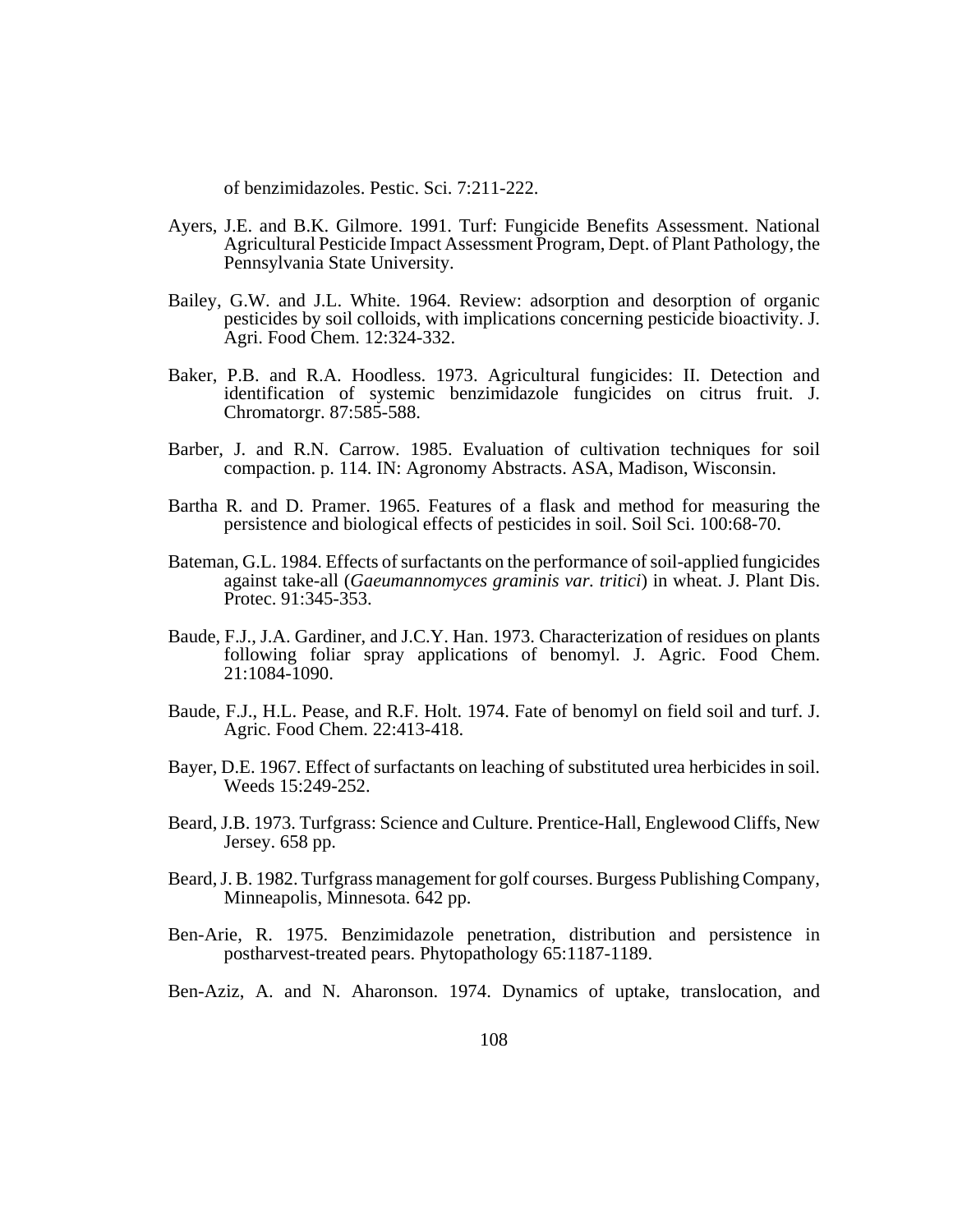of benzimidazoles. Pestic. Sci. 7:211-222.

Ayers, J.E. and B.K. Gilmore. 1991. Turf: Fungicide Benefits Assessment. National Agricultural Pesticide Impact Assessment Program, Dept. of Plant Pathology, the Pennsylvania State University.

Bailey, G.W. and J.L. White. 1964. Review: adsorption and desorption of organic pesticides by soil colloids, with implications concerning pesticide bioactivity. J. Agri. Food Chem. 12:324-332.

Baker, P.B. and R.A. Hoodless. 1973. Agricultural fungicides: II. Detection and identification of systemic benzimidazole fungicides on citrus fruit. J. Chromatorgr. 87:585-588.

Barber, J. and R.N. Carrow. 1985. Evaluation of cultivation techniques for soil compaction. p. 114. IN: Agronomy Abstracts. ASA, Madison, Wisconsin.

Bartha R. and D. Pramer. 1965. Features of a flask and method for measuring the persistence and biological effects of pesticides in soil. Soil Sci. 100:68-70.

Bateman, G.L. 1984. Effects of surfactants on the performance of soil-applied fungicides against take-all (*Gaeumannomyces graminis var. tritici*) in wheat. J. Plant Dis. Protec. 91:345-353.

Baude, F.J., J.A. Gardiner, and J.C.Y. Han. 1973. Characterization of residues on plants following foliar spray applications of benomyl. J. Agric. Food Chem. 21:1084-1090.

Baude, F.J., H.L. Pease, and R.F. Holt. 1974. Fate of benomyl on field soil and turf. J. Agric. Food Chem. 22:413-418.

Bayer, D.E. 1967. Effect of surfactants on leaching of substituted urea herbicides in soil. Weeds 15:249-252.

Beard, J.B. 1973. Turfgrass: Science and Culture. Prentice-Hall, Englewood Cliffs, New Jersey. 658 pp.

Beard, J. B. 1982. Turfgrass management for golf courses. Burgess Publishing Company, Minneapolis, Minnesota. 642 pp.

Ben-Arie, R. 1975. Benzimidazole penetration, distribution and persistence in postharvest-treated pears. Phytopathology 65:1187-1189.

Ben-Aziz, A. and N. Aharonson. 1974. Dynamics of uptake, translocation, and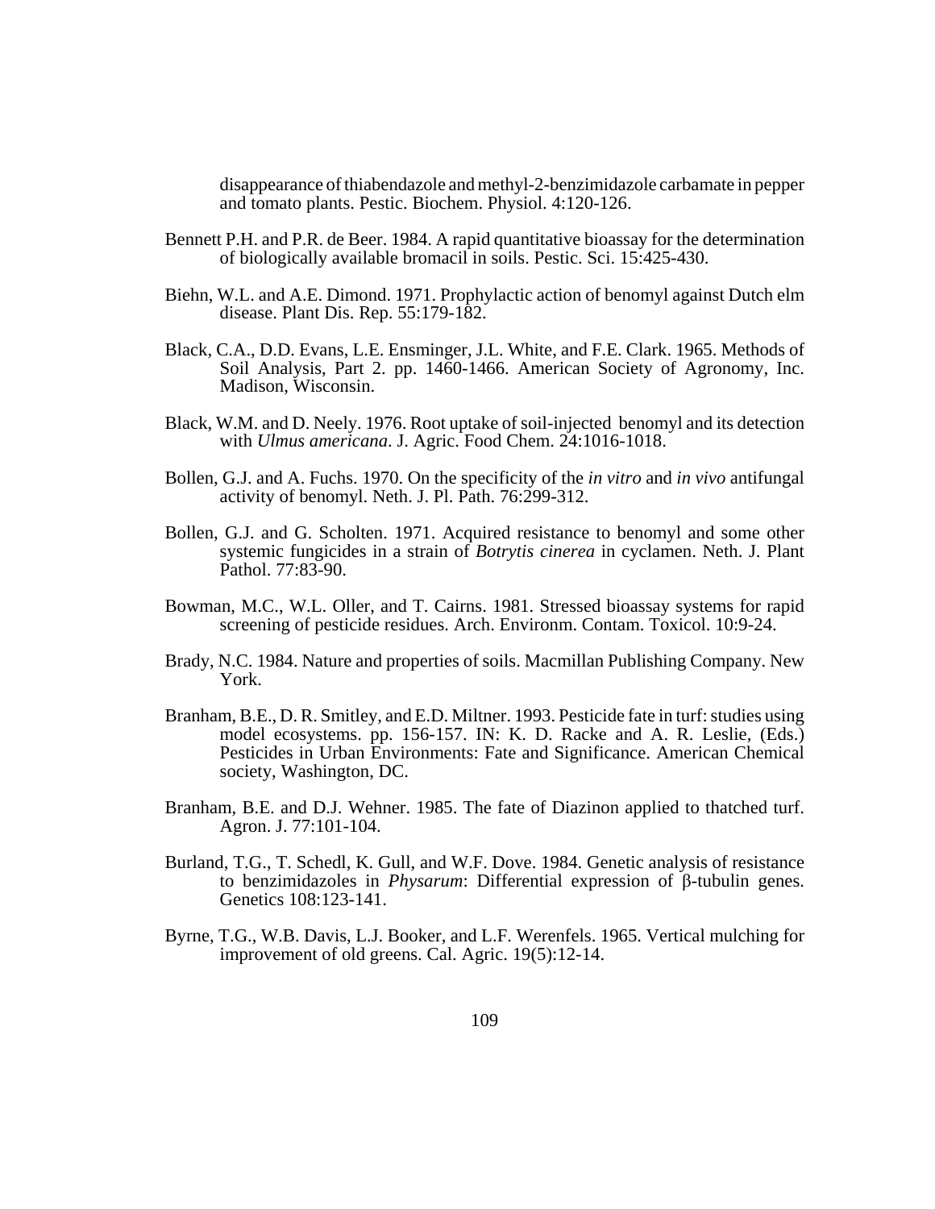disappearance of thiabendazole and methyl-2-benzimidazole carbamate in pepper and tomato plants. Pestic. Biochem. Physiol. 4:120-126.

Bennett P.H. and P.R. de Beer. 1984. A rapid quantitative bioassay for the determination of biologically available bromacil in soils. Pestic. Sci. 15:425-430.

Biehn, W.L. and A.E. Dimond. 1971. Prophylactic action of benomyl against Dutch elm disease. Plant Dis. Rep. 55:179-182.

Black, C.A., D.D. Evans, L.E. Ensminger, J.L. White, and F.E. Clark. 1965. Methods of Soil Analysis, Part 2. pp. 1460-1466. American Society of Agronomy, Inc. Madison, Wisconsin.

Black, W.M. and D. Neely. 1976. Root uptake of soil-injected benomyl and its detection with *Ulmus americana*. J. Agric. Food Chem. 24:1016-1018.

Bollen, G.J. and A. Fuchs. 1970. On the specificity of the *in vitro* and *in vivo* antifungal activity of benomyl. Neth. J. Pl. Path. 76:299-312.

Bollen, G.J. and G. Scholten. 1971. Acquired resistance to benomyl and some other systemic fungicides in a strain of *Botrytis cinerea* in cyclamen. Neth. J. Plant Pathol. 77:83-90.

Bowman, M.C., W.L. Oller, and T. Cairns. 1981. Stressed bioassay systems for rapid screening of pesticide residues. Arch. Environm. Contam. Toxicol. 10:9-24.

Brady, N.C. 1984. Nature and properties of soils. Macmillan Publishing Company. New York.

Branham, B.E., D. R. Smitley, and E.D. Miltner. 1993. Pesticide fate in turf: studies using model ecosystems. pp. 156-157. IN: K. D. Racke and A. R. Leslie, (Eds.) Pesticides in Urban Environments: Fate and Significance. American Chemical society, Washington, DC.

Branham, B.E. and D.J. Wehner. 1985. The fate of Diazinon applied to thatched turf. Agron. J. 77:101-104.

Burland, T.G., T. Schedl, K. Gull, and W.F. Dove. 1984. Genetic analysis of resistance to benzimidazoles in *Physarum*: Differential expression of $\beta$-tubulin genes. Genetics 108:123-141.

Byrne, T.G., W.B. Davis, L.J. Booker, and L.F. Werenfels. 1965. Vertical mulching for improvement of old greens. Cal. Agric. 19(5):12-14.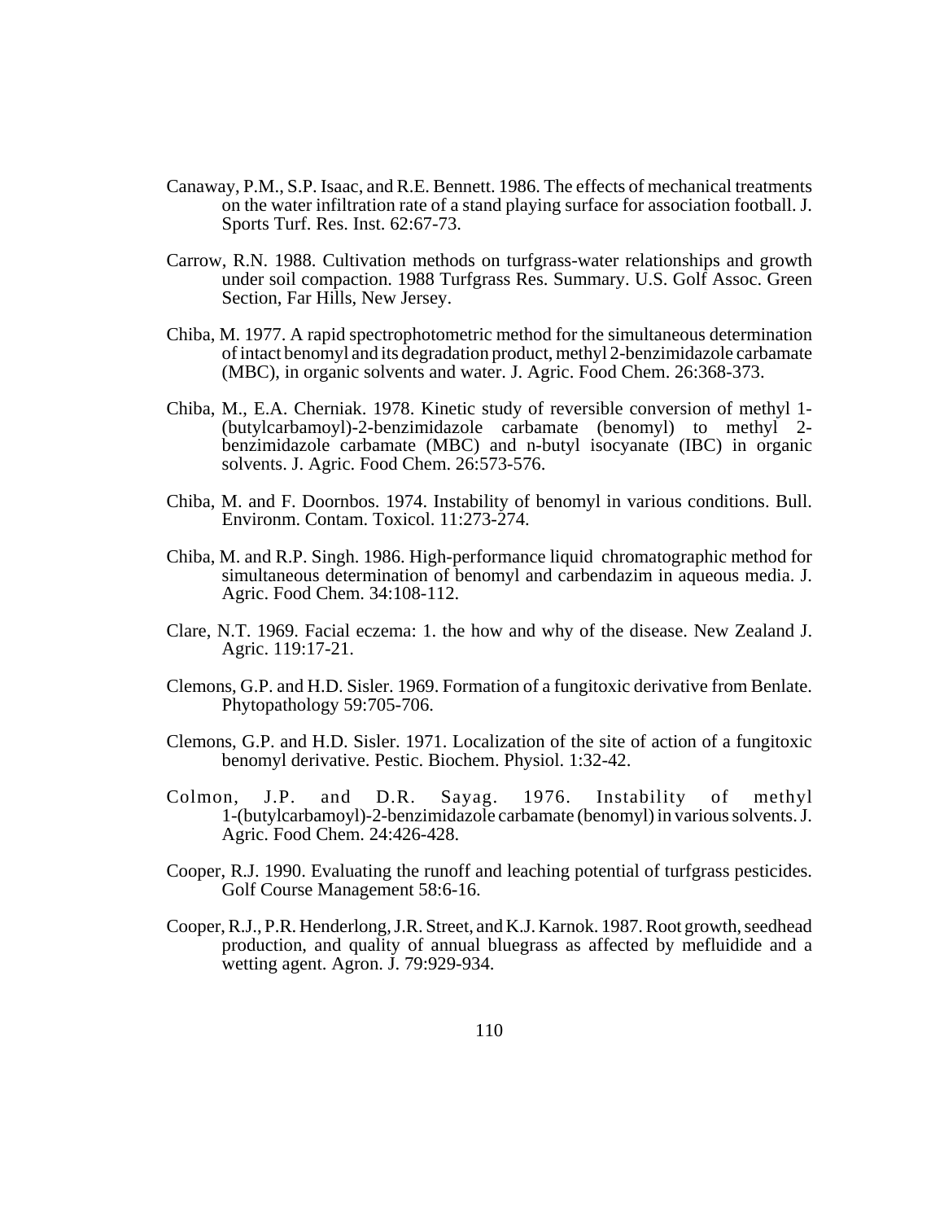Canaway, P.M., S.P. Isaac, and R.E. Bennett. 1986. The effects of mechanical treatments on the water infiltration rate of a stand playing surface for association football. J. Sports Turf. Res. Inst. 62:67-73.

Carrow, R.N. 1988. Cultivation methods on turfgrass-water relationships and growth under soil compaction. 1988 Turfgrass Res. Summary. U.S. Golf Assoc. Green Section, Far Hills, New Jersey.

Chiba, M. 1977. A rapid spectrophotometric method for the simultaneous determination of intact benomyl and its degradation product, methyl 2-benzimidazole carbamate (MBC), in organic solvents and water. J. Agric. Food Chem. 26:368-373.

Chiba, M., E.A. Cherniak. 1978. Kinetic study of reversible conversion of methyl 1-(butylcarbamoyl)-2-benzimidazole carbamate (benomyl) to methyl 2-benzimidazole carbamate (MBC) and n-butyl isocyanate (IBC) in organic solvents. J. Agric. Food Chem. 26:573-576.

Chiba, M. and F. Doornbos. 1974. Instability of benomyl in various conditions. Bull. Environm. Contam. Toxicol. 11:273-274.

Chiba, M. and R.P. Singh. 1986. High-performance liquid chromatographic method for simultaneous determination of benomyl and carbendazim in aqueous media. J. Agric. Food Chem. 34:108-112.

Clare, N.T. 1969. Facial eczema: 1. the how and why of the disease. New Zealand J. Agric. 119:17-21.

Clemons, G.P. and H.D. Sisler. 1969. Formation of a fungitoxic derivative from Benlate. Phytopathology 59:705-706.

Clemons, G.P. and H.D. Sisler. 1971. Localization of the site of action of a fungitoxic benomyl derivative. Pestic. Biochem. Physiol. 1:32-42.

Colmon, J.P. and D.R. Sayag. 1976. Instability of methyl 1-(butylcarbamoyl)-2-benzimidazole carbamate (benomyl) in various solvents. J. Agric. Food Chem. 24:426-428.

Cooper, R.J. 1990. Evaluating the runoff and leaching potential of turfgrass pesticides. Golf Course Management 58:6-16.

Cooper, R.J., P.R. Henderlong, J.R. Street, and K.J. Karnok. 1987. Root growth, seedhead production, and quality of annual bluegrass as affected by mefluidide and a wetting agent. Agron. J. 79:929-934.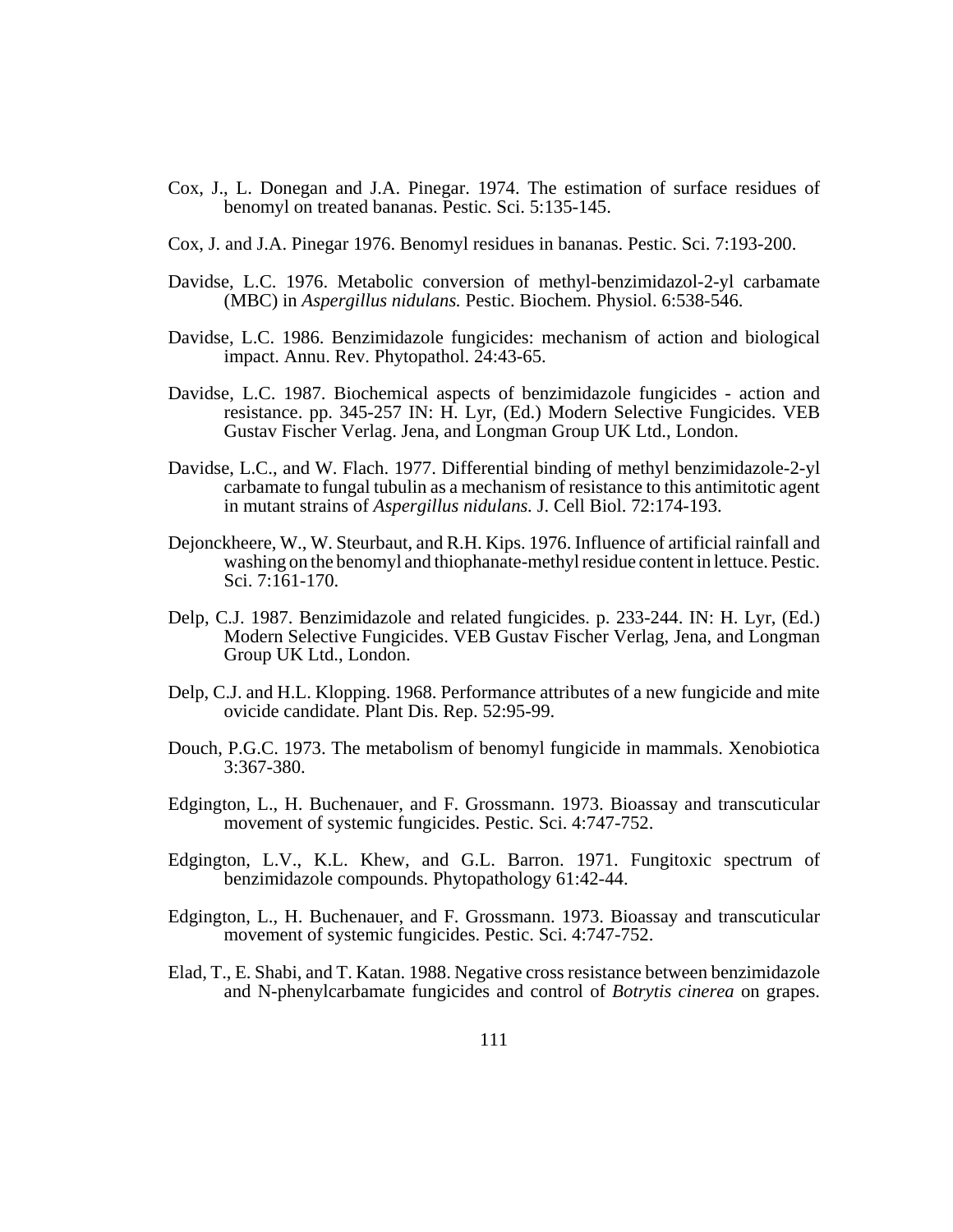Cox, J., L. Donegan and J.A. Pinegar. 1974. The estimation of surface residues of benomyl on treated bananas. Pestic. Sci. 5:135-145.

Cox, J. and J.A. Pinegar 1976. Benomyl residues in bananas. Pestic. Sci. 7:193-200.

Davidse, L.C. 1976. Metabolic conversion of methyl-benzimidazol-2-yl carbamate (MBC) in *Aspergillus nidulans.* Pestic. Biochem. Physiol. 6:538-546.

Davidse, L.C. 1986. Benzimidazole fungicides: mechanism of action and biological impact. Annu. Rev. Phytopathol. 24:43-65.

Davidse, L.C. 1987. Biochemical aspects of benzimidazole fungicides - action and resistance. pp. 345-257 IN: H. Lyr, (Ed.) Modern Selective Fungicides. VEB Gustav Fischer Verlag. Jena, and Longman Group UK Ltd., London.

Davidse, L.C., and W. Flach. 1977. Differential binding of methyl benzimidazole-2-yl carbamate to fungal tubulin as a mechanism of resistance to this antimitotic agent in mutant strains of *Aspergillus nidulans.* J. Cell Biol. 72:174-193.

Dejonckheere, W., W. Steurbaut, and R.H. Kips. 1976. Influence of artificial rainfall and washing on the benomyl and thiophanate-methyl residue content in lettuce. Pestic. Sci. 7:161-170.

Delp, C.J. 1987. Benzimidazole and related fungicides. p. 233-244. IN: H. Lyr, (Ed.) Modern Selective Fungicides. VEB Gustav Fischer Verlag, Jena, and Longman Group UK Ltd., London.

Delp, C.J. and H.L. Klopping. 1968. Performance attributes of a new fungicide and mite ovicide candidate. Plant Dis. Rep. 52:95-99.

Douch, P.G.C. 1973. The metabolism of benomyl fungicide in mammals. Xenobiotica 3:367-380.

Edgington, L., H. Buchenauer, and F. Grossmann. 1973. Bioassay and transcuticular movement of systemic fungicides. Pestic. Sci. 4:747-752.

Edgington, L.V., K.L. Khew, and G.L. Barron. 1971. Fungitoxic spectrum of benzimidazole compounds. Phytopathology 61:42-44.

Edgington, L., H. Buchenauer, and F. Grossmann. 1973. Bioassay and transcuticular movement of systemic fungicides. Pestic. Sci. 4:747-752.

Elad, T., E. Shabi, and T. Katan. 1988. Negative cross resistance between benzimidazole and N-phenylcarbamate fungicides and control of *Botrytis cinerea* on grapes.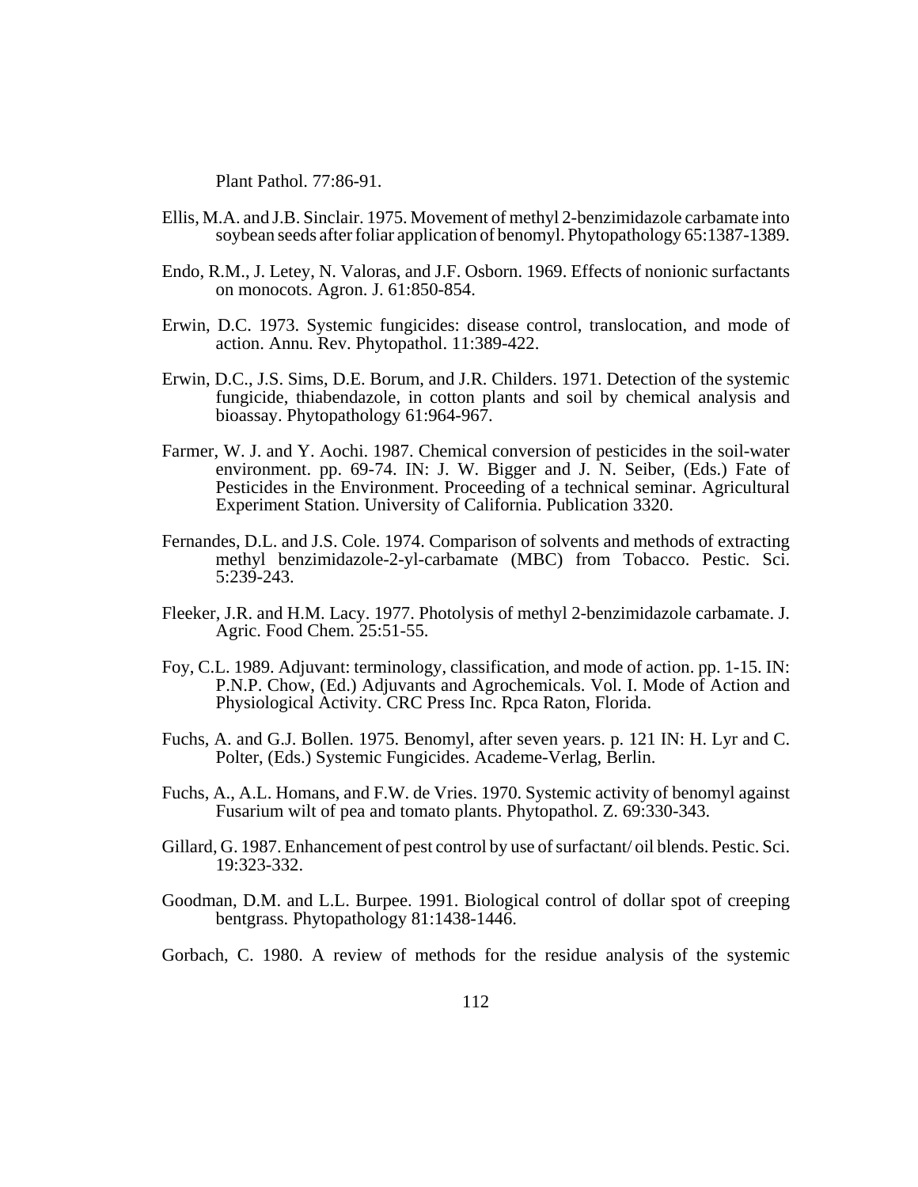Plant Pathol. 77:86-91.

Ellis, M.A. and J.B. Sinclair. 1975. Movement of methyl 2-benzimidazole carbamate into soybean seeds after foliar application of benomyl. Phytopathology 65:1387-1389.

Endo, R.M., J. Letey, N. Valoras, and J.F. Osborn. 1969. Effects of nonionic surfactants on monocots. Agron. J. 61:850-854.

Erwin, D.C. 1973. Systemic fungicides: disease control, translocation, and mode of action. Annu. Rev. Phytopathol. 11:389-422.

Erwin, D.C., J.S. Sims, D.E. Borum, and J.R. Childers. 1971. Detection of the systemic fungicide, thiabendazole, in cotton plants and soil by chemical analysis and bioassay. Phytopathology 61:964-967.

Farmer, W. J. and Y. Aochi. 1987. Chemical conversion of pesticides in the soil-water environment. pp. 69-74. IN: J. W. Bigger and J. N. Seiber, (Eds.) Fate of Pesticides in the Environment. Proceeding of a technical seminar. Agricultural Experiment Station. University of California. Publication 3320.

Fernandes, D.L. and J.S. Cole. 1974. Comparison of solvents and methods of extracting methyl benzimidazole-2-yl-carbamate (MBC) from Tobacco. Pestic. Sci. 5:239-243.

Fleeker, J.R. and H.M. Lacy. 1977. Photolysis of methyl 2-benzimidazole carbamate. J. Agric. Food Chem. 25:51-55.

Foy, C.L. 1989. Adjuvant: terminology, classification, and mode of action. pp. 1-15. IN: P.N.P. Chow, (Ed.) Adjuvants and Agrochemicals. Vol. I. Mode of Action and Physiological Activity. CRC Press Inc. Rpca Raton, Florida.

Fuchs, A. and G.J. Bollen. 1975. Benomyl, after seven years. p. 121 IN: H. Lyr and C. Polter, (Eds.) Systemic Fungicides. Academe-Verlag, Berlin.

Fuchs, A., A.L. Homans, and F.W. de Vries. 1970. Systemic activity of benomyl against Fusarium wilt of pea and tomato plants. Phytopathol. Z. 69:330-343.

Gillard, G. 1987. Enhancement of pest control by use of surfactant/ oil blends. Pestic. Sci. 19:323-332.

Goodman, D.M. and L.L. Burpee. 1991. Biological control of dollar spot of creeping bentgrass. Phytopathology 81:1438-1446.

Gorbach, C. 1980. A review of methods for the residue analysis of the systemic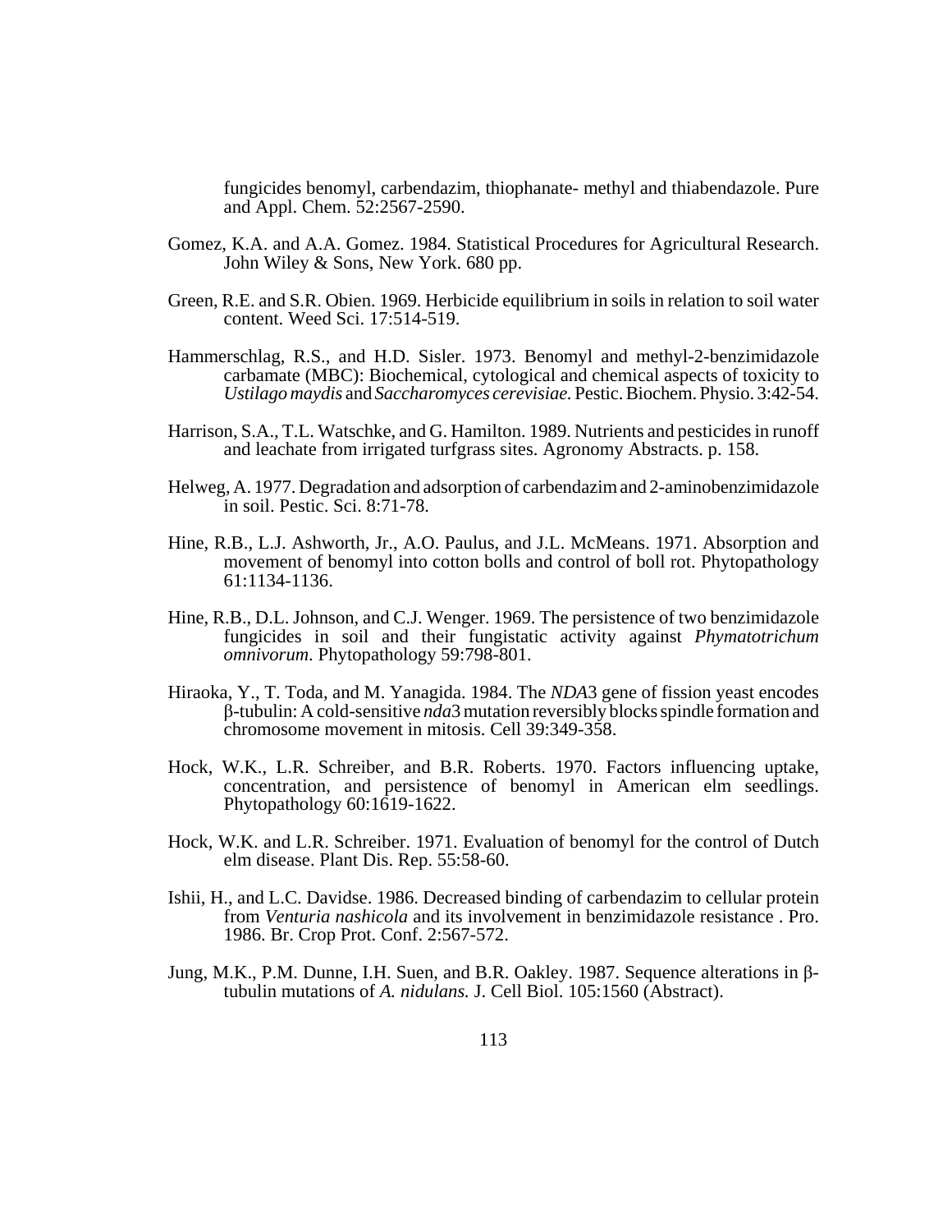fungicides benomyl, carbendazim, thiophanate- methyl and thiabendazole. Pure and Appl. Chem. 52:2567-2590.

Gomez, K.A. and A.A. Gomez. 1984. Statistical Procedures for Agricultural Research. John Wiley & Sons, New York. 680 pp.

Green, R.E. and S.R. Obien. 1969. Herbicide equilibrium in soils in relation to soil water content. Weed Sci. 17:514-519.

Hammerschlag, R.S., and H.D. Sisler. 1973. Benomyl and methyl-2-benzimidazole carbamate (MBC): Biochemical, cytological and chemical aspects of toxicity to *Ustilago maydis* and *Saccharomyces cerevisiae.* Pestic. Biochem. Physio. 3:42-54.

Harrison, S.A., T.L. Watschke, and G. Hamilton. 1989. Nutrients and pesticides in runoff and leachate from irrigated turfgrass sites. Agronomy Abstracts. p. 158.

Helweg, A. 1977. Degradation and adsorption of carbendazim and 2-aminobenzimidazole in soil. Pestic. Sci. 8:71-78.

Hine, R.B., L.J. Ashworth, Jr., A.O. Paulus, and J.L. McMeans. 1971. Absorption and movement of benomyl into cotton bolls and control of boll rot. Phytopathology 61:1134-1136.

Hine, R.B., D.L. Johnson, and C.J. Wenger. 1969. The persistence of two benzimidazole fungicides in soil and their fungistatic activity against *Phymatotrichum omnivorum*. Phytopathology 59:798-801.

Hiraoka, Y., T. Toda, and M. Yanagida. 1984. The *NDA*3 gene of fission yeast encodes β-tubulin: A cold-sensitive *nda*3 mutation reversibly blocks spindle formation and chromosome movement in mitosis. Cell 39:349-358.

Hock, W.K., L.R. Schreiber, and B.R. Roberts. 1970. Factors influencing uptake, concentration, and persistence of benomyl in American elm seedlings. Phytopathology 60:1619-1622.

Hock, W.K. and L.R. Schreiber. 1971. Evaluation of benomyl for the control of Dutch elm disease. Plant Dis. Rep. 55:58-60.

Ishii, H., and L.C. Davidse. 1986. Decreased binding of carbendazim to cellular protein from *Venturia nashicola* and its involvement in benzimidazole resistance . Pro. 1986. Br. Crop Prot. Conf. 2:567-572.

Jung, M.K., P.M. Dunne, I.H. Suen, and B.R. Oakley. 1987. Sequence alterations in β-tubulin mutations of *A. nidulans.* J. Cell Biol. 105:1560 (Abstract).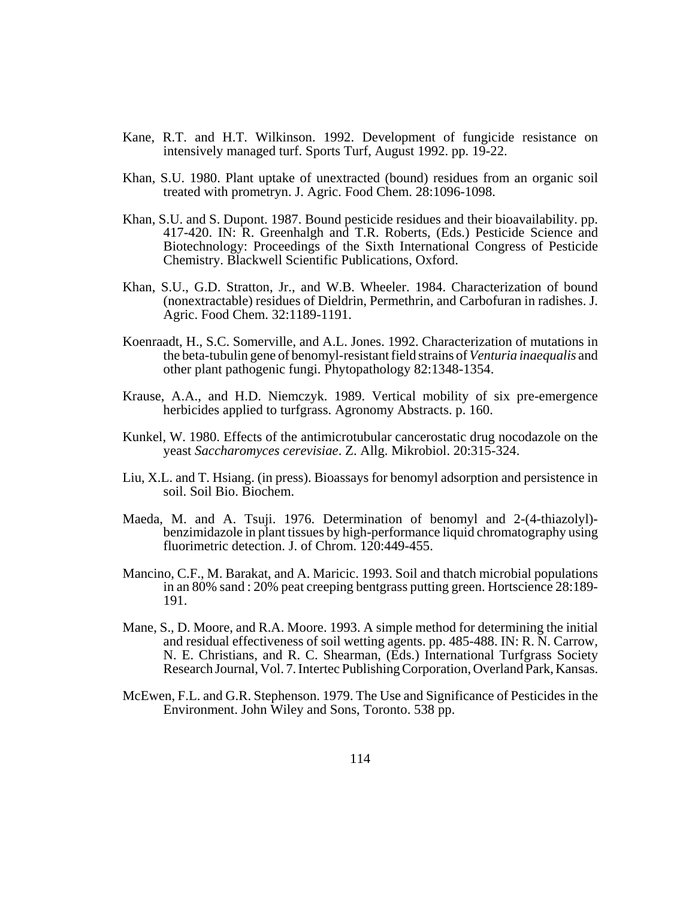Kane, R.T. and H.T. Wilkinson. 1992. Development of fungicide resistance on intensively managed turf. Sports Turf, August 1992. pp. 19-22.

Khan, S.U. 1980. Plant uptake of unextracted (bound) residues from an organic soil treated with prometryn. J. Agric. Food Chem. 28:1096-1098.

Khan, S.U. and S. Dupont. 1987. Bound pesticide residues and their bioavailability. pp. 417-420. IN: R. Greenhalgh and T.R. Roberts, (Eds.) Pesticide Science and Biotechnology: Proceedings of the Sixth International Congress of Pesticide Chemistry. Blackwell Scientific Publications, Oxford.

Khan, S.U., G.D. Stratton, Jr., and W.B. Wheeler. 1984. Characterization of bound (nonextractable) residues of Dieldrin, Permethrin, and Carbofuran in radishes. J. Agric. Food Chem. 32:1189-1191.

Koenraadt, H., S.C. Somerville, and A.L. Jones. 1992. Characterization of mutations in the beta-tubulin gene of benomyl-resistant field strains of *Venturia inaequalis* and other plant pathogenic fungi. Phytopathology 82:1348-1354.

Krause, A.A., and H.D. Niemczyk. 1989. Vertical mobility of six pre-emergence herbicides applied to turfgrass. Agronomy Abstracts. p. 160.

Kunkel, W. 1980. Effects of the antimicrotubular cancerostatic drug nocodazole on the yeast *Saccharomyces cerevisiae*. Z. Allg. Mikrobiol. 20:315-324.

Liu, X.L. and T. Hsiang. (in press). Bioassays for benomyl adsorption and persistence in soil. Soil Bio. Biochem.

Maeda, M. and A. Tsuji. 1976. Determination of benomyl and 2-(4-thiazolyl)-benzimidazole in plant tissues by high-performance liquid chromatography using fluorimetric detection. J. of Chrom. 120:449-455.

Mancino, C.F., M. Barakat, and A. Maricic. 1993. Soil and thatch microbial populations in an 80% sand : 20% peat creeping bentgrass putting green. Hortscience 28:189-191.

Mane, S., D. Moore, and R.A. Moore. 1993. A simple method for determining the initial and residual effectiveness of soil wetting agents. pp. 485-488. IN: R. N. Carrow, N. E. Christians, and R. C. Shearman, (Eds.) International Turfgrass Society Research Journal, Vol. 7. Intertec Publishing Corporation, Overland Park, Kansas.

McEwen, F.L. and G.R. Stephenson. 1979. The Use and Significance of Pesticides in the Environment. John Wiley and Sons, Toronto. 538 pp.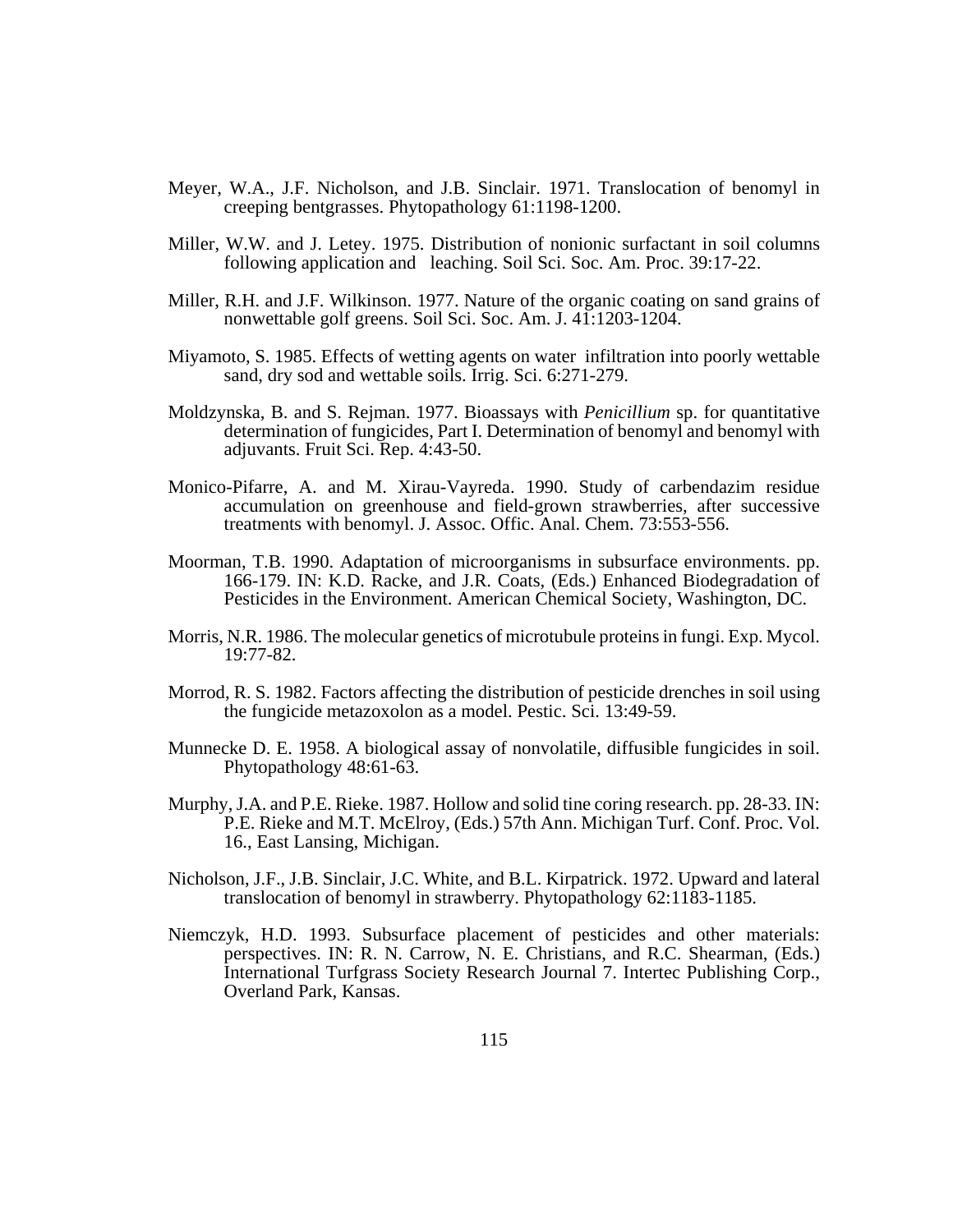Meyer, W.A., J.F. Nicholson, and J.B. Sinclair. 1971. Translocation of benomyl in creeping bentgrasses. Phytopathology 61:1198-1200.

Miller, W.W. and J. Letey. 1975. Distribution of nonionic surfactant in soil columns following application and leaching. Soil Sci. Soc. Am. Proc. 39:17-22.

Miller, R.H. and J.F. Wilkinson. 1977. Nature of the organic coating on sand grains of nonwettable golf greens. Soil Sci. Soc. Am. J. 41:1203-1204.

Miyamoto, S. 1985. Effects of wetting agents on water infiltration into poorly wettable sand, dry sod and wettable soils. Irrig. Sci. 6:271-279.

Moldzynska, B. and S. Rejman. 1977. Bioassays with *Penicillium* sp. for quantitative determination of fungicides, Part I. Determination of benomyl and benomyl with adjuvants. Fruit Sci. Rep. 4:43-50.

Monico-Pifarre, A. and M. Xirau-Vayreda. 1990. Study of carbendazim residue accumulation on greenhouse and field-grown strawberries, after successive treatments with benomyl. J. Assoc. Offic. Anal. Chem. 73:553-556.

Moorman, T.B. 1990. Adaptation of microorganisms in subsurface environments. pp. 166-179. IN: K.D. Racke, and J.R. Coats, (Eds.) Enhanced Biodegradation of Pesticides in the Environment. American Chemical Society, Washington, DC.

Morris, N.R. 1986. The molecular genetics of microtubule proteins in fungi. Exp. Mycol. 19:77-82.

Morrod, R. S. 1982. Factors affecting the distribution of pesticide drenches in soil using the fungicide metazoxolon as a model. Pestic. Sci. 13:49-59.

Munnecke D. E. 1958. A biological assay of nonvolatile, diffusible fungicides in soil. Phytopathology 48:61-63.

Murphy, J.A. and P.E. Rieke. 1987. Hollow and solid tine coring research. pp. 28-33. IN: P.E. Rieke and M.T. McElroy, (Eds.) 57th Ann. Michigan Turf. Conf. Proc. Vol. 16., East Lansing, Michigan.

Nicholson, J.F., J.B. Sinclair, J.C. White, and B.L. Kirpatrick. 1972. Upward and lateral translocation of benomyl in strawberry. Phytopathology 62:1183-1185.

Niemczyk, H.D. 1993. Subsurface placement of pesticides and other materials: perspectives. IN: R. N. Carrow, N. E. Christians, and R.C. Shearman, (Eds.) International Turfgrass Society Research Journal 7. Intertec Publishing Corp., Overland Park, Kansas.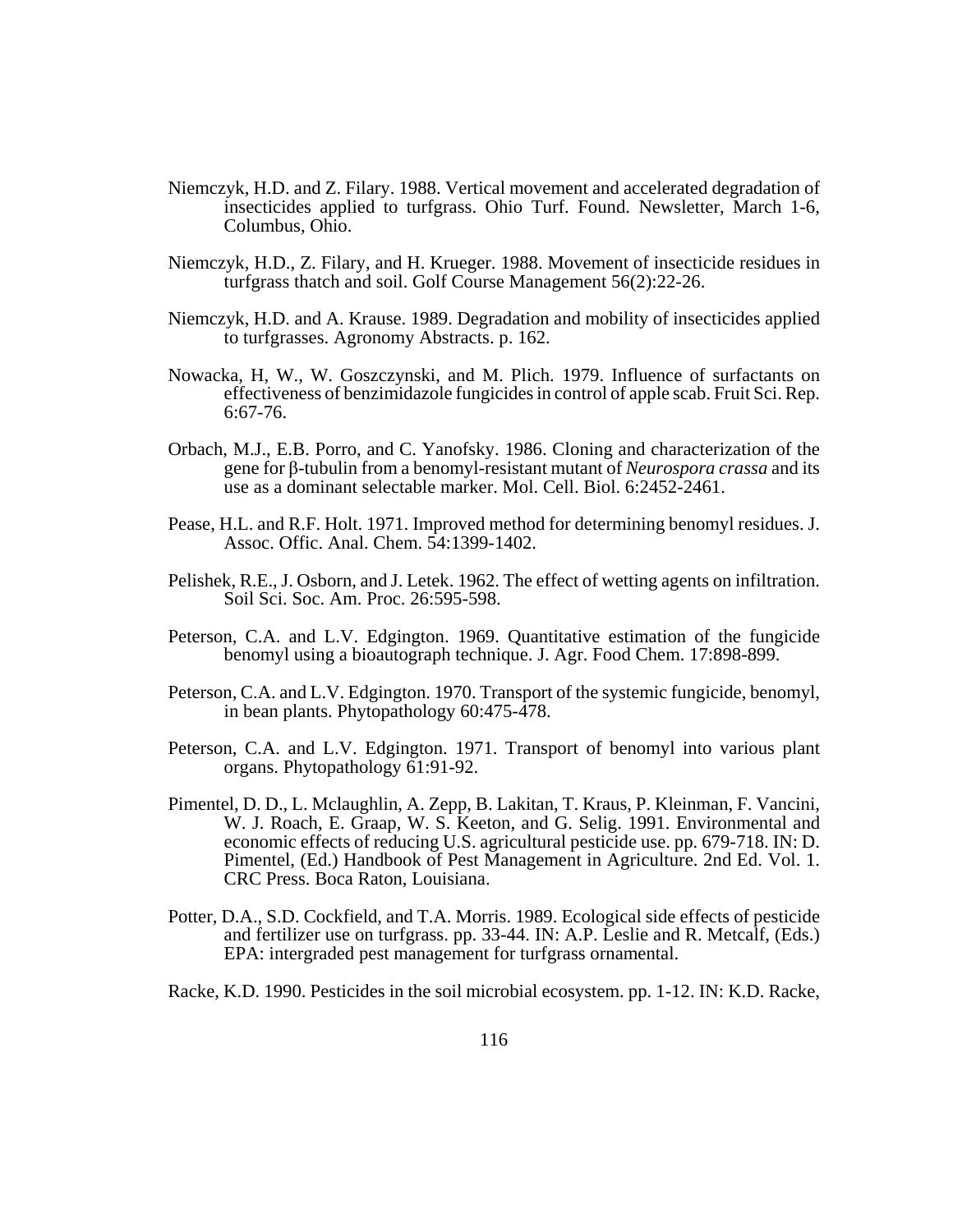Niemczyk, H.D. and Z. Filary. 1988. Vertical movement and accelerated degradation of insecticides applied to turfgrass. Ohio Turf. Found. Newsletter, March 1-6, Columbus, Ohio.

Niemczyk, H.D., Z. Filary, and H. Krueger. 1988. Movement of insecticide residues in turfgrass thatch and soil. Golf Course Management 56(2):22-26.

Niemczyk, H.D. and A. Krause. 1989. Degradation and mobility of insecticides applied to turfgrasses. Agronomy Abstracts. p. 162.

Nowacka, H, W., W. Goszczynski, and M. Plich. 1979. Influence of surfactants on effectiveness of benzimidazole fungicides in control of apple scab. Fruit Sci. Rep. 6:67-76.

Orbach, M.J., E.B. Porro, and C. Yanofsky. 1986. Cloning and characterization of the gene for β-tubulin from a benomyl-resistant mutant of *Neurospora crassa* and its use as a dominant selectable marker. Mol. Cell. Biol. 6:2452-2461.

Pease, H.L. and R.F. Holt. 1971. Improved method for determining benomyl residues. J. Assoc. Offic. Anal. Chem. 54:1399-1402.

Pelishek, R.E., J. Osborn, and J. Letek. 1962. The effect of wetting agents on infiltration. Soil Sci. Soc. Am. Proc. 26:595-598.

Peterson, C.A. and L.V. Edgington. 1969. Quantitative estimation of the fungicide benomyl using a bioautograph technique. J. Agr. Food Chem. 17:898-899.

Peterson, C.A. and L.V. Edgington. 1970. Transport of the systemic fungicide, benomyl, in bean plants. Phytopathology 60:475-478.

Peterson, C.A. and L.V. Edgington. 1971. Transport of benomyl into various plant organs. Phytopathology 61:91-92.

Pimentel, D. D., L. Mclaughlin, A. Zepp, B. Lakitan, T. Kraus, P. Kleinman, F. Vancini, W. J. Roach, E. Graap, W. S. Keeton, and G. Selig. 1991. Environmental and economic effects of reducing U.S. agricultural pesticide use. pp. 679-718. IN: D. Pimentel, (Ed.) Handbook of Pest Management in Agriculture. 2nd Ed. Vol. 1. CRC Press. Boca Raton, Louisiana.

Potter, D.A., S.D. Cockfield, and T.A. Morris. 1989. Ecological side effects of pesticide and fertilizer use on turfgrass. pp. 33-44. IN: A.P. Leslie and R. Metcalf, (Eds.) EPA: intergraded pest management for turfgrass ornamental.

Racke, K.D. 1990. Pesticides in the soil microbial ecosystem. pp. 1-12. IN: K.D. Racke,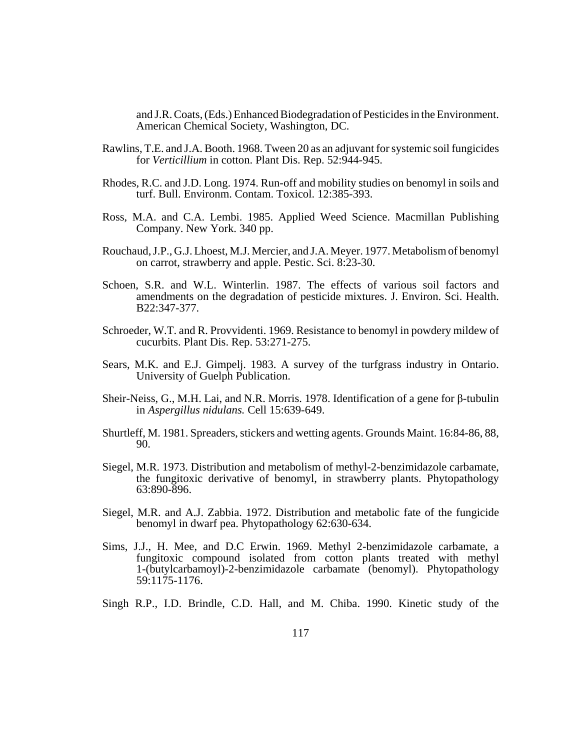and J.R. Coats, (Eds.) Enhanced Biodegradation of Pesticides in the Environment. American Chemical Society, Washington, DC.

Rawlins, T.E. and J.A. Booth. 1968. Tween 20 as an adjuvant for systemic soil fungicides for *Verticillium* in cotton. Plant Dis. Rep. 52:944-945.

Rhodes, R.C. and J.D. Long. 1974. Run-off and mobility studies on benomyl in soils and turf. Bull. Environm. Contam. Toxicol. 12:385-393.

Ross, M.A. and C.A. Lembi. 1985. Applied Weed Science. Macmillan Publishing Company. New York. 340 pp.

Rouchaud, J.P., G.J. Lhoest, M.J. Mercier, and J.A. Meyer. 1977. Metabolism of benomyl on carrot, strawberry and apple. Pestic. Sci. 8:23-30.

Schoen, S.R. and W.L. Winterlin. 1987. The effects of various soil factors and amendments on the degradation of pesticide mixtures. J. Environ. Sci. Health. B22:347-377.

Schroeder, W.T. and R. Provvidenti. 1969. Resistance to benomyl in powdery mildew of cucurbits. Plant Dis. Rep. 53:271-275.

Sears, M.K. and E.J. Gimpelj. 1983. A survey of the turfgrass industry in Ontario. University of Guelph Publication.

Sheir-Neiss, G., M.H. Lai, and N.R. Morris. 1978. Identification of a gene for β-tubulin in *Aspergillus nidulans.* Cell 15:639-649.

Shurtleff, M. 1981. Spreaders, stickers and wetting agents. Grounds Maint. 16:84-86, 88, 90.

Siegel, M.R. 1973. Distribution and metabolism of methyl-2-benzimidazole carbamate, the fungitoxic derivative of benomyl, in strawberry plants. Phytopathology 63:890-896.

Siegel, M.R. and A.J. Zabbia. 1972. Distribution and metabolic fate of the fungicide benomyl in dwarf pea. Phytopathology 62:630-634.

Sims, J.J., H. Mee, and D.C Erwin. 1969. Methyl 2-benzimidazole carbamate, a fungitoxic compound isolated from cotton plants treated with methyl 1-(butylcarbamoyl)-2-benzimidazole carbamate (benomyl). Phytopathology 59:1175-1176.

Singh R.P., I.D. Brindle, C.D. Hall, and M. Chiba. 1990. Kinetic study of the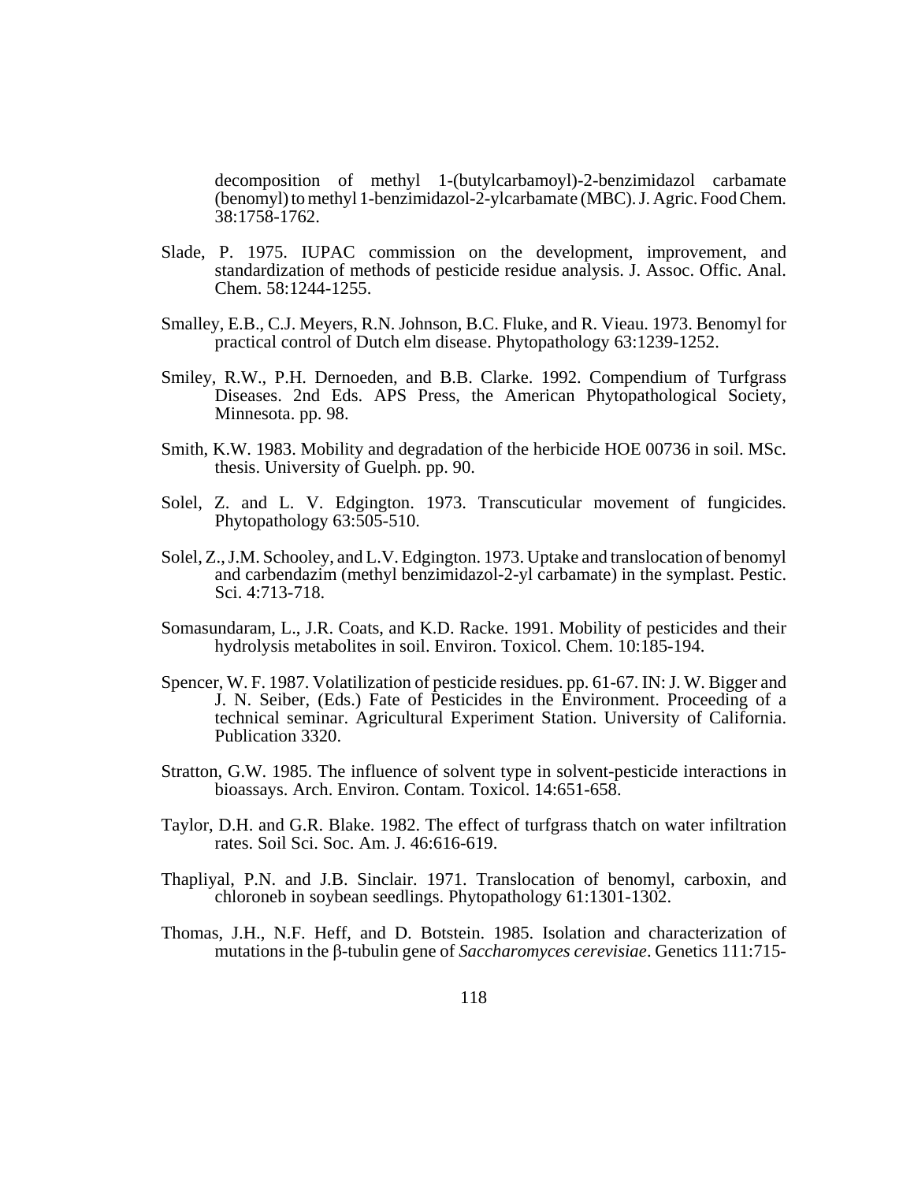decomposition of methyl 1-(butylcarbamoyl)-2-benzimidazol carbamate (benomyl) to methyl 1-benzimidazol-2-ylcarbamate (MBC). J. Agric. Food Chem. 38:1758-1762.

Slade, P. 1975. IUPAC commission on the development, improvement, and standardization of methods of pesticide residue analysis. J. Assoc. Offic. Anal. Chem. 58:1244-1255.

Smalley, E.B., C.J. Meyers, R.N. Johnson, B.C. Fluke, and R. Vieau. 1973. Benomyl for practical control of Dutch elm disease. Phytopathology 63:1239-1252.

Smiley, R.W., P.H. Dernoeden, and B.B. Clarke. 1992. Compendium of Turfgrass Diseases. 2nd Eds. APS Press, the American Phytopathological Society, Minnesota. pp. 98.

Smith, K.W. 1983. Mobility and degradation of the herbicide HOE 00736 in soil. MSc. thesis. University of Guelph. pp. 90.

Solel, Z. and L. V. Edgington. 1973. Transcuticular movement of fungicides. Phytopathology 63:505-510.

Solel, Z., J.M. Schooley, and L.V. Edgington. 1973. Uptake and translocation of benomyl and carbendazim (methyl benzimidazol-2-yl carbamate) in the symplast. Pestic. Sci. 4:713-718.

Somasundaram, L., J.R. Coats, and K.D. Racke. 1991. Mobility of pesticides and their hydrolysis metabolites in soil. Environ. Toxicol. Chem. 10:185-194.

Spencer, W. F. 1987. Volatilization of pesticide residues. pp. 61-67. IN: J. W. Bigger and J. N. Seiber, (Eds.) Fate of Pesticides in the Environment. Proceeding of a technical seminar. Agricultural Experiment Station. University of California. Publication 3320.

Stratton, G.W. 1985. The influence of solvent type in solvent-pesticide interactions in bioassays. Arch. Environ. Contam. Toxicol. 14:651-658.

Taylor, D.H. and G.R. Blake. 1982. The effect of turfgrass thatch on water infiltration rates. Soil Sci. Soc. Am. J. 46:616-619.

Thapliyal, P.N. and J.B. Sinclair. 1971. Translocation of benomyl, carboxin, and chloroneb in soybean seedlings. Phytopathology 61:1301-1302.

Thomas, J.H., N.F. Heff, and D. Botstein. 1985. Isolation and characterization of mutations in the β-tubulin gene of *Saccharomyces cerevisiae*. Genetics 111:715-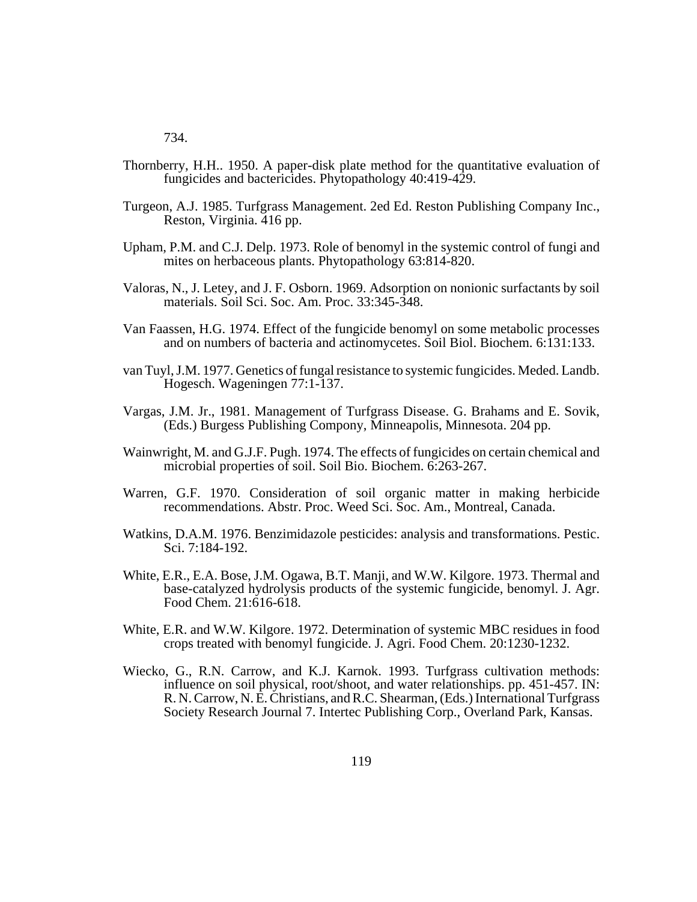734.

Thornberry, H.H.. 1950. A paper-disk plate method for the quantitative evaluation of fungicides and bactericides. Phytopathology 40:419-429.

Turgeon, A.J. 1985. Turfgrass Management. 2ed Ed. Reston Publishing Company Inc., Reston, Virginia. 416 pp.

Upham, P.M. and C.J. Delp. 1973. Role of benomyl in the systemic control of fungi and mites on herbaceous plants. Phytopathology 63:814-820.

Valoras, N., J. Letey, and J. F. Osborn. 1969. Adsorption on nonionic surfactants by soil materials. Soil Sci. Soc. Am. Proc. 33:345-348.

Van Faassen, H.G. 1974. Effect of the fungicide benomyl on some metabolic processes and on numbers of bacteria and actinomycetes. Soil Biol. Biochem. 6:131:133.

van Tuyl, J.M. 1977. Genetics of fungal resistance to systemic fungicides. Meded. Landb. Hogesch. Wageningen 77:1-137.

Vargas, J.M. Jr., 1981. Management of Turfgrass Disease. G. Brahams and E. Sovik, (Eds.) Burgess Publishing Compony, Minneapolis, Minnesota. 204 pp.

Wainwright, M. and G.J.F. Pugh. 1974. The effects of fungicides on certain chemical and microbial properties of soil. Soil Bio. Biochem. 6:263-267.

Warren, G.F. 1970. Consideration of soil organic matter in making herbicide recommendations. Abstr. Proc. Weed Sci. Soc. Am., Montreal, Canada.

Watkins, D.A.M. 1976. Benzimidazole pesticides: analysis and transformations. Pestic. Sci. 7:184-192.

White, E.R., E.A. Bose, J.M. Ogawa, B.T. Manji, and W.W. Kilgore. 1973. Thermal and base-catalyzed hydrolysis products of the systemic fungicide, benomyl. J. Agr. Food Chem. 21:616-618.

White, E.R. and W.W. Kilgore. 1972. Determination of systemic MBC residues in food crops treated with benomyl fungicide. J. Agri. Food Chem. 20:1230-1232.

Wiecko, G., R.N. Carrow, and K.J. Karnok. 1993. Turfgrass cultivation methods: influence on soil physical, root/shoot, and water relationships. pp. 451-457. IN: R. N. Carrow, N. E. Christians, and R.C. Shearman, (Eds.) International Turfgrass Society Research Journal 7. Intertec Publishing Corp., Overland Park, Kansas.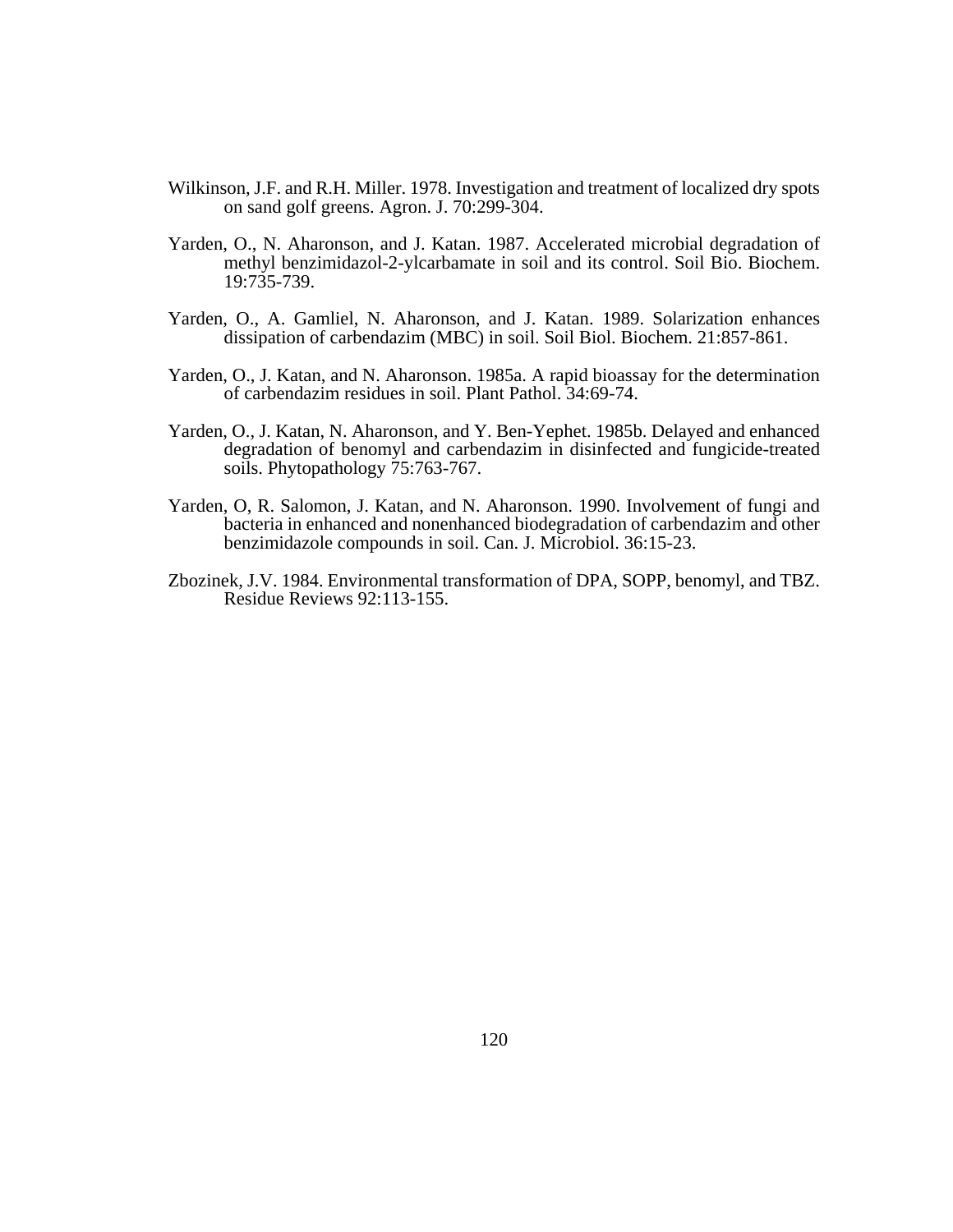Wilkinson, J.F. and R.H. Miller. 1978. Investigation and treatment of localized dry spots on sand golf greens. Agron. J. 70:299-304.

Yarden, O., N. Aharonson, and J. Katan. 1987. Accelerated microbial degradation of methyl benzimidazol-2-ylcarbamate in soil and its control. Soil Bio. Biochem. 19:735-739.

Yarden, O., A. Gamliel, N. Aharonson, and J. Katan. 1989. Solarization enhances dissipation of carbendazim (MBC) in soil. Soil Biol. Biochem. 21:857-861.

Yarden, O., J. Katan, and N. Aharonson. 1985a. A rapid bioassay for the determination of carbendazim residues in soil. Plant Pathol. 34:69-74.

Yarden, O., J. Katan, N. Aharonson, and Y. Ben-Yephet. 1985b. Delayed and enhanced degradation of benomyl and carbendazim in disinfected and fungicide-treated soils. Phytopathology 75:763-767.

Yarden, O, R. Salomon, J. Katan, and N. Aharonson. 1990. Involvement of fungi and bacteria in enhanced and nonenhanced biodegradation of carbendazim and other benzimidazole compounds in soil. Can. J. Microbiol. 36:15-23.

Zbozinek, J.V. 1984. Environmental transformation of DPA, SOPP, benomyl, and TBZ. Residue Reviews 92:113-155.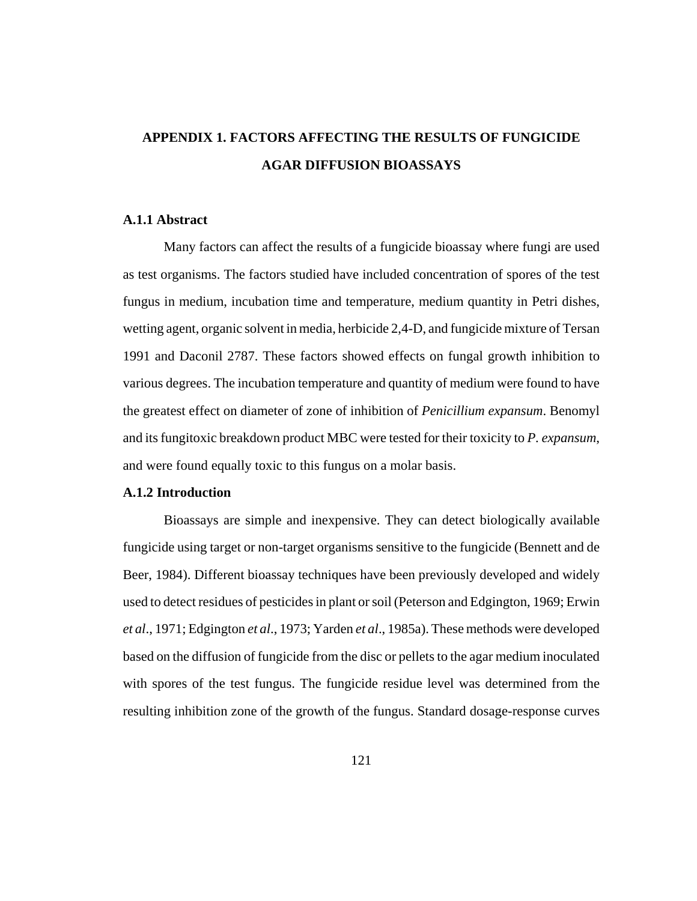# APPENDIX 1. FACTORS AFFECTING THE RESULTS OF FUNGICIDE AGAR DIFFUSION BIOASSAYS

### A.1.1 Abstract

Many factors can affect the results of a fungicide bioassay where fungi are used as test organisms. The factors studied have included concentration of spores of the test fungus in medium, incubation time and temperature, medium quantity in Petri dishes, wetting agent, organic solvent in media, herbicide 2,4-D, and fungicide mixture of Tersan 1991 and Daconil 2787. These factors showed effects on fungal growth inhibition to various degrees. The incubation temperature and quantity of medium were found to have the greatest effect on diameter of zone of inhibition of *Penicillium expansum*. Benomyl and its fungitoxic breakdown product MBC were tested for their toxicity to *P. expansum*, and were found equally toxic to this fungus on a molar basis.

### A.1.2 Introduction

Bioassays are simple and inexpensive. They can detect biologically available fungicide using target or non-target organisms sensitive to the fungicide (Bennett and de Beer, 1984). Different bioassay techniques have been previously developed and widely used to detect residues of pesticides in plant or soil (Peterson and Edgington, 1969; Erwin *et al*., 1971; Edgington *et al*., 1973; Yarden *et al*., 1985a). These methods were developed based on the diffusion of fungicide from the disc or pellets to the agar medium inoculated with spores of the test fungus. The fungicide residue level was determined from the resulting inhibition zone of the growth of the fungus. Standard dosage-response curves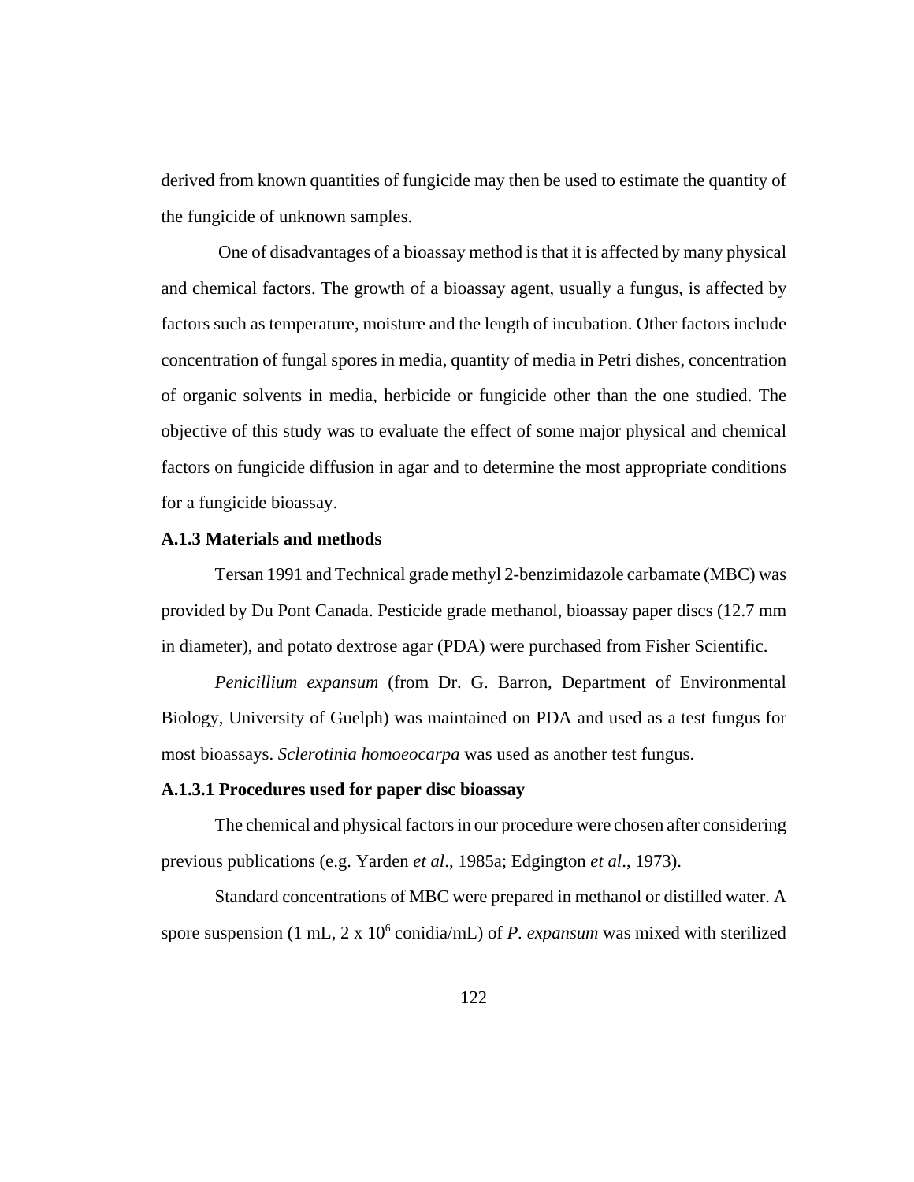derived from known quantities of fungicide may then be used to estimate the quantity of the fungicide of unknown samples.

One of disadvantages of a bioassay method is that it is affected by many physical and chemical factors. The growth of a bioassay agent, usually a fungus, is affected by factors such as temperature, moisture and the length of incubation. Other factors include concentration of fungal spores in media, quantity of media in Petri dishes, concentration of organic solvents in media, herbicide or fungicide other than the one studied. The objective of this study was to evaluate the effect of some major physical and chemical factors on fungicide diffusion in agar and to determine the most appropriate conditions for a fungicide bioassay.

### A.1.3 Materials and methods

Tersan 1991 and Technical grade methyl 2-benzimidazole carbamate (MBC) was provided by Du Pont Canada. Pesticide grade methanol, bioassay paper discs (12.7 mm in diameter), and potato dextrose agar (PDA) were purchased from Fisher Scientific.

*Penicillium expansum* (from Dr. G. Barron, Department of Environmental Biology, University of Guelph) was maintained on PDA and used as a test fungus for most bioassays. *Sclerotinia homoeocarpa* was used as another test fungus.

#### A.1.3.1 Procedures used for paper disc bioassay

The chemical and physical factors in our procedure were chosen after considering previous publications (e.g. Yarden *et al*., 1985a; Edgington *et al*., 1973).

Standard concentrations of MBC were prepared in methanol or distilled water. A spore suspension (1 mL, $2 \times 10^6$ conidia/mL) of *P. expansum* was mixed with sterilized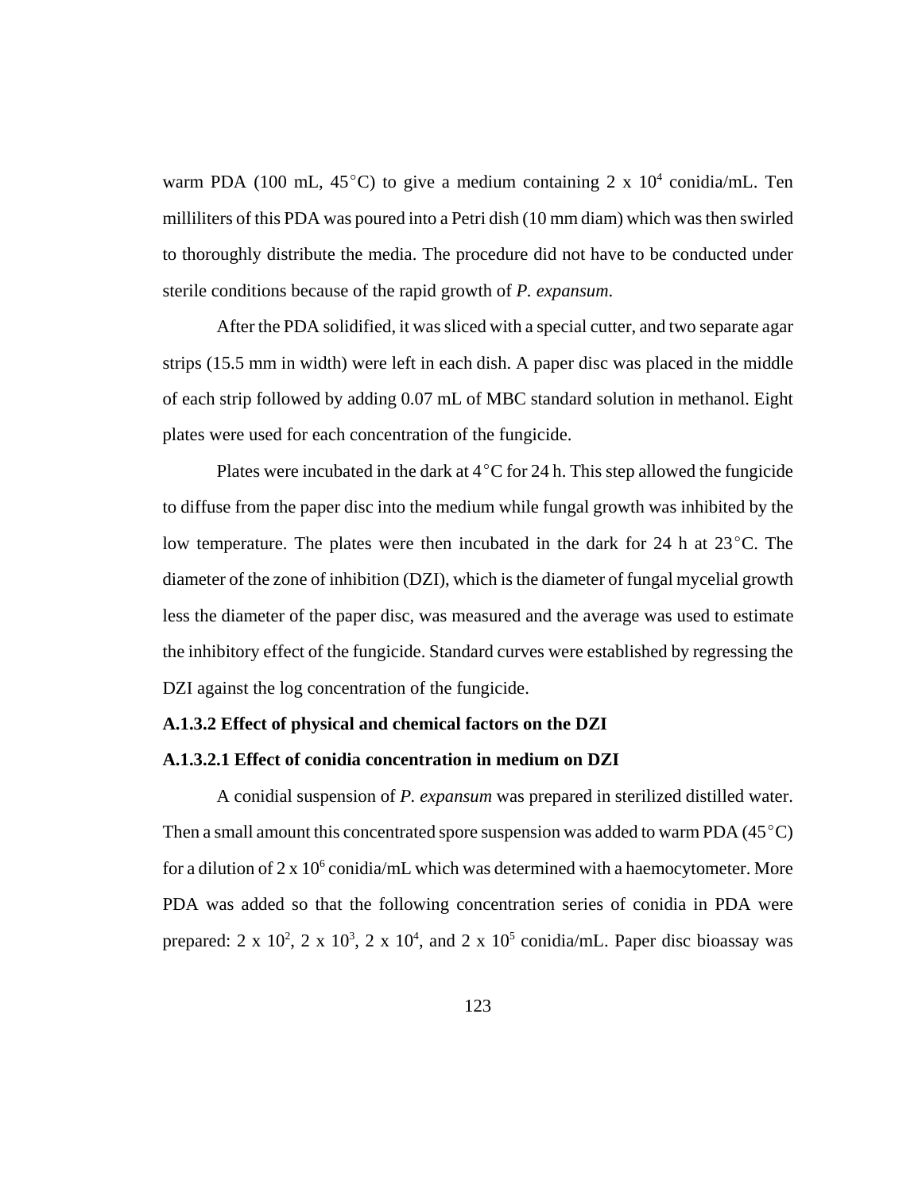warm PDA (100 mL, 45 °C) to give a medium containing 2 x $10^4$ conidia/mL. Ten milliliters of this PDA was poured into a Petri dish (10 mm diam) which was then swirled to thoroughly distribute the media. The procedure did not have to be conducted under sterile conditions because of the rapid growth of *P. expansum*.

After the PDA solidified, it was sliced with a special cutter, and two separate agar strips (15.5 mm in width) were left in each dish. A paper disc was placed in the middle of each strip followed by adding 0.07 mL of MBC standard solution in methanol. Eight plates were used for each concentration of the fungicide.

Plates were incubated in the dark at 4 °C for 24 h. This step allowed the fungicide to diffuse from the paper disc into the medium while fungal growth was inhibited by the low temperature. The plates were then incubated in the dark for 24 h at 23 °C. The diameter of the zone of inhibition (DZI), which is the diameter of fungal mycelial growth less the diameter of the paper disc, was measured and the average was used to estimate the inhibitory effect of the fungicide. Standard curves were established by regressing the DZI against the log concentration of the fungicide.

**A.1.3.2 Effect of physical and chemical factors on the DZI**

**A.1.3.2.1 Effect of conidia concentration in medium on DZI**

A conidial suspension of *P. expansum* was prepared in sterilized distilled water. Then a small amount this concentrated spore suspension was added to warm PDA (45 °C) for a dilution of 2 x $10^6$ conidia/mL which was determined with a haemocytometer. More PDA was added so that the following concentration series of conidia in PDA were prepared: 2 x $10^2$, 2 x $10^3$, 2 x $10^4$, and 2 x $10^5$ conidia/mL. Paper disc bioassay was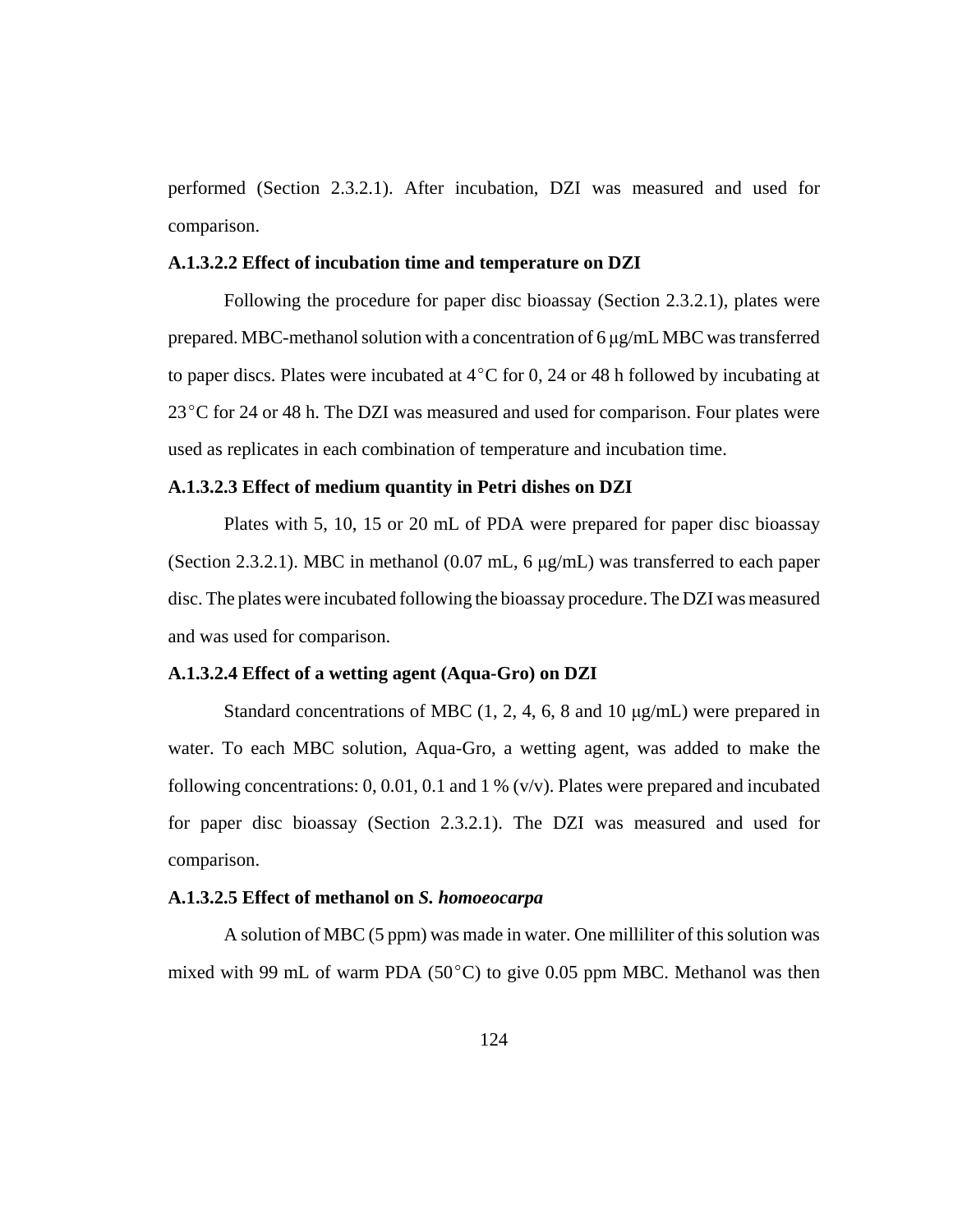performed (Section 2.3.2.1). After incubation, DZI was measured and used for comparison.

#### A.1.3.2.2 Effect of incubation time and temperature on DZI

Following the procedure for paper disc bioassay (Section 2.3.2.1), plates were prepared. MBC-methanol solution with a concentration of 6 μg/mL MBC was transferred to paper discs. Plates were incubated at 4°C for 0, 24 or 48 h followed by incubating at 23°C for 24 or 48 h. The DZI was measured and used for comparison. Four plates were used as replicates in each combination of temperature and incubation time.

#### A.1.3.2.3 Effect of medium quantity in Petri dishes on DZI

Plates with 5, 10, 15 or 20 mL of PDA were prepared for paper disc bioassay (Section 2.3.2.1). MBC in methanol (0.07 mL, 6 μg/mL) was transferred to each paper disc. The plates were incubated following the bioassay procedure. The DZI was measured and was used for comparison.

#### A.1.3.2.4 Effect of a wetting agent (Aqua-Gro) on DZI

Standard concentrations of MBC (1, 2, 4, 6, 8 and 10 μg/mL) were prepared in water. To each MBC solution, Aqua-Gro, a wetting agent, was added to make the following concentrations: 0, 0.01, 0.1 and 1 % (v/v). Plates were prepared and incubated for paper disc bioassay (Section 2.3.2.1). The DZI was measured and used for comparison.

#### A.1.3.2.5 Effect of methanol on *S. homoeocarpa*

A solution of MBC (5 ppm) was made in water. One milliliter of this solution was mixed with 99 mL of warm PDA (50°C) to give 0.05 ppm MBC. Methanol was then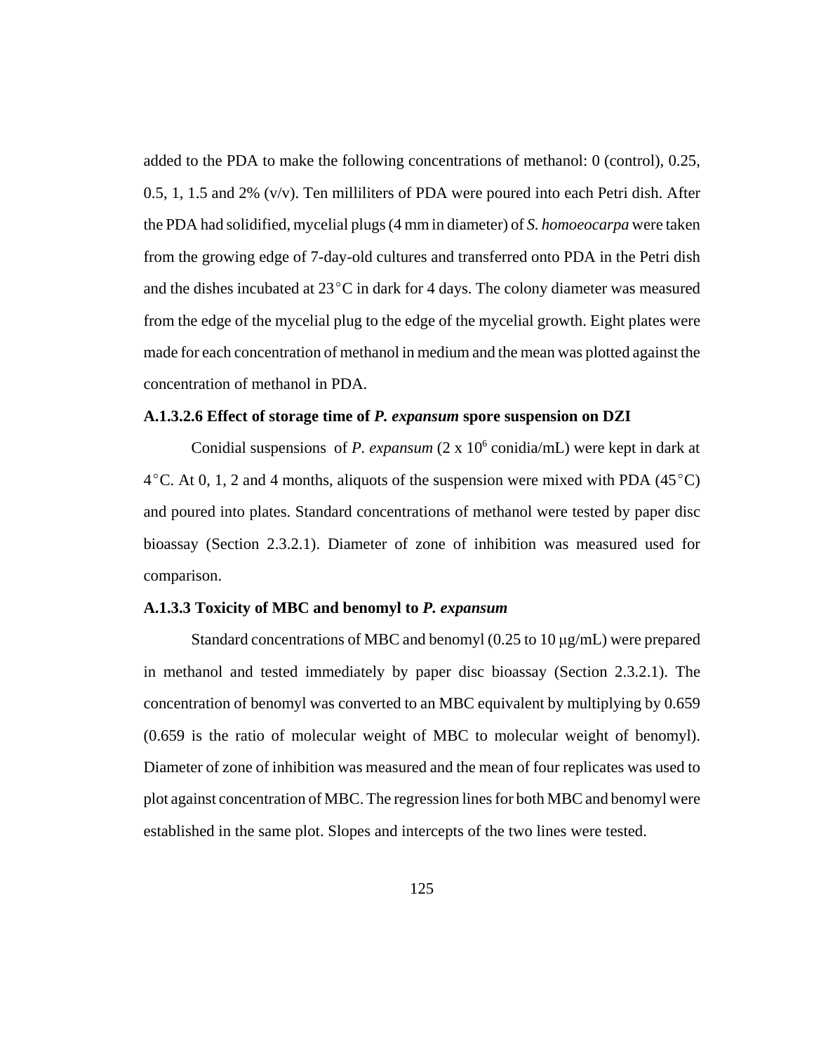added to the PDA to make the following concentrations of methanol: 0 (control), 0.25, 0.5, 1, 1.5 and 2% (v/v). Ten milliliters of PDA were poured into each Petri dish. After the PDA had solidified, mycelial plugs (4 mm in diameter) of *S. homoeocarpa* were taken from the growing edge of 7-day-old cultures and transferred onto PDA in the Petri dish and the dishes incubated at 23$^\circ$C in dark for 4 days. The colony diameter was measured from the edge of the mycelial plug to the edge of the mycelial growth. Eight plates were made for each concentration of methanol in medium and the mean was plotted against the concentration of methanol in PDA.

#### A.1.3.2.6 Effect of storage time of *P. expansum* spore suspension on DZI

Conidial suspensions of *P. expansum* (2 x $10^6$ conidia/mL) were kept in dark at 4$^\circ$C. At 0, 1, 2 and 4 months, aliquots of the suspension were mixed with PDA (45$^\circ$C) and poured into plates. Standard concentrations of methanol were tested by paper disc bioassay (Section 2.3.2.1). Diameter of zone of inhibition was measured used for comparison.

### A.1.3.3 Toxicity of MBC and benomyl to *P. expansum*

Standard concentrations of MBC and benomyl (0.25 to 10 μg/mL) were prepared in methanol and tested immediately by paper disc bioassay (Section 2.3.2.1). The concentration of benomyl was converted to an MBC equivalent by multiplying by 0.659 (0.659 is the ratio of molecular weight of MBC to molecular weight of benomyl). Diameter of zone of inhibition was measured and the mean of four replicates was used to plot against concentration of MBC. The regression lines for both MBC and benomyl were established in the same plot. Slopes and intercepts of the two lines were tested.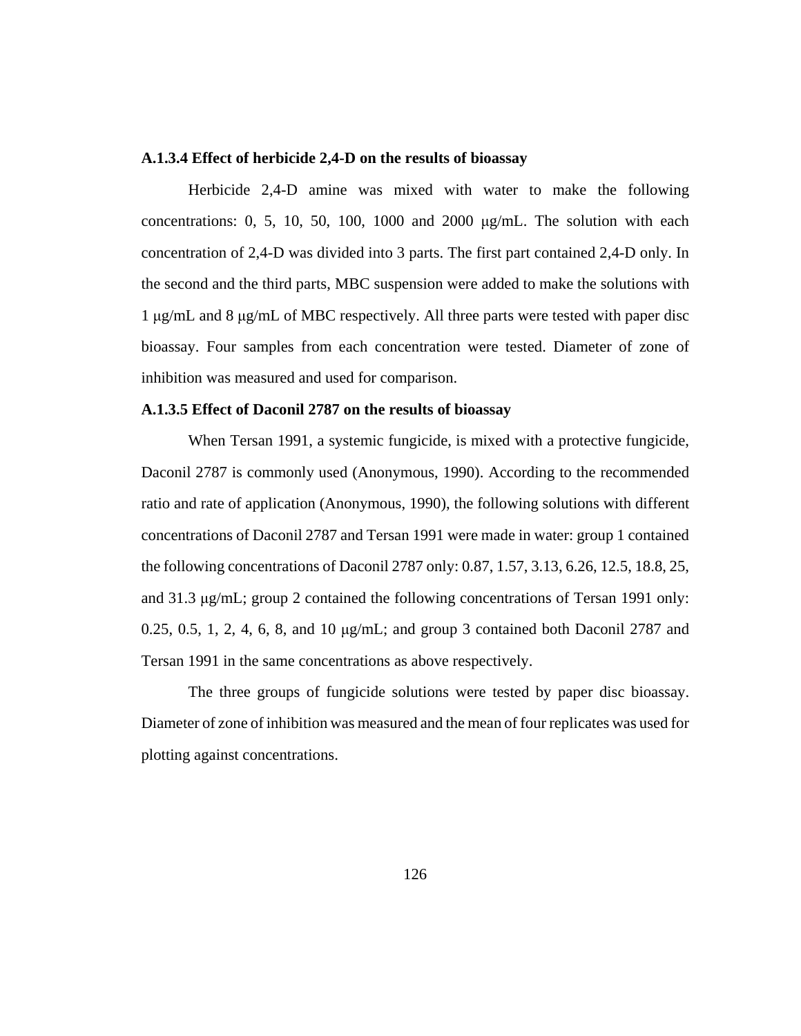#### A.1.3.4 Effect of herbicide 2,4-D on the results of bioassay

Herbicide 2,4-D amine was mixed with water to make the following concentrations: 0, 5, 10, 50, 100, 1000 and 2000 μg/mL. The solution with each concentration of 2,4-D was divided into 3 parts. The first part contained 2,4-D only. In the second and the third parts, MBC suspension were added to make the solutions with 1 μg/mL and 8 μg/mL of MBC respectively. All three parts were tested with paper disc bioassay. Four samples from each concentration were tested. Diameter of zone of inhibition was measured and used for comparison.

#### A.1.3.5 Effect of Daconil 2787 on the results of bioassay

When Tersan 1991, a systemic fungicide, is mixed with a protective fungicide, Daconil 2787 is commonly used (Anonymous, 1990). According to the recommended ratio and rate of application (Anonymous, 1990), the following solutions with different concentrations of Daconil 2787 and Tersan 1991 were made in water: group 1 contained the following concentrations of Daconil 2787 only: 0.87, 1.57, 3.13, 6.26, 12.5, 18.8, 25, and 31.3 μg/mL; group 2 contained the following concentrations of Tersan 1991 only: 0.25, 0.5, 1, 2, 4, 6, 8, and 10 μg/mL; and group 3 contained both Daconil 2787 and Tersan 1991 in the same concentrations as above respectively.

The three groups of fungicide solutions were tested by paper disc bioassay. Diameter of zone of inhibition was measured and the mean of four replicates was used for plotting against concentrations.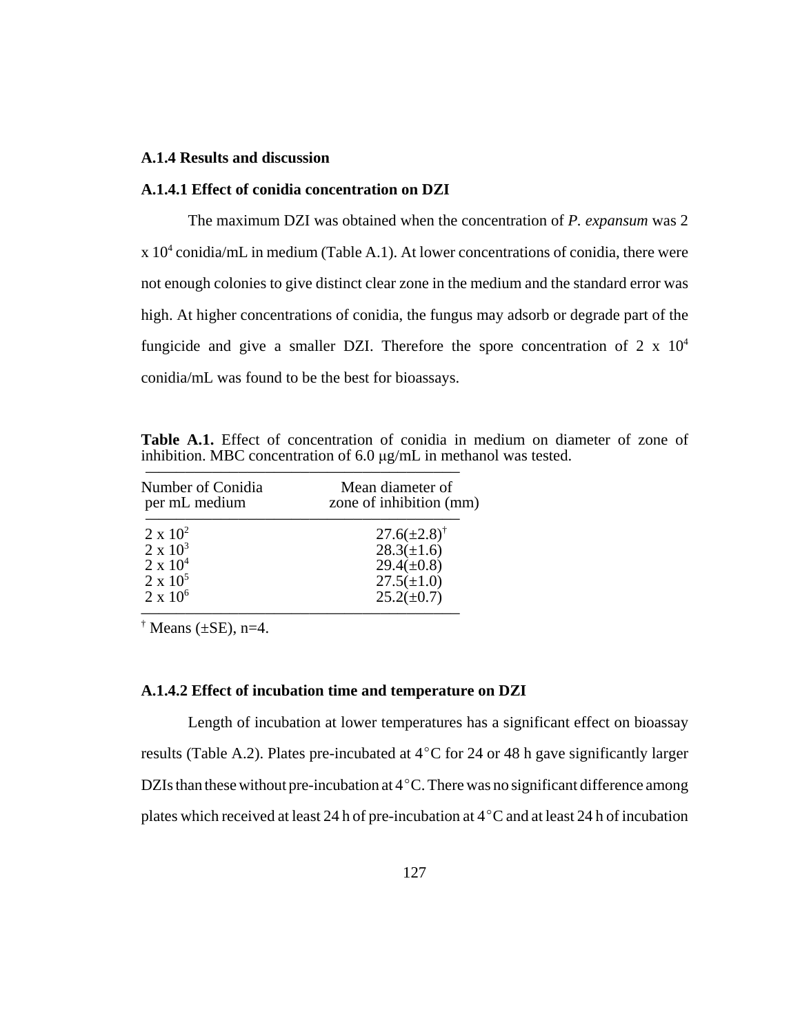### A.1.4 Results and discussion

#### A.1.4.1 Effect of conidia concentration on DZI

The maximum DZI was obtained when the concentration of *P. expansum* was $2 \times 10^4$ conidia/mL in medium (Table A.1). At lower concentrations of conidia, there were not enough colonies to give distinct clear zone in the medium and the standard error was high. At higher concentrations of conidia, the fungus may adsorb or degrade part of the fungicide and give a smaller DZI. Therefore the spore concentration of $2 \times 10^4$ conidia/mL was found to be the best for bioassays.

**Table A.1.** Effect of concentration of conidia in medium on diameter of zone of inhibition. MBC concentration of 6.0 µg/mL in methanol was tested.

| Number of Conidia per mL medium | Mean diameter of zone of inhibition (mm) |
|---|---|
| $2 \times 10^2$ | 27.6(±2.8)[†] |
| $2 \times 10^3$ | 28.3(±1.6) |
| $2 \times 10^4$ | 29.4(±0.8) |
| $2 \times 10^5$ | 27.5(±1.0) |
| $2 \times 10^6$ | 25.2(±0.7) |

[†] Means (±SE), n=4.

#### A.1.4.2 Effect of incubation time and temperature on DZI

Length of incubation at lower temperatures has a significant effect on bioassay results (Table A.2). Plates pre-incubated at 4°C for 24 or 48 h gave significantly larger DZIs than these without pre-incubation at 4°C. There was no significant difference among plates which received at least 24 h of pre-incubation at 4°C and at least 24 h of incubation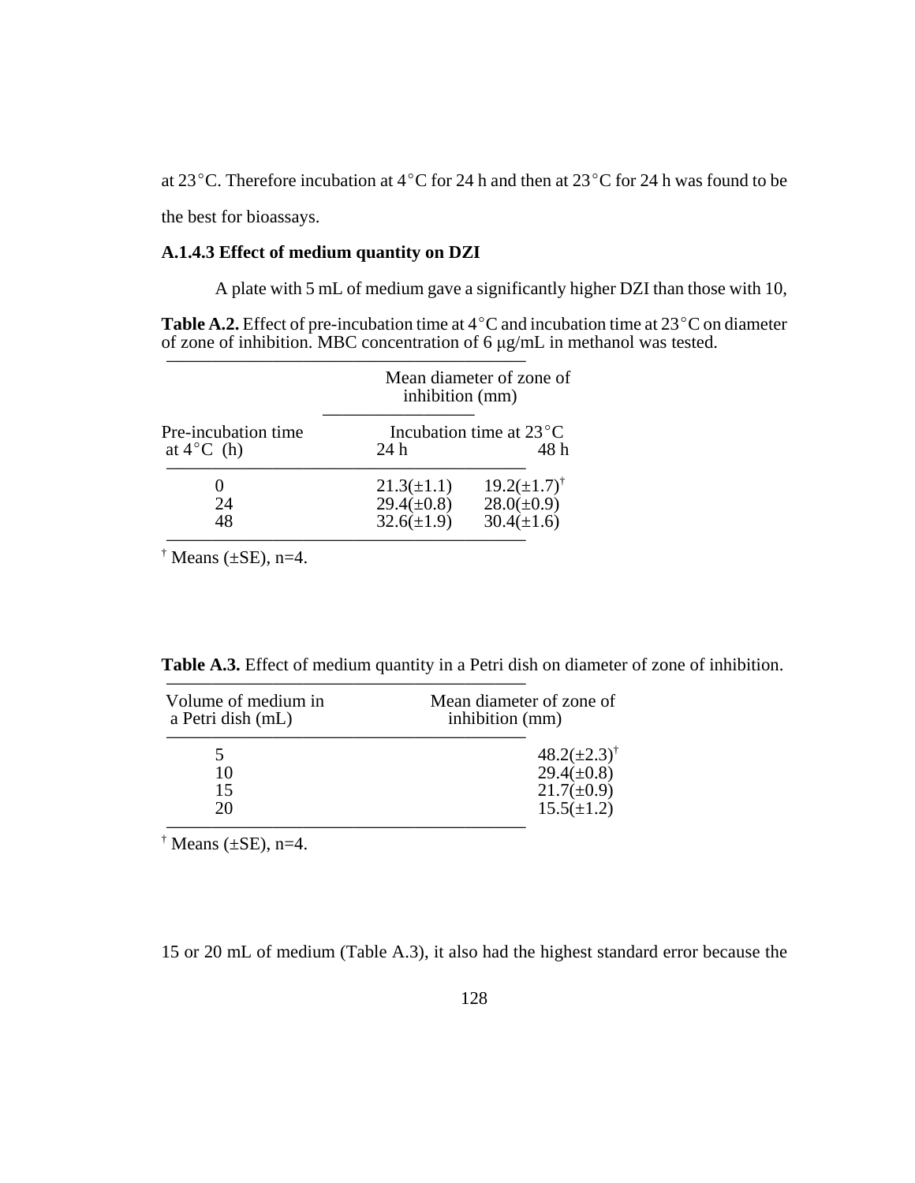at 23°C. Therefore incubation at 4°C for 24 h and then at 23°C for 24 h was found to be the best for bioassays.

### A.1.4.3 Effect of medium quantity on DZI

A plate with 5 mL of medium gave a significantly higher DZI than those with 10, 15 or 20 mL of medium (Table A.3), it also had the highest standard error because the

**Table A.2.** Effect of pre-incubation time at 4°C and incubation time at 23°C on diameter of zone of inhibition. MBC concentration of 6 μg/mL in methanol was tested.

| | Mean diameter of zone of inhibition (mm) | |
|---|---|---|
| Pre-incubation time at 4°C (h) | Incubation time at 23°C | |
| | 24 h | 48 h |
| 0 | 21.3(±1.1) | 19.2(±1.7)[†] |
| 24 | 29.4(±0.8) | 28.0(±0.9) |
| 48 | 32.6(±1.9) | 30.4(±1.6) |

[†] Means (±SE), n=4.

**Table A.3.** Effect of medium quantity in a Petri dish on diameter of zone of inhibition.

| Volume of medium in a Petri dish (mL) | Mean diameter of zone of inhibition (mm) |
|---|---|
| 5 | 48.2(±2.3)[†] |
| 10 | 29.4(±0.8) |
| 15 | 21.7(±0.9) |
| 20 | 15.5(±1.2) |

[†] Means (±SE), n=4.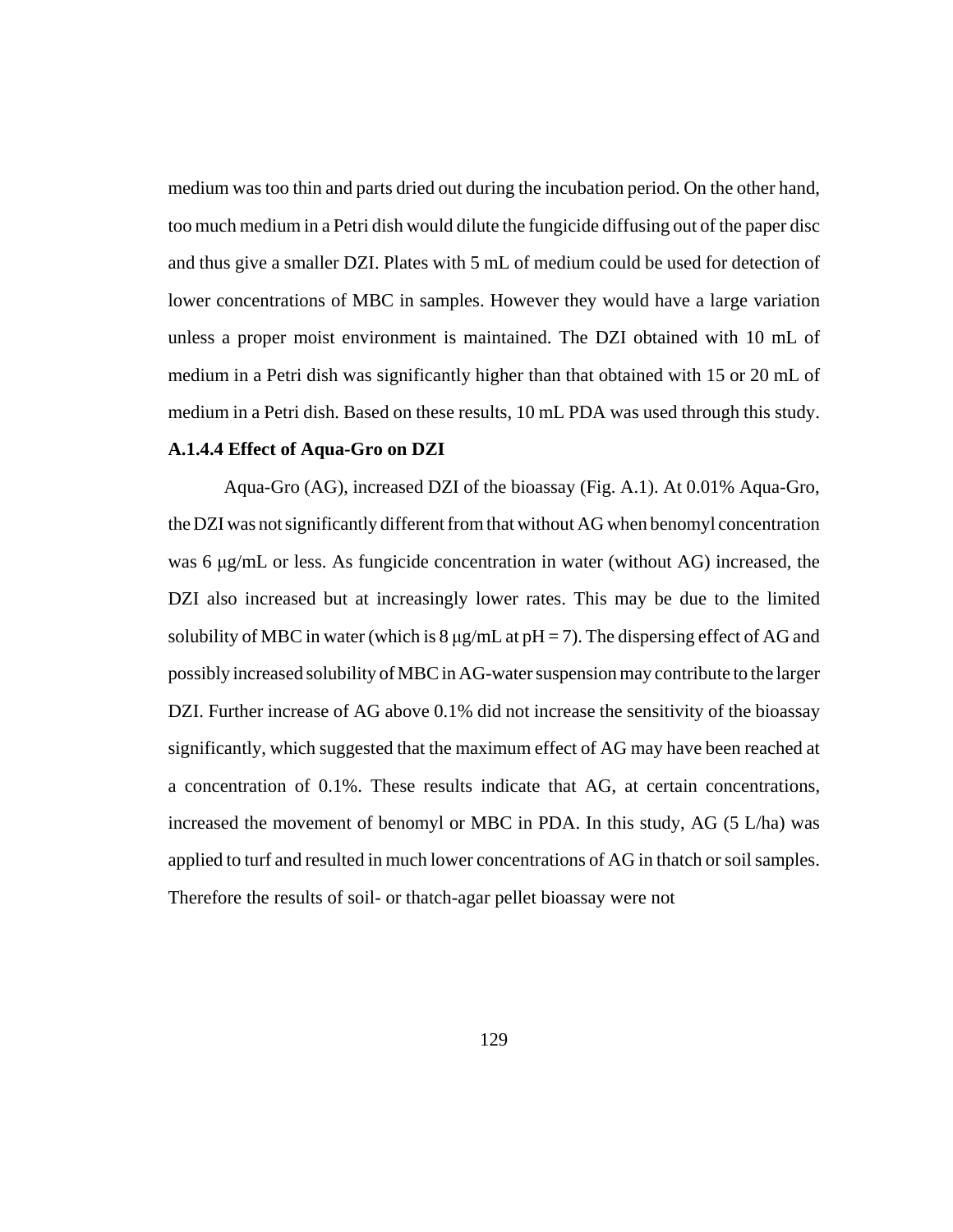medium was too thin and parts dried out during the incubation period. On the other hand, too much medium in a Petri dish would dilute the fungicide diffusing out of the paper disc and thus give a smaller DZI. Plates with 5 mL of medium could be used for detection of lower concentrations of MBC in samples. However they would have a large variation unless a proper moist environment is maintained. The DZI obtained with 10 mL of medium in a Petri dish was significantly higher than that obtained with 15 or 20 mL of medium in a Petri dish. Based on these results, 10 mL PDA was used through this study.

**A.1.4.4 Effect of Aqua-Gro on DZI**

Aqua-Gro (AG), increased DZI of the bioassay (Fig. A.1). At 0.01% Aqua-Gro, the DZI was not significantly different from that without AG when benomyl concentration was 6 μg/mL or less. As fungicide concentration in water (without AG) increased, the DZI also increased but at increasingly lower rates. This may be due to the limited solubility of MBC in water (which is 8 μg/mL at pH = 7). The dispersing effect of AG and possibly increased solubility of MBC in AG-water suspension may contribute to the larger DZI. Further increase of AG above 0.1% did not increase the sensitivity of the bioassay significantly, which suggested that the maximum effect of AG may have been reached at a concentration of 0.1%. These results indicate that AG, at certain concentrations, increased the movement of benomyl or MBC in PDA. In this study, AG (5 L/ha) was applied to turf and resulted in much lower concentrations of AG in thatch or soil samples. Therefore the results of soil- or thatch-agar pellet bioassay were not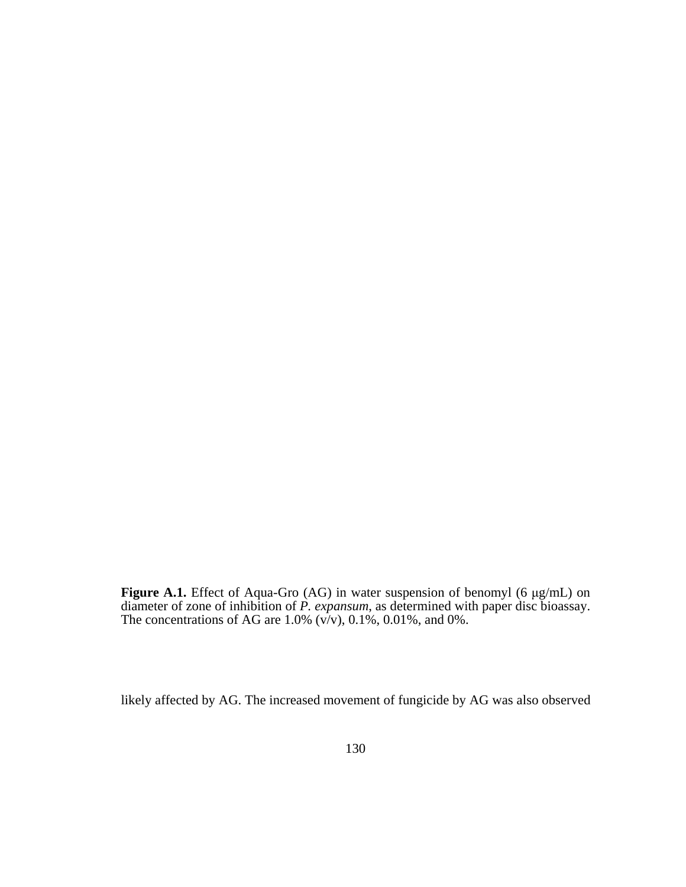**Figure A.1.** Effect of Aqua-Gro (AG) in water suspension of benomyl (6 μg/mL) on diameter of zone of inhibition of *P. expansum*, as determined with paper disc bioassay. The concentrations of AG are 1.0% (v/v), 0.1%, 0.01%, and 0%.

likely affected by AG. The increased movement of fungicide by AG was also observed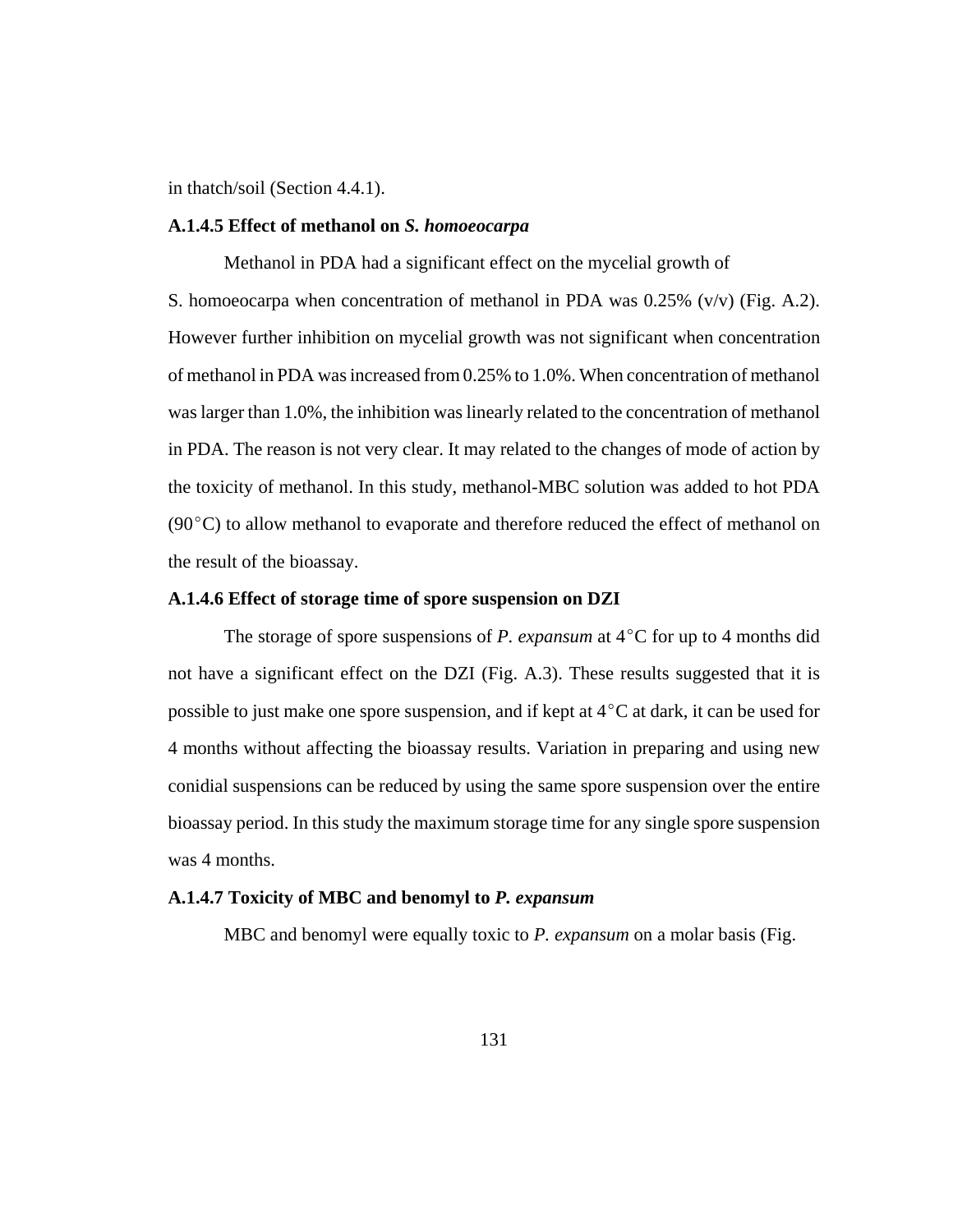in thatch/soil (Section 4.4.1).

#### A.1.4.5 Effect of methanol on *S. homoeocarpa*

Methanol in PDA had a significant effect on the mycelial growth of S. homoeocarpa when concentration of methanol in PDA was 0.25% (v/v) (Fig. A.2). However further inhibition on mycelial growth was not significant when concentration of methanol in PDA was increased from 0.25% to 1.0%. When concentration of methanol was larger than 1.0%, the inhibition was linearly related to the concentration of methanol in PDA. The reason is not very clear. It may related to the changes of mode of action by the toxicity of methanol. In this study, methanol-MBC solution was added to hot PDA (90$^\circ$C) to allow methanol to evaporate and therefore reduced the effect of methanol on the result of the bioassay.

#### A.1.4.6 Effect of storage time of spore suspension on DZI

The storage of spore suspensions of *P. expansum* at 4$^\circ$C for up to 4 months did not have a significant effect on the DZI (Fig. A.3). These results suggested that it is possible to just make one spore suspension, and if kept at 4$^\circ$C at dark, it can be used for 4 months without affecting the bioassay results. Variation in preparing and using new conidial suspensions can be reduced by using the same spore suspension over the entire bioassay period. In this study the maximum storage time for any single spore suspension was 4 months.

#### A.1.4.7 Toxicity of MBC and benomyl to *P. expansum*

MBC and benomyl were equally toxic to *P. expansum* on a molar basis (Fig.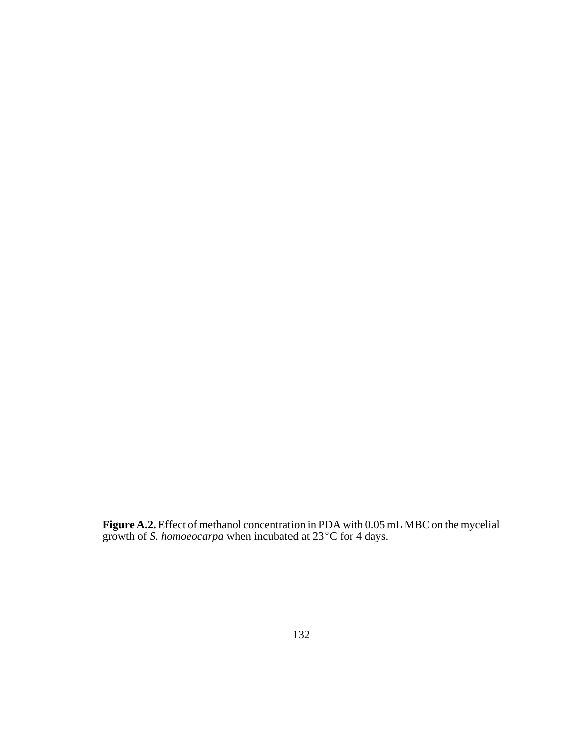**Figure A.2.** Effect of methanol concentration in PDA with 0.05 mL MBC on the mycelial growth of *S. homoeocarpa* when incubated at 23$^\circ$C for 4 days.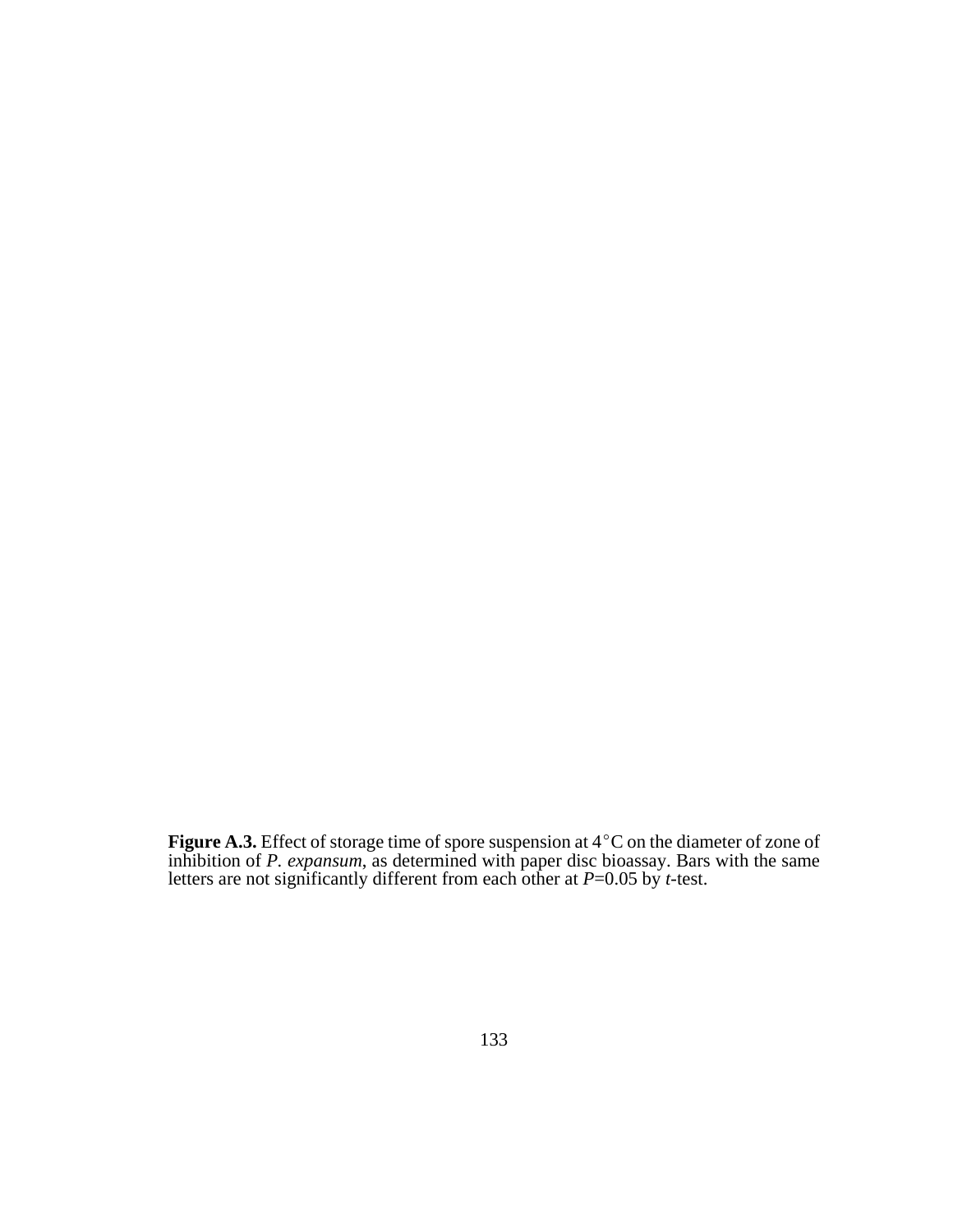**Figure A.3.** Effect of storage time of spore suspension at 4$^\circ$C on the diameter of zone of inhibition of *P. expansum*, as determined with paper disc bioassay. Bars with the same letters are not significantly different from each other at *P*=0.05 by *t*-test.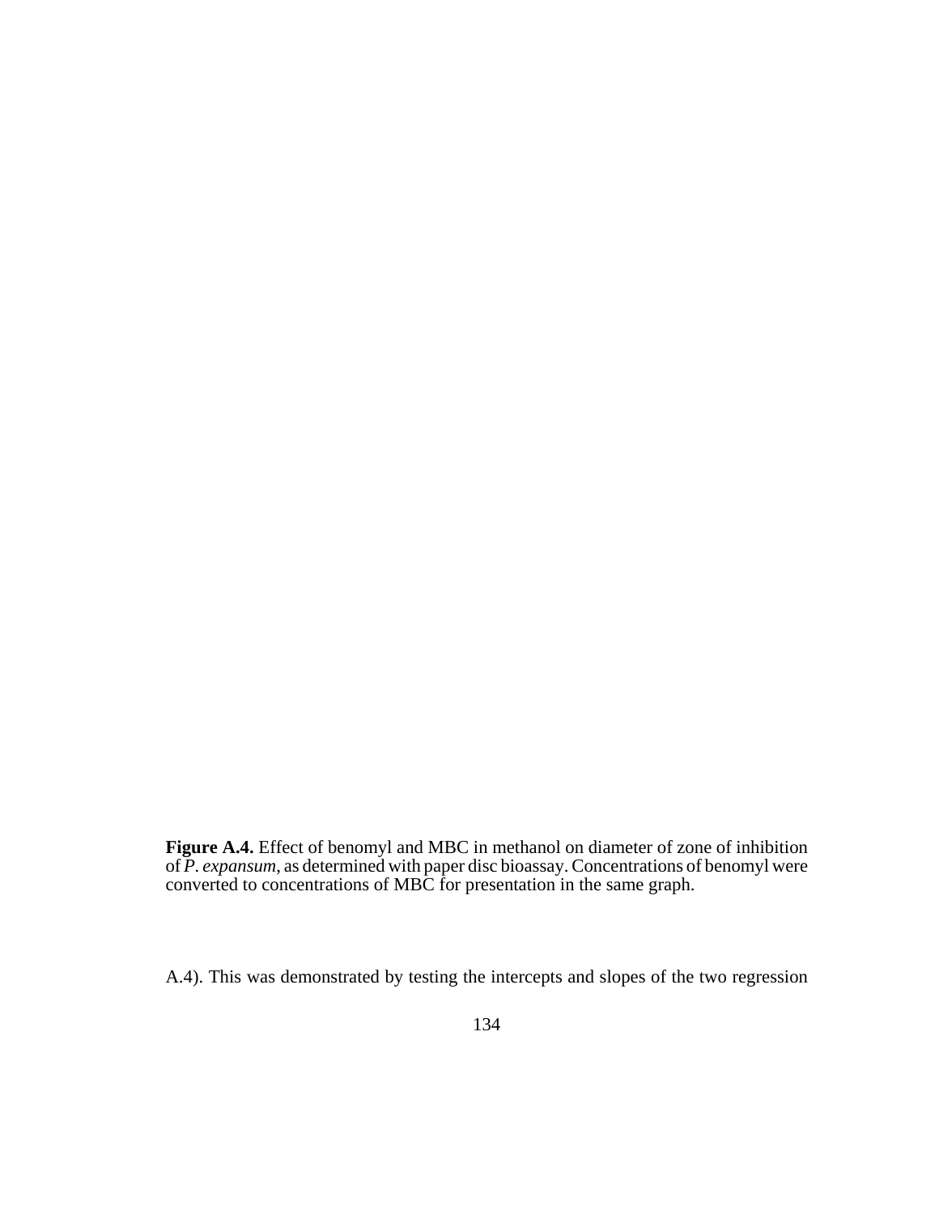**Figure A.4.** Effect of benomyl and MBC in methanol on diameter of zone of inhibition of *P. expansum*, as determined with paper disc bioassay. Concentrations of benomyl were converted to concentrations of MBC for presentation in the same graph.

A.4). This was demonstrated by testing the intercepts and slopes of the two regression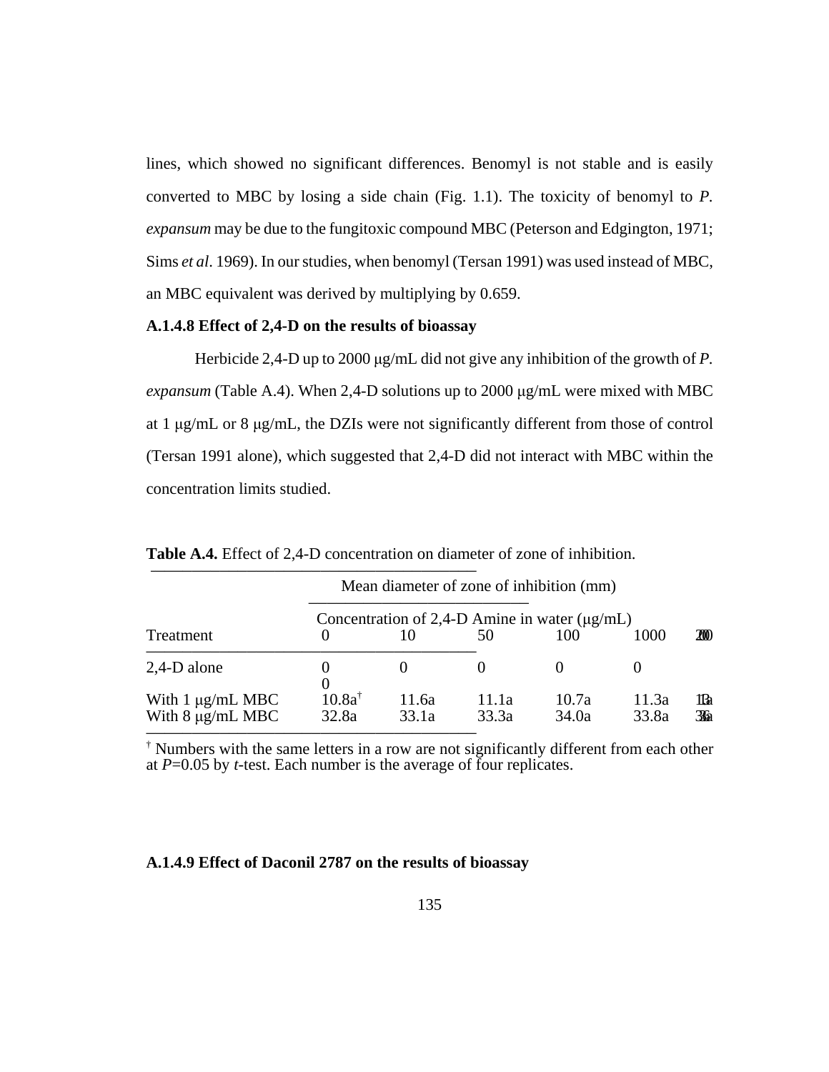lines, which showed no significant differences. Benomyl is not stable and is easily converted to MBC by losing a side chain (Fig. 1.1). The toxicity of benomyl to *P. expansum* may be due to the fungitoxic compound MBC (Peterson and Edgington, 1971; Sims *et al*. 1969). In our studies, when benomyl (Tersan 1991) was used instead of MBC, an MBC equivalent was derived by multiplying by 0.659.

### A.1.4.8 Effect of 2,4-D on the results of bioassay

Herbicide 2,4-D up to 2000 μg/mL did not give any inhibition of the growth of *P. expansum* (Table A.4). When 2,4-D solutions up to 2000 μg/mL were mixed with MBC at 1 μg/mL or 8 μg/mL, the DZIs were not significantly different from those of control (Tersan 1991 alone), which suggested that 2,4-D did not interact with MBC within the concentration limits studied.

**Table A.4.** Effect of 2,4-D concentration on diameter of zone of inhibition.

| | Mean diameter of zone of inhibition (mm) | | | | | |
|---|---|---|---|---|---|---|
| | Concentration of 2,4-D Amine in water (μg/mL) | | | | | |
| Treatment | 0 | 10 | 50 | 100 | 1000 | 2000 |
| 2,4-D alone | 0 | 0 | 0 | 0 | 0 | 0 |
| With 1 μg/mL MBC | 10.8a[†] | 11.6a | 11.1a | 10.7a | 11.3a | 11.3a |
| With 8 μg/mL MBC | 32.8a | 33.1a | 33.3a | 34.0a | 33.8a | 33.6a |

[†] Numbers with the same letters in a row are not significantly different from each other at $P$=0.05 by $t$-test. Each number is the average of four replicates.

### A.1.4.9 Effect of Daconil 2787 on the results of bioassay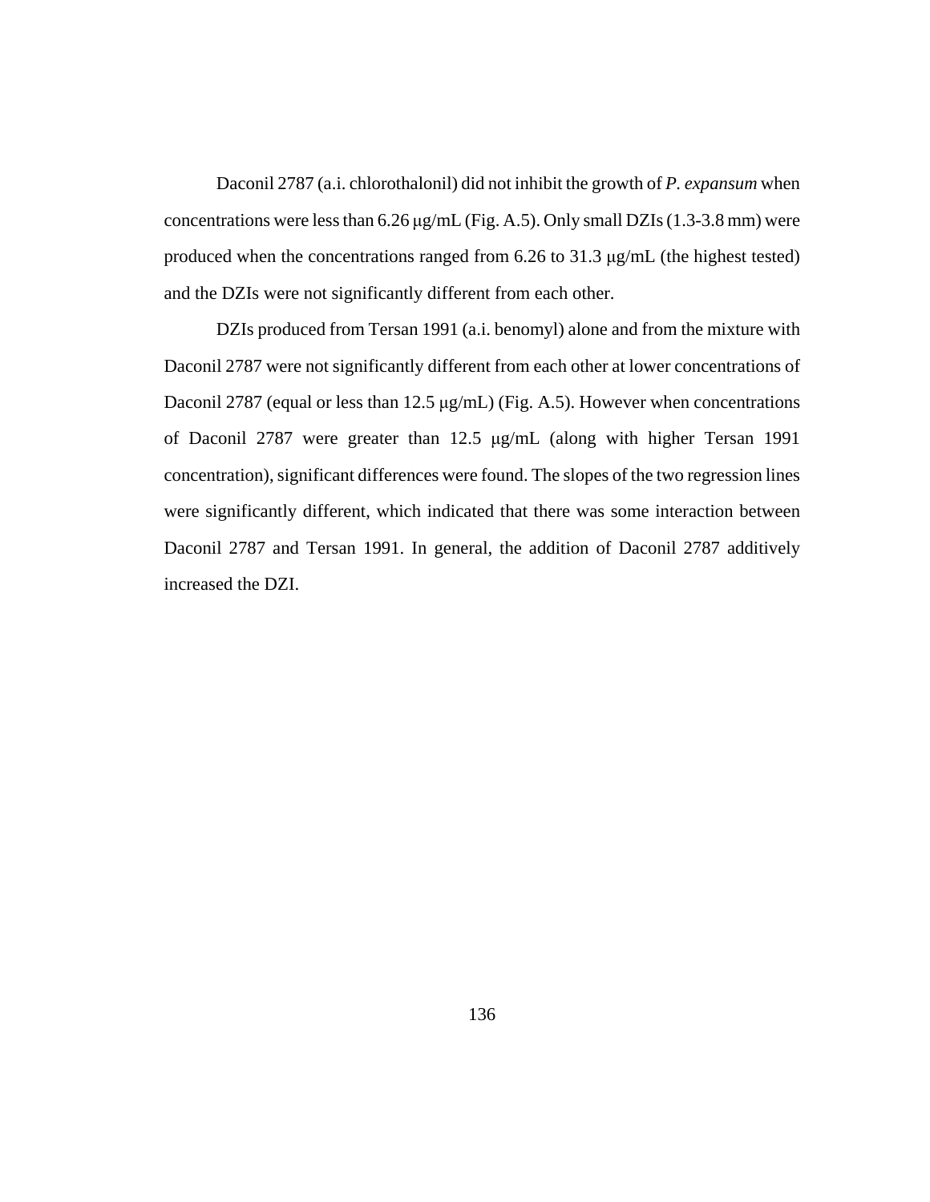Daconil 2787 (a.i. chlorothalonil) did not inhibit the growth of *P. expansum* when concentrations were less than 6.26 μg/mL (Fig. A.5). Only small DZIs (1.3-3.8 mm) were produced when the concentrations ranged from 6.26 to 31.3 μg/mL (the highest tested) and the DZIs were not significantly different from each other.

DZIs produced from Tersan 1991 (a.i. benomyl) alone and from the mixture with Daconil 2787 were not significantly different from each other at lower concentrations of Daconil 2787 (equal or less than 12.5 μg/mL) (Fig. A.5). However when concentrations of Daconil 2787 were greater than 12.5 μg/mL (along with higher Tersan 1991 concentration), significant differences were found. The slopes of the two regression lines were significantly different, which indicated that there was some interaction between Daconil 2787 and Tersan 1991. In general, the addition of Daconil 2787 additively increased the DZI.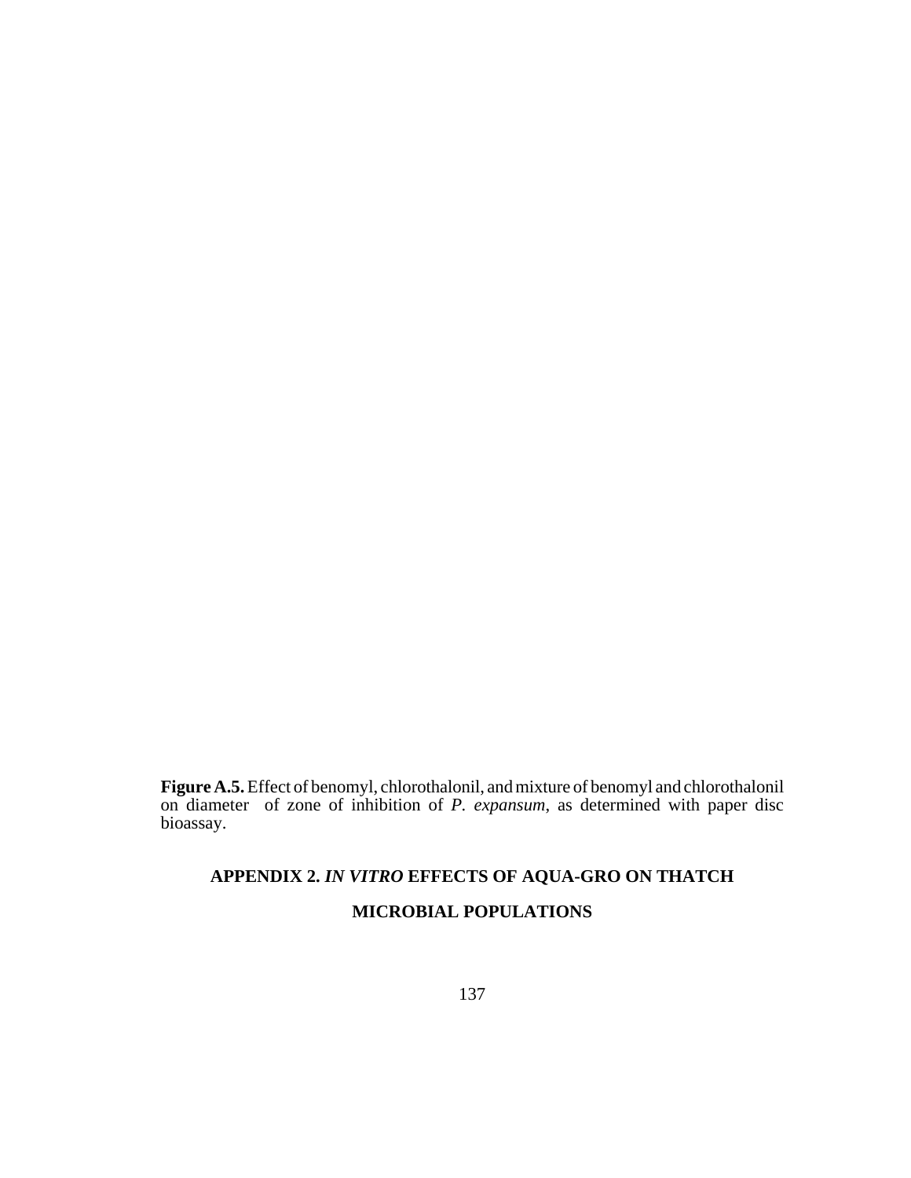**Figure A.5.** Effect of benomyl, chlorothalonil, and mixture of benomyl and chlorothalonil on diameter of zone of inhibition of *P. expansum*, as determined with paper disc bioassay.

## APPENDIX 2. *IN VITRO* EFFECTS OF AQUA-GRO ON THATCH MICROBIAL POPULATIONS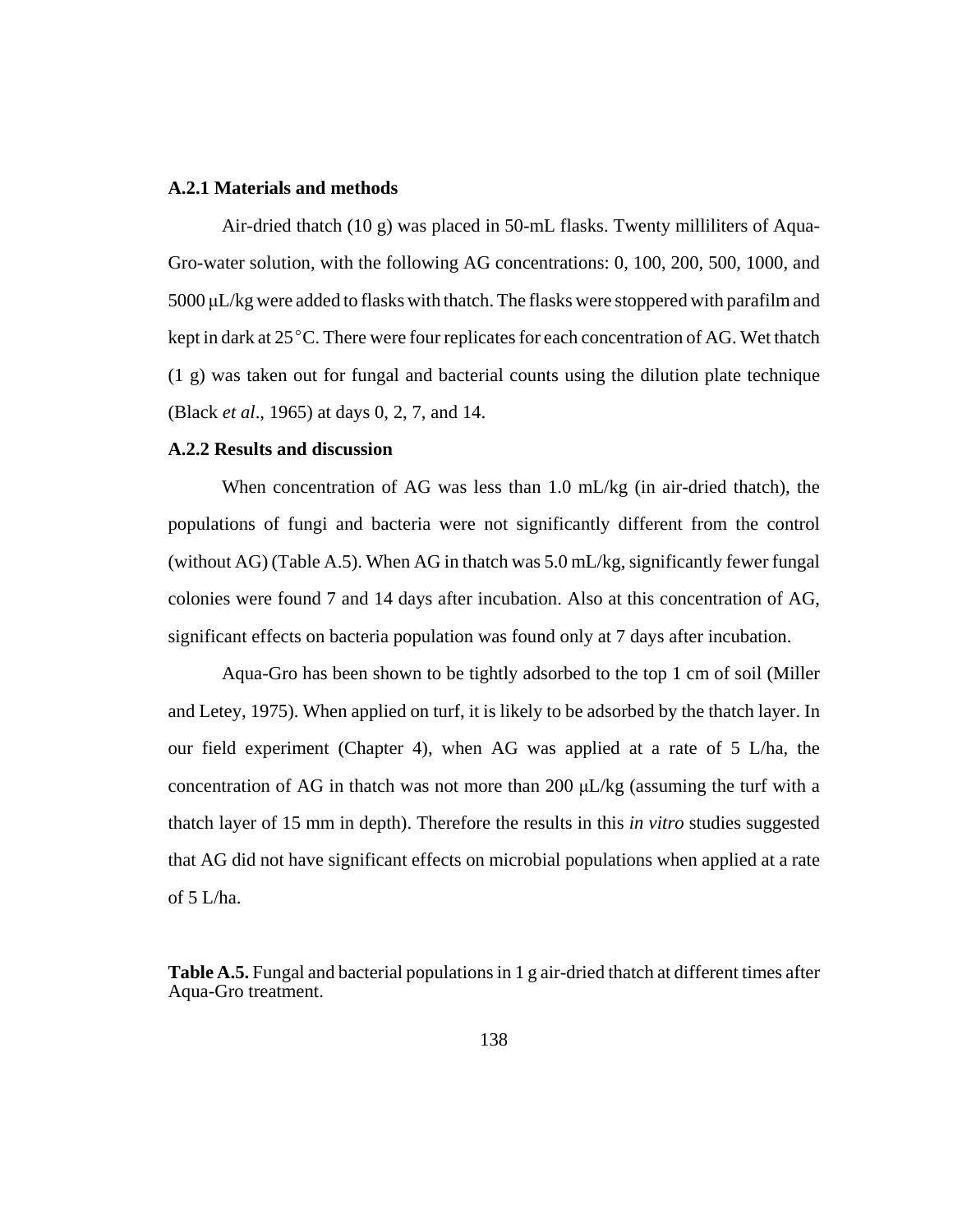### A.2.1 Materials and methods

Air-dried thatch (10 g) was placed in 50-mL flasks. Twenty milliliters of Aqua-Gro-water solution, with the following AG concentrations: 0, 100, 200, 500, 1000, and 5000 μL/kg were added to flasks with thatch. The flasks were stoppered with parafilm and kept in dark at 25 °C. There were four replicates for each concentration of AG. Wet thatch (1 g) was taken out for fungal and bacterial counts using the dilution plate technique (Black *et al*., 1965) at days 0, 2, 7, and 14.

### A.2.2 Results and discussion

When concentration of AG was less than 1.0 mL/kg (in air-dried thatch), the populations of fungi and bacteria were not significantly different from the control (without AG) (Table A.5). When AG in thatch was 5.0 mL/kg, significantly fewer fungal colonies were found 7 and 14 days after incubation. Also at this concentration of AG, significant effects on bacteria population was found only at 7 days after incubation.

Aqua-Gro has been shown to be tightly adsorbed to the top 1 cm of soil (Miller and Letey, 1975). When applied on turf, it is likely to be adsorbed by the thatch layer. In our field experiment (Chapter 4), when AG was applied at a rate of 5 L/ha, the concentration of AG in thatch was not more than 200 μL/kg (assuming the turf with a thatch layer of 15 mm in depth). Therefore the results in this *in vitro* studies suggested that AG did not have significant effects on microbial populations when applied at a rate of 5 L/ha.

**Table A.5.** Fungal and bacterial populations in 1 g air-dried thatch at different times after Aqua-Gro treatment.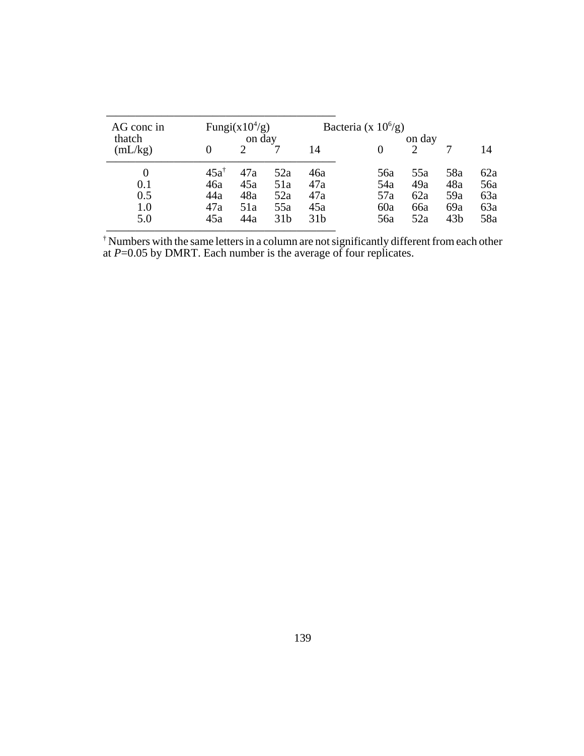| AG conc in thatch (mL/kg) | Fungi($x10^4$/g) on day | | | | Bacteria (x $10^6$/g) on day | | | |
|---|---|---|---|---|---|---|---|---|
| | 0 | 2 | 7 | 14 | 0 | 2 | 7 | 14 |
| 0 | 45a[†] | 47a | 52a | 46a | 56a | 55a | 58a | 62a |
| 0.1 | 46a | 45a | 51a | 47a | 54a | 49a | 48a | 56a |
| 0.5 | 44a | 48a | 52a | 47a | 57a | 62a | 59a | 63a |
| 1.0 | 47a | 51a | 55a | 45a | 60a | 66a | 69a | 63a |
| 5.0 | 45a | 44a | 31b | 31b | 56a | 52a | 43b | 58a |

[†] Numbers with the same letters in a column are not significantly different from each other at $P$=0.05 by DMRT. Each number is the average of four replicates.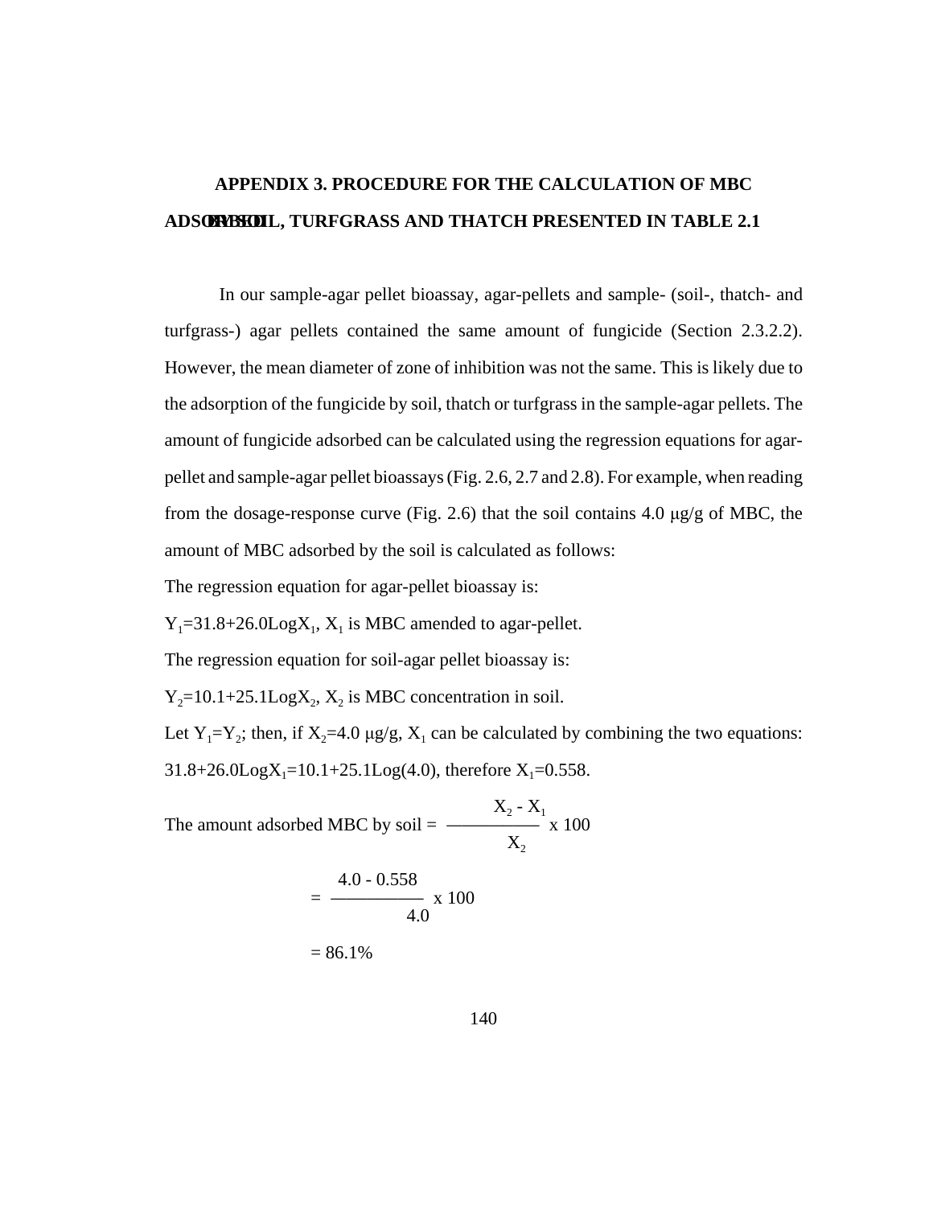# APPENDIX 3. PROCEDURE FOR THE CALCULATION OF MBC ADSORBED BY SOIL, TURFGRASS AND THATCH PRESENTED IN TABLE 2.1

In our sample-agar pellet bioassay, agar-pellets and sample- (soil-, thatch- and turfgrass-) agar pellets contained the same amount of fungicide (Section 2.3.2.2). However, the mean diameter of zone of inhibition was not the same. This is likely due to the adsorption of the fungicide by soil, thatch or turfgrass in the sample-agar pellets. The amount of fungicide adsorbed can be calculated using the regression equations for agar-pellet and sample-agar pellet bioassays (Fig. 2.6, 2.7 and 2.8). For example, when reading from the dosage-response curve (Fig. 2.6) that the soil contains 4.0 μg/g of MBC, the amount of MBC adsorbed by the soil is calculated as follows:

The regression equation for agar-pellet bioassay is:

$Y_1=31.8+26.0\text{Log}X_1$, $X_1$ is MBC amended to agar-pellet.

The regression equation for soil-agar pellet bioassay is:

$Y_2=10.1+25.1\text{Log}X_2$, $X_2$ is MBC concentration in soil.

Let $Y_1=Y_2$; then, if $X_2=4.0$ μg/g, $X_1$ can be calculated by combining the two equations: $31.8+26.0\text{Log}X_1=10.1+25.1\text{Log}(4.0)$, therefore $X_1=0.558$.

$$\text{The amount adsorbed MBC by soil} = \frac{X_2 - X_1}{X_2} \times 100$$

$$= \frac{4.0 - 0.558}{4.0} \times 100$$

$$= 86.1\%$$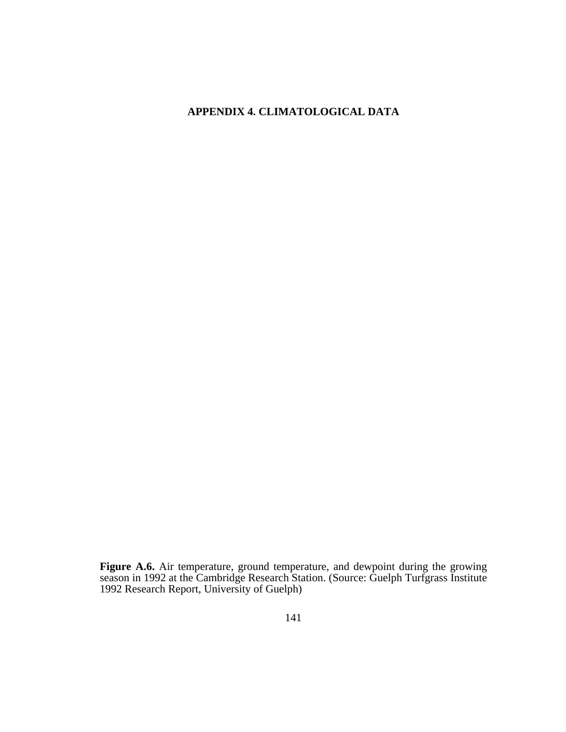# APPENDIX 4. CLIMATOLOGICAL DATA

**Figure A.6.** Air temperature, ground temperature, and dewpoint during the growing season in 1992 at the Cambridge Research Station. (Source: Guelph Turfgrass Institute 1992 Research Report, University of Guelph)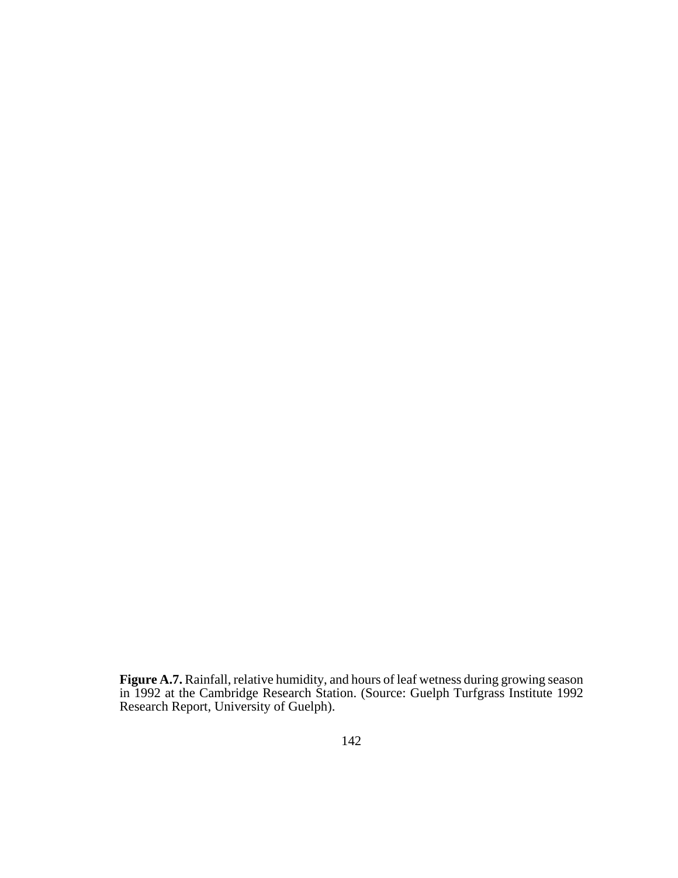**Figure A.7.** Rainfall, relative humidity, and hours of leaf wetness during growing season in 1992 at the Cambridge Research Station. (Source: Guelph Turfgrass Institute 1992 Research Report, University of Guelph).